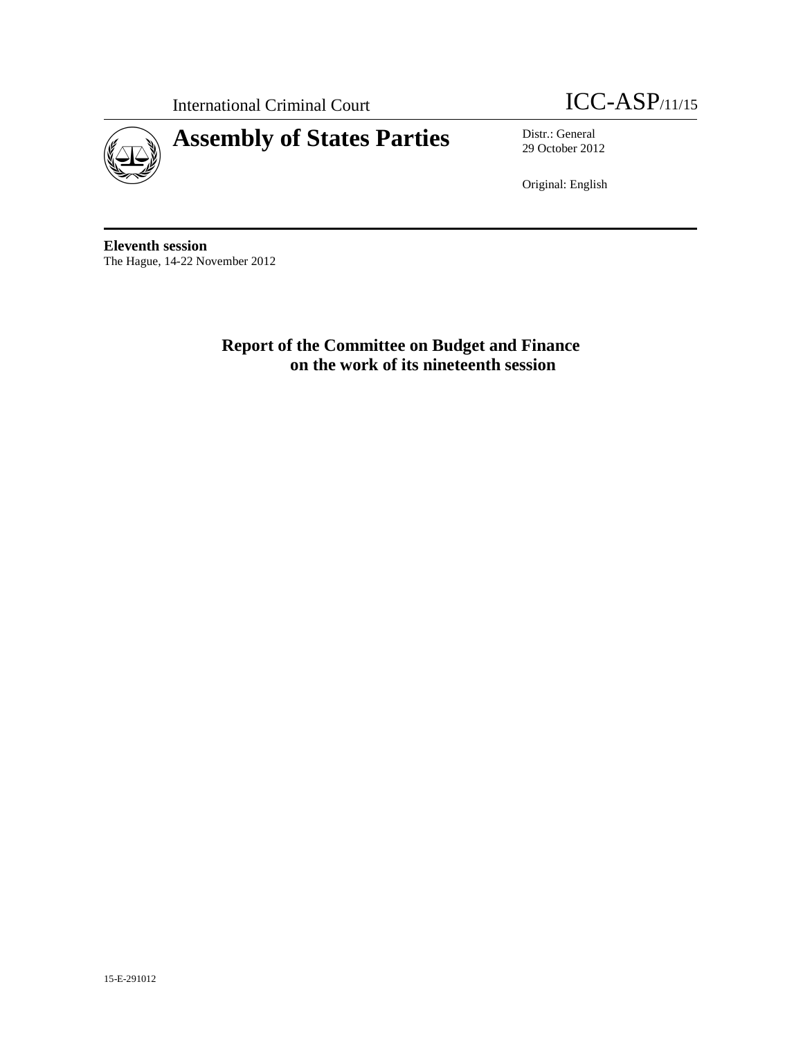International Criminal Court

ICC-ASP/11/15

# Assembly of States Parties

Distr.: General
29 October 2012

Original: English

**Eleventh session**
The Hague, 14-22 November 2012

## Report of the Committee on Budget and Finance on the work of its nineteenth session

15-E-291012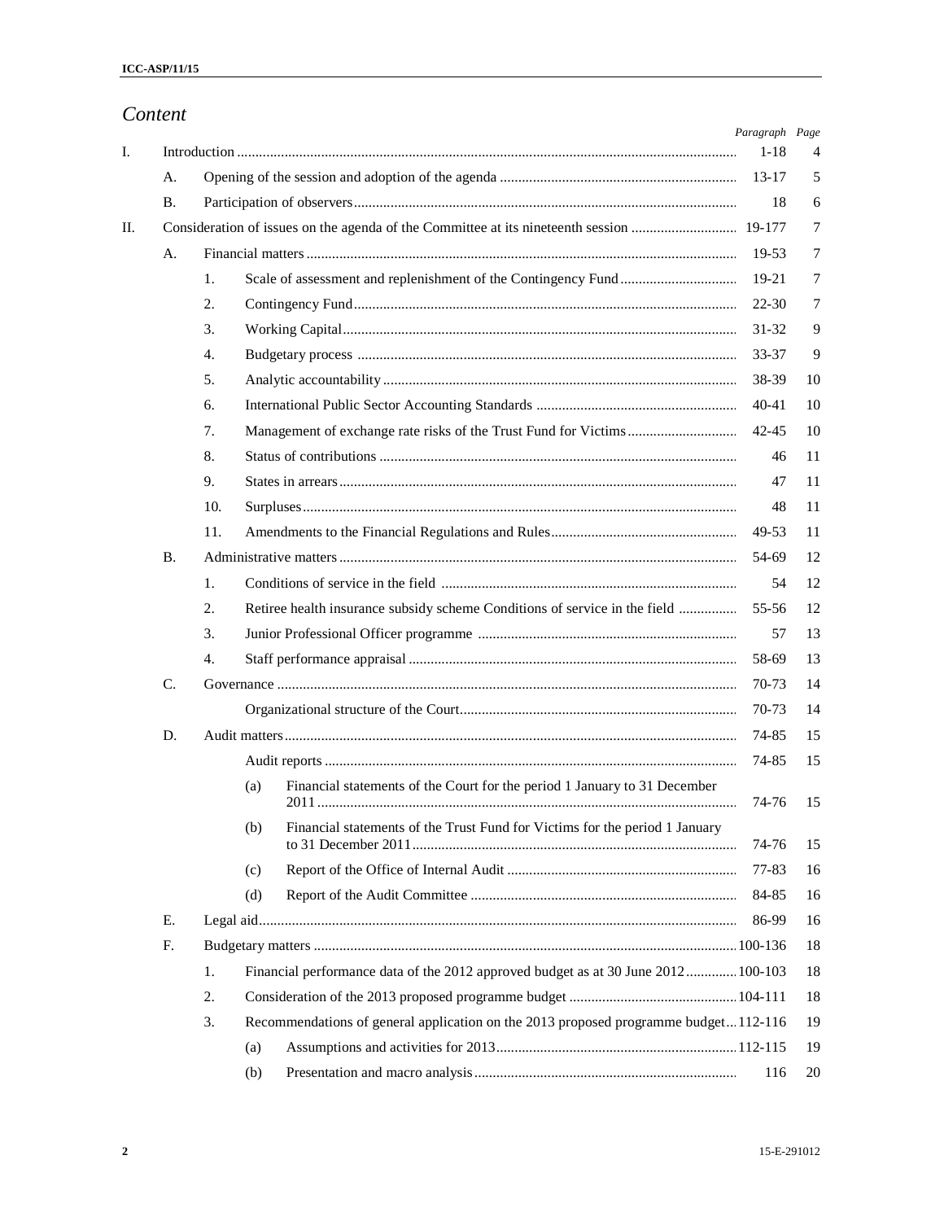# *Content*

| | | | | | Paragraph | Page |
|---|---|---|---|---|---|---|
| I. | Introduction | | | | 1-18 | 4 |
| | A. | Opening of the session and adoption of the agenda | | | 13-17 | 5 |
| | B. | Participation of observers | | | 18 | 6 |
| II. | Consideration of issues on the agenda of the Committee at its nineteenth session | | | | 19-177 | 7 |
| | A. | Financial matters | | | 19-53 | 7 |
| | | 1. | Scale of assessment and replenishment of the Contingency Fund | | 19-21 | 7 |
| | | 2. | Contingency Fund | | 22-30 | 7 |
| | | 3. | Working Capital | | 31-32 | 9 |
| | | 4. | Budgetary process | | 33-37 | 9 |
| | | 5. | Analytic accountability | | 38-39 | 10 |
| | | 6. | International Public Sector Accounting Standards | | 40-41 | 10 |
| | | 7. | Management of exchange rate risks of the Trust Fund for Victims | | 42-45 | 10 |
| | | 8. | Status of contributions | | 46 | 11 |
| | | 9. | States in arrears | | 47 | 11 |
| | | 10. | Surpluses | | 48 | 11 |
| | | 11. | Amendments to the Financial Regulations and Rules | | 49-53 | 11 |
| | B. | Administrative matters | | | 54-69 | 12 |
| | | 1. | Conditions of service in the field | | 54 | 12 |
| | | 2. | Retiree health insurance subsidy scheme Conditions of service in the field | | 55-56 | 12 |
| | | 3. | Junior Professional Officer programme | | 57 | 13 |
| | | 4. | Staff performance appraisal | | 58-69 | 13 |
| | C. | Governance | | | 70-73 | 14 |
| | | | Organizational structure of the Court | | 70-73 | 14 |
| | D. | Audit matters | | | 74-85 | 15 |
| | | | Audit reports | | 74-85 | 15 |
| | | | (a) | Financial statements of the Court for the period 1 January to 31 December 2011 | 74-76 | 15 |
| | | | (b) | Financial statements of the Trust Fund for Victims for the period 1 January to 31 December 2011 | 74-76 | 15 |
| | | | (c) | Report of the Office of Internal Audit | 77-83 | 16 |
| | | | (d) | Report of the Audit Committee | 84-85 | 16 |
| | E. | Legal aid | | | 86-99 | 16 |
| | F. | Budgetary matters | | | 100-136 | 18 |
| | | 1. | Financial performance data of the 2012 approved budget as at 30 June 2012 | | 100-103 | 18 |
| | | 2. | Consideration of the 2013 proposed programme budget | | 104-111 | 18 |
| | | 3. | Recommendations of general application on the 2013 proposed programme budget | | 112-116 | 19 |
| | | | (a) | Assumptions and activities for 2013 | 112-115 | 19 |
| | | | (b) | Presentation and macro analysis | 116 | 20 |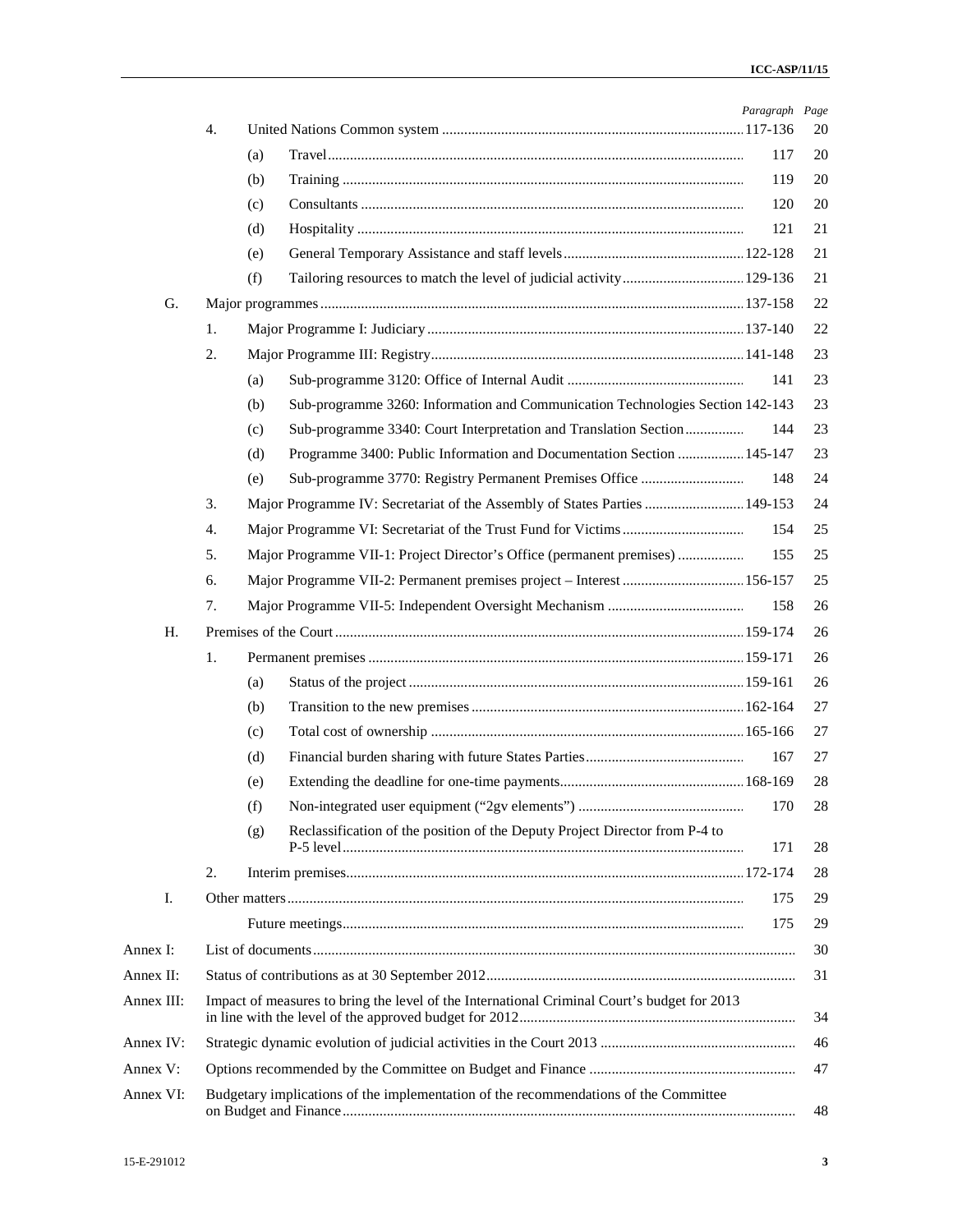| | | | | Paragraph | Page |
|---|---|---|---|---|---|
| | 4. | | United Nations Common system | 117-136 | 20 |
| | | (a) | Travel | 117 | 20 |
| | | (b) | Training | 119 | 20 |
| | | (c) | Consultants | 120 | 20 |
| | | (d) | Hospitality | 121 | 21 |
| | | (e) | General Temporary Assistance and staff levels | 122-128 | 21 |
| | | (f) | Tailoring resources to match the level of judicial activity | 129-136 | 21 |
| G. | | | Major programmes | 137-158 | 22 |
| | 1. | | Major Programme I: Judiciary | 137-140 | 22 |
| | 2. | | Major Programme III: Registry | 141-148 | 23 |
| | | (a) | Sub-programme 3120: Office of Internal Audit | 141 | 23 |
| | | (b) | Sub-programme 3260: Information and Communication Technologies Section | 142-143 | 23 |
| | | (c) | Sub-programme 3340: Court Interpretation and Translation Section | 144 | 23 |
| | | (d) | Programme 3400: Public Information and Documentation Section | 145-147 | 23 |
| | | (e) | Sub-programme 3770: Registry Permanent Premises Office | 148 | 24 |
| | 3. | | Major Programme IV: Secretariat of the Assembly of States Parties | 149-153 | 24 |
| | 4. | | Major Programme VI: Secretariat of the Trust Fund for Victims | 154 | 25 |
| | 5. | | Major Programme VII-1: Project Director's Office (permanent premises) | 155 | 25 |
| | 6. | | Major Programme VII-2: Permanent premises project – Interest | 156-157 | 25 |
| | 7. | | Major Programme VII-5: Independent Oversight Mechanism | 158 | 26 |
| H. | | | Premises of the Court | 159-174 | 26 |
| | 1. | | Permanent premises | 159-171 | 26 |
| | | (a) | Status of the project | 159-161 | 26 |
| | | (b) | Transition to the new premises | 162-164 | 27 |
| | | (c) | Total cost of ownership | 165-166 | 27 |
| | | (d) | Financial burden sharing with future States Parties | 167 | 27 |
| | | (e) | Extending the deadline for one-time payments | 168-169 | 28 |
| | | (f) | Non-integrated user equipment ("2gv elements") | 170 | 28 |
| | | (g) | Reclassification of the position of the Deputy Project Director from P-4 to P-5 level | 171 | 28 |
| | 2. | | Interim premises | 172-174 | 28 |
| I. | | | Other matters | 175 | 29 |
| | | | Future meetings | 175 | 29 |
| Annex I: | | | List of documents | | 30 |
| Annex II: | | | Status of contributions as at 30 September 2012 | | 31 |
| Annex III: | | | Impact of measures to bring the level of the International Criminal Court's budget for 2013 in line with the level of the approved budget for 2012 | | 34 |
| Annex IV: | | | Strategic dynamic evolution of judicial activities in the Court 2013 | | 46 |
| Annex V: | | | Options recommended by the Committee on Budget and Finance | | 47 |
| Annex VI: | | | Budgetary implications of the implementation of the recommendations of the Committee on Budget and Finance | | 48 |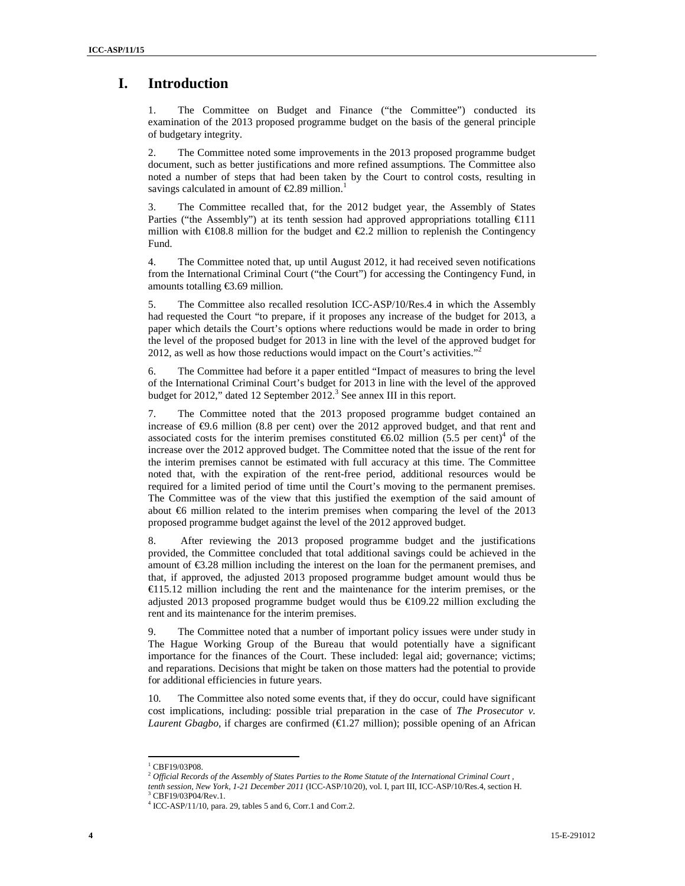# I. Introduction

1. The Committee on Budget and Finance ("the Committee") conducted its examination of the 2013 proposed programme budget on the basis of the general principle of budgetary integrity.

2. The Committee noted some improvements in the 2013 proposed programme budget document, such as better justifications and more refined assumptions. The Committee also noted a number of steps that had been taken by the Court to control costs, resulting in savings calculated in amount of €2.89 million.[1]

3. The Committee recalled that, for the 2012 budget year, the Assembly of States Parties ("the Assembly") at its tenth session had approved appropriations totalling €111 million with €108.8 million for the budget and €2.2 million to replenish the Contingency Fund.

4. The Committee noted that, up until August 2012, it had received seven notifications from the International Criminal Court ("the Court") for accessing the Contingency Fund, in amounts totalling €3.69 million.

5. The Committee also recalled resolution ICC-ASP/10/Res.4 in which the Assembly had requested the Court "to prepare, if it proposes any increase of the budget for 2013, a paper which details the Court's options where reductions would be made in order to bring the level of the proposed budget for 2013 in line with the level of the approved budget for 2012, as well as how those reductions would impact on the Court's activities."[2]

6. The Committee had before it a paper entitled "Impact of measures to bring the level of the International Criminal Court's budget for 2013 in line with the level of the approved budget for 2012," dated 12 September 2012.[3] See annex III in this report.

7. The Committee noted that the 2013 proposed programme budget contained an increase of €9.6 million (8.8 per cent) over the 2012 approved budget, and that rent and associated costs for the interim premises constituted €6.02 million (5.5 per cent)[4] of the increase over the 2012 approved budget. The Committee noted that the issue of the rent for the interim premises cannot be estimated with full accuracy at this time. The Committee noted that, with the expiration of the rent-free period, additional resources would be required for a limited period of time until the Court's moving to the permanent premises. The Committee was of the view that this justified the exemption of the said amount of about €6 million related to the interim premises when comparing the level of the 2013 proposed programme budget against the level of the 2012 approved budget.

8. After reviewing the 2013 proposed programme budget and the justifications provided, the Committee concluded that total additional savings could be achieved in the amount of €3.28 million including the interest on the loan for the permanent premises, and that, if approved, the adjusted 2013 proposed programme budget amount would thus be €115.12 million including the rent and the maintenance for the interim premises, or the adjusted 2013 proposed programme budget would thus be €109.22 million excluding the rent and its maintenance for the interim premises.

9. The Committee noted that a number of important policy issues were under study in The Hague Working Group of the Bureau that would potentially have a significant importance for the finances of the Court. These included: legal aid; governance; victims; and reparations. Decisions that might be taken on those matters had the potential to provide for additional efficiencies in future years.

10. The Committee also noted some events that, if they do occur, could have significant cost implications, including: possible trial preparation in the case of *The Prosecutor v. Laurent Gbagbo*, if charges are confirmed (€1.27 million); possible opening of an African

---

[1] CBF19/03P08.

[2] *Official Records of the Assembly of States Parties to the Rome Statute of the International Criminal Court, tenth session, New York, 1-21 December 2011* (ICC-ASP/10/20), vol. I, part III, ICC-ASP/10/Res.4, section H.

[3] CBF19/03P04/Rev.1.

[4] ICC-ASP/11/10, para. 29, tables 5 and 6, Corr.1 and Corr.2.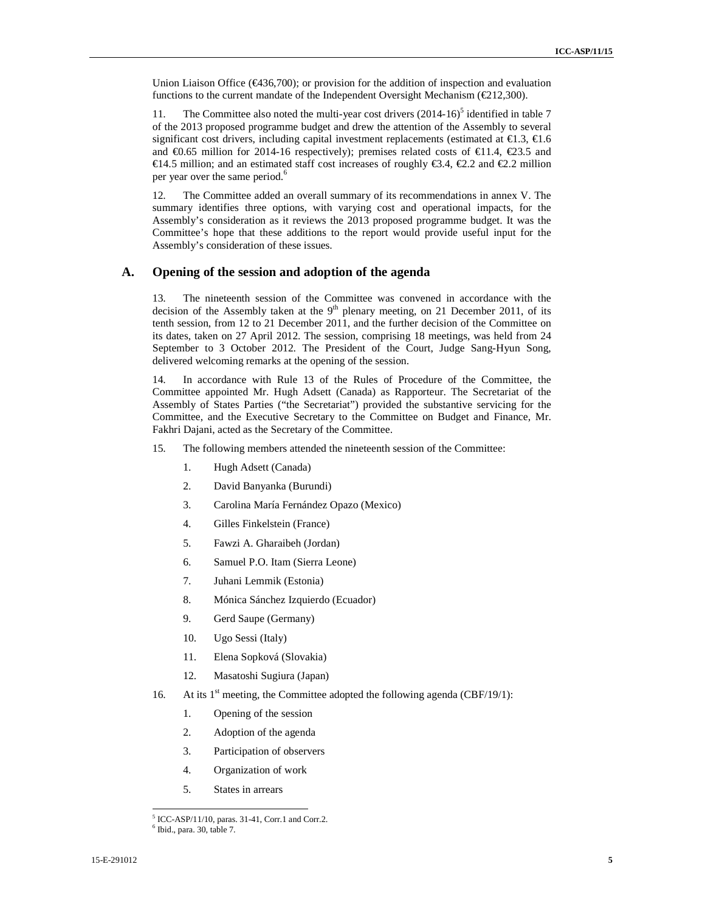Union Liaison Office (€436,700); or provision for the addition of inspection and evaluation functions to the current mandate of the Independent Oversight Mechanism (€212,300).

11. The Committee also noted the multi-year cost drivers (2014-16)[5] identified in table 7 of the 2013 proposed programme budget and drew the attention of the Assembly to several significant cost drivers, including capital investment replacements (estimated at €1.3, €1.6 and €0.65 million for 2014-16 respectively); premises related costs of €11.4, €23.5 and €14.5 million; and an estimated staff cost increases of roughly €3.4, €2.2 and €2.2 million per year over the same period.[6]

12. The Committee added an overall summary of its recommendations in annex V. The summary identifies three options, with varying cost and operational impacts, for the Assembly's consideration as it reviews the 2013 proposed programme budget. It was the Committee's hope that these additions to the report would provide useful input for the Assembly's consideration of these issues.

## A. Opening of the session and adoption of the agenda

13. The nineteenth session of the Committee was convened in accordance with the decision of the Assembly taken at the 9th plenary meeting, on 21 December 2011, of its tenth session, from 12 to 21 December 2011, and the further decision of the Committee on its dates, taken on 27 April 2012. The session, comprising 18 meetings, was held from 24 September to 3 October 2012. The President of the Court, Judge Sang-Hyun Song, delivered welcoming remarks at the opening of the session.

14. In accordance with Rule 13 of the Rules of Procedure of the Committee, the Committee appointed Mr. Hugh Adsett (Canada) as Rapporteur. The Secretariat of the Assembly of States Parties ("the Secretariat") provided the substantive servicing for the Committee, and the Executive Secretary to the Committee on Budget and Finance, Mr. Fakhri Dajani, acted as the Secretary of the Committee.

15. The following members attended the nineteenth session of the Committee:

1. Hugh Adsett (Canada)
2. David Banyanka (Burundi)
3. Carolina María Fernández Opazo (Mexico)
4. Gilles Finkelstein (France)
5. Fawzi A. Gharaibeh (Jordan)
6. Samuel P.O. Itam (Sierra Leone)
7. Juhani Lemmik (Estonia)
8. Mónica Sánchez Izquierdo (Ecuador)
9. Gerd Saupe (Germany)
10. Ugo Sessi (Italy)
11. Elena Sopková (Slovakia)
12. Masatoshi Sugiura (Japan)

16. At its 1st meeting, the Committee adopted the following agenda (CBF/19/1):

1. Opening of the session
2. Adoption of the agenda
3. Participation of observers
4. Organization of work
5. States in arrears

[5] ICC-ASP/11/10, paras. 31-41, Corr.1 and Corr.2.

[6] Ibid., para. 30, table 7.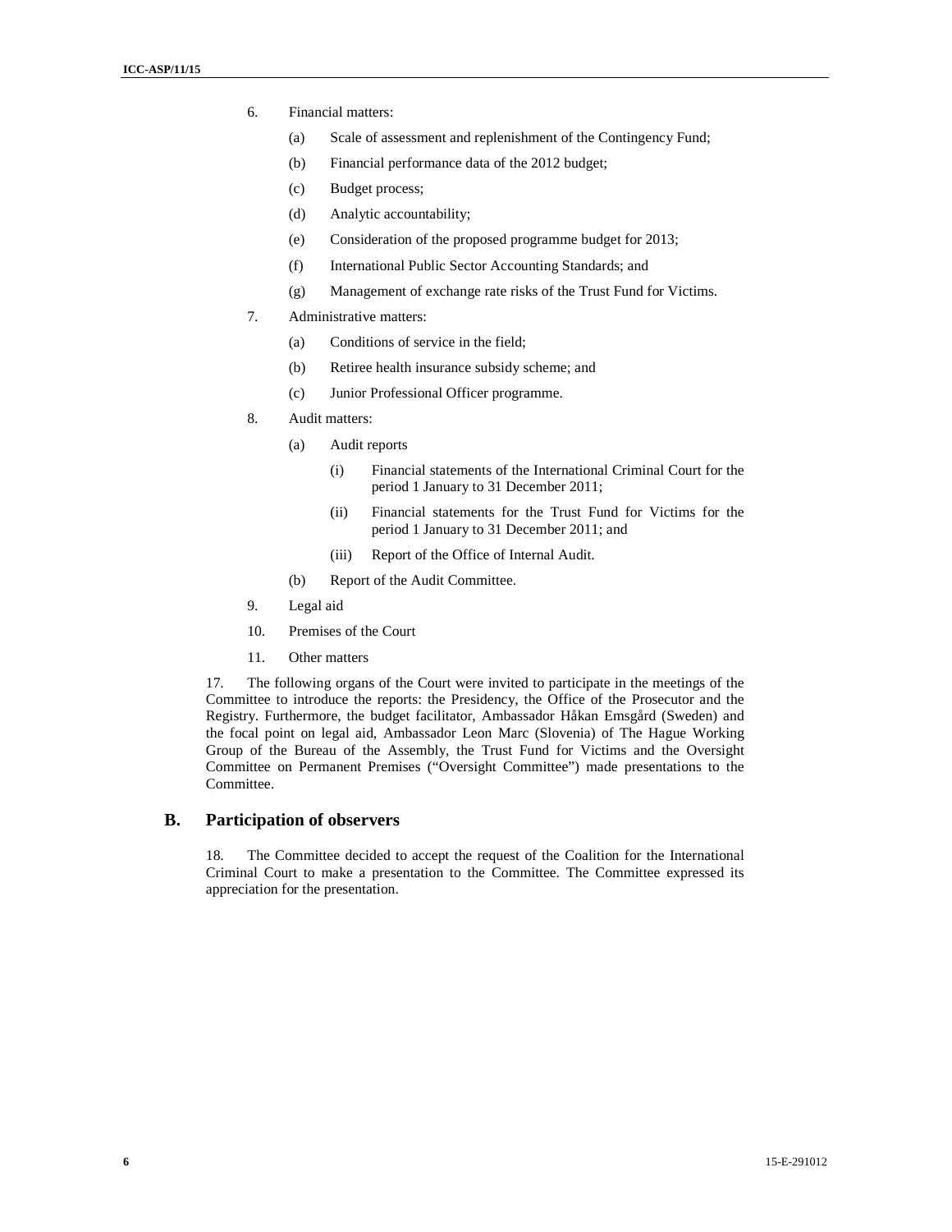6. Financial matters:

   (a) Scale of assessment and replenishment of the Contingency Fund;

   (b) Financial performance data of the 2012 budget;

   (c) Budget process;

   (d) Analytic accountability;

   (e) Consideration of the proposed programme budget for 2013;

   (f) International Public Sector Accounting Standards; and

   (g) Management of exchange rate risks of the Trust Fund for Victims.

7. Administrative matters:

   (a) Conditions of service in the field;

   (b) Retiree health insurance subsidy scheme; and

   (c) Junior Professional Officer programme.

8. Audit matters:

   (a) Audit reports

      (i) Financial statements of the International Criminal Court for the period 1 January to 31 December 2011;

      (ii) Financial statements for the Trust Fund for Victims for the period 1 January to 31 December 2011; and

      (iii) Report of the Office of Internal Audit.

   (b) Report of the Audit Committee.

9. Legal aid

10. Premises of the Court

11. Other matters

17. The following organs of the Court were invited to participate in the meetings of the Committee to introduce the reports: the Presidency, the Office of the Prosecutor and the Registry. Furthermore, the budget facilitator, Ambassador Håkan Emsgård (Sweden) and the focal point on legal aid, Ambassador Leon Marc (Slovenia) of The Hague Working Group of the Bureau of the Assembly, the Trust Fund for Victims and the Oversight Committee on Permanent Premises ("Oversight Committee") made presentations to the Committee.

## B. Participation of observers

18. The Committee decided to accept the request of the Coalition for the International Criminal Court to make a presentation to the Committee. The Committee expressed its appreciation for the presentation.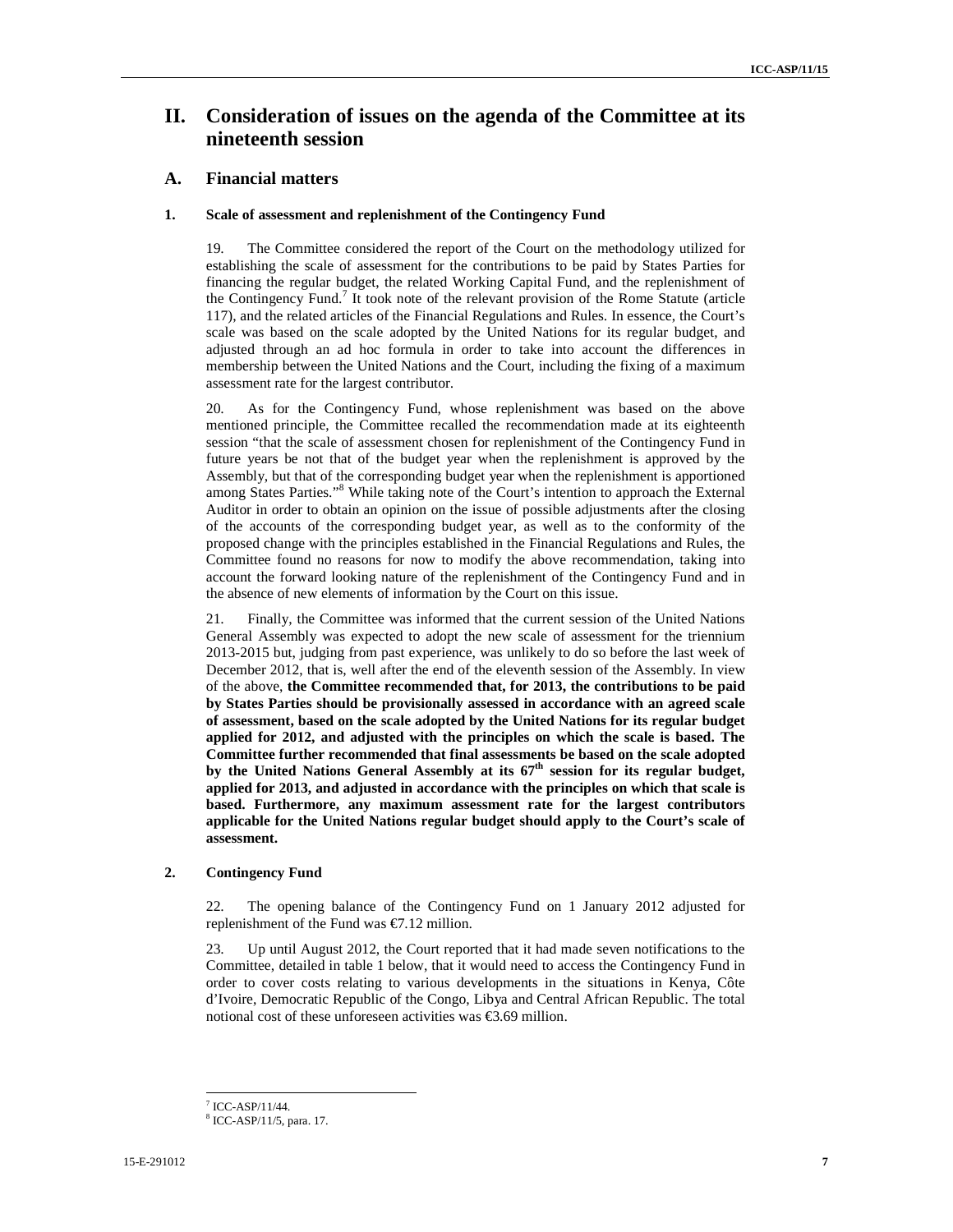# II. Consideration of issues on the agenda of the Committee at its nineteenth session

## A. Financial matters

### 1. Scale of assessment and replenishment of the Contingency Fund

19. The Committee considered the report of the Court on the methodology utilized for establishing the scale of assessment for the contributions to be paid by States Parties for financing the regular budget, the related Working Capital Fund, and the replenishment of the Contingency Fund.[7] It took note of the relevant provision of the Rome Statute (article 117), and the related articles of the Financial Regulations and Rules. In essence, the Court's scale was based on the scale adopted by the United Nations for its regular budget, and adjusted through an ad hoc formula in order to take into account the differences in membership between the United Nations and the Court, including the fixing of a maximum assessment rate for the largest contributor.

20. As for the Contingency Fund, whose replenishment was based on the above mentioned principle, the Committee recalled the recommendation made at its eighteenth session "that the scale of assessment chosen for replenishment of the Contingency Fund in future years be not that of the budget year when the replenishment is approved by the Assembly, but that of the corresponding budget year when the replenishment is apportioned among States Parties."[8] While taking note of the Court's intention to approach the External Auditor in order to obtain an opinion on the issue of possible adjustments after the closing of the accounts of the corresponding budget year, as well as to the conformity of the proposed change with the principles established in the Financial Regulations and Rules, the Committee found no reasons for now to modify the above recommendation, taking into account the forward looking nature of the replenishment of the Contingency Fund and in the absence of new elements of information by the Court on this issue.

21. Finally, the Committee was informed that the current session of the United Nations General Assembly was expected to adopt the new scale of assessment for the triennium 2013-2015 but, judging from past experience, was unlikely to do so before the last week of December 2012, that is, well after the end of the eleventh session of the Assembly. In view of the above, **the Committee recommended that, for 2013, the contributions to be paid by States Parties should be provisionally assessed in accordance with an agreed scale of assessment, based on the scale adopted by the United Nations for its regular budget applied for 2012, and adjusted with the principles on which the scale is based. The Committee further recommended that final assessments be based on the scale adopted by the United Nations General Assembly at its 67th session for its regular budget, applied for 2013, and adjusted in accordance with the principles on which that scale is based. Furthermore, any maximum assessment rate for the largest contributors applicable for the United Nations regular budget should apply to the Court's scale of assessment.**

### 2. Contingency Fund

22. The opening balance of the Contingency Fund on 1 January 2012 adjusted for replenishment of the Fund was €7.12 million.

23. Up until August 2012, the Court reported that it had made seven notifications to the Committee, detailed in table 1 below, that it would need to access the Contingency Fund in order to cover costs relating to various developments in the situations in Kenya, Côte d'Ivoire, Democratic Republic of the Congo, Libya and Central African Republic. The total notional cost of these unforeseen activities was €3.69 million.

---

[7] ICC-ASP/11/44.

[8] ICC-ASP/11/5, para. 17.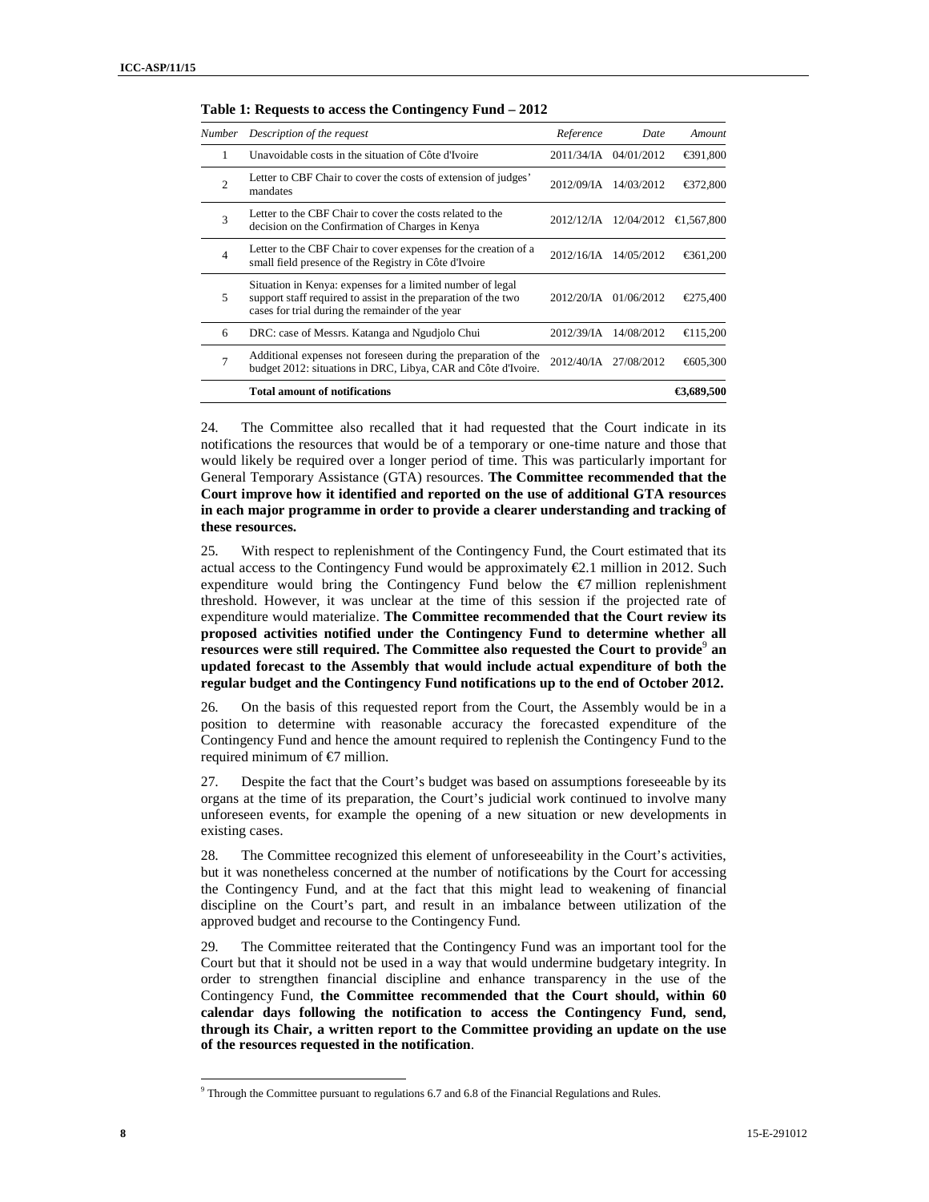**Table 1: Requests to access the Contingency Fund – 2012**

| *Number* | *Description of the request* | *Reference* | *Date* | *Amount* |
|---|---|---|---|---|
| 1 | Unavoidable costs in the situation of Côte d'Ivoire | 2011/34/IA | 04/01/2012 | €391,800 |
| 2 | Letter to CBF Chair to cover the costs of extension of judges' mandates | 2012/09/IA | 14/03/2012 | €372,800 |
| 3 | Letter to the CBF Chair to cover the costs related to the decision on the Confirmation of Charges in Kenya | 2012/12/IA | 12/04/2012 | €1,567,800 |
| 4 | Letter to the CBF Chair to cover expenses for the creation of a small field presence of the Registry in Côte d'Ivoire | 2012/16/IA | 14/05/2012 | €361,200 |
| 5 | Situation in Kenya: expenses for a limited number of legal support staff required to assist in the preparation of the two cases for trial during the remainder of the year | 2012/20/IA | 01/06/2012 | €275,400 |
| 6 | DRC: case of Messrs. Katanga and Ngudjolo Chui | 2012/39/IA | 14/08/2012 | €115,200 |
| 7 | Additional expenses not foreseen during the preparation of the budget 2012: situations in DRC, Libya, CAR and Côte d'Ivoire. | 2012/40/IA | 27/08/2012 | €605,300 |
| | **Total amount of notifications** | | | **€3,689,500** |

24. The Committee also recalled that it had requested that the Court indicate in its notifications the resources that would be of a temporary or one-time nature and those that would likely be required over a longer period of time. This was particularly important for General Temporary Assistance (GTA) resources. **The Committee recommended that the Court improve how it identified and reported on the use of additional GTA resources in each major programme in order to provide a clearer understanding and tracking of these resources.**

25. With respect to replenishment of the Contingency Fund, the Court estimated that its actual access to the Contingency Fund would be approximately €2.1 million in 2012. Such expenditure would bring the Contingency Fund below the €7 million replenishment threshold. However, it was unclear at the time of this session if the projected rate of expenditure would materialize. **The Committee recommended that the Court review its proposed activities notified under the Contingency Fund to determine whether all resources were still required. The Committee also requested the Court to provide**[9] **an updated forecast to the Assembly that would include actual expenditure of both the regular budget and the Contingency Fund notifications up to the end of October 2012.**

26. On the basis of this requested report from the Court, the Assembly would be in a position to determine with reasonable accuracy the forecasted expenditure of the Contingency Fund and hence the amount required to replenish the Contingency Fund to the required minimum of €7 million.

27. Despite the fact that the Court's budget was based on assumptions foreseeable by its organs at the time of its preparation, the Court's judicial work continued to involve many unforeseen events, for example the opening of a new situation or new developments in existing cases.

28. The Committee recognized this element of unforeseeability in the Court's activities, but it was nonetheless concerned at the number of notifications by the Court for accessing the Contingency Fund, and at the fact that this might lead to weakening of financial discipline on the Court's part, and result in an imbalance between utilization of the approved budget and recourse to the Contingency Fund.

29. The Committee reiterated that the Contingency Fund was an important tool for the Court but that it should not be used in a way that would undermine budgetary integrity. In order to strengthen financial discipline and enhance transparency in the use of the Contingency Fund, **the Committee recommended that the Court should, within 60 calendar days following the notification to access the Contingency Fund, send, through its Chair, a written report to the Committee providing an update on the use of the resources requested in the notification**.

[9] Through the Committee pursuant to regulations 6.7 and 6.8 of the Financial Regulations and Rules.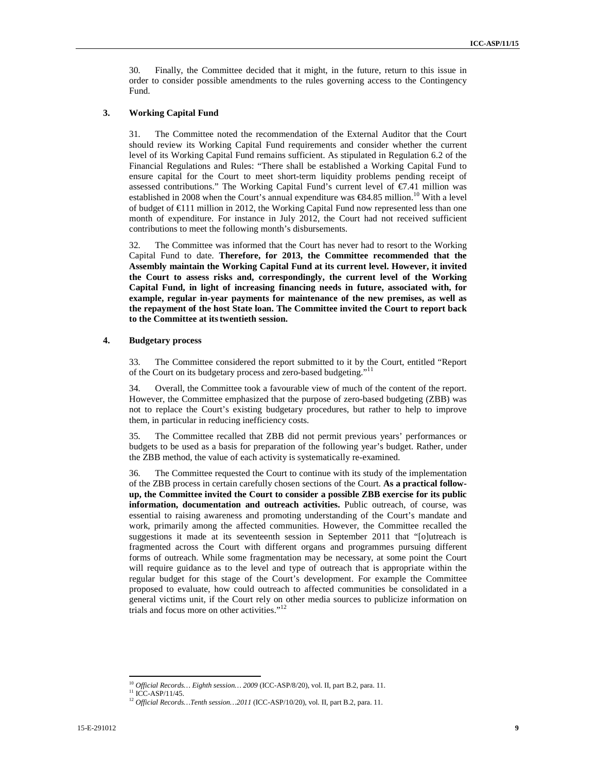30. Finally, the Committee decided that it might, in the future, return to this issue in order to consider possible amendments to the rules governing access to the Contingency Fund.

### 3. Working Capital Fund

31. The Committee noted the recommendation of the External Auditor that the Court should review its Working Capital Fund requirements and consider whether the current level of its Working Capital Fund remains sufficient. As stipulated in Regulation 6.2 of the Financial Regulations and Rules: "There shall be established a Working Capital Fund to ensure capital for the Court to meet short-term liquidity problems pending receipt of assessed contributions." The Working Capital Fund's current level of €7.41 million was established in 2008 when the Court's annual expenditure was €84.85 million.[10] With a level of budget of €111 million in 2012, the Working Capital Fund now represented less than one month of expenditure. For instance in July 2012, the Court had not received sufficient contributions to meet the following month's disbursements.

32. The Committee was informed that the Court has never had to resort to the Working Capital Fund to date. **Therefore, for 2013, the Committee recommended that the Assembly maintain the Working Capital Fund at its current level. However, it invited the Court to assess risks and, correspondingly, the current level of the Working Capital Fund, in light of increasing financing needs in future, associated with, for example, regular in-year payments for maintenance of the new premises, as well as the repayment of the host State loan. The Committee invited the Court to report back to the Committee at its twentieth session.**

### 4. Budgetary process

33. The Committee considered the report submitted to it by the Court, entitled "Report of the Court on its budgetary process and zero-based budgeting."[11]

34. Overall, the Committee took a favourable view of much of the content of the report. However, the Committee emphasized that the purpose of zero-based budgeting (ZBB) was not to replace the Court's existing budgetary procedures, but rather to help to improve them, in particular in reducing inefficiency costs.

35. The Committee recalled that ZBB did not permit previous years' performances or budgets to be used as a basis for preparation of the following year's budget. Rather, under the ZBB method, the value of each activity is systematically re-examined.

36. The Committee requested the Court to continue with its study of the implementation of the ZBB process in certain carefully chosen sections of the Court. **As a practical follow-up, the Committee invited the Court to consider a possible ZBB exercise for its public information, documentation and outreach activities.** Public outreach, of course, was essential to raising awareness and promoting understanding of the Court's mandate and work, primarily among the affected communities. However, the Committee recalled the suggestions it made at its seventeenth session in September 2011 that "[o]utreach is fragmented across the Court with different organs and programmes pursuing different forms of outreach. While some fragmentation may be necessary, at some point the Court will require guidance as to the level and type of outreach that is appropriate within the regular budget for this stage of the Court's development. For example the Committee proposed to evaluate, how could outreach to affected communities be consolidated in a general victims unit, if the Court rely on other media sources to publicize information on trials and focus more on other activities."[12]

---

[10] *Official Records… Eighth session… 2009* (ICC-ASP/8/20), vol. II, part B.2, para. 11.

[11] ICC-ASP/11/45.

[12] *Official Records…Tenth session…2011* (ICC-ASP/10/20), vol. II, part B.2, para. 11.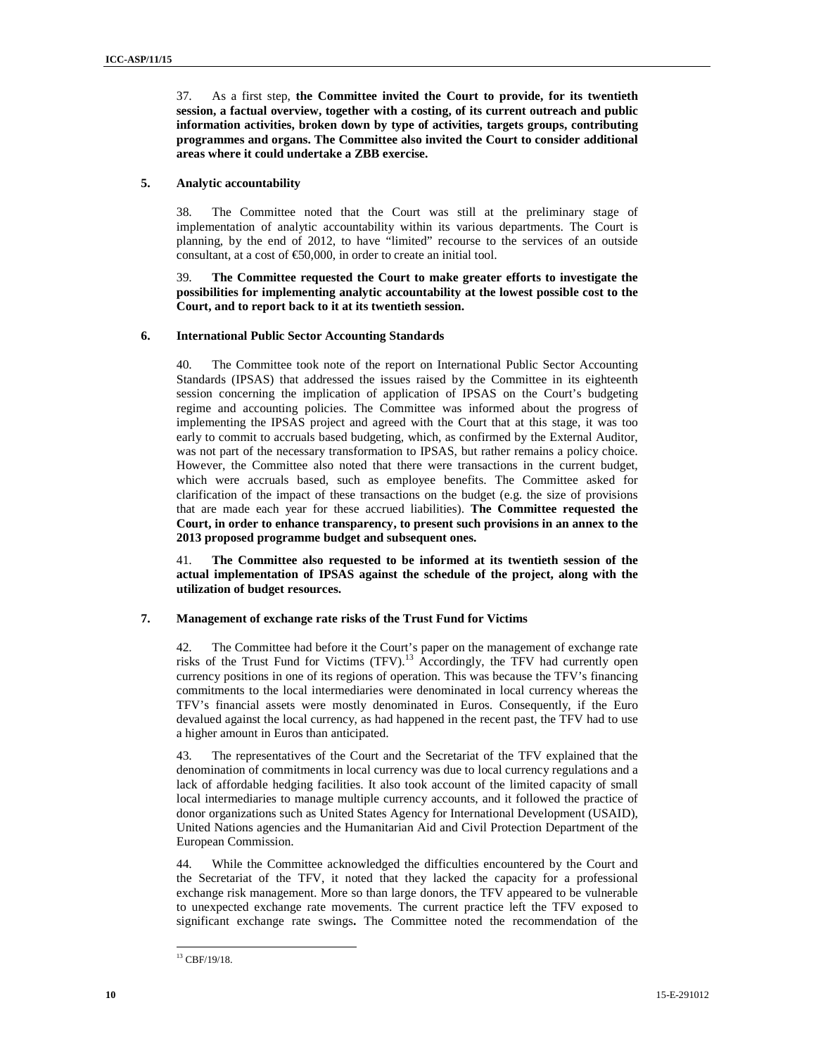37. As a first step, **the Committee invited the Court to provide, for its twentieth session, a factual overview, together with a costing, of its current outreach and public information activities, broken down by type of activities, targets groups, contributing programmes and organs. The Committee also invited the Court to consider additional areas where it could undertake a ZBB exercise.**

### 5. Analytic accountability

38. The Committee noted that the Court was still at the preliminary stage of implementation of analytic accountability within its various departments. The Court is planning, by the end of 2012, to have "limited" recourse to the services of an outside consultant, at a cost of €50,000, in order to create an initial tool.

39. **The Committee requested the Court to make greater efforts to investigate the possibilities for implementing analytic accountability at the lowest possible cost to the Court, and to report back to it at its twentieth session.**

### 6. International Public Sector Accounting Standards

40. The Committee took note of the report on International Public Sector Accounting Standards (IPSAS) that addressed the issues raised by the Committee in its eighteenth session concerning the implication of application of IPSAS on the Court's budgeting regime and accounting policies. The Committee was informed about the progress of implementing the IPSAS project and agreed with the Court that at this stage, it was too early to commit to accruals based budgeting, which, as confirmed by the External Auditor, was not part of the necessary transformation to IPSAS, but rather remains a policy choice. However, the Committee also noted that there were transactions in the current budget, which were accruals based, such as employee benefits. The Committee asked for clarification of the impact of these transactions on the budget (e.g. the size of provisions that are made each year for these accrued liabilities). **The Committee requested the Court, in order to enhance transparency, to present such provisions in an annex to the 2013 proposed programme budget and subsequent ones.**

41. **The Committee also requested to be informed at its twentieth session of the actual implementation of IPSAS against the schedule of the project, along with the utilization of budget resources.**

### 7. Management of exchange rate risks of the Trust Fund for Victims

42. The Committee had before it the Court's paper on the management of exchange rate risks of the Trust Fund for Victims (TFV).[13] Accordingly, the TFV had currently open currency positions in one of its regions of operation. This was because the TFV's financing commitments to the local intermediaries were denominated in local currency whereas the TFV's financial assets were mostly denominated in Euros. Consequently, if the Euro devalued against the local currency, as had happened in the recent past, the TFV had to use a higher amount in Euros than anticipated.

43. The representatives of the Court and the Secretariat of the TFV explained that the denomination of commitments in local currency was due to local currency regulations and a lack of affordable hedging facilities. It also took account of the limited capacity of small local intermediaries to manage multiple currency accounts, and it followed the practice of donor organizations such as United States Agency for International Development (USAID), United Nations agencies and the Humanitarian Aid and Civil Protection Department of the European Commission.

44. While the Committee acknowledged the difficulties encountered by the Court and the Secretariat of the TFV, it noted that they lacked the capacity for a professional exchange risk management. More so than large donors, the TFV appeared to be vulnerable to unexpected exchange rate movements. The current practice left the TFV exposed to significant exchange rate swings**.** The Committee noted the recommendation of the

[13] CBF/19/18.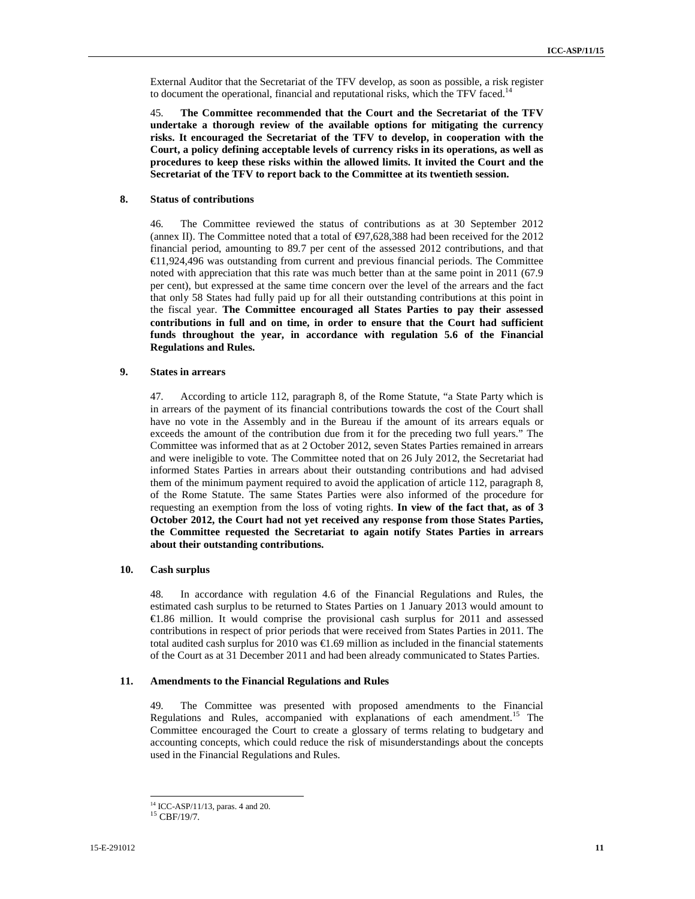External Auditor that the Secretariat of the TFV develop, as soon as possible, a risk register to document the operational, financial and reputational risks, which the TFV faced.[14]

45. **The Committee recommended that the Court and the Secretariat of the TFV undertake a thorough review of the available options for mitigating the currency risks. It encouraged the Secretariat of the TFV to develop, in cooperation with the Court, a policy defining acceptable levels of currency risks in its operations, as well as procedures to keep these risks within the allowed limits. It invited the Court and the Secretariat of the TFV to report back to the Committee at its twentieth session.**

### 8. Status of contributions

46. The Committee reviewed the status of contributions as at 30 September 2012 (annex II). The Committee noted that a total of €97,628,388 had been received for the 2012 financial period, amounting to 89.7 per cent of the assessed 2012 contributions, and that €11,924,496 was outstanding from current and previous financial periods. The Committee noted with appreciation that this rate was much better than at the same point in 2011 (67.9 per cent), but expressed at the same time concern over the level of the arrears and the fact that only 58 States had fully paid up for all their outstanding contributions at this point in the fiscal year. **The Committee encouraged all States Parties to pay their assessed contributions in full and on time, in order to ensure that the Court had sufficient funds throughout the year, in accordance with regulation 5.6 of the Financial Regulations and Rules.**

### 9. States in arrears

47. According to article 112, paragraph 8, of the Rome Statute, "a State Party which is in arrears of the payment of its financial contributions towards the cost of the Court shall have no vote in the Assembly and in the Bureau if the amount of its arrears equals or exceeds the amount of the contribution due from it for the preceding two full years." The Committee was informed that as at 2 October 2012, seven States Parties remained in arrears and were ineligible to vote. The Committee noted that on 26 July 2012, the Secretariat had informed States Parties in arrears about their outstanding contributions and had advised them of the minimum payment required to avoid the application of article 112, paragraph 8, of the Rome Statute. The same States Parties were also informed of the procedure for requesting an exemption from the loss of voting rights. **In view of the fact that, as of 3 October 2012, the Court had not yet received any response from those States Parties, the Committee requested the Secretariat to again notify States Parties in arrears about their outstanding contributions.**

### 10. Cash surplus

48. In accordance with regulation 4.6 of the Financial Regulations and Rules, the estimated cash surplus to be returned to States Parties on 1 January 2013 would amount to €1.86 million. It would comprise the provisional cash surplus for 2011 and assessed contributions in respect of prior periods that were received from States Parties in 2011. The total audited cash surplus for 2010 was €1.69 million as included in the financial statements of the Court as at 31 December 2011 and had been already communicated to States Parties.

### 11. Amendments to the Financial Regulations and Rules

49. The Committee was presented with proposed amendments to the Financial Regulations and Rules, accompanied with explanations of each amendment.[15] The Committee encouraged the Court to create a glossary of terms relating to budgetary and accounting concepts, which could reduce the risk of misunderstandings about the concepts used in the Financial Regulations and Rules.

---

[14] ICC-ASP/11/13, paras. 4 and 20.

[15] CBF/19/7.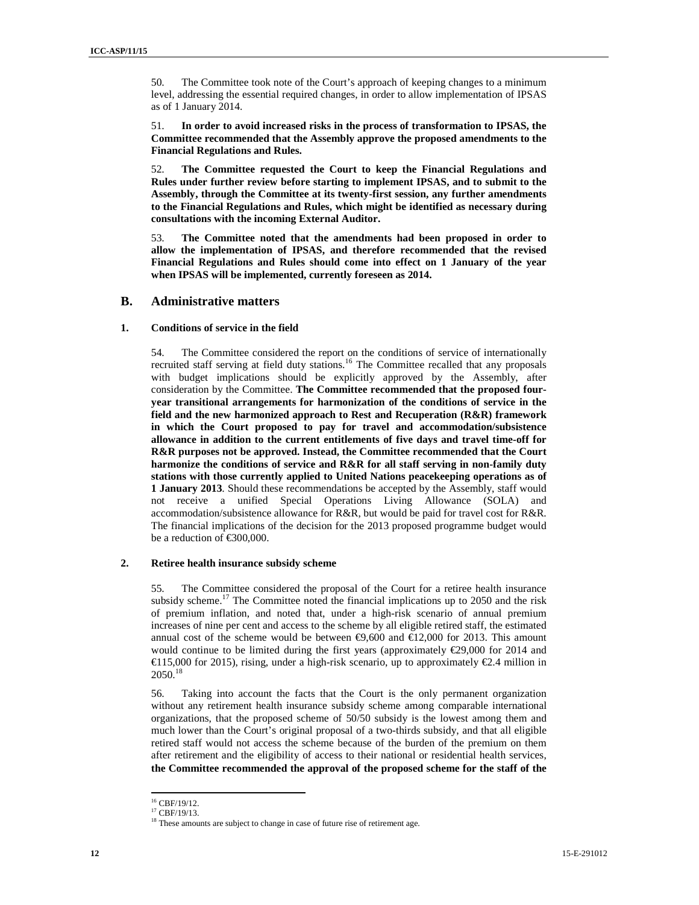50. The Committee took note of the Court's approach of keeping changes to a minimum level, addressing the essential required changes, in order to allow implementation of IPSAS as of 1 January 2014.

51. **In order to avoid increased risks in the process of transformation to IPSAS, the Committee recommended that the Assembly approve the proposed amendments to the Financial Regulations and Rules.**

52. **The Committee requested the Court to keep the Financial Regulations and Rules under further review before starting to implement IPSAS, and to submit to the Assembly, through the Committee at its twenty-first session, any further amendments to the Financial Regulations and Rules, which might be identified as necessary during consultations with the incoming External Auditor.**

53. **The Committee noted that the amendments had been proposed in order to allow the implementation of IPSAS, and therefore recommended that the revised Financial Regulations and Rules should come into effect on 1 January of the year when IPSAS will be implemented, currently foreseen as 2014.**

## B. Administrative matters

### 1. Conditions of service in the field

54. The Committee considered the report on the conditions of service of internationally recruited staff serving at field duty stations.[16] The Committee recalled that any proposals with budget implications should be explicitly approved by the Assembly, after consideration by the Committee. **The Committee recommended that the proposed four-year transitional arrangements for harmonization of the conditions of service in the field and the new harmonized approach to Rest and Recuperation (R&R) framework in which the Court proposed to pay for travel and accommodation/subsistence allowance in addition to the current entitlements of five days and travel time-off for R&R purposes not be approved. Instead, the Committee recommended that the Court harmonize the conditions of service and R&R for all staff serving in non-family duty stations with those currently applied to United Nations peacekeeping operations as of 1 January 2013**. Should these recommendations be accepted by the Assembly, staff would not receive a unified Special Operations Living Allowance (SOLA) and accommodation/subsistence allowance for R&R, but would be paid for travel cost for R&R. The financial implications of the decision for the 2013 proposed programme budget would be a reduction of €300,000.

### 2. Retiree health insurance subsidy scheme

55. The Committee considered the proposal of the Court for a retiree health insurance subsidy scheme.[17] The Committee noted the financial implications up to 2050 and the risk of premium inflation, and noted that, under a high-risk scenario of annual premium increases of nine per cent and access to the scheme by all eligible retired staff, the estimated annual cost of the scheme would be between €9,600 and €12,000 for 2013. This amount would continue to be limited during the first years (approximately €29,000 for 2014 and €115,000 for 2015), rising, under a high-risk scenario, up to approximately €2.4 million in 2050.[18]

56. Taking into account the facts that the Court is the only permanent organization without any retirement health insurance subsidy scheme among comparable international organizations, that the proposed scheme of 50/50 subsidy is the lowest among them and much lower than the Court's original proposal of a two-thirds subsidy, and that all eligible retired staff would not access the scheme because of the burden of the premium on them after retirement and the eligibility of access to their national or residential health services, **the Committee recommended the approval of the proposed scheme for the staff of the**

---

[16] CBF/19/12.

[17] CBF/19/13.

[18] These amounts are subject to change in case of future rise of retirement age.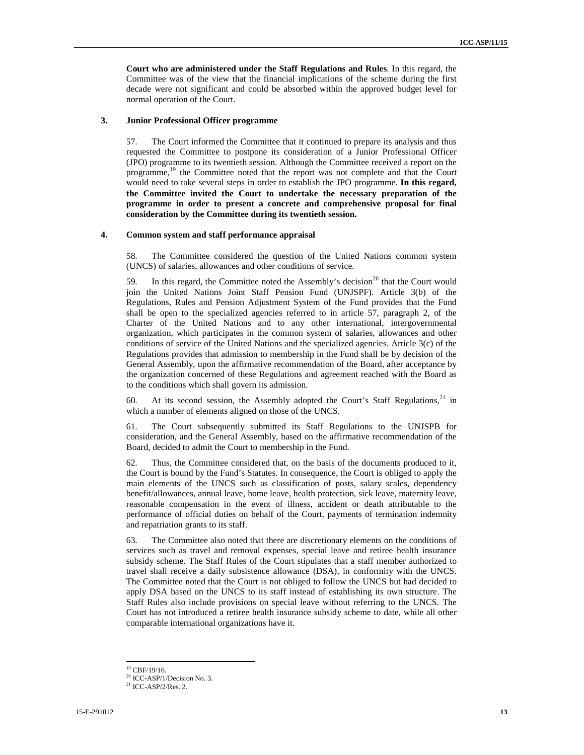**Court who are administered under the Staff Regulations and Rules**. In this regard, the Committee was of the view that the financial implications of the scheme during the first decade were not significant and could be absorbed within the approved budget level for normal operation of the Court.

### 3. Junior Professional Officer programme

57. The Court informed the Committee that it continued to prepare its analysis and thus requested the Committee to postpone its consideration of a Junior Professional Officer (JPO) programme to its twentieth session. Although the Committee received a report on the programme,[19] the Committee noted that the report was not complete and that the Court would need to take several steps in order to establish the JPO programme. **In this regard, the Committee invited the Court to undertake the necessary preparation of the programme in order to present a concrete and comprehensive proposal for final consideration by the Committee during its twentieth session.**

### 4. Common system and staff performance appraisal

58. The Committee considered the question of the United Nations common system (UNCS) of salaries, allowances and other conditions of service.

59. In this regard, the Committee noted the Assembly's decision[20] that the Court would join the United Nations Joint Staff Pension Fund (UNJSPF). Article 3(b) of the Regulations, Rules and Pension Adjustment System of the Fund provides that the Fund shall be open to the specialized agencies referred to in article 57, paragraph 2, of the Charter of the United Nations and to any other international, intergovernmental organization, which participates in the common system of salaries, allowances and other conditions of service of the United Nations and the specialized agencies. Article 3(c) of the Regulations provides that admission to membership in the Fund shall be by decision of the General Assembly, upon the affirmative recommendation of the Board, after acceptance by the organization concerned of these Regulations and agreement reached with the Board as to the conditions which shall govern its admission.

60. At its second session, the Assembly adopted the Court's Staff Regulations,[21] in which a number of elements aligned on those of the UNCS.

61. The Court subsequently submitted its Staff Regulations to the UNJSPB for consideration, and the General Assembly, based on the affirmative recommendation of the Board, decided to admit the Court to membership in the Fund.

62. Thus, the Committee considered that, on the basis of the documents produced to it, the Court is bound by the Fund's Statutes. In consequence, the Court is obliged to apply the main elements of the UNCS such as classification of posts, salary scales, dependency benefit/allowances, annual leave, home leave, health protection, sick leave, maternity leave, reasonable compensation in the event of illness, accident or death attributable to the performance of official duties on behalf of the Court, payments of termination indemnity and repatriation grants to its staff.

63. The Committee also noted that there are discretionary elements on the conditions of services such as travel and removal expenses, special leave and retiree health insurance subsidy scheme. The Staff Rules of the Court stipulates that a staff member authorized to travel shall receive a daily subsistence allowance (DSA), in conformity with the UNCS. The Committee noted that the Court is not obliged to follow the UNCS but had decided to apply DSA based on the UNCS to its staff instead of establishing its own structure. The Staff Rules also include provisions on special leave without referring to the UNCS. The Court has not introduced a retiree health insurance subsidy scheme to date, while all other comparable international organizations have it.

---

[19] CBF/19/16.

[20] ICC-ASP/1/Decision No. 3.

[21] ICC-ASP/2/Res. 2.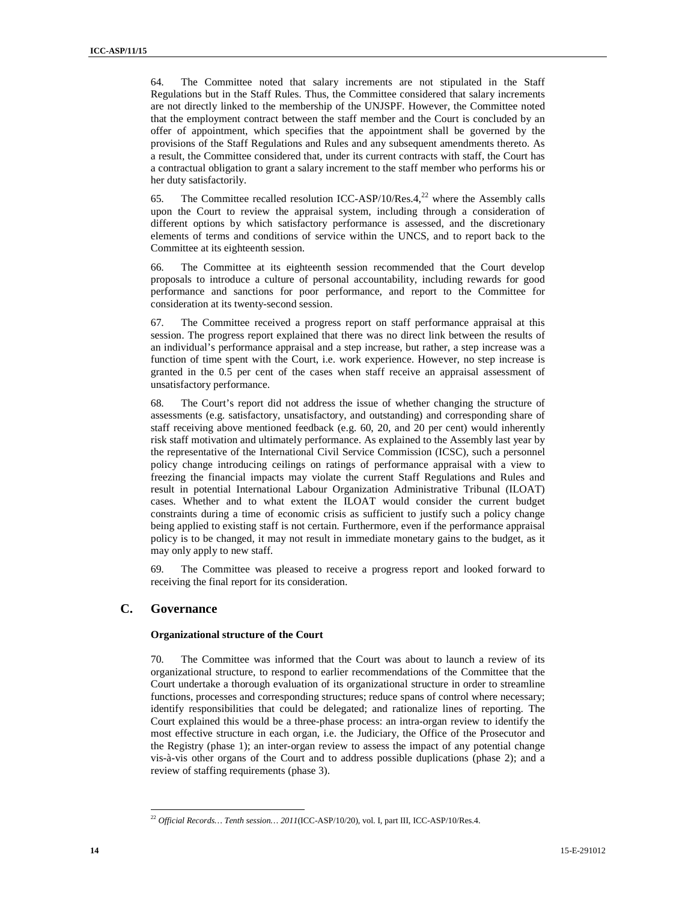64. The Committee noted that salary increments are not stipulated in the Staff Regulations but in the Staff Rules. Thus, the Committee considered that salary increments are not directly linked to the membership of the UNJSPF. However, the Committee noted that the employment contract between the staff member and the Court is concluded by an offer of appointment, which specifies that the appointment shall be governed by the provisions of the Staff Regulations and Rules and any subsequent amendments thereto. As a result, the Committee considered that, under its current contracts with staff, the Court has a contractual obligation to grant a salary increment to the staff member who performs his or her duty satisfactorily.

65. The Committee recalled resolution ICC-ASP/10/Res.4,[22] where the Assembly calls upon the Court to review the appraisal system, including through a consideration of different options by which satisfactory performance is assessed, and the discretionary elements of terms and conditions of service within the UNCS, and to report back to the Committee at its eighteenth session.

66. The Committee at its eighteenth session recommended that the Court develop proposals to introduce a culture of personal accountability, including rewards for good performance and sanctions for poor performance, and report to the Committee for consideration at its twenty-second session.

67. The Committee received a progress report on staff performance appraisal at this session. The progress report explained that there was no direct link between the results of an individual's performance appraisal and a step increase, but rather, a step increase was a function of time spent with the Court, i.e. work experience. However, no step increase is granted in the 0.5 per cent of the cases when staff receive an appraisal assessment of unsatisfactory performance.

68. The Court's report did not address the issue of whether changing the structure of assessments (e.g. satisfactory, unsatisfactory, and outstanding) and corresponding share of staff receiving above mentioned feedback (e.g. 60, 20, and 20 per cent) would inherently risk staff motivation and ultimately performance. As explained to the Assembly last year by the representative of the International Civil Service Commission (ICSC), such a personnel policy change introducing ceilings on ratings of performance appraisal with a view to freezing the financial impacts may violate the current Staff Regulations and Rules and result in potential International Labour Organization Administrative Tribunal (ILOAT) cases. Whether and to what extent the ILOAT would consider the current budget constraints during a time of economic crisis as sufficient to justify such a policy change being applied to existing staff is not certain. Furthermore, even if the performance appraisal policy is to be changed, it may not result in immediate monetary gains to the budget, as it may only apply to new staff.

69. The Committee was pleased to receive a progress report and looked forward to receiving the final report for its consideration.

## C. Governance

#### Organizational structure of the Court

70. The Committee was informed that the Court was about to launch a review of its organizational structure, to respond to earlier recommendations of the Committee that the Court undertake a thorough evaluation of its organizational structure in order to streamline functions, processes and corresponding structures; reduce spans of control where necessary; identify responsibilities that could be delegated; and rationalize lines of reporting. The Court explained this would be a three-phase process: an intra-organ review to identify the most effective structure in each organ, i.e. the Judiciary, the Office of the Prosecutor and the Registry (phase 1); an inter-organ review to assess the impact of any potential change vis-à-vis other organs of the Court and to address possible duplications (phase 2); and a review of staffing requirements (phase 3).

---

[22] *Official Records… Tenth session… 2011*(ICC-ASP/10/20), vol. I, part III, ICC-ASP/10/Res.4.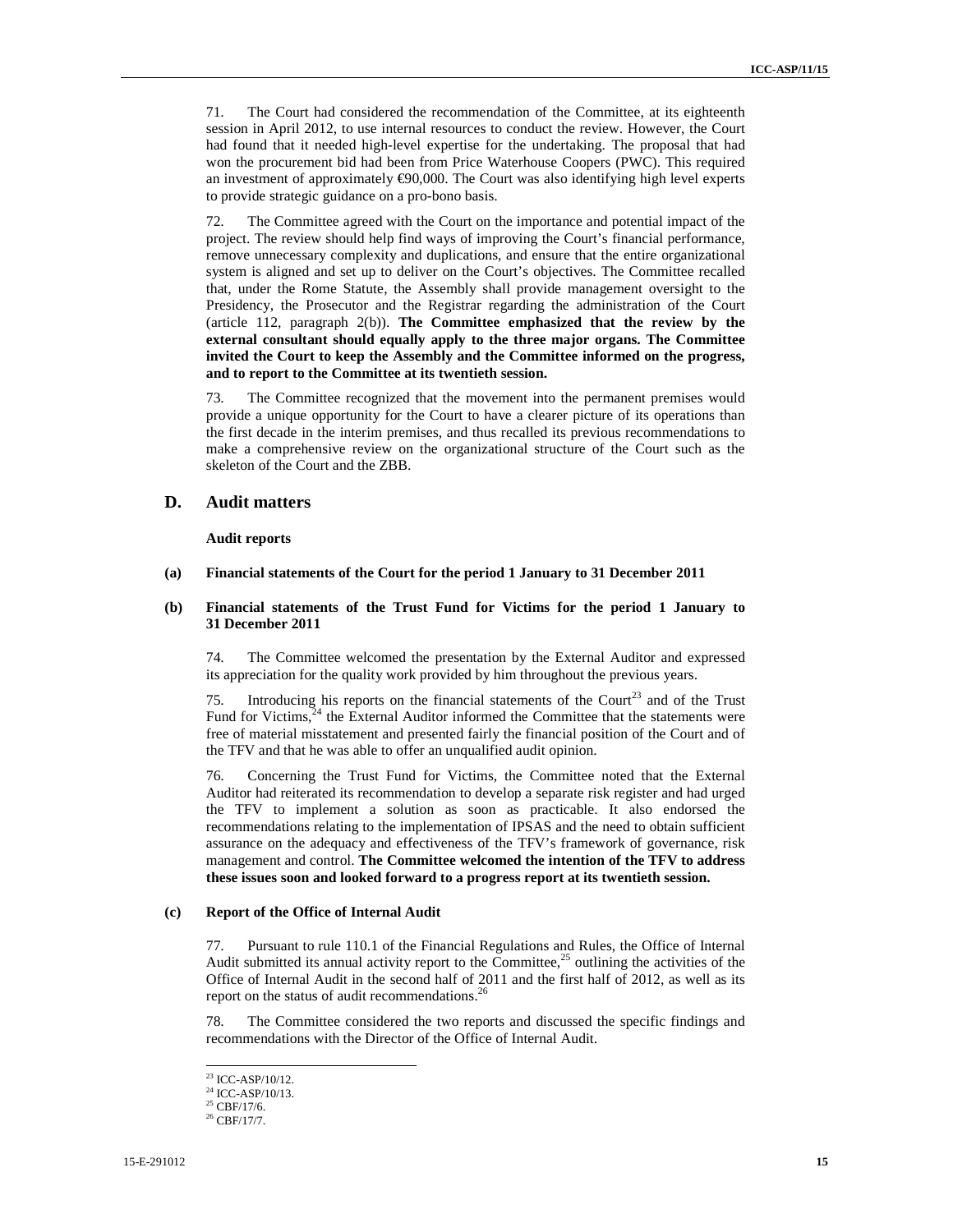71. The Court had considered the recommendation of the Committee, at its eighteenth session in April 2012, to use internal resources to conduct the review. However, the Court had found that it needed high-level expertise for the undertaking. The proposal that had won the procurement bid had been from Price Waterhouse Coopers (PWC). This required an investment of approximately €90,000. The Court was also identifying high level experts to provide strategic guidance on a pro-bono basis.

72. The Committee agreed with the Court on the importance and potential impact of the project. The review should help find ways of improving the Court's financial performance, remove unnecessary complexity and duplications, and ensure that the entire organizational system is aligned and set up to deliver on the Court's objectives. The Committee recalled that, under the Rome Statute, the Assembly shall provide management oversight to the Presidency, the Prosecutor and the Registrar regarding the administration of the Court (article 112, paragraph 2(b)). **The Committee emphasized that the review by the external consultant should equally apply to the three major organs. The Committee invited the Court to keep the Assembly and the Committee informed on the progress, and to report to the Committee at its twentieth session.**

73. The Committee recognized that the movement into the permanent premises would provide a unique opportunity for the Court to have a clearer picture of its operations than the first decade in the interim premises, and thus recalled its previous recommendations to make a comprehensive review on the organizational structure of the Court such as the skeleton of the Court and the ZBB.

## D. Audit matters

**Audit reports**

### (a) Financial statements of the Court for the period 1 January to 31 December 2011

### (b) Financial statements of the Trust Fund for Victims for the period 1 January to 31 December 2011

74. The Committee welcomed the presentation by the External Auditor and expressed its appreciation for the quality work provided by him throughout the previous years.

75. Introducing his reports on the financial statements of the Court[23] and of the Trust Fund for Victims,[24] the External Auditor informed the Committee that the statements were free of material misstatement and presented fairly the financial position of the Court and of the TFV and that he was able to offer an unqualified audit opinion.

76. Concerning the Trust Fund for Victims, the Committee noted that the External Auditor had reiterated its recommendation to develop a separate risk register and had urged the TFV to implement a solution as soon as practicable. It also endorsed the recommendations relating to the implementation of IPSAS and the need to obtain sufficient assurance on the adequacy and effectiveness of the TFV's framework of governance, risk management and control. **The Committee welcomed the intention of the TFV to address these issues soon and looked forward to a progress report at its twentieth session.**

### (c) Report of the Office of Internal Audit

77. Pursuant to rule 110.1 of the Financial Regulations and Rules, the Office of Internal Audit submitted its annual activity report to the Committee,[25] outlining the activities of the Office of Internal Audit in the second half of 2011 and the first half of 2012, as well as its report on the status of audit recommendations.[26]

78. The Committee considered the two reports and discussed the specific findings and recommendations with the Director of the Office of Internal Audit.

---

[23] ICC-ASP/10/12.

[24] ICC-ASP/10/13.

[25] CBF/17/6.

[26] CBF/17/7.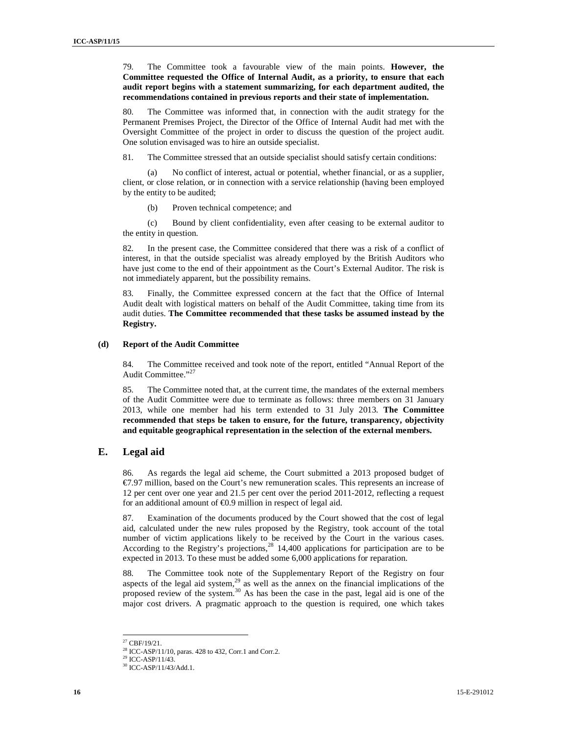79. The Committee took a favourable view of the main points. **However, the Committee requested the Office of Internal Audit, as a priority, to ensure that each audit report begins with a statement summarizing, for each department audited, the recommendations contained in previous reports and their state of implementation.**

80. The Committee was informed that, in connection with the audit strategy for the Permanent Premises Project, the Director of the Office of Internal Audit had met with the Oversight Committee of the project in order to discuss the question of the project audit. One solution envisaged was to hire an outside specialist.

81. The Committee stressed that an outside specialist should satisfy certain conditions:

(a) No conflict of interest, actual or potential, whether financial, or as a supplier, client, or close relation, or in connection with a service relationship (having been employed by the entity to be audited;

(b) Proven technical competence; and

(c) Bound by client confidentiality, even after ceasing to be external auditor to the entity in question.

82. In the present case, the Committee considered that there was a risk of a conflict of interest, in that the outside specialist was already employed by the British Auditors who have just come to the end of their appointment as the Court's External Auditor. The risk is not immediately apparent, but the possibility remains.

83. Finally, the Committee expressed concern at the fact that the Office of Internal Audit dealt with logistical matters on behalf of the Audit Committee, taking time from its audit duties. **The Committee recommended that these tasks be assumed instead by the Registry.**

#### (d) Report of the Audit Committee

84. The Committee received and took note of the report, entitled "Annual Report of the Audit Committee."[27]

85. The Committee noted that, at the current time, the mandates of the external members of the Audit Committee were due to terminate as follows: three members on 31 January 2013, while one member had his term extended to 31 July 2013. **The Committee recommended that steps be taken to ensure, for the future, transparency, objectivity and equitable geographical representation in the selection of the external members.**

## E. Legal aid

86. As regards the legal aid scheme, the Court submitted a 2013 proposed budget of €7.97 million, based on the Court's new remuneration scales. This represents an increase of 12 per cent over one year and 21.5 per cent over the period 2011-2012, reflecting a request for an additional amount of €0.9 million in respect of legal aid.

87. Examination of the documents produced by the Court showed that the cost of legal aid, calculated under the new rules proposed by the Registry, took account of the total number of victim applications likely to be received by the Court in the various cases. According to the Registry's projections,[28] 14,400 applications for participation are to be expected in 2013. To these must be added some 6,000 applications for reparation.

88. The Committee took note of the Supplementary Report of the Registry on four aspects of the legal aid system,[29] as well as the annex on the financial implications of the proposed review of the system.[30] As has been the case in the past, legal aid is one of the major cost drivers. A pragmatic approach to the question is required, one which takes

---

[27] CBF/19/21.

[28] ICC-ASP/11/10, paras. 428 to 432, Corr.1 and Corr.2.

[29] ICC-ASP/11/43.

[30] ICC-ASP/11/43/Add.1.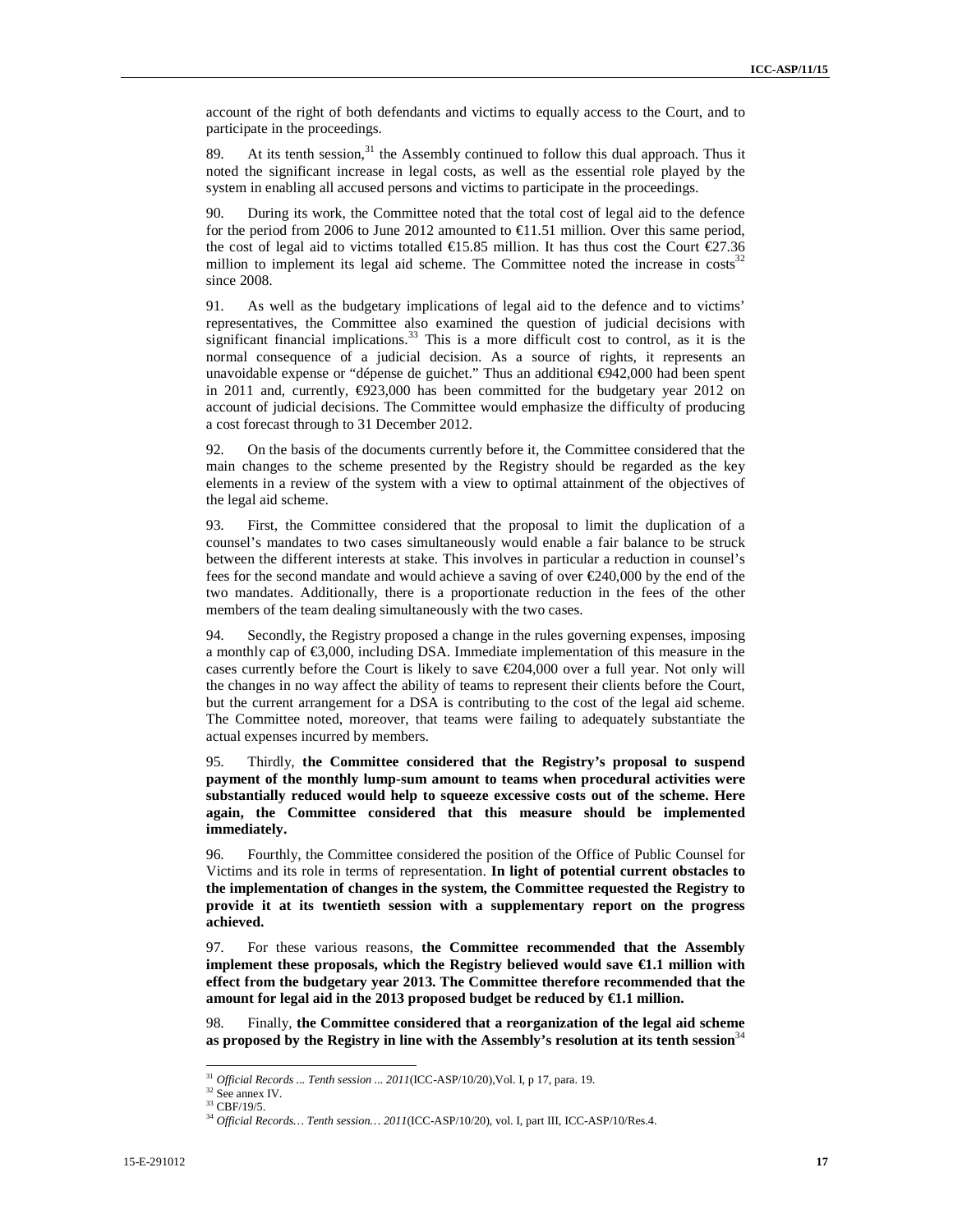account of the right of both defendants and victims to equally access to the Court, and to participate in the proceedings.

89. At its tenth session,[31] the Assembly continued to follow this dual approach. Thus it noted the significant increase in legal costs, as well as the essential role played by the system in enabling all accused persons and victims to participate in the proceedings.

90. During its work, the Committee noted that the total cost of legal aid to the defence for the period from 2006 to June 2012 amounted to €11.51 million. Over this same period, the cost of legal aid to victims totalled €15.85 million. It has thus cost the Court €27.36 million to implement its legal aid scheme. The Committee noted the increase in costs[32] since 2008.

91. As well as the budgetary implications of legal aid to the defence and to victims' representatives, the Committee also examined the question of judicial decisions with significant financial implications.[33] This is a more difficult cost to control, as it is the normal consequence of a judicial decision. As a source of rights, it represents an unavoidable expense or "dépense de guichet." Thus an additional €942,000 had been spent in 2011 and, currently, €923,000 has been committed for the budgetary year 2012 on account of judicial decisions. The Committee would emphasize the difficulty of producing a cost forecast through to 31 December 2012.

92. On the basis of the documents currently before it, the Committee considered that the main changes to the scheme presented by the Registry should be regarded as the key elements in a review of the system with a view to optimal attainment of the objectives of the legal aid scheme.

93. First, the Committee considered that the proposal to limit the duplication of a counsel's mandates to two cases simultaneously would enable a fair balance to be struck between the different interests at stake. This involves in particular a reduction in counsel's fees for the second mandate and would achieve a saving of over €240,000 by the end of the two mandates. Additionally, there is a proportionate reduction in the fees of the other members of the team dealing simultaneously with the two cases.

94. Secondly, the Registry proposed a change in the rules governing expenses, imposing a monthly cap of €3,000, including DSA. Immediate implementation of this measure in the cases currently before the Court is likely to save €204,000 over a full year. Not only will the changes in no way affect the ability of teams to represent their clients before the Court, but the current arrangement for a DSA is contributing to the cost of the legal aid scheme. The Committee noted, moreover, that teams were failing to adequately substantiate the actual expenses incurred by members.

95. Thirdly, **the Committee considered that the Registry's proposal to suspend payment of the monthly lump-sum amount to teams when procedural activities were substantially reduced would help to squeeze excessive costs out of the scheme. Here again, the Committee considered that this measure should be implemented immediately.**

96. Fourthly, the Committee considered the position of the Office of Public Counsel for Victims and its role in terms of representation. **In light of potential current obstacles to the implementation of changes in the system, the Committee requested the Registry to provide it at its twentieth session with a supplementary report on the progress achieved.**

97. For these various reasons, **the Committee recommended that the Assembly implement these proposals, which the Registry believed would save €1.1 million with effect from the budgetary year 2013. The Committee therefore recommended that the amount for legal aid in the 2013 proposed budget be reduced by €1.1 million.**

98. Finally, **the Committee considered that a reorganization of the legal aid scheme as proposed by the Registry in line with the Assembly's resolution at its tenth session**[34]

---

[31] *Official Records ... Tenth session ... 2011*(ICC-ASP/10/20),Vol. I, p 17, para. 19.

[32] See annex IV.

[33] CBF/19/5.

[34] *Official Records… Tenth session… 2011*(ICC-ASP/10/20), vol. I, part III, ICC-ASP/10/Res.4.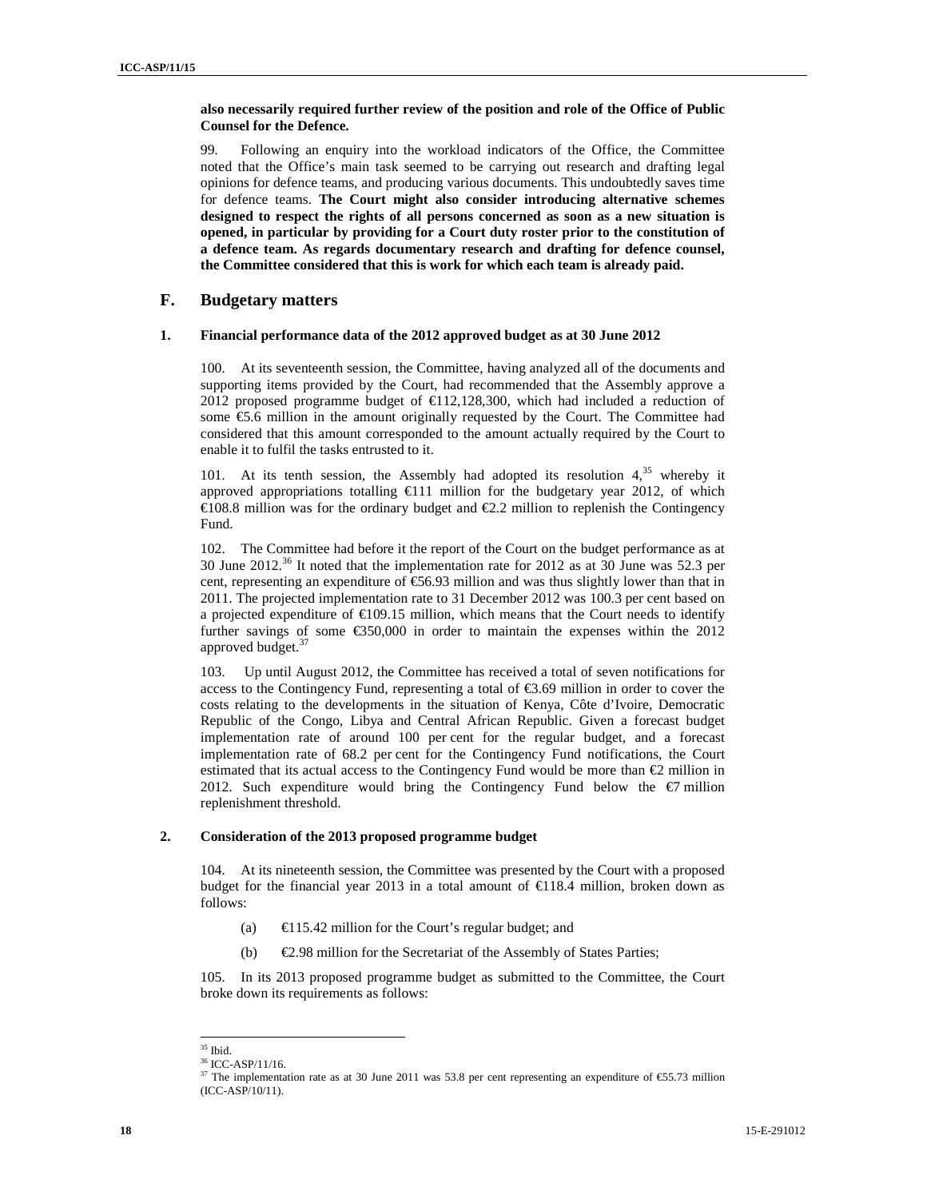**also necessarily required further review of the position and role of the Office of Public Counsel for the Defence.**

99. Following an enquiry into the workload indicators of the Office, the Committee noted that the Office's main task seemed to be carrying out research and drafting legal opinions for defence teams, and producing various documents. This undoubtedly saves time for defence teams. **The Court might also consider introducing alternative schemes designed to respect the rights of all persons concerned as soon as a new situation is opened, in particular by providing for a Court duty roster prior to the constitution of a defence team. As regards documentary research and drafting for defence counsel, the Committee considered that this is work for which each team is already paid.**

## F. Budgetary matters

### 1. Financial performance data of the 2012 approved budget as at 30 June 2012

100. At its seventeenth session, the Committee, having analyzed all of the documents and supporting items provided by the Court, had recommended that the Assembly approve a 2012 proposed programme budget of €112,128,300, which had included a reduction of some €5.6 million in the amount originally requested by the Court. The Committee had considered that this amount corresponded to the amount actually required by the Court to enable it to fulfil the tasks entrusted to it.

101. At its tenth session, the Assembly had adopted its resolution 4,[35] whereby it approved appropriations totalling €111 million for the budgetary year 2012, of which €108.8 million was for the ordinary budget and €2.2 million to replenish the Contingency Fund.

102. The Committee had before it the report of the Court on the budget performance as at 30 June 2012.[36] It noted that the implementation rate for 2012 as at 30 June was 52.3 per cent, representing an expenditure of €56.93 million and was thus slightly lower than that in 2011. The projected implementation rate to 31 December 2012 was 100.3 per cent based on a projected expenditure of €109.15 million, which means that the Court needs to identify further savings of some €350,000 in order to maintain the expenses within the 2012 approved budget.[37]

103. Up until August 2012, the Committee has received a total of seven notifications for access to the Contingency Fund, representing a total of €3.69 million in order to cover the costs relating to the developments in the situation of Kenya, Côte d'Ivoire, Democratic Republic of the Congo, Libya and Central African Republic. Given a forecast budget implementation rate of around 100 per cent for the regular budget, and a forecast implementation rate of 68.2 per cent for the Contingency Fund notifications, the Court estimated that its actual access to the Contingency Fund would be more than €2 million in 2012. Such expenditure would bring the Contingency Fund below the €7 million replenishment threshold.

### 2. Consideration of the 2013 proposed programme budget

104. At its nineteenth session, the Committee was presented by the Court with a proposed budget for the financial year 2013 in a total amount of €118.4 million, broken down as follows:

(a) €115.42 million for the Court's regular budget; and

(b) €2.98 million for the Secretariat of the Assembly of States Parties;

105. In its 2013 proposed programme budget as submitted to the Committee, the Court broke down its requirements as follows:

---

[35] Ibid.

[36] ICC-ASP/11/16.

[37] The implementation rate as at 30 June 2011 was 53.8 per cent representing an expenditure of €55.73 million (ICC-ASP/10/11).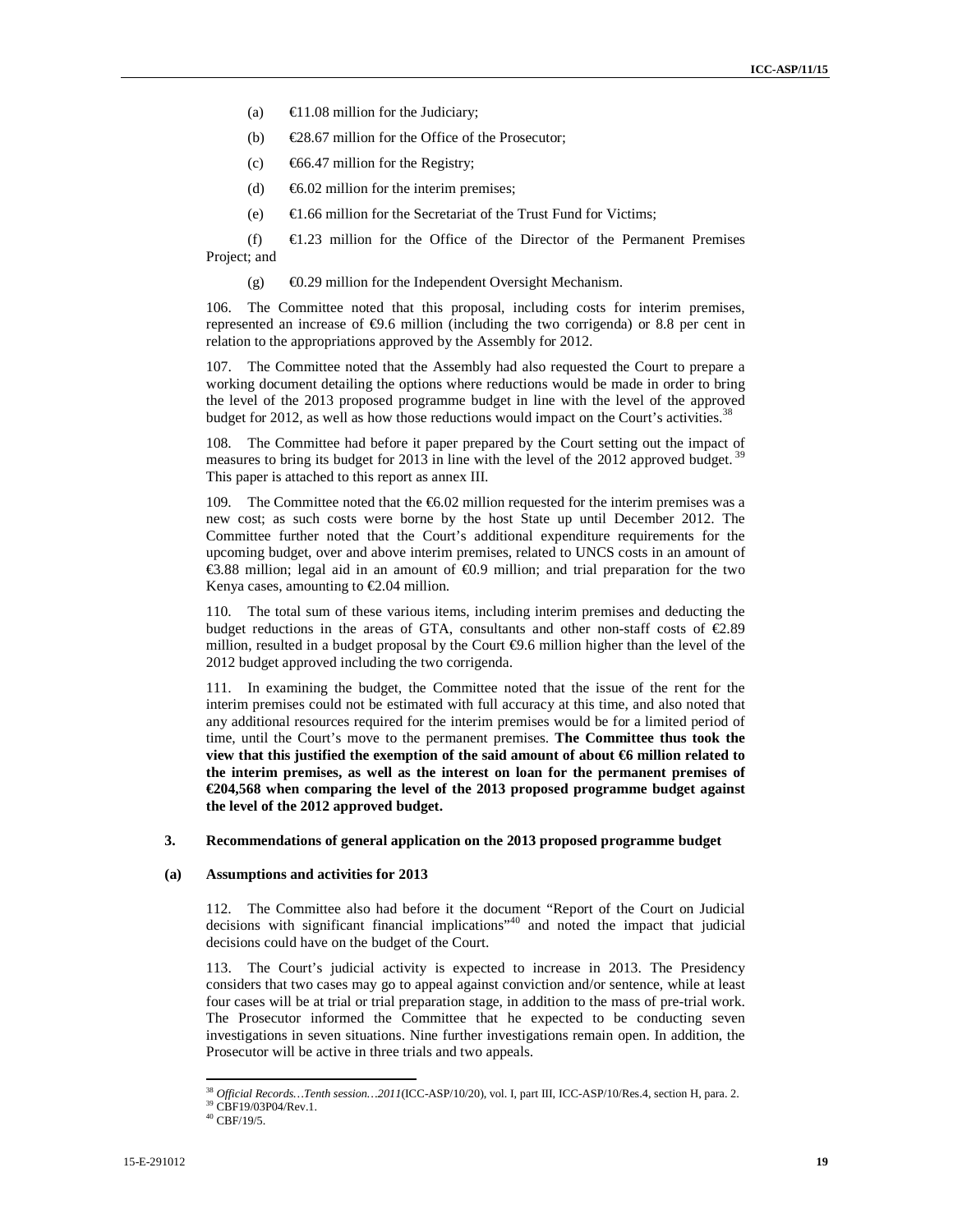(a) €11.08 million for the Judiciary;

(b) €28.67 million for the Office of the Prosecutor;

(c) €66.47 million for the Registry;

(d) €6.02 million for the interim premises;

(e) €1.66 million for the Secretariat of the Trust Fund for Victims;

(f) €1.23 million for the Office of the Director of the Permanent Premises Project; and

(g) €0.29 million for the Independent Oversight Mechanism.

106. The Committee noted that this proposal, including costs for interim premises, represented an increase of €9.6 million (including the two corrigenda) or 8.8 per cent in relation to the appropriations approved by the Assembly for 2012.

107. The Committee noted that the Assembly had also requested the Court to prepare a working document detailing the options where reductions would be made in order to bring the level of the 2013 proposed programme budget in line with the level of the approved budget for 2012, as well as how those reductions would impact on the Court's activities.[38]

108. The Committee had before it paper prepared by the Court setting out the impact of measures to bring its budget for 2013 in line with the level of the 2012 approved budget.[39] This paper is attached to this report as annex III.

109. The Committee noted that the €6.02 million requested for the interim premises was a new cost; as such costs were borne by the host State up until December 2012. The Committee further noted that the Court's additional expenditure requirements for the upcoming budget, over and above interim premises, related to UNCS costs in an amount of €3.88 million; legal aid in an amount of €0.9 million; and trial preparation for the two Kenya cases, amounting to €2.04 million.

110. The total sum of these various items, including interim premises and deducting the budget reductions in the areas of GTA, consultants and other non-staff costs of €2.89 million, resulted in a budget proposal by the Court €9.6 million higher than the level of the 2012 budget approved including the two corrigenda.

111. In examining the budget, the Committee noted that the issue of the rent for the interim premises could not be estimated with full accuracy at this time, and also noted that any additional resources required for the interim premises would be for a limited period of time, until the Court's move to the permanent premises. **The Committee thus took the view that this justified the exemption of the said amount of about €6 million related to the interim premises, as well as the interest on loan for the permanent premises of €204,568 when comparing the level of the 2013 proposed programme budget against the level of the 2012 approved budget.**

### 3. Recommendations of general application on the 2013 proposed programme budget

#### (a) Assumptions and activities for 2013

112. The Committee also had before it the document "Report of the Court on Judicial decisions with significant financial implications"[40] and noted the impact that judicial decisions could have on the budget of the Court.

113. The Court's judicial activity is expected to increase in 2013. The Presidency considers that two cases may go to appeal against conviction and/or sentence, while at least four cases will be at trial or trial preparation stage, in addition to the mass of pre-trial work. The Prosecutor informed the Committee that he expected to be conducting seven investigations in seven situations. Nine further investigations remain open. In addition, the Prosecutor will be active in three trials and two appeals.

---

[38] *Official Records…Tenth session…2011*(ICC-ASP/10/20), vol. I, part III, ICC-ASP/10/Res.4, section H, para. 2.

[39] CBF19/03P04/Rev.1.

[40] CBF/19/5.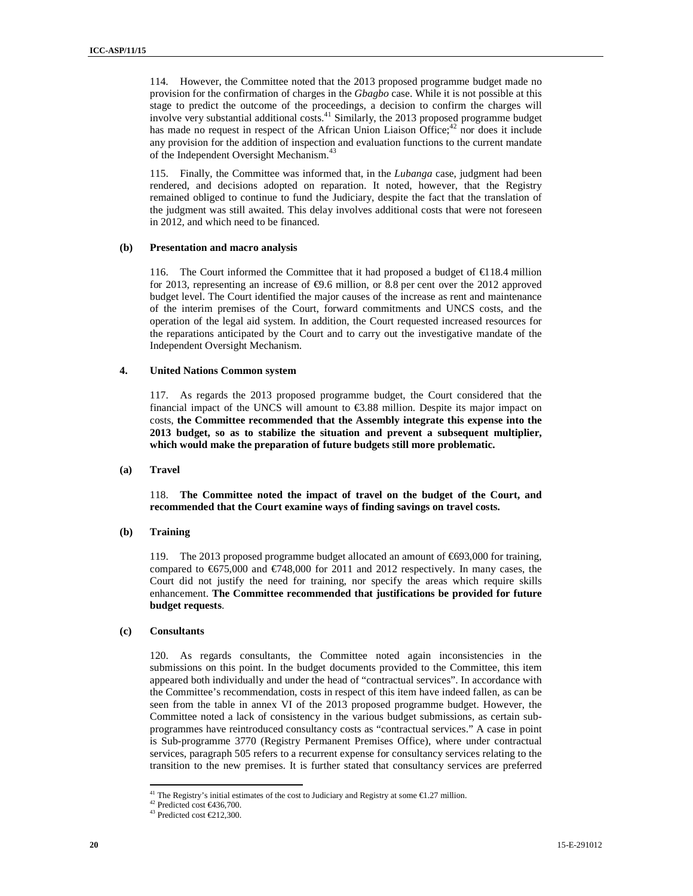114. However, the Committee noted that the 2013 proposed programme budget made no provision for the confirmation of charges in the *Gbagbo* case. While it is not possible at this stage to predict the outcome of the proceedings, a decision to confirm the charges will involve very substantial additional costs.[41] Similarly, the 2013 proposed programme budget has made no request in respect of the African Union Liaison Office;[42] nor does it include any provision for the addition of inspection and evaluation functions to the current mandate of the Independent Oversight Mechanism.[43]

115. Finally, the Committee was informed that, in the *Lubanga* case, judgment had been rendered, and decisions adopted on reparation. It noted, however, that the Registry remained obliged to continue to fund the Judiciary, despite the fact that the translation of the judgment was still awaited. This delay involves additional costs that were not foreseen in 2012, and which need to be financed.

### (b) Presentation and macro analysis

116. The Court informed the Committee that it had proposed a budget of €118.4 million for 2013, representing an increase of €9.6 million, or 8.8 per cent over the 2012 approved budget level. The Court identified the major causes of the increase as rent and maintenance of the interim premises of the Court, forward commitments and UNCS costs, and the operation of the legal aid system. In addition, the Court requested increased resources for the reparations anticipated by the Court and to carry out the investigative mandate of the Independent Oversight Mechanism.

## 4. United Nations Common system

117. As regards the 2013 proposed programme budget, the Court considered that the financial impact of the UNCS will amount to €3.88 million. Despite its major impact on costs, **the Committee recommended that the Assembly integrate this expense into the 2013 budget, so as to stabilize the situation and prevent a subsequent multiplier, which would make the preparation of future budgets still more problematic.**

### (a) Travel

118. **The Committee noted the impact of travel on the budget of the Court, and recommended that the Court examine ways of finding savings on travel costs.**

### (b) Training

119. The 2013 proposed programme budget allocated an amount of €693,000 for training, compared to €675,000 and €748,000 for 2011 and 2012 respectively. In many cases, the Court did not justify the need for training, nor specify the areas which require skills enhancement. **The Committee recommended that justifications be provided for future budget requests**.

### (c) Consultants

120. As regards consultants, the Committee noted again inconsistencies in the submissions on this point. In the budget documents provided to the Committee, this item appeared both individually and under the head of "contractual services". In accordance with the Committee's recommendation, costs in respect of this item have indeed fallen, as can be seen from the table in annex VI of the 2013 proposed programme budget. However, the Committee noted a lack of consistency in the various budget submissions, as certain sub-programmes have reintroduced consultancy costs as "contractual services." A case in point is Sub-programme 3770 (Registry Permanent Premises Office), where under contractual services, paragraph 505 refers to a recurrent expense for consultancy services relating to the transition to the new premises. It is further stated that consultancy services are preferred

---

[41] The Registry's initial estimates of the cost to Judiciary and Registry at some €1.27 million.

[42] Predicted cost €436,700.

[43] Predicted cost €212,300.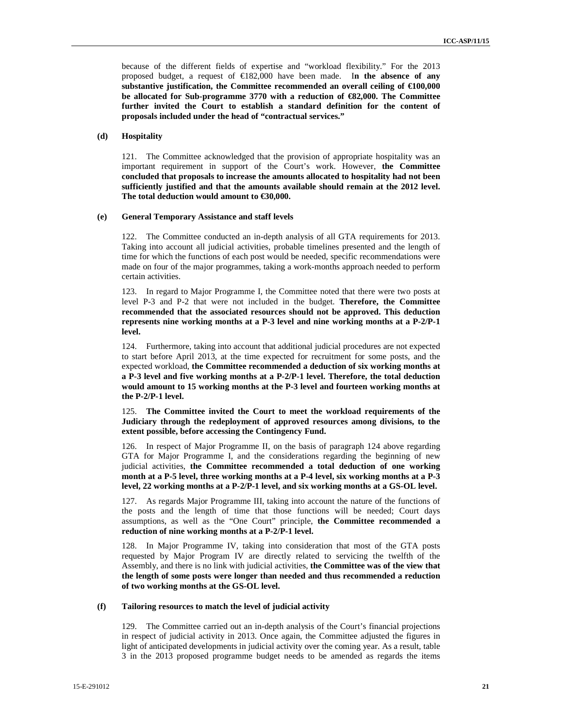because of the different fields of expertise and "workload flexibility." For the 2013 proposed budget, a request of €182,000 have been made. I**n the absence of any substantive justification, the Committee recommended an overall ceiling of €100,000 be allocated for Sub-programme 3770 with a reduction of €82,000. The Committee further invited the Court to establish a standard definition for the content of proposals included under the head of "contractual services."**

**(d) Hospitality**

121. The Committee acknowledged that the provision of appropriate hospitality was an important requirement in support of the Court's work. However, **the Committee concluded that proposals to increase the amounts allocated to hospitality had not been sufficiently justified and that the amounts available should remain at the 2012 level. The total deduction would amount to €30,000.**

**(e) General Temporary Assistance and staff levels**

122. The Committee conducted an in-depth analysis of all GTA requirements for 2013. Taking into account all judicial activities, probable timelines presented and the length of time for which the functions of each post would be needed, specific recommendations were made on four of the major programmes, taking a work-months approach needed to perform certain activities.

123. In regard to Major Programme I, the Committee noted that there were two posts at level P-3 and P-2 that were not included in the budget. **Therefore, the Committee recommended that the associated resources should not be approved. This deduction represents nine working months at a P-3 level and nine working months at a P-2/P-1 level.**

124. Furthermore, taking into account that additional judicial procedures are not expected to start before April 2013, at the time expected for recruitment for some posts, and the expected workload, **the Committee recommended a deduction of six working months at a P-3 level and five working months at a P-2/P-1 level. Therefore, the total deduction would amount to 15 working months at the P-3 level and fourteen working months at the P-2/P-1 level.**

125. **The Committee invited the Court to meet the workload requirements of the Judiciary through the redeployment of approved resources among divisions, to the extent possible, before accessing the Contingency Fund.**

126. In respect of Major Programme II, on the basis of paragraph 124 above regarding GTA for Major Programme I, and the considerations regarding the beginning of new judicial activities, **the Committee recommended a total deduction of one working month at a P-5 level, three working months at a P-4 level, six working months at a P-3 level, 22 working months at a P-2/P-1 level, and six working months at a GS-OL level.**

127. As regards Major Programme III, taking into account the nature of the functions of the posts and the length of time that those functions will be needed; Court days assumptions, as well as the "One Court" principle, **the Committee recommended a reduction of nine working months at a P-2/P-1 level.**

128. In Major Programme IV, taking into consideration that most of the GTA posts requested by Major Program IV are directly related to servicing the twelfth of the Assembly, and there is no link with judicial activities, **the Committee was of the view that the length of some posts were longer than needed and thus recommended a reduction of two working months at the GS-OL level.**

**(f) Tailoring resources to match the level of judicial activity**

129. The Committee carried out an in-depth analysis of the Court's financial projections in respect of judicial activity in 2013. Once again, the Committee adjusted the figures in light of anticipated developments in judicial activity over the coming year. As a result, table 3 in the 2013 proposed programme budget needs to be amended as regards the items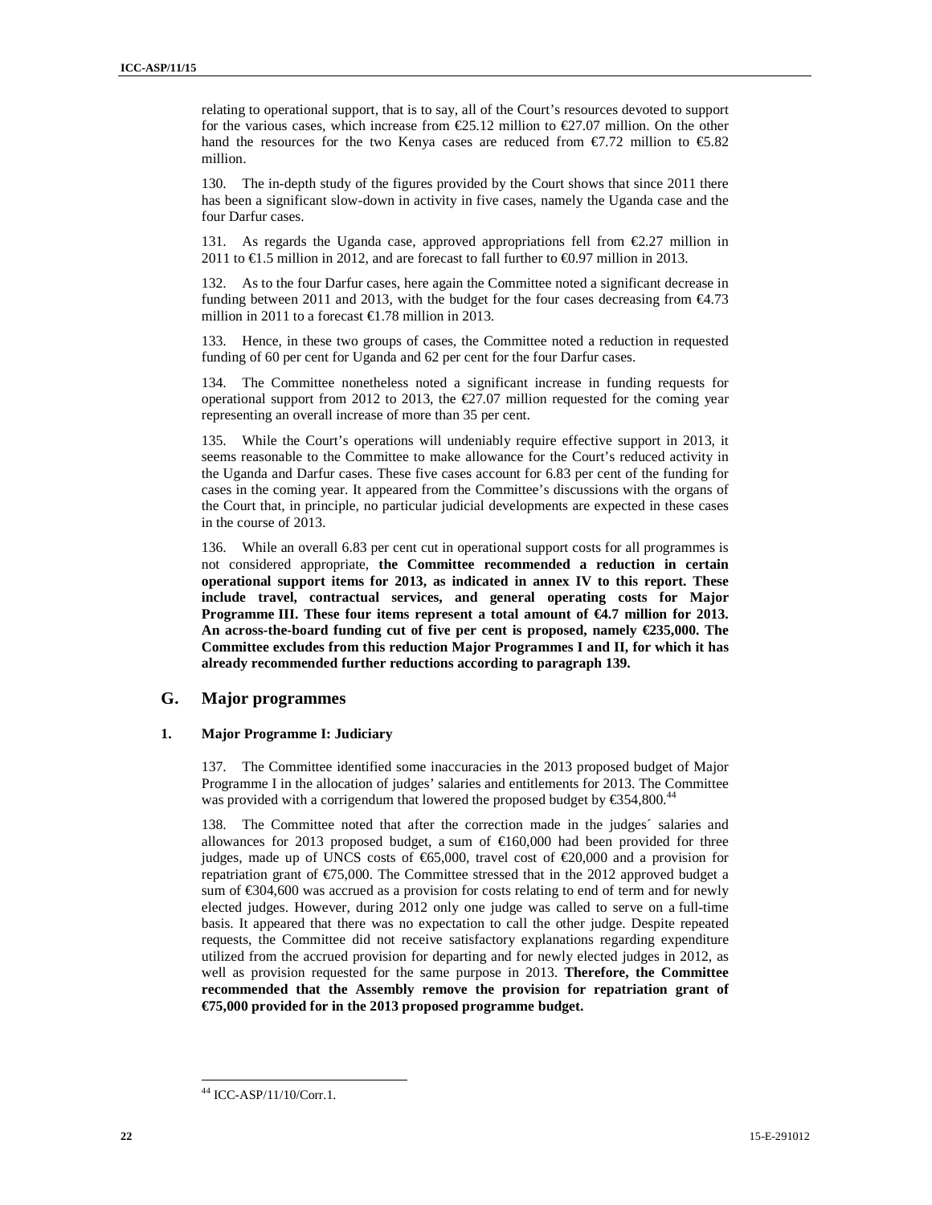relating to operational support, that is to say, all of the Court's resources devoted to support for the various cases, which increase from €25.12 million to €27.07 million. On the other hand the resources for the two Kenya cases are reduced from €7.72 million to €5.82 million.

130. The in-depth study of the figures provided by the Court shows that since 2011 there has been a significant slow-down in activity in five cases, namely the Uganda case and the four Darfur cases.

131. As regards the Uganda case, approved appropriations fell from €2.27 million in 2011 to €1.5 million in 2012, and are forecast to fall further to €0.97 million in 2013.

132. As to the four Darfur cases, here again the Committee noted a significant decrease in funding between 2011 and 2013, with the budget for the four cases decreasing from €4.73 million in 2011 to a forecast €1.78 million in 2013.

133. Hence, in these two groups of cases, the Committee noted a reduction in requested funding of 60 per cent for Uganda and 62 per cent for the four Darfur cases.

134. The Committee nonetheless noted a significant increase in funding requests for operational support from 2012 to 2013, the €27.07 million requested for the coming year representing an overall increase of more than 35 per cent.

135. While the Court's operations will undeniably require effective support in 2013, it seems reasonable to the Committee to make allowance for the Court's reduced activity in the Uganda and Darfur cases. These five cases account for 6.83 per cent of the funding for cases in the coming year. It appeared from the Committee's discussions with the organs of the Court that, in principle, no particular judicial developments are expected in these cases in the course of 2013.

136. While an overall 6.83 per cent cut in operational support costs for all programmes is not considered appropriate, **the Committee recommended a reduction in certain operational support items for 2013, as indicated in annex IV to this report. These include travel, contractual services, and general operating costs for Major Programme III. These four items represent a total amount of €4.7 million for 2013. An across-the-board funding cut of five per cent is proposed, namely €235,000. The Committee excludes from this reduction Major Programmes I and II, for which it has already recommended further reductions according to paragraph 139.**

## G. Major programmes

### 1. Major Programme I: Judiciary

137. The Committee identified some inaccuracies in the 2013 proposed budget of Major Programme I in the allocation of judges' salaries and entitlements for 2013. The Committee was provided with a corrigendum that lowered the proposed budget by €354,800.[44]

138. The Committee noted that after the correction made in the judges´ salaries and allowances for 2013 proposed budget, a sum of €160,000 had been provided for three judges, made up of UNCS costs of €65,000, travel cost of €20,000 and a provision for repatriation grant of €75,000. The Committee stressed that in the 2012 approved budget a sum of €304,600 was accrued as a provision for costs relating to end of term and for newly elected judges. However, during 2012 only one judge was called to serve on a full-time basis. It appeared that there was no expectation to call the other judge. Despite repeated requests, the Committee did not receive satisfactory explanations regarding expenditure utilized from the accrued provision for departing and for newly elected judges in 2012, as well as provision requested for the same purpose in 2013. **Therefore, the Committee recommended that the Assembly remove the provision for repatriation grant of €75,000 provided for in the 2013 proposed programme budget.**

---

[44] ICC-ASP/11/10/Corr.1.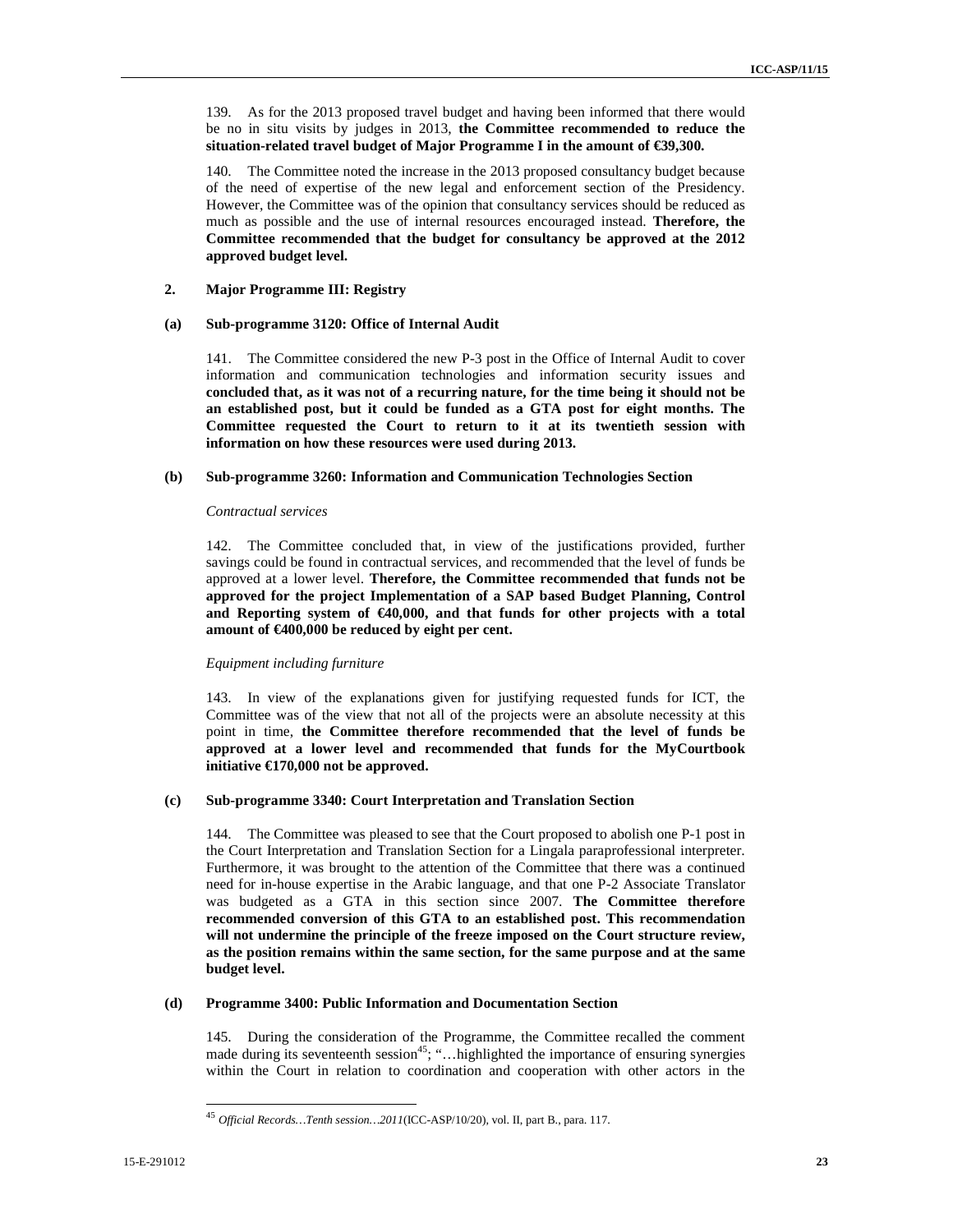139. As for the 2013 proposed travel budget and having been informed that there would be no in situ visits by judges in 2013, **the Committee recommended to reduce the situation-related travel budget of Major Programme I in the amount of €39,300.**

140. The Committee noted the increase in the 2013 proposed consultancy budget because of the need of expertise of the new legal and enforcement section of the Presidency. However, the Committee was of the opinion that consultancy services should be reduced as much as possible and the use of internal resources encouraged instead. **Therefore, the Committee recommended that the budget for consultancy be approved at the 2012 approved budget level.**

### 2. Major Programme III: Registry

#### (a) Sub-programme 3120: Office of Internal Audit

141. The Committee considered the new P-3 post in the Office of Internal Audit to cover information and communication technologies and information security issues and **concluded that, as it was not of a recurring nature, for the time being it should not be an established post, but it could be funded as a GTA post for eight months. The Committee requested the Court to return to it at its twentieth session with information on how these resources were used during 2013.**

#### (b) Sub-programme 3260: Information and Communication Technologies Section

*Contractual services*

142. The Committee concluded that, in view of the justifications provided, further savings could be found in contractual services, and recommended that the level of funds be approved at a lower level. **Therefore, the Committee recommended that funds not be approved for the project Implementation of a SAP based Budget Planning, Control and Reporting system of €40,000, and that funds for other projects with a total amount of €400,000 be reduced by eight per cent.**

*Equipment including furniture*

143. In view of the explanations given for justifying requested funds for ICT, the Committee was of the view that not all of the projects were an absolute necessity at this point in time, **the Committee therefore recommended that the level of funds be approved at a lower level and recommended that funds for the MyCourtbook initiative €170,000 not be approved.**

#### (c) Sub-programme 3340: Court Interpretation and Translation Section

144. The Committee was pleased to see that the Court proposed to abolish one P-1 post in the Court Interpretation and Translation Section for a Lingala paraprofessional interpreter. Furthermore, it was brought to the attention of the Committee that there was a continued need for in-house expertise in the Arabic language, and that one P-2 Associate Translator was budgeted as a GTA in this section since 2007. **The Committee therefore recommended conversion of this GTA to an established post. This recommendation will not undermine the principle of the freeze imposed on the Court structure review, as the position remains within the same section, for the same purpose and at the same budget level.**

#### (d) Programme 3400: Public Information and Documentation Section

145. During the consideration of the Programme, the Committee recalled the comment made during its seventeenth session[45]; "…highlighted the importance of ensuring synergies within the Court in relation to coordination and cooperation with other actors in the

---

[45] *Official Records…Tenth session…2011*(ICC-ASP/10/20), vol. II, part B., para. 117.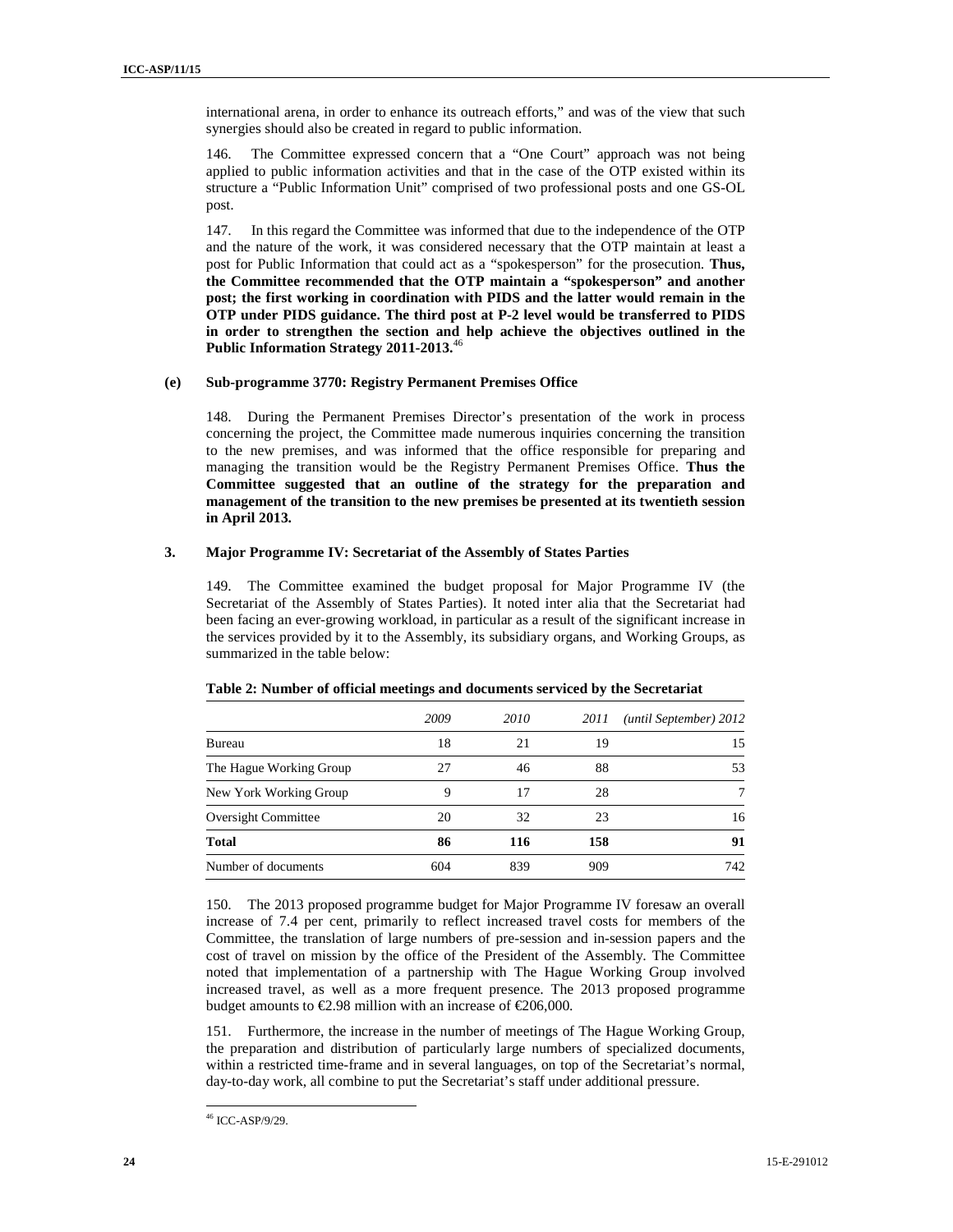international arena, in order to enhance its outreach efforts," and was of the view that such synergies should also be created in regard to public information.

146. The Committee expressed concern that a "One Court" approach was not being applied to public information activities and that in the case of the OTP existed within its structure a "Public Information Unit" comprised of two professional posts and one GS-OL post.

147. In this regard the Committee was informed that due to the independence of the OTP and the nature of the work, it was considered necessary that the OTP maintain at least a post for Public Information that could act as a "spokesperson" for the prosecution. **Thus, the Committee recommended that the OTP maintain a "spokesperson" and another post; the first working in coordination with PIDS and the latter would remain in the OTP under PIDS guidance. The third post at P-2 level would be transferred to PIDS in order to strengthen the section and help achieve the objectives outlined in the Public Information Strategy 2011-2013.**[46]

#### (e) Sub-programme 3770: Registry Permanent Premises Office

148. During the Permanent Premises Director's presentation of the work in process concerning the project, the Committee made numerous inquiries concerning the transition to the new premises, and was informed that the office responsible for preparing and managing the transition would be the Registry Permanent Premises Office. **Thus the Committee suggested that an outline of the strategy for the preparation and management of the transition to the new premises be presented at its twentieth session in April 2013.**

### 3. Major Programme IV: Secretariat of the Assembly of States Parties

149. The Committee examined the budget proposal for Major Programme IV (the Secretariat of the Assembly of States Parties). It noted inter alia that the Secretariat had been facing an ever-growing workload, in particular as a result of the significant increase in the services provided by it to the Assembly, its subsidiary organs, and Working Groups, as summarized in the table below:

**Table 2: Number of official meetings and documents serviced by the Secretariat**

| | *2009* | *2010* | *2011* | *(until September) 2012* |
|---|---|---|---|---|
| Bureau | 18 | 21 | 19 | 15 |
| The Hague Working Group | 27 | 46 | 88 | 53 |
| New York Working Group | 9 | 17 | 28 | 7 |
| Oversight Committee | 20 | 32 | 23 | 16 |
| **Total** | **86** | **116** | **158** | **91** |
| Number of documents | 604 | 839 | 909 | 742 |

150. The 2013 proposed programme budget for Major Programme IV foresaw an overall increase of 7.4 per cent, primarily to reflect increased travel costs for members of the Committee, the translation of large numbers of pre-session and in-session papers and the cost of travel on mission by the office of the President of the Assembly. The Committee noted that implementation of a partnership with The Hague Working Group involved increased travel, as well as a more frequent presence. The 2013 proposed programme budget amounts to €2.98 million with an increase of €206,000.

151. Furthermore, the increase in the number of meetings of The Hague Working Group, the preparation and distribution of particularly large numbers of specialized documents, within a restricted time-frame and in several languages, on top of the Secretariat's normal, day-to-day work, all combine to put the Secretariat's staff under additional pressure.

---

[46] ICC-ASP/9/29.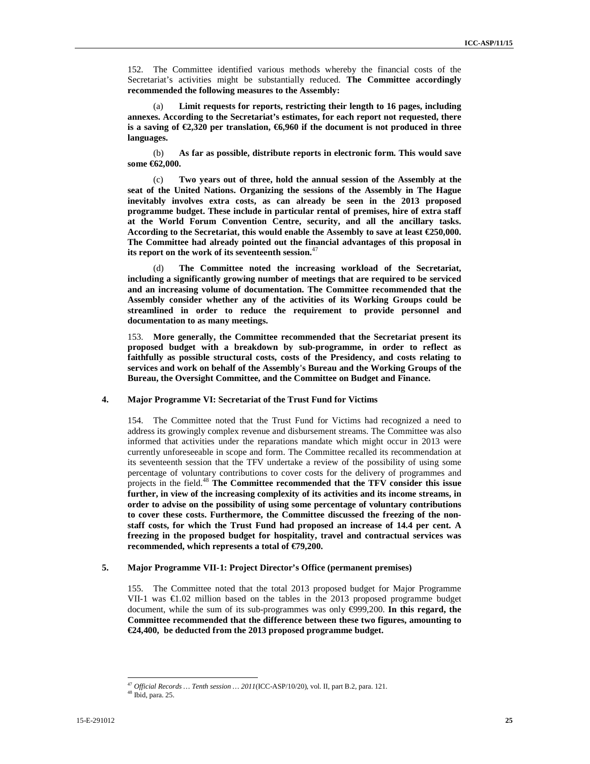152. The Committee identified various methods whereby the financial costs of the Secretariat's activities might be substantially reduced. **The Committee accordingly recommended the following measures to the Assembly:**

(a) **Limit requests for reports, restricting their length to 16 pages, including annexes. According to the Secretariat's estimates, for each report not requested, there is a saving of €2,320 per translation, €6,960 if the document is not produced in three languages.**

(b) **As far as possible, distribute reports in electronic form. This would save some €62,000.**

(c) **Two years out of three, hold the annual session of the Assembly at the seat of the United Nations. Organizing the sessions of the Assembly in The Hague inevitably involves extra costs, as can already be seen in the 2013 proposed programme budget. These include in particular rental of premises, hire of extra staff at the World Forum Convention Centre, security, and all the ancillary tasks. According to the Secretariat, this would enable the Assembly to save at least €250,000. The Committee had already pointed out the financial advantages of this proposal in its report on the work of its seventeenth session.**[47]

(d) **The Committee noted the increasing workload of the Secretariat, including a significantly growing number of meetings that are required to be serviced and an increasing volume of documentation. The Committee recommended that the Assembly consider whether any of the activities of its Working Groups could be streamlined in order to reduce the requirement to provide personnel and documentation to as many meetings.**

153. **More generally, the Committee recommended that the Secretariat present its proposed budget with a breakdown by sub-programme, in order to reflect as faithfully as possible structural costs, costs of the Presidency, and costs relating to services and work on behalf of the Assembly's Bureau and the Working Groups of the Bureau, the Oversight Committee, and the Committee on Budget and Finance.**

### 4. Major Programme VI: Secretariat of the Trust Fund for Victims

154. The Committee noted that the Trust Fund for Victims had recognized a need to address its growingly complex revenue and disbursement streams. The Committee was also informed that activities under the reparations mandate which might occur in 2013 were currently unforeseeable in scope and form. The Committee recalled its recommendation at its seventeenth session that the TFV undertake a review of the possibility of using some percentage of voluntary contributions to cover costs for the delivery of programmes and projects in the field.[48] **The Committee recommended that the TFV consider this issue further, in view of the increasing complexity of its activities and its income streams, in order to advise on the possibility of using some percentage of voluntary contributions to cover these costs. Furthermore, the Committee discussed the freezing of the non-staff costs, for which the Trust Fund had proposed an increase of 14.4 per cent. A freezing in the proposed budget for hospitality, travel and contractual services was recommended, which represents a total of €79,200.**

### 5. Major Programme VII-1: Project Director's Office (permanent premises)

155. The Committee noted that the total 2013 proposed budget for Major Programme VII-1 was €1.02 million based on the tables in the 2013 proposed programme budget document, while the sum of its sub-programmes was only €999,200. **In this regard, the Committee recommended that the difference between these two figures, amounting to €24,400, be deducted from the 2013 proposed programme budget.**

---

[47] *Official Records … Tenth session … 2011*(ICC-ASP/10/20), vol. II, part B.2, para. 121.

[48] Ibid, para. 25.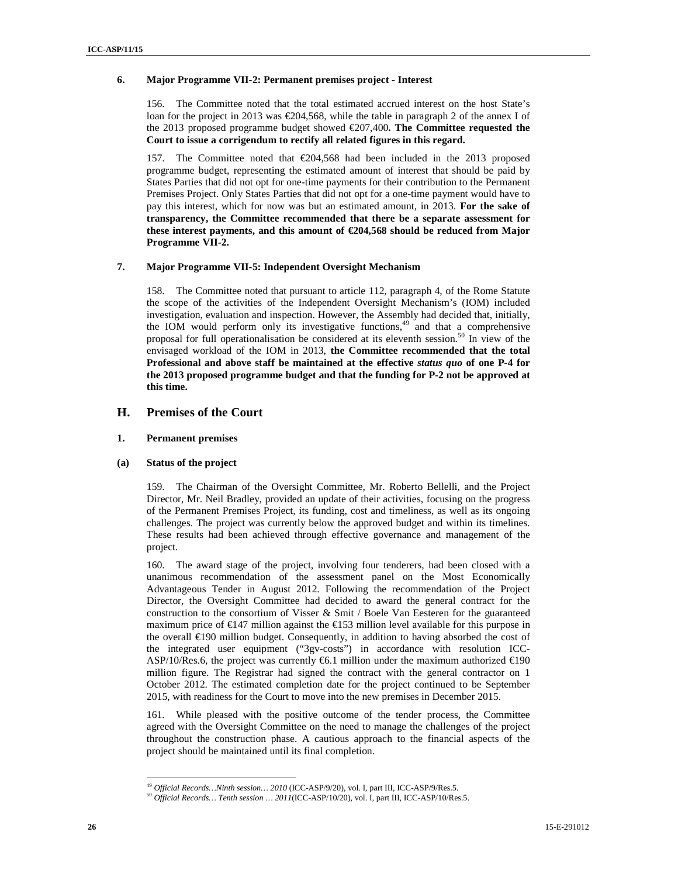### 6. Major Programme VII-2: Permanent premises project - Interest

156. The Committee noted that the total estimated accrued interest on the host State's loan for the project in 2013 was €204,568, while the table in paragraph 2 of the annex I of the 2013 proposed programme budget showed €207,400**. The Committee requested the Court to issue a corrigendum to rectify all related figures in this regard.**

157. The Committee noted that €204,568 had been included in the 2013 proposed programme budget, representing the estimated amount of interest that should be paid by States Parties that did not opt for one-time payments for their contribution to the Permanent Premises Project. Only States Parties that did not opt for a one-time payment would have to pay this interest, which for now was but an estimated amount, in 2013. **For the sake of transparency, the Committee recommended that there be a separate assessment for these interest payments, and this amount of €204,568 should be reduced from Major Programme VII-2.**

### 7. Major Programme VII-5: Independent Oversight Mechanism

158. The Committee noted that pursuant to article 112, paragraph 4, of the Rome Statute the scope of the activities of the Independent Oversight Mechanism's (IOM) included investigation, evaluation and inspection. However, the Assembly had decided that, initially, the IOM would perform only its investigative functions,[49] and that a comprehensive proposal for full operationalisation be considered at its eleventh session.[50] In view of the envisaged workload of the IOM in 2013, **the Committee recommended that the total Professional and above staff be maintained at the effective *status quo* of one P-4 for the 2013 proposed programme budget and that the funding for P-2 not be approved at this time.**

## H. Premises of the Court

### 1. Permanent premises

#### (a) Status of the project

159. The Chairman of the Oversight Committee, Mr. Roberto Bellelli, and the Project Director, Mr. Neil Bradley, provided an update of their activities, focusing on the progress of the Permanent Premises Project, its funding, cost and timeliness, as well as its ongoing challenges. The project was currently below the approved budget and within its timelines. These results had been achieved through effective governance and management of the project.

160. The award stage of the project, involving four tenderers, had been closed with a unanimous recommendation of the assessment panel on the Most Economically Advantageous Tender in August 2012. Following the recommendation of the Project Director, the Oversight Committee had decided to award the general contract for the construction to the consortium of Visser & Smit / Boele Van Eesteren for the guaranteed maximum price of €147 million against the €153 million level available for this purpose in the overall €190 million budget. Consequently, in addition to having absorbed the cost of the integrated user equipment ("3gv-costs") in accordance with resolution ICC-ASP/10/Res.6, the project was currently €6.1 million under the maximum authorized €190 million figure. The Registrar had signed the contract with the general contractor on 1 October 2012. The estimated completion date for the project continued to be September 2015, with readiness for the Court to move into the new premises in December 2015.

161. While pleased with the positive outcome of the tender process, the Committee agreed with the Oversight Committee on the need to manage the challenges of the project throughout the construction phase. A cautious approach to the financial aspects of the project should be maintained until its final completion.

---

[49] *Official Records…Ninth session… 2010* (ICC-ASP/9/20), vol. I, part III, ICC-ASP/9/Res.5.

[50] *Official Records… Tenth session … 2011*(ICC-ASP/10/20), vol. I, part III, ICC-ASP/10/Res.5.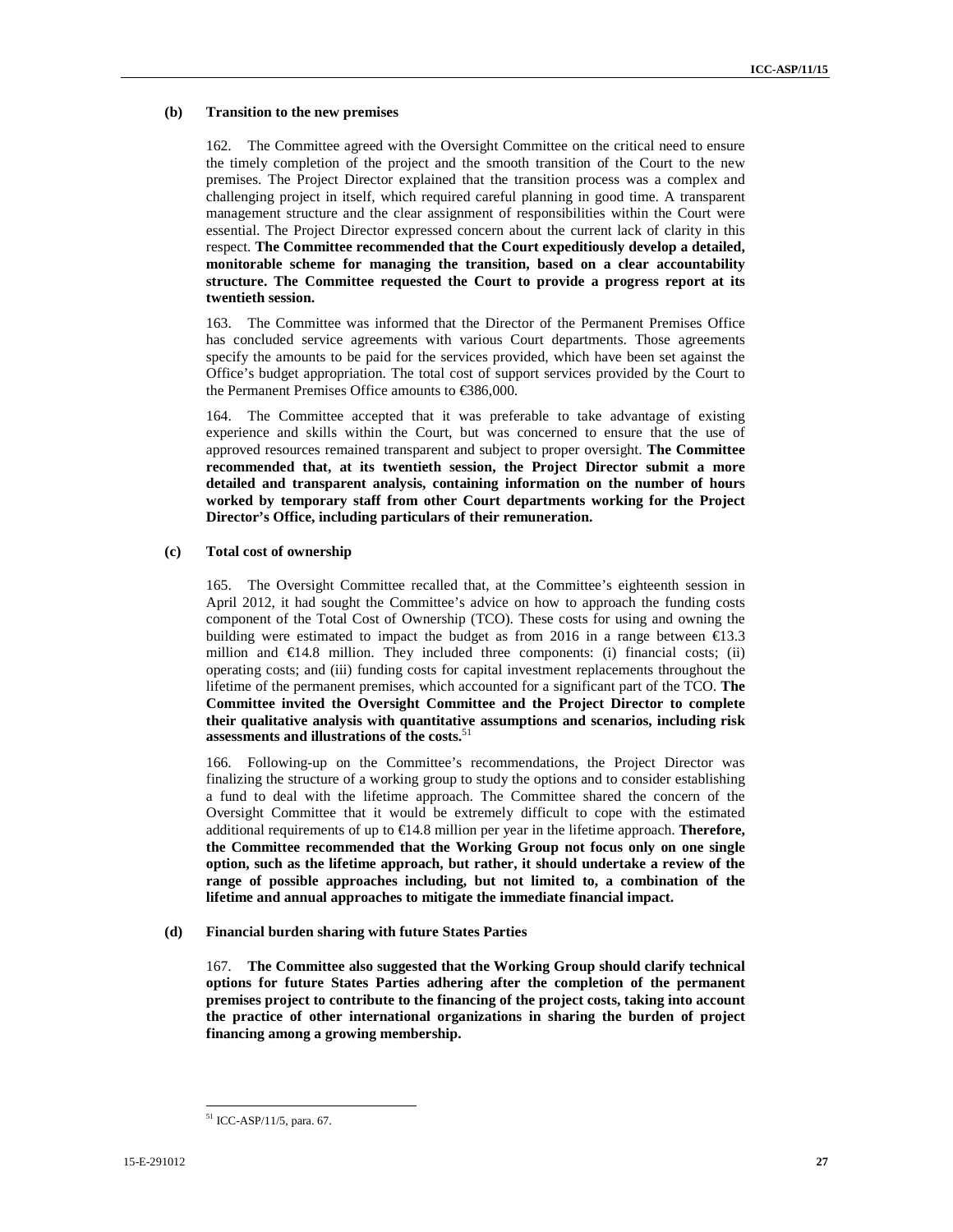### (b) Transition to the new premises

162. The Committee agreed with the Oversight Committee on the critical need to ensure the timely completion of the project and the smooth transition of the Court to the new premises. The Project Director explained that the transition process was a complex and challenging project in itself, which required careful planning in good time. A transparent management structure and the clear assignment of responsibilities within the Court were essential. The Project Director expressed concern about the current lack of clarity in this respect. **The Committee recommended that the Court expeditiously develop a detailed, monitorable scheme for managing the transition, based on a clear accountability structure. The Committee requested the Court to provide a progress report at its twentieth session.**

163. The Committee was informed that the Director of the Permanent Premises Office has concluded service agreements with various Court departments. Those agreements specify the amounts to be paid for the services provided, which have been set against the Office's budget appropriation. The total cost of support services provided by the Court to the Permanent Premises Office amounts to €386,000.

164. The Committee accepted that it was preferable to take advantage of existing experience and skills within the Court, but was concerned to ensure that the use of approved resources remained transparent and subject to proper oversight. **The Committee recommended that, at its twentieth session, the Project Director submit a more detailed and transparent analysis, containing information on the number of hours worked by temporary staff from other Court departments working for the Project Director's Office, including particulars of their remuneration.**

### (c) Total cost of ownership

165. The Oversight Committee recalled that, at the Committee's eighteenth session in April 2012, it had sought the Committee's advice on how to approach the funding costs component of the Total Cost of Ownership (TCO). These costs for using and owning the building were estimated to impact the budget as from 2016 in a range between €13.3 million and €14.8 million. They included three components: (i) financial costs; (ii) operating costs; and (iii) funding costs for capital investment replacements throughout the lifetime of the permanent premises, which accounted for a significant part of the TCO. **The Committee invited the Oversight Committee and the Project Director to complete their qualitative analysis with quantitative assumptions and scenarios, including risk assessments and illustrations of the costs.**[51]

166. Following-up on the Committee's recommendations, the Project Director was finalizing the structure of a working group to study the options and to consider establishing a fund to deal with the lifetime approach. The Committee shared the concern of the Oversight Committee that it would be extremely difficult to cope with the estimated additional requirements of up to €14.8 million per year in the lifetime approach. **Therefore, the Committee recommended that the Working Group not focus only on one single option, such as the lifetime approach, but rather, it should undertake a review of the range of possible approaches including, but not limited to, a combination of the lifetime and annual approaches to mitigate the immediate financial impact.**

### (d) Financial burden sharing with future States Parties

167. **The Committee also suggested that the Working Group should clarify technical options for future States Parties adhering after the completion of the permanent premises project to contribute to the financing of the project costs, taking into account the practice of other international organizations in sharing the burden of project financing among a growing membership.**

---

[51] ICC-ASP/11/5, para. 67.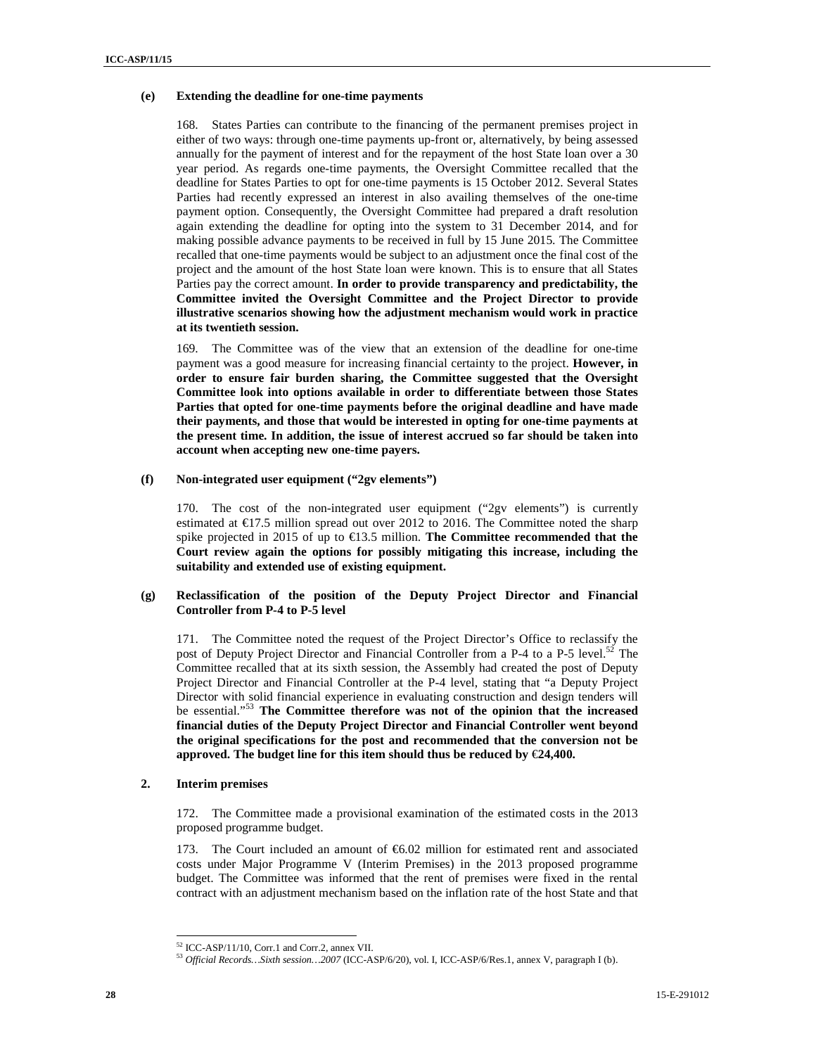### (e) Extending the deadline for one-time payments

168. States Parties can contribute to the financing of the permanent premises project in either of two ways: through one-time payments up-front or, alternatively, by being assessed annually for the payment of interest and for the repayment of the host State loan over a 30 year period. As regards one-time payments, the Oversight Committee recalled that the deadline for States Parties to opt for one-time payments is 15 October 2012. Several States Parties had recently expressed an interest in also availing themselves of the one-time payment option. Consequently, the Oversight Committee had prepared a draft resolution again extending the deadline for opting into the system to 31 December 2014, and for making possible advance payments to be received in full by 15 June 2015. The Committee recalled that one-time payments would be subject to an adjustment once the final cost of the project and the amount of the host State loan were known. This is to ensure that all States Parties pay the correct amount. **In order to provide transparency and predictability, the Committee invited the Oversight Committee and the Project Director to provide illustrative scenarios showing how the adjustment mechanism would work in practice at its twentieth session.**

169. The Committee was of the view that an extension of the deadline for one-time payment was a good measure for increasing financial certainty to the project. **However, in order to ensure fair burden sharing, the Committee suggested that the Oversight Committee look into options available in order to differentiate between those States Parties that opted for one-time payments before the original deadline and have made their payments, and those that would be interested in opting for one-time payments at the present time. In addition, the issue of interest accrued so far should be taken into account when accepting new one-time payers.**

### (f) Non-integrated user equipment ("2gv elements")

170. The cost of the non-integrated user equipment ("2gv elements") is currently estimated at €17.5 million spread out over 2012 to 2016. The Committee noted the sharp spike projected in 2015 of up to €13.5 million. **The Committee recommended that the Court review again the options for possibly mitigating this increase, including the suitability and extended use of existing equipment.**

### (g) Reclassification of the position of the Deputy Project Director and Financial Controller from P-4 to P-5 level

171. The Committee noted the request of the Project Director's Office to reclassify the post of Deputy Project Director and Financial Controller from a P-4 to a P-5 level.[52] The Committee recalled that at its sixth session, the Assembly had created the post of Deputy Project Director and Financial Controller at the P-4 level, stating that "a Deputy Project Director with solid financial experience in evaluating construction and design tenders will be essential."[53] **The Committee therefore was not of the opinion that the increased financial duties of the Deputy Project Director and Financial Controller went beyond the original specifications for the post and recommended that the conversion not be approved. The budget line for this item should thus be reduced by €24,400.**

## 2. Interim premises

172. The Committee made a provisional examination of the estimated costs in the 2013 proposed programme budget.

173. The Court included an amount of €6.02 million for estimated rent and associated costs under Major Programme V (Interim Premises) in the 2013 proposed programme budget. The Committee was informed that the rent of premises were fixed in the rental contract with an adjustment mechanism based on the inflation rate of the host State and that

---

[52] ICC-ASP/11/10, Corr.1 and Corr.2, annex VII.

[53] *Official Records…Sixth session…2007* (ICC-ASP/6/20), vol. I, ICC-ASP/6/Res.1, annex V, paragraph I (b).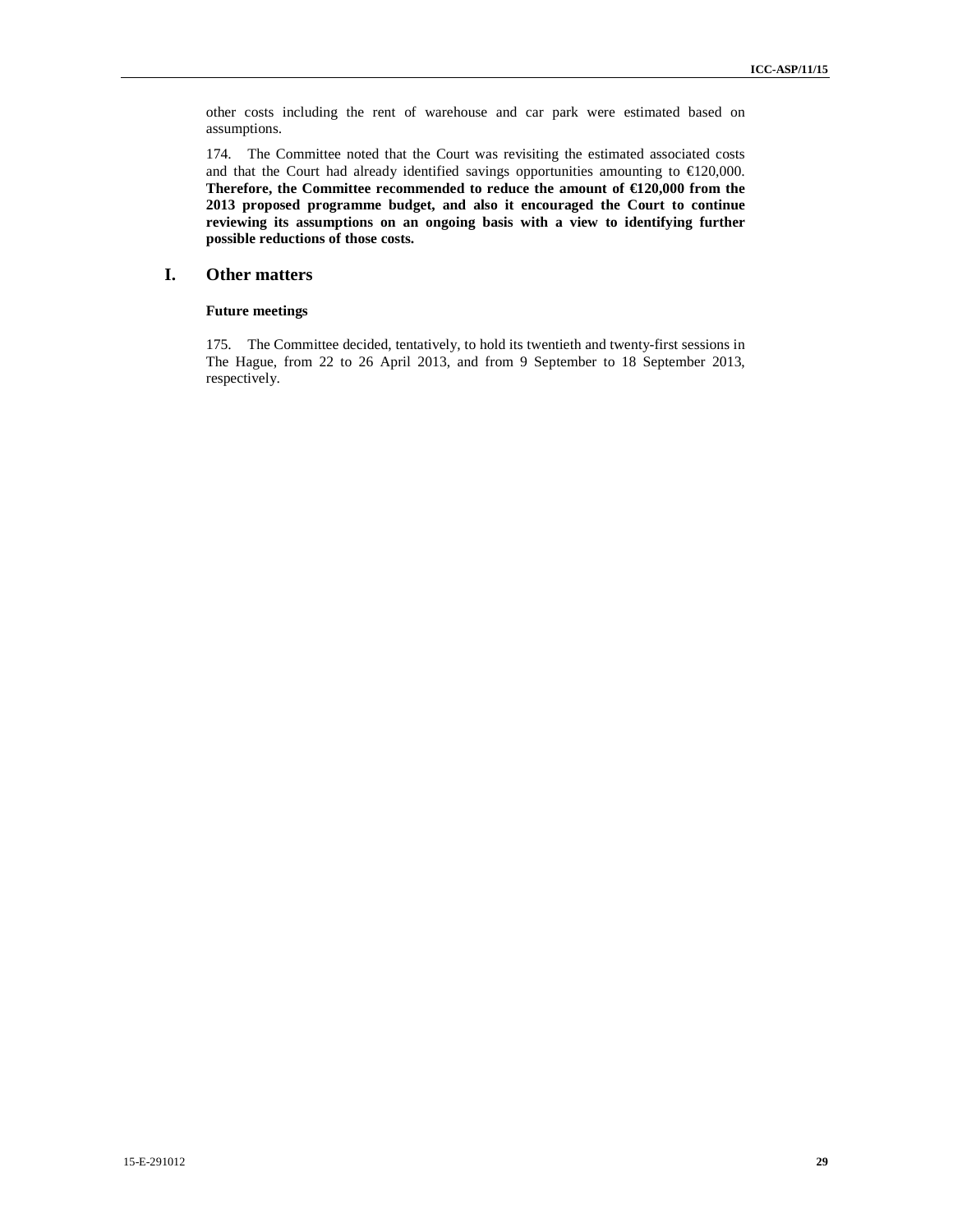other costs including the rent of warehouse and car park were estimated based on assumptions.

174. The Committee noted that the Court was revisiting the estimated associated costs and that the Court had already identified savings opportunities amounting to €120,000. **Therefore, the Committee recommended to reduce the amount of €120,000 from the 2013 proposed programme budget, and also it encouraged the Court to continue reviewing its assumptions on an ongoing basis with a view to identifying further possible reductions of those costs.**

## I. Other matters

### Future meetings

175. The Committee decided, tentatively, to hold its twentieth and twenty-first sessions in The Hague, from 22 to 26 April 2013, and from 9 September to 18 September 2013, respectively.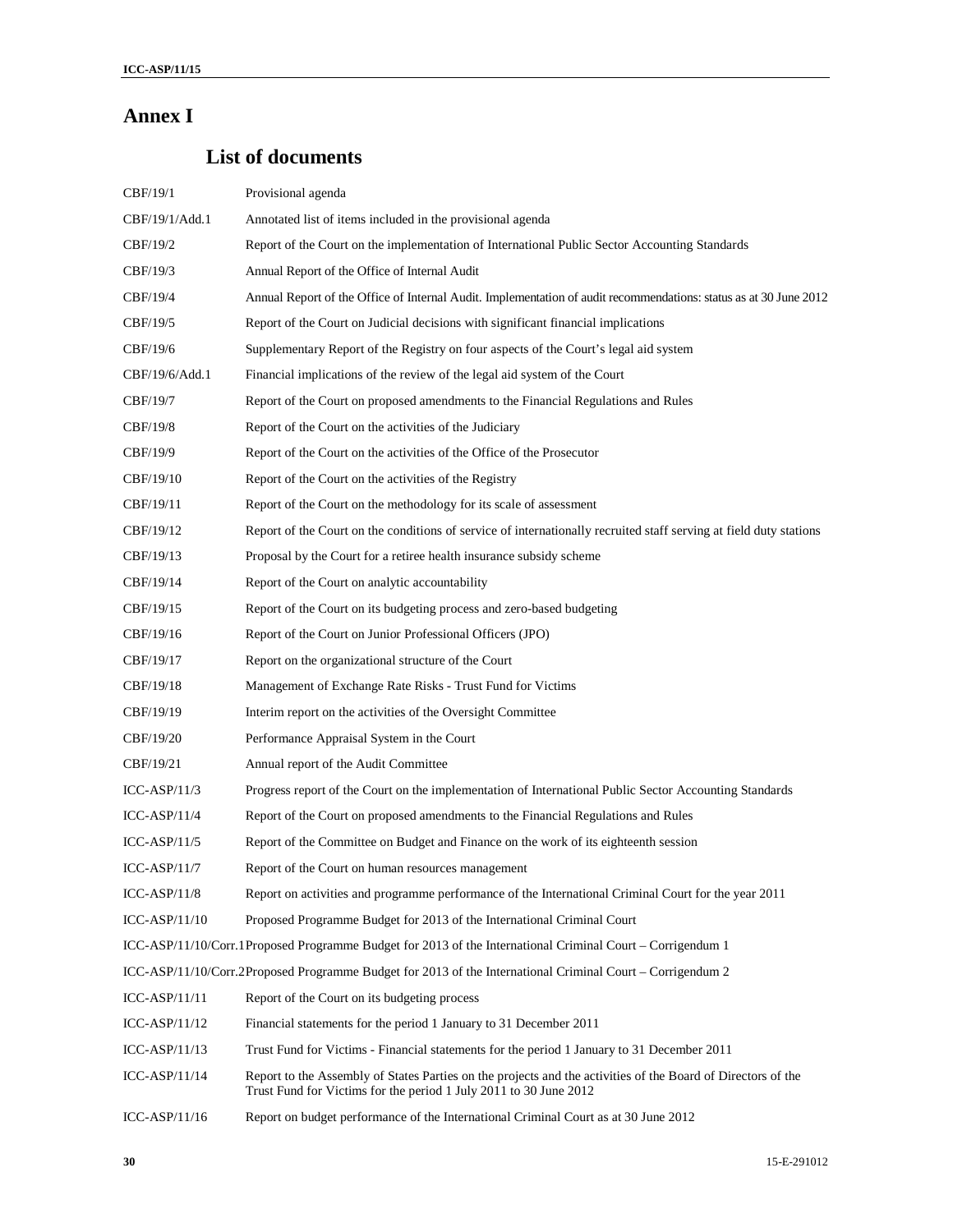# Annex I

## List of documents

| | |
|---|---|
| CBF/19/1 | Provisional agenda |
| CBF/19/1/Add.1 | Annotated list of items included in the provisional agenda |
| CBF/19/2 | Report of the Court on the implementation of International Public Sector Accounting Standards |
| CBF/19/3 | Annual Report of the Office of Internal Audit |
| CBF/19/4 | Annual Report of the Office of Internal Audit. Implementation of audit recommendations: status as at 30 June 2012 |
| CBF/19/5 | Report of the Court on Judicial decisions with significant financial implications |
| CBF/19/6 | Supplementary Report of the Registry on four aspects of the Court's legal aid system |
| CBF/19/6/Add.1 | Financial implications of the review of the legal aid system of the Court |
| CBF/19/7 | Report of the Court on proposed amendments to the Financial Regulations and Rules |
| CBF/19/8 | Report of the Court on the activities of the Judiciary |
| CBF/19/9 | Report of the Court on the activities of the Office of the Prosecutor |
| CBF/19/10 | Report of the Court on the activities of the Registry |
| CBF/19/11 | Report of the Court on the methodology for its scale of assessment |
| CBF/19/12 | Report of the Court on the conditions of service of internationally recruited staff serving at field duty stations |
| CBF/19/13 | Proposal by the Court for a retiree health insurance subsidy scheme |
| CBF/19/14 | Report of the Court on analytic accountability |
| CBF/19/15 | Report of the Court on its budgeting process and zero-based budgeting |
| CBF/19/16 | Report of the Court on Junior Professional Officers (JPO) |
| CBF/19/17 | Report on the organizational structure of the Court |
| CBF/19/18 | Management of Exchange Rate Risks - Trust Fund for Victims |
| CBF/19/19 | Interim report on the activities of the Oversight Committee |
| CBF/19/20 | Performance Appraisal System in the Court |
| CBF/19/21 | Annual report of the Audit Committee |
| ICC-ASP/11/3 | Progress report of the Court on the implementation of International Public Sector Accounting Standards |
| ICC-ASP/11/4 | Report of the Court on proposed amendments to the Financial Regulations and Rules |
| ICC-ASP/11/5 | Report of the Committee on Budget and Finance on the work of its eighteenth session |
| ICC-ASP/11/7 | Report of the Court on human resources management |
| ICC-ASP/11/8 | Report on activities and programme performance of the International Criminal Court for the year 2011 |
| ICC-ASP/11/10 | Proposed Programme Budget for 2013 of the International Criminal Court |
| ICC-ASP/11/10/Corr.1 | Proposed Programme Budget for 2013 of the International Criminal Court – Corrigendum 1 |
| ICC-ASP/11/10/Corr.2 | Proposed Programme Budget for 2013 of the International Criminal Court – Corrigendum 2 |
| ICC-ASP/11/11 | Report of the Court on its budgeting process |
| ICC-ASP/11/12 | Financial statements for the period 1 January to 31 December 2011 |
| ICC-ASP/11/13 | Trust Fund for Victims - Financial statements for the period 1 January to 31 December 2011 |
| ICC-ASP/11/14 | Report to the Assembly of States Parties on the projects and the activities of the Board of Directors of the Trust Fund for Victims for the period 1 July 2011 to 30 June 2012 |
| ICC-ASP/11/16 | Report on budget performance of the International Criminal Court as at 30 June 2012 |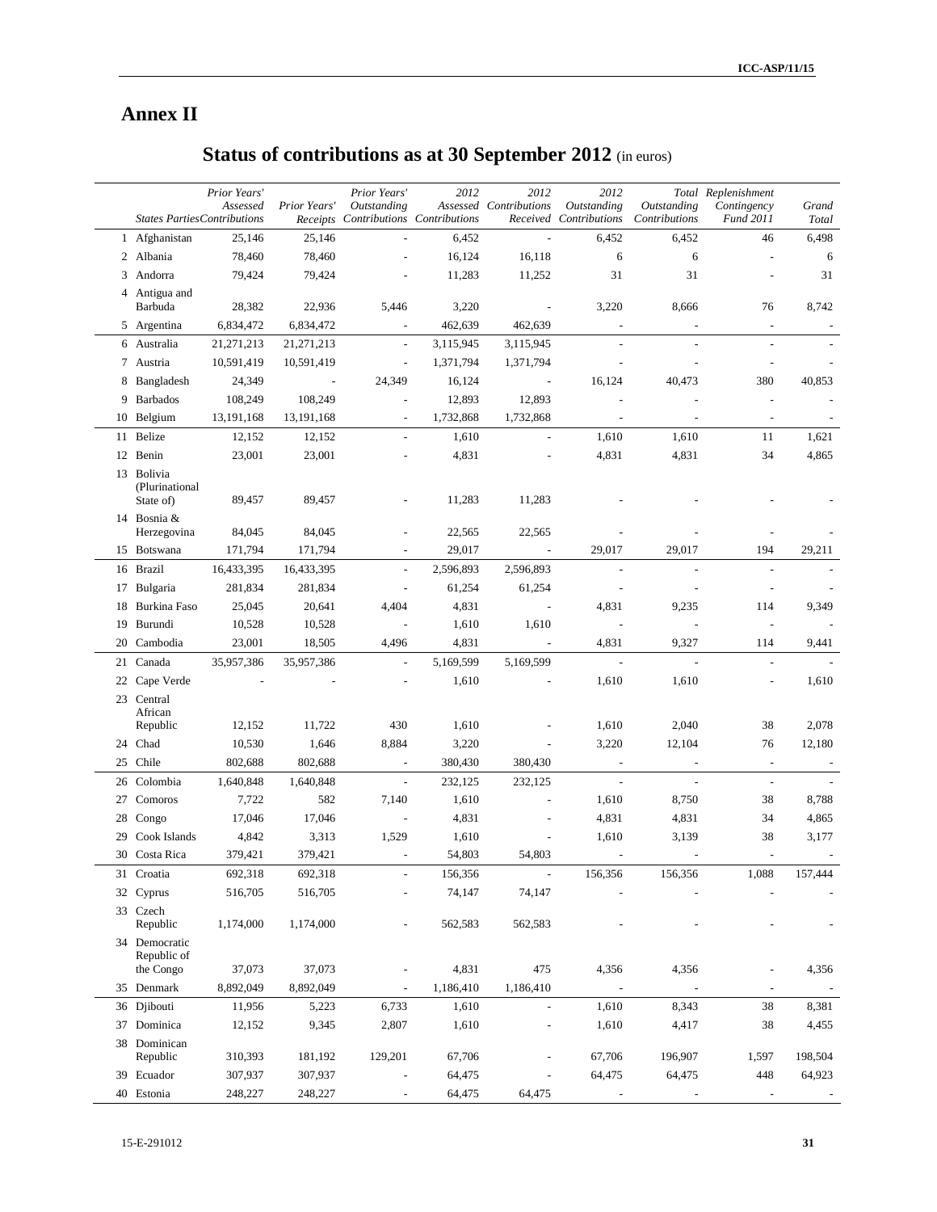# Annex II

## Status of contributions as at 30 September 2012 (in euros)

| | States Parties | Prior Years' Assessed Contributions | Prior Years' Receipts | Prior Years' Outstanding Contributions | 2012 Assessed Contributions | 2012 Contributions Received | 2012 Outstanding Contributions | Total Outstanding Contributions | Replenishment Contingency Fund 2011 | Grand Total |
|---|---|---|---|---|---|---|---|---|---|---|
| 1 | Afghanistan | 25,146 | 25,146 | - | 6,452 | - | 6,452 | 6,452 | 46 | 6,498 |
| 2 | Albania | 78,460 | 78,460 | - | 16,124 | 16,118 | 6 | 6 | - | 6 |
| 3 | Andorra | 79,424 | 79,424 | - | 11,283 | 11,252 | 31 | 31 | - | 31 |
| 4 | Antigua and Barbuda | 28,382 | 22,936 | 5,446 | 3,220 | - | 3,220 | 8,666 | 76 | 8,742 |
| 5 | Argentina | 6,834,472 | 6,834,472 | - | 462,639 | 462,639 | - | - | - | - |
| 6 | Australia | 21,271,213 | 21,271,213 | - | 3,115,945 | 3,115,945 | - | - | - | - |
| 7 | Austria | 10,591,419 | 10,591,419 | - | 1,371,794 | 1,371,794 | - | - | - | - |
| 8 | Bangladesh | 24,349 | - | 24,349 | 16,124 | - | 16,124 | 40,473 | 380 | 40,853 |
| 9 | Barbados | 108,249 | 108,249 | - | 12,893 | 12,893 | - | - | - | - |
| 10 | Belgium | 13,191,168 | 13,191,168 | - | 1,732,868 | 1,732,868 | - | - | - | - |
| 11 | Belize | 12,152 | 12,152 | - | 1,610 | - | 1,610 | 1,610 | 11 | 1,621 |
| 12 | Benin | 23,001 | 23,001 | - | 4,831 | - | 4,831 | 4,831 | 34 | 4,865 |
| 13 | Bolivia (Plurinational State of) | 89,457 | 89,457 | - | 11,283 | 11,283 | - | - | - | - |
| 14 | Bosnia & Herzegovina | 84,045 | 84,045 | - | 22,565 | 22,565 | - | - | - | - |
| 15 | Botswana | 171,794 | 171,794 | - | 29,017 | - | 29,017 | 29,017 | 194 | 29,211 |
| 16 | Brazil | 16,433,395 | 16,433,395 | - | 2,596,893 | 2,596,893 | - | - | - | - |
| 17 | Bulgaria | 281,834 | 281,834 | - | 61,254 | 61,254 | - | - | - | - |
| 18 | Burkina Faso | 25,045 | 20,641 | 4,404 | 4,831 | - | 4,831 | 9,235 | 114 | 9,349 |
| 19 | Burundi | 10,528 | 10,528 | - | 1,610 | 1,610 | - | - | - | - |
| 20 | Cambodia | 23,001 | 18,505 | 4,496 | 4,831 | - | 4,831 | 9,327 | 114 | 9,441 |
| 21 | Canada | 35,957,386 | 35,957,386 | - | 5,169,599 | 5,169,599 | - | - | - | - |
| 22 | Cape Verde | - | - | - | 1,610 | - | 1,610 | 1,610 | - | 1,610 |
| 23 | Central African Republic | 12,152 | 11,722 | 430 | 1,610 | - | 1,610 | 2,040 | 38 | 2,078 |
| 24 | Chad | 10,530 | 1,646 | 8,884 | 3,220 | - | 3,220 | 12,104 | 76 | 12,180 |
| 25 | Chile | 802,688 | 802,688 | - | 380,430 | 380,430 | - | - | - | - |
| 26 | Colombia | 1,640,848 | 1,640,848 | - | 232,125 | 232,125 | - | - | - | - |
| 27 | Comoros | 7,722 | 582 | 7,140 | 1,610 | - | 1,610 | 8,750 | 38 | 8,788 |
| 28 | Congo | 17,046 | 17,046 | - | 4,831 | - | 4,831 | 4,831 | 34 | 4,865 |
| 29 | Cook Islands | 4,842 | 3,313 | 1,529 | 1,610 | - | 1,610 | 3,139 | 38 | 3,177 |
| 30 | Costa Rica | 379,421 | 379,421 | - | 54,803 | 54,803 | - | - | - | - |
| 31 | Croatia | 692,318 | 692,318 | - | 156,356 | - | 156,356 | 156,356 | 1,088 | 157,444 |
| 32 | Cyprus | 516,705 | 516,705 | - | 74,147 | 74,147 | - | - | - | - |
| 33 | Czech Republic | 1,174,000 | 1,174,000 | - | 562,583 | 562,583 | - | - | - | - |
| 34 | Democratic Republic of the Congo | 37,073 | 37,073 | - | 4,831 | 475 | 4,356 | 4,356 | - | 4,356 |
| 35 | Denmark | 8,892,049 | 8,892,049 | - | 1,186,410 | 1,186,410 | - | - | - | - |
| 36 | Djibouti | 11,956 | 5,223 | 6,733 | 1,610 | - | 1,610 | 8,343 | 38 | 8,381 |
| 37 | Dominica | 12,152 | 9,345 | 2,807 | 1,610 | - | 1,610 | 4,417 | 38 | 4,455 |
| 38 | Dominican Republic | 310,393 | 181,192 | 129,201 | 67,706 | - | 67,706 | 196,907 | 1,597 | 198,504 |
| 39 | Ecuador | 307,937 | 307,937 | - | 64,475 | - | 64,475 | 64,475 | 448 | 64,923 |
| 40 | Estonia | 248,227 | 248,227 | - | 64,475 | 64,475 | - | - | - | - |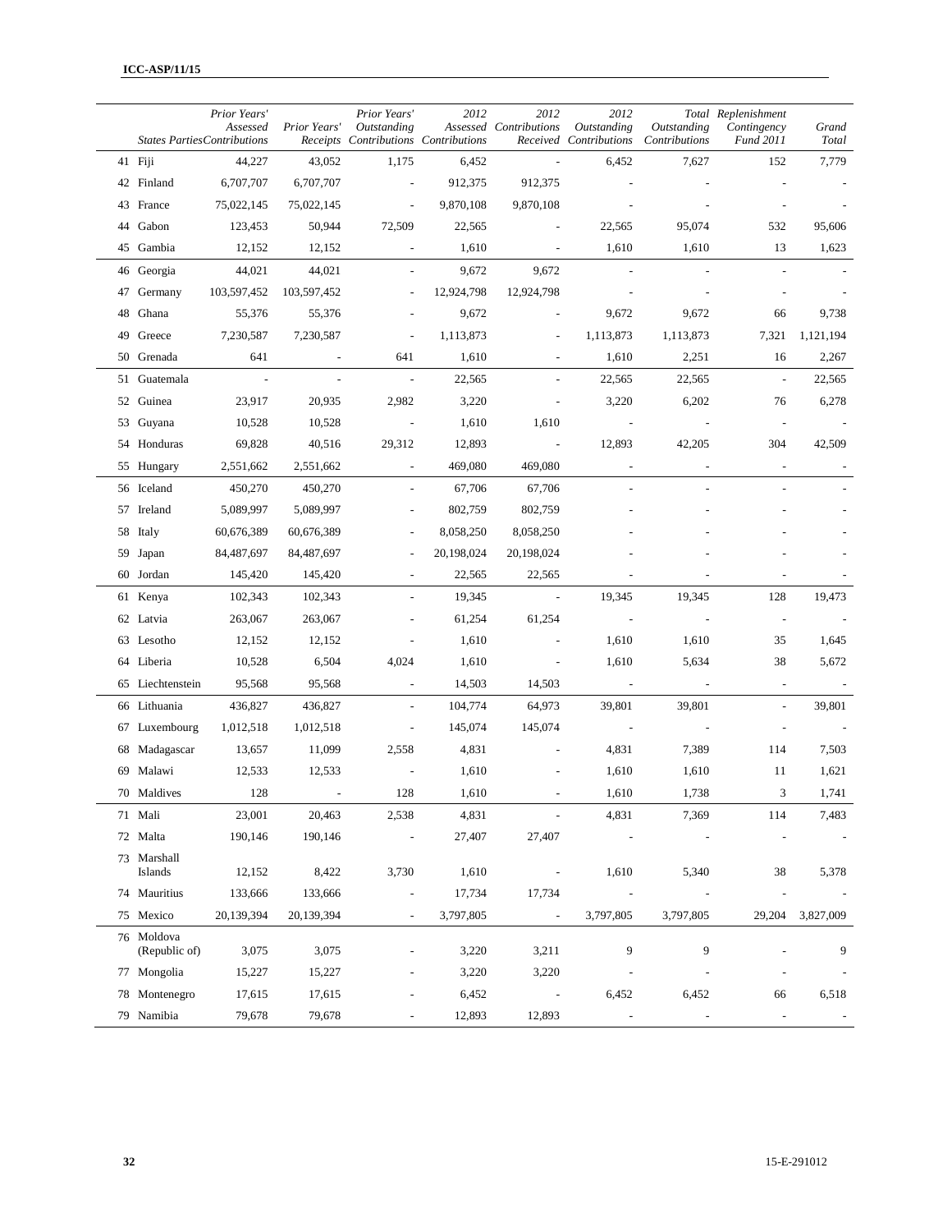| | States Parties | Prior Years' Assessed Contributions | Prior Years' Receipts | Prior Years' Outstanding Contributions | 2012 Assessed Contributions | 2012 Contributions Received | 2012 Outstanding Contributions | Total Outstanding Contributions | Replenishment Contingency Fund 2011 | Grand Total |
|---|---|---|---|---|---|---|---|---|---|---|
| 41 | Fiji | 44,227 | 43,052 | 1,175 | 6,452 | - | 6,452 | 7,627 | 152 | 7,779 |
| 42 | Finland | 6,707,707 | 6,707,707 | - | 912,375 | 912,375 | - | - | - | - |
| 43 | France | 75,022,145 | 75,022,145 | - | 9,870,108 | 9,870,108 | - | - | - | - |
| 44 | Gabon | 123,453 | 50,944 | 72,509 | 22,565 | - | 22,565 | 95,074 | 532 | 95,606 |
| 45 | Gambia | 12,152 | 12,152 | - | 1,610 | - | 1,610 | 1,610 | 13 | 1,623 |
| 46 | Georgia | 44,021 | 44,021 | - | 9,672 | 9,672 | - | - | - | - |
| 47 | Germany | 103,597,452 | 103,597,452 | - | 12,924,798 | 12,924,798 | - | - | - | - |
| 48 | Ghana | 55,376 | 55,376 | - | 9,672 | - | 9,672 | 9,672 | 66 | 9,738 |
| 49 | Greece | 7,230,587 | 7,230,587 | - | 1,113,873 | - | 1,113,873 | 1,113,873 | 7,321 | 1,121,194 |
| 50 | Grenada | 641 | - | 641 | 1,610 | - | 1,610 | 2,251 | 16 | 2,267 |
| 51 | Guatemala | - | - | - | 22,565 | - | 22,565 | 22,565 | - | 22,565 |
| 52 | Guinea | 23,917 | 20,935 | 2,982 | 3,220 | - | 3,220 | 6,202 | 76 | 6,278 |
| 53 | Guyana | 10,528 | 10,528 | - | 1,610 | 1,610 | - | - | - | - |
| 54 | Honduras | 69,828 | 40,516 | 29,312 | 12,893 | - | 12,893 | 42,205 | 304 | 42,509 |
| 55 | Hungary | 2,551,662 | 2,551,662 | - | 469,080 | 469,080 | - | - | - | - |
| 56 | Iceland | 450,270 | 450,270 | - | 67,706 | 67,706 | - | - | - | - |
| 57 | Ireland | 5,089,997 | 5,089,997 | - | 802,759 | 802,759 | - | - | - | - |
| 58 | Italy | 60,676,389 | 60,676,389 | - | 8,058,250 | 8,058,250 | - | - | - | - |
| 59 | Japan | 84,487,697 | 84,487,697 | - | 20,198,024 | 20,198,024 | - | - | - | - |
| 60 | Jordan | 145,420 | 145,420 | - | 22,565 | 22,565 | - | - | - | - |
| 61 | Kenya | 102,343 | 102,343 | - | 19,345 | - | 19,345 | 19,345 | 128 | 19,473 |
| 62 | Latvia | 263,067 | 263,067 | - | 61,254 | 61,254 | - | - | - | - |
| 63 | Lesotho | 12,152 | 12,152 | - | 1,610 | - | 1,610 | 1,610 | 35 | 1,645 |
| 64 | Liberia | 10,528 | 6,504 | 4,024 | 1,610 | - | 1,610 | 5,634 | 38 | 5,672 |
| 65 | Liechtenstein | 95,568 | 95,568 | - | 14,503 | 14,503 | - | - | - | - |
| 66 | Lithuania | 436,827 | 436,827 | - | 104,774 | 64,973 | 39,801 | 39,801 | - | 39,801 |
| 67 | Luxembourg | 1,012,518 | 1,012,518 | - | 145,074 | 145,074 | - | - | - | - |
| 68 | Madagascar | 13,657 | 11,099 | 2,558 | 4,831 | - | 4,831 | 7,389 | 114 | 7,503 |
| 69 | Malawi | 12,533 | 12,533 | - | 1,610 | - | 1,610 | 1,610 | 11 | 1,621 |
| 70 | Maldives | 128 | - | 128 | 1,610 | - | 1,610 | 1,738 | 3 | 1,741 |
| 71 | Mali | 23,001 | 20,463 | 2,538 | 4,831 | - | 4,831 | 7,369 | 114 | 7,483 |
| 72 | Malta | 190,146 | 190,146 | - | 27,407 | 27,407 | - | - | - | - |
| 73 | Marshall Islands | 12,152 | 8,422 | 3,730 | 1,610 | - | 1,610 | 5,340 | 38 | 5,378 |
| 74 | Mauritius | 133,666 | 133,666 | - | 17,734 | 17,734 | - | - | - | - |
| 75 | Mexico | 20,139,394 | 20,139,394 | - | 3,797,805 | - | 3,797,805 | 3,797,805 | 29,204 | 3,827,009 |
| 76 | Moldova (Republic of) | 3,075 | 3,075 | - | 3,220 | 3,211 | 9 | 9 | - | 9 |
| 77 | Mongolia | 15,227 | 15,227 | - | 3,220 | 3,220 | - | - | - | - |
| 78 | Montenegro | 17,615 | 17,615 | - | 6,452 | - | 6,452 | 6,452 | 66 | 6,518 |
| 79 | Namibia | 79,678 | 79,678 | - | 12,893 | 12,893 | - | - | - | - |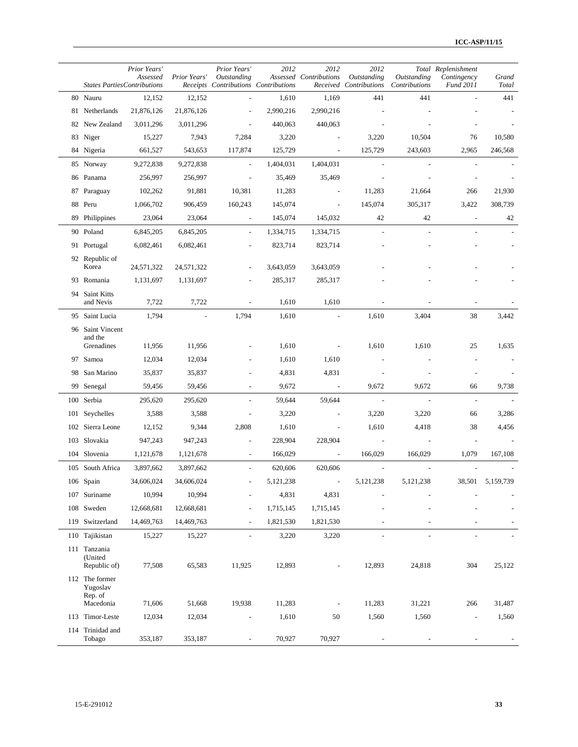| | States Parties | Prior Years' Assessed Contributions | Prior Years' Receipts | Prior Years' Outstanding Contributions | 2012 Assessed Contributions | 2012 Contributions Received | 2012 Outstanding Contributions | Total Outstanding Contributions | Replenishment Contingency Fund 2011 | Grand Total |
|---|---|---|---|---|---|---|---|---|---|---|
| 80 | Nauru | 12,152 | 12,152 | - | 1,610 | 1,169 | 441 | 441 | - | 441 |
| 81 | Netherlands | 21,876,126 | 21,876,126 | - | 2,990,216 | 2,990,216 | - | - | - | - |
| 82 | New Zealand | 3,011,296 | 3,011,296 | - | 440,063 | 440,063 | - | - | - | - |
| 83 | Niger | 15,227 | 7,943 | 7,284 | 3,220 | - | 3,220 | 10,504 | 76 | 10,580 |
| 84 | Nigeria | 661,527 | 543,653 | 117,874 | 125,729 | - | 125,729 | 243,603 | 2,965 | 246,568 |
| 85 | Norway | 9,272,838 | 9,272,838 | - | 1,404,031 | 1,404,031 | - | - | - | - |
| 86 | Panama | 256,997 | 256,997 | - | 35,469 | 35,469 | - | - | - | - |
| 87 | Paraguay | 102,262 | 91,881 | 10,381 | 11,283 | - | 11,283 | 21,664 | 266 | 21,930 |
| 88 | Peru | 1,066,702 | 906,459 | 160,243 | 145,074 | - | 145,074 | 305,317 | 3,422 | 308,739 |
| 89 | Philippines | 23,064 | 23,064 | - | 145,074 | 145,032 | 42 | 42 | - | 42 |
| 90 | Poland | 6,845,205 | 6,845,205 | - | 1,334,715 | 1,334,715 | - | - | - | - |
| 91 | Portugal | 6,082,461 | 6,082,461 | - | 823,714 | 823,714 | - | - | - | - |
| 92 | Republic of Korea | 24,571,322 | 24,571,322 | - | 3,643,059 | 3,643,059 | - | - | - | - |
| 93 | Romania | 1,131,697 | 1,131,697 | - | 285,317 | 285,317 | - | - | - | - |
| 94 | Saint Kitts and Nevis | 7,722 | 7,722 | - | 1,610 | 1,610 | - | - | - | - |
| 95 | Saint Lucia | 1,794 | - | 1,794 | 1,610 | - | 1,610 | 3,404 | 38 | 3,442 |
| 96 | Saint Vincent and the Grenadines | 11,956 | 11,956 | - | 1,610 | - | 1,610 | 1,610 | 25 | 1,635 |
| 97 | Samoa | 12,034 | 12,034 | - | 1,610 | 1,610 | - | - | - | - |
| 98 | San Marino | 35,837 | 35,837 | - | 4,831 | 4,831 | - | - | - | - |
| 99 | Senegal | 59,456 | 59,456 | - | 9,672 | - | 9,672 | 9,672 | 66 | 9,738 |
| 100 | Serbia | 295,620 | 295,620 | - | 59,644 | 59,644 | - | - | - | - |
| 101 | Seychelles | 3,588 | 3,588 | - | 3,220 | - | 3,220 | 3,220 | 66 | 3,286 |
| 102 | Sierra Leone | 12,152 | 9,344 | 2,808 | 1,610 | - | 1,610 | 4,418 | 38 | 4,456 |
| 103 | Slovakia | 947,243 | 947,243 | - | 228,904 | 228,904 | - | - | - | - |
| 104 | Slovenia | 1,121,678 | 1,121,678 | - | 166,029 | - | 166,029 | 166,029 | 1,079 | 167,108 |
| 105 | South Africa | 3,897,662 | 3,897,662 | - | 620,606 | 620,606 | - | - | - | - |
| 106 | Spain | 34,606,024 | 34,606,024 | - | 5,121,238 | - | 5,121,238 | 5,121,238 | 38,501 | 5,159,739 |
| 107 | Suriname | 10,994 | 10,994 | - | 4,831 | 4,831 | - | - | - | - |
| 108 | Sweden | 12,668,681 | 12,668,681 | - | 1,715,145 | 1,715,145 | - | - | - | - |
| 119 | Switzerland | 14,469,763 | 14,469,763 | - | 1,821,530 | 1,821,530 | - | - | - | - |
| 110 | Tajikistan | 15,227 | 15,227 | - | 3,220 | 3,220 | - | - | - | - |
| 111 | Tanzania (United Republic of) | 77,508 | 65,583 | 11,925 | 12,893 | - | 12,893 | 24,818 | 304 | 25,122 |
| 112 | The former Yugoslav Rep. of Macedonia | 71,606 | 51,668 | 19,938 | 11,283 | - | 11,283 | 31,221 | 266 | 31,487 |
| 113 | Timor-Leste | 12,034 | 12,034 | - | 1,610 | 50 | 1,560 | 1,560 | - | 1,560 |
| 114 | Trinidad and Tobago | 353,187 | 353,187 | - | 70,927 | 70,927 | - | - | - | - |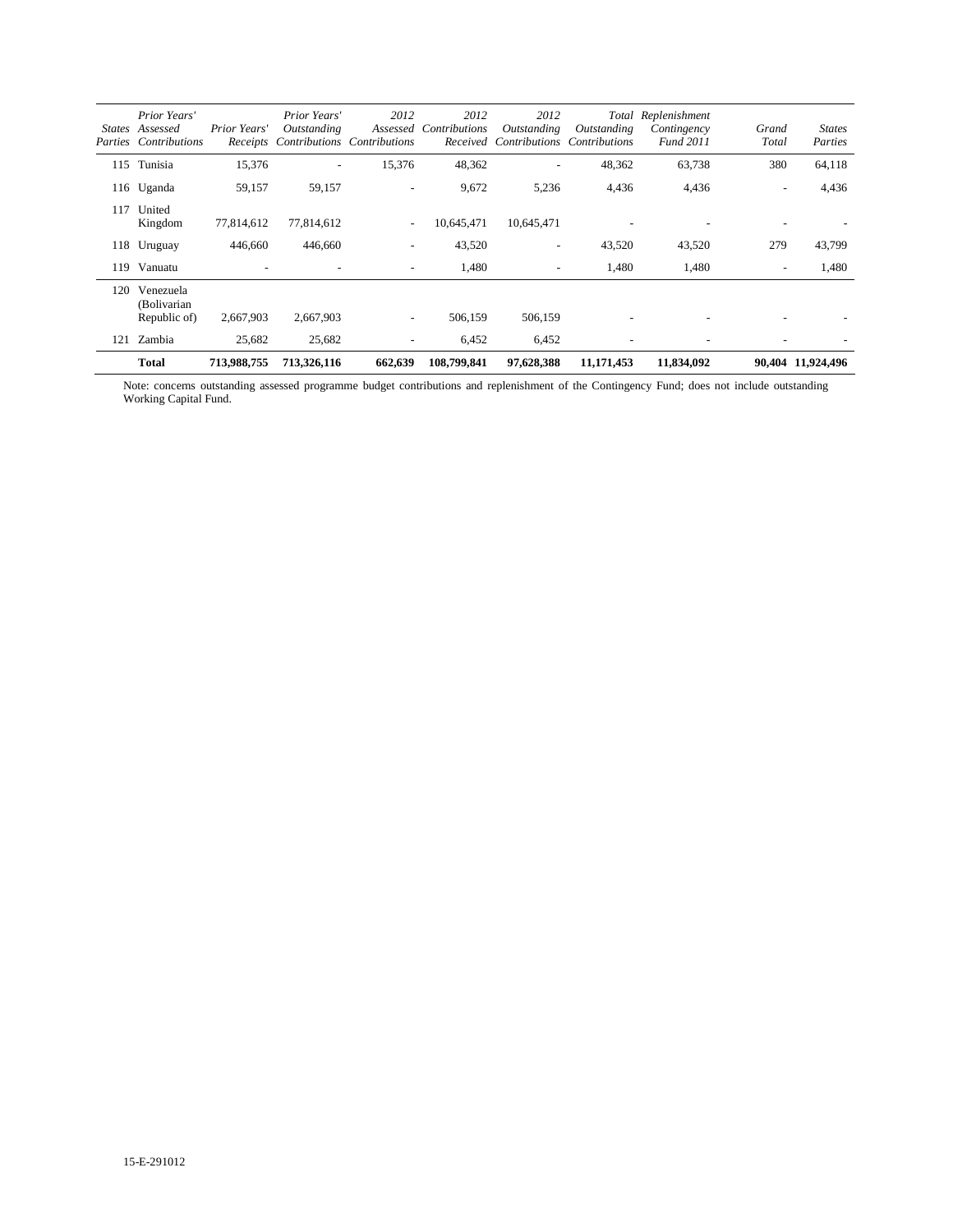| States Parties | | Prior Years' Assessed Contributions | Prior Years' Receipts | Prior Years' Outstanding Contributions | 2012 Assessed Contributions | 2012 Contributions Received | 2012 Outstanding Contributions | Total Outstanding Contributions | Replenishment Contingency Fund 2011 | Grand Total |
|---|---|---|---|---|---|---|---|---|---|---|
| 115 | Tunisia | 15,376 | - | 15,376 | 48,362 | - | 48,362 | 63,738 | 380 | 64,118 |
| 116 | Uganda | 59,157 | 59,157 | - | 9,672 | 5,236 | 4,436 | 4,436 | - | 4,436 |
| 117 | United Kingdom | 77,814,612 | 77,814,612 | - | 10,645,471 | 10,645,471 | - | - | - | - |
| 118 | Uruguay | 446,660 | 446,660 | - | 43,520 | - | 43,520 | 43,520 | 279 | 43,799 |
| 119 | Vanuatu | - | - | - | 1,480 | - | 1,480 | 1,480 | - | 1,480 |
| 120 | Venezuela (Bolivarian Republic of) | 2,667,903 | 2,667,903 | - | 506,159 | 506,159 | - | - | - | - |
| 121 | Zambia | 25,682 | 25,682 | - | 6,452 | 6,452 | - | - | - | - |
| | **Total** | **713,988,755** | **713,326,116** | **662,639** | **108,799,841** | **97,628,388** | **11,171,453** | **11,834,092** | **90,404** | **11,924,496** |

Note: concerns outstanding assessed programme budget contributions and replenishment of the Contingency Fund; does not include outstanding Working Capital Fund.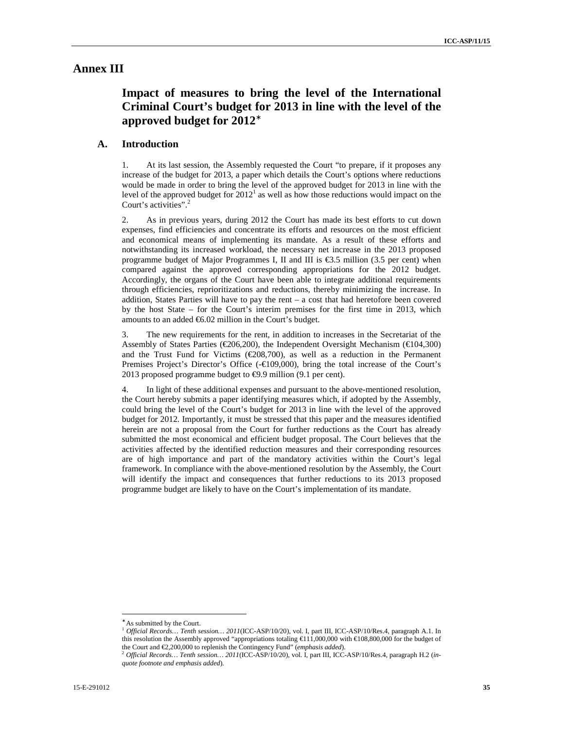# Annex III

## Impact of measures to bring the level of the International Criminal Court's budget for 2013 in line with the level of the approved budget for 2012*

### A. Introduction

1. At its last session, the Assembly requested the Court "to prepare, if it proposes any increase of the budget for 2013, a paper which details the Court's options where reductions would be made in order to bring the level of the approved budget for 2013 in line with the level of the approved budget for 2012[1] as well as how those reductions would impact on the Court's activities".[2]

2. As in previous years, during 2012 the Court has made its best efforts to cut down expenses, find efficiencies and concentrate its efforts and resources on the most efficient and economical means of implementing its mandate. As a result of these efforts and notwithstanding its increased workload, the necessary net increase in the 2013 proposed programme budget of Major Programmes I, II and III is €3.5 million (3.5 per cent) when compared against the approved corresponding appropriations for the 2012 budget. Accordingly, the organs of the Court have been able to integrate additional requirements through efficiencies, reprioritizations and reductions, thereby minimizing the increase. In addition, States Parties will have to pay the rent – a cost that had heretofore been covered by the host State – for the Court's interim premises for the first time in 2013, which amounts to an added €6.02 million in the Court's budget.

3. The new requirements for the rent, in addition to increases in the Secretariat of the Assembly of States Parties (€206,200), the Independent Oversight Mechanism (€104,300) and the Trust Fund for Victims (€208,700), as well as a reduction in the Permanent Premises Project's Director's Office (-€109,000), bring the total increase of the Court's 2013 proposed programme budget to €9.9 million (9.1 per cent).

4. In light of these additional expenses and pursuant to the above-mentioned resolution, the Court hereby submits a paper identifying measures which, if adopted by the Assembly, could bring the level of the Court's budget for 2013 in line with the level of the approved budget for 2012. Importantly, it must be stressed that this paper and the measures identified herein are not a proposal from the Court for further reductions as the Court has already submitted the most economical and efficient budget proposal. The Court believes that the activities affected by the identified reduction measures and their corresponding resources are of high importance and part of the mandatory activities within the Court's legal framework. In compliance with the above-mentioned resolution by the Assembly, the Court will identify the impact and consequences that further reductions to its 2013 proposed programme budget are likely to have on the Court's implementation of its mandate.

---

* As submitted by the Court.

[1] *Official Records… Tenth session… 2011*(ICC-ASP/10/20), vol. I, part III, ICC-ASP/10/Res.4, paragraph A.1. In this resolution the Assembly approved "appropriations totaling €111,000,000 with €108,800,000 for the budget of the Court and €2,200,000 to replenish the Contingency Fund" (*emphasis added*).

[2] *Official Records… Tenth session… 2011*(ICC-ASP/10/20), vol. I, part III, ICC-ASP/10/Res.4, paragraph H.2 (*in-quote footnote and emphasis added*).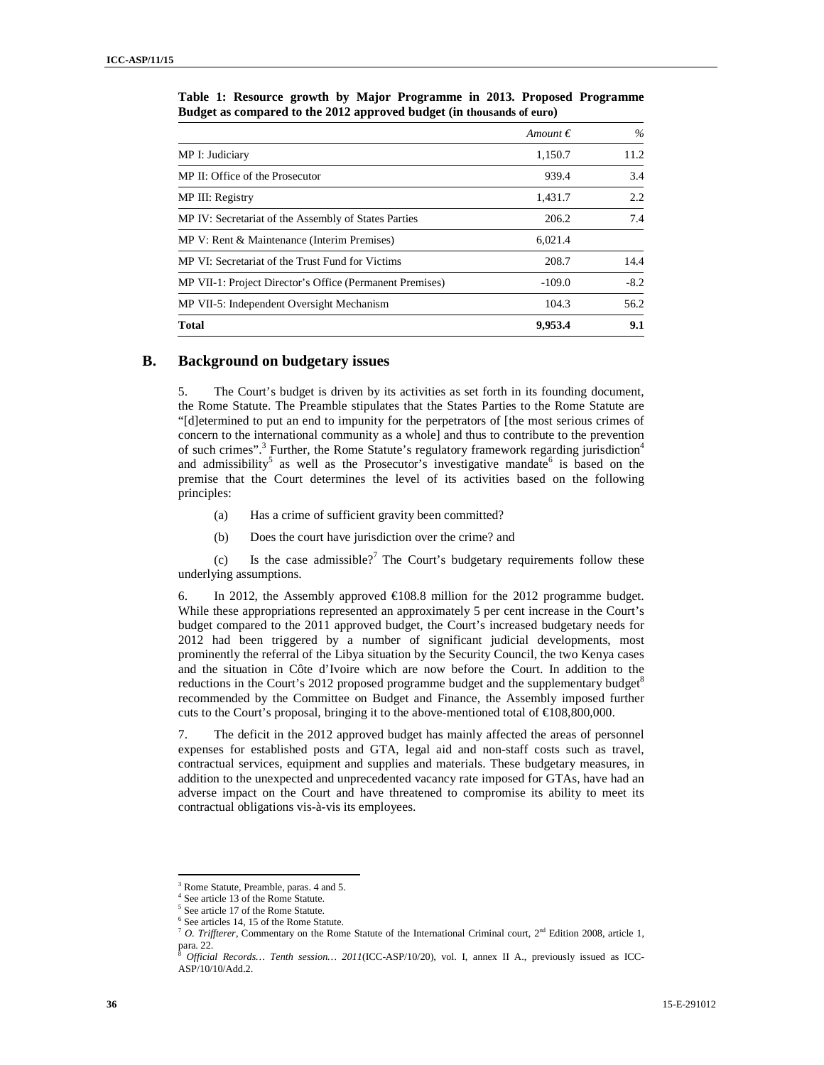**Table 1: Resource growth by Major Programme in 2013. Proposed Programme Budget as compared to the 2012 approved budget (in thousands of euro)**

| | *Amount €* | *%* |
|---|---|---|
| MP I: Judiciary | 1,150.7 | 11.2 |
| MP II: Office of the Prosecutor | 939.4 | 3.4 |
| MP III: Registry | 1,431.7 | 2.2 |
| MP IV: Secretariat of the Assembly of States Parties | 206.2 | 7.4 |
| MP V: Rent & Maintenance (Interim Premises) | 6,021.4 | |
| MP VI: Secretariat of the Trust Fund for Victims | 208.7 | 14.4 |
| MP VII-1: Project Director's Office (Permanent Premises) | -109.0 | -8.2 |
| MP VII-5: Independent Oversight Mechanism | 104.3 | 56.2 |
| **Total** | **9,953.4** | **9.1** |

## B. Background on budgetary issues

5. The Court's budget is driven by its activities as set forth in its founding document, the Rome Statute. The Preamble stipulates that the States Parties to the Rome Statute are "[d]etermined to put an end to impunity for the perpetrators of [the most serious crimes of concern to the international community as a whole] and thus to contribute to the prevention of such crimes".[3] Further, the Rome Statute's regulatory framework regarding jurisdiction[4] and admissibility[5] as well as the Prosecutor's investigative mandate[6] is based on the premise that the Court determines the level of its activities based on the following principles:

(a) Has a crime of sufficient gravity been committed?

(b) Does the court have jurisdiction over the crime? and

(c) Is the case admissible?[7] The Court's budgetary requirements follow these underlying assumptions.

6. In 2012, the Assembly approved €108.8 million for the 2012 programme budget. While these appropriations represented an approximately 5 per cent increase in the Court's budget compared to the 2011 approved budget, the Court's increased budgetary needs for 2012 had been triggered by a number of significant judicial developments, most prominently the referral of the Libya situation by the Security Council, the two Kenya cases and the situation in Côte d'Ivoire which are now before the Court. In addition to the reductions in the Court's 2012 proposed programme budget and the supplementary budget[8] recommended by the Committee on Budget and Finance, the Assembly imposed further cuts to the Court's proposal, bringing it to the above-mentioned total of €108,800,000.

7. The deficit in the 2012 approved budget has mainly affected the areas of personnel expenses for established posts and GTA, legal aid and non-staff costs such as travel, contractual services, equipment and supplies and materials. These budgetary measures, in addition to the unexpected and unprecedented vacancy rate imposed for GTAs, have had an adverse impact on the Court and have threatened to compromise its ability to meet its contractual obligations vis-à-vis its employees.

---

[3] Rome Statute, Preamble, paras. 4 and 5.

[4] See article 13 of the Rome Statute.

[5] See article 17 of the Rome Statute.

[6] See articles 14, 15 of the Rome Statute.

[7] *O. Triffterer*, Commentary on the Rome Statute of the International Criminal court, 2nd Edition 2008, article 1, para. 22.

[8] *Official Records… Tenth session… 2011*(ICC-ASP/10/20), vol. I, annex II A., previously issued as ICC-ASP/10/10/Add.2.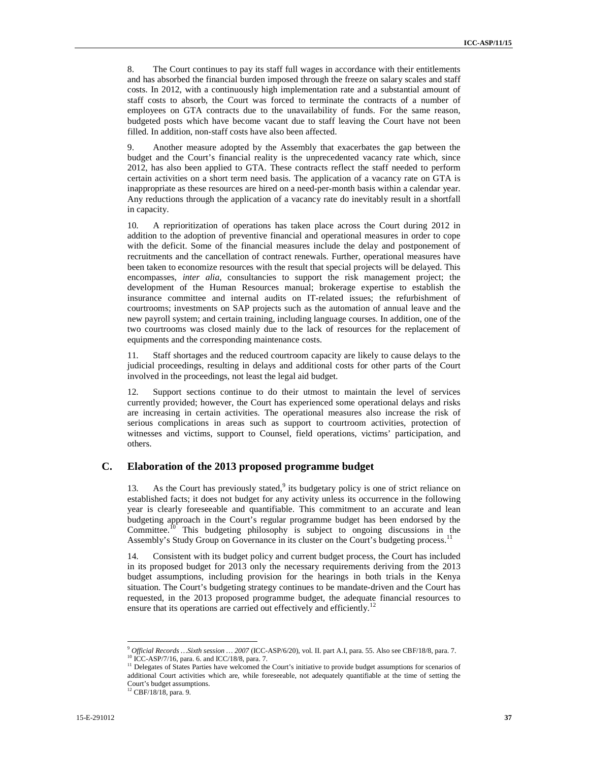8. The Court continues to pay its staff full wages in accordance with their entitlements and has absorbed the financial burden imposed through the freeze on salary scales and staff costs. In 2012, with a continuously high implementation rate and a substantial amount of staff costs to absorb, the Court was forced to terminate the contracts of a number of employees on GTA contracts due to the unavailability of funds. For the same reason, budgeted posts which have become vacant due to staff leaving the Court have not been filled. In addition, non-staff costs have also been affected.

9. Another measure adopted by the Assembly that exacerbates the gap between the budget and the Court's financial reality is the unprecedented vacancy rate which, since 2012, has also been applied to GTA. These contracts reflect the staff needed to perform certain activities on a short term need basis. The application of a vacancy rate on GTA is inappropriate as these resources are hired on a need-per-month basis within a calendar year. Any reductions through the application of a vacancy rate do inevitably result in a shortfall in capacity.

10. A reprioritization of operations has taken place across the Court during 2012 in addition to the adoption of preventive financial and operational measures in order to cope with the deficit. Some of the financial measures include the delay and postponement of recruitments and the cancellation of contract renewals. Further, operational measures have been taken to economize resources with the result that special projects will be delayed. This encompasses, *inter alia*, consultancies to support the risk management project; the development of the Human Resources manual; brokerage expertise to establish the insurance committee and internal audits on IT-related issues; the refurbishment of courtrooms; investments on SAP projects such as the automation of annual leave and the new payroll system; and certain training, including language courses. In addition, one of the two courtrooms was closed mainly due to the lack of resources for the replacement of equipments and the corresponding maintenance costs.

11. Staff shortages and the reduced courtroom capacity are likely to cause delays to the judicial proceedings, resulting in delays and additional costs for other parts of the Court involved in the proceedings, not least the legal aid budget.

12. Support sections continue to do their utmost to maintain the level of services currently provided; however, the Court has experienced some operational delays and risks are increasing in certain activities. The operational measures also increase the risk of serious complications in areas such as support to courtroom activities, protection of witnesses and victims, support to Counsel, field operations, victims' participation, and others.

## C. Elaboration of the 2013 proposed programme budget

13. As the Court has previously stated,[9] its budgetary policy is one of strict reliance on established facts; it does not budget for any activity unless its occurrence in the following year is clearly foreseeable and quantifiable. This commitment to an accurate and lean budgeting approach in the Court's regular programme budget has been endorsed by the Committee.[10] This budgeting philosophy is subject to ongoing discussions in the Assembly's Study Group on Governance in its cluster on the Court's budgeting process.[11]

14. Consistent with its budget policy and current budget process, the Court has included in its proposed budget for 2013 only the necessary requirements deriving from the 2013 budget assumptions, including provision for the hearings in both trials in the Kenya situation. The Court's budgeting strategy continues to be mandate-driven and the Court has requested, in the 2013 proposed programme budget, the adequate financial resources to ensure that its operations are carried out effectively and efficiently.[12]

---

[9] *Official Records …Sixth session … 2007* (ICC-ASP/6/20), vol. II. part A.I, para. 55. Also see CBF/18/8, para. 7.

[10] ICC-ASP/7/16, para. 6. and ICC/18/8, para. 7.

[11] Delegates of States Parties have welcomed the Court's initiative to provide budget assumptions for scenarios of additional Court activities which are, while foreseeable, not adequately quantifiable at the time of setting the Court's budget assumptions.

[12] CBF/18/18, para. 9.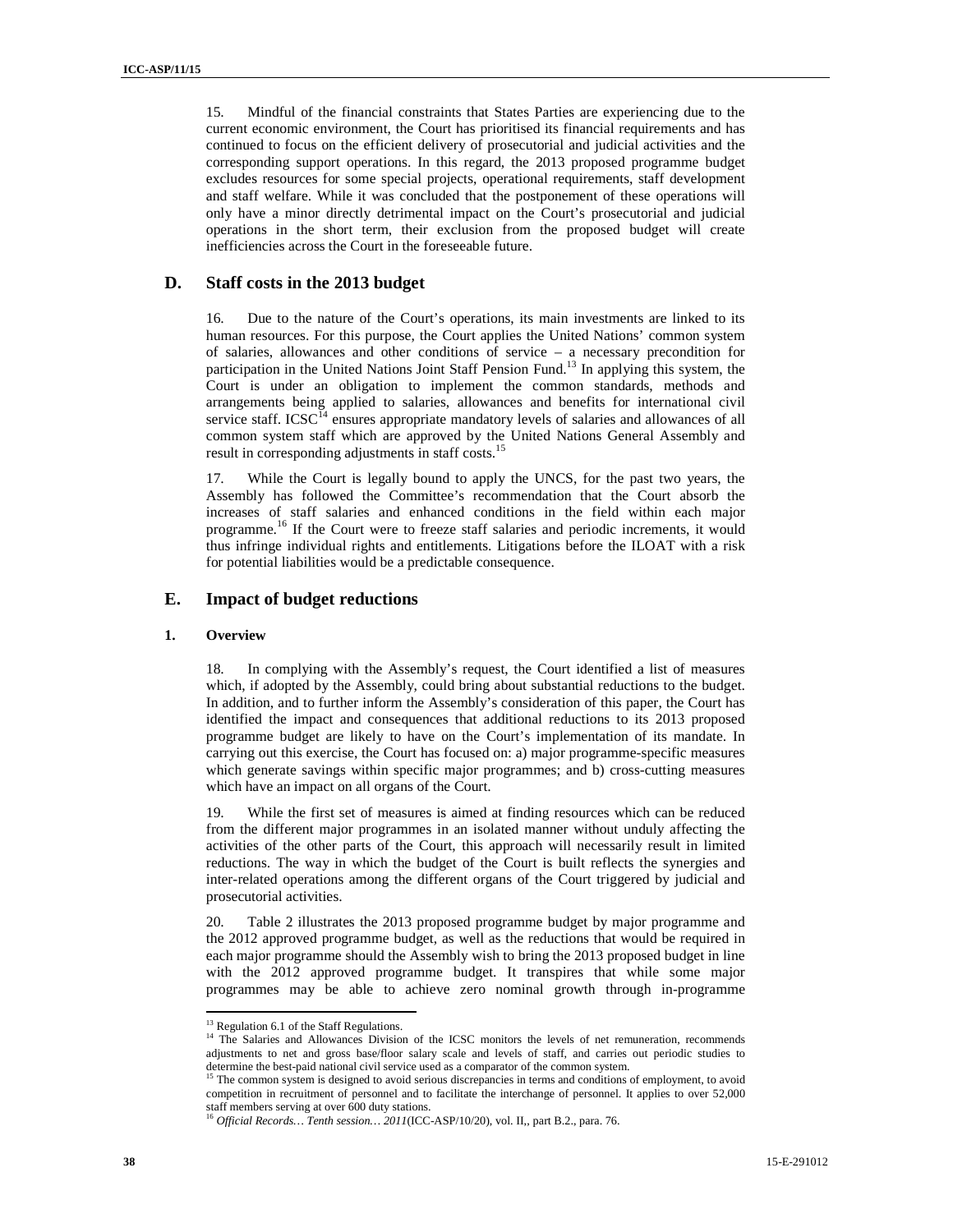15. Mindful of the financial constraints that States Parties are experiencing due to the current economic environment, the Court has prioritised its financial requirements and has continued to focus on the efficient delivery of prosecutorial and judicial activities and the corresponding support operations. In this regard, the 2013 proposed programme budget excludes resources for some special projects, operational requirements, staff development and staff welfare. While it was concluded that the postponement of these operations will only have a minor directly detrimental impact on the Court's prosecutorial and judicial operations in the short term, their exclusion from the proposed budget will create inefficiencies across the Court in the foreseeable future.

## D. Staff costs in the 2013 budget

16. Due to the nature of the Court's operations, its main investments are linked to its human resources. For this purpose, the Court applies the United Nations' common system of salaries, allowances and other conditions of service – a necessary precondition for participation in the United Nations Joint Staff Pension Fund.[13] In applying this system, the Court is under an obligation to implement the common standards, methods and arrangements being applied to salaries, allowances and benefits for international civil service staff. ICSC[14] ensures appropriate mandatory levels of salaries and allowances of all common system staff which are approved by the United Nations General Assembly and result in corresponding adjustments in staff costs.[15]

17. While the Court is legally bound to apply the UNCS, for the past two years, the Assembly has followed the Committee's recommendation that the Court absorb the increases of staff salaries and enhanced conditions in the field within each major programme.[16] If the Court were to freeze staff salaries and periodic increments, it would thus infringe individual rights and entitlements. Litigations before the ILOAT with a risk for potential liabilities would be a predictable consequence.

## E. Impact of budget reductions

### 1. Overview

18. In complying with the Assembly's request, the Court identified a list of measures which, if adopted by the Assembly, could bring about substantial reductions to the budget. In addition, and to further inform the Assembly's consideration of this paper, the Court has identified the impact and consequences that additional reductions to its 2013 proposed programme budget are likely to have on the Court's implementation of its mandate. In carrying out this exercise, the Court has focused on: a) major programme-specific measures which generate savings within specific major programmes; and b) cross-cutting measures which have an impact on all organs of the Court.

19. While the first set of measures is aimed at finding resources which can be reduced from the different major programmes in an isolated manner without unduly affecting the activities of the other parts of the Court, this approach will necessarily result in limited reductions. The way in which the budget of the Court is built reflects the synergies and inter-related operations among the different organs of the Court triggered by judicial and prosecutorial activities.

20. Table 2 illustrates the 2013 proposed programme budget by major programme and the 2012 approved programme budget, as well as the reductions that would be required in each major programme should the Assembly wish to bring the 2013 proposed budget in line with the 2012 approved programme budget. It transpires that while some major programmes may be able to achieve zero nominal growth through in-programme

---

[13] Regulation 6.1 of the Staff Regulations.

[14] The Salaries and Allowances Division of the ICSC monitors the levels of net remuneration, recommends adjustments to net and gross base/floor salary scale and levels of staff, and carries out periodic studies to determine the best-paid national civil service used as a comparator of the common system.

[15] The common system is designed to avoid serious discrepancies in terms and conditions of employment, to avoid competition in recruitment of personnel and to facilitate the interchange of personnel. It applies to over 52,000 staff members serving at over 600 duty stations.

[16] *Official Records… Tenth session… 2011*(ICC-ASP/10/20), vol. II,, part B.2., para. 76.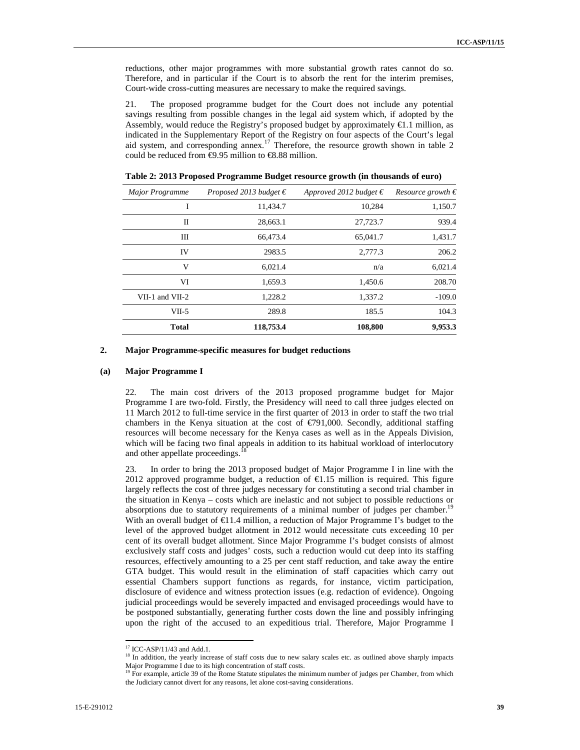reductions, other major programmes with more substantial growth rates cannot do so. Therefore, and in particular if the Court is to absorb the rent for the interim premises, Court-wide cross-cutting measures are necessary to make the required savings.

21. The proposed programme budget for the Court does not include any potential savings resulting from possible changes in the legal aid system which, if adopted by the Assembly, would reduce the Registry's proposed budget by approximately €1.1 million, as indicated in the Supplementary Report of the Registry on four aspects of the Court's legal aid system, and corresponding annex.[17] Therefore, the resource growth shown in table 2 could be reduced from €9.95 million to €8.88 million.

**Table 2: 2013 Proposed Programme Budget resource growth (in thousands of euro)**

| *Major Programme* | *Proposed 2013 budget €* | *Approved 2012 budget €* | *Resource growth €* |
|---|---|---|---|
| I | 11,434.7 | 10,284 | 1,150.7 |
| II | 28,663.1 | 27,723.7 | 939.4 |
| III | 66,473.4 | 65,041.7 | 1,431.7 |
| IV | 2983.5 | 2,777.3 | 206.2 |
| V | 6,021.4 | n/a | 6,021.4 |
| VI | 1,659.3 | 1,450.6 | 208.70 |
| VII-1 and VII-2 | 1,228.2 | 1,337.2 | -109.0 |
| VII-5 | 289.8 | 185.5 | 104.3 |
| **Total** | **118,753.4** | **108,800** | **9,953.3** |

## 2. Major Programme-specific measures for budget reductions

### (a) Major Programme I

22. The main cost drivers of the 2013 proposed programme budget for Major Programme I are two-fold. Firstly, the Presidency will need to call three judges elected on 11 March 2012 to full-time service in the first quarter of 2013 in order to staff the two trial chambers in the Kenya situation at the cost of €791,000. Secondly, additional staffing resources will become necessary for the Kenya cases as well as in the Appeals Division, which will be facing two final appeals in addition to its habitual workload of interlocutory and other appellate proceedings.[18]

23. In order to bring the 2013 proposed budget of Major Programme I in line with the 2012 approved programme budget, a reduction of €1.15 million is required. This figure largely reflects the cost of three judges necessary for constituting a second trial chamber in the situation in Kenya – costs which are inelastic and not subject to possible reductions or absorptions due to statutory requirements of a minimal number of judges per chamber.[19] With an overall budget of €11.4 million, a reduction of Major Programme I's budget to the level of the approved budget allotment in 2012 would necessitate cuts exceeding 10 per cent of its overall budget allotment. Since Major Programme I's budget consists of almost exclusively staff costs and judges' costs, such a reduction would cut deep into its staffing resources, effectively amounting to a 25 per cent staff reduction, and take away the entire GTA budget. This would result in the elimination of staff capacities which carry out essential Chambers support functions as regards, for instance, victim participation, disclosure of evidence and witness protection issues (e.g. redaction of evidence). Ongoing judicial proceedings would be severely impacted and envisaged proceedings would have to be postponed substantially, generating further costs down the line and possibly infringing upon the right of the accused to an expeditious trial. Therefore, Major Programme I

---

[17] ICC-ASP/11/43 and Add.1.

[18] In addition, the yearly increase of staff costs due to new salary scales etc. as outlined above sharply impacts Major Programme I due to its high concentration of staff costs.

[19] For example, article 39 of the Rome Statute stipulates the minimum number of judges per Chamber, from which the Judiciary cannot divert for any reasons, let alone cost-saving considerations.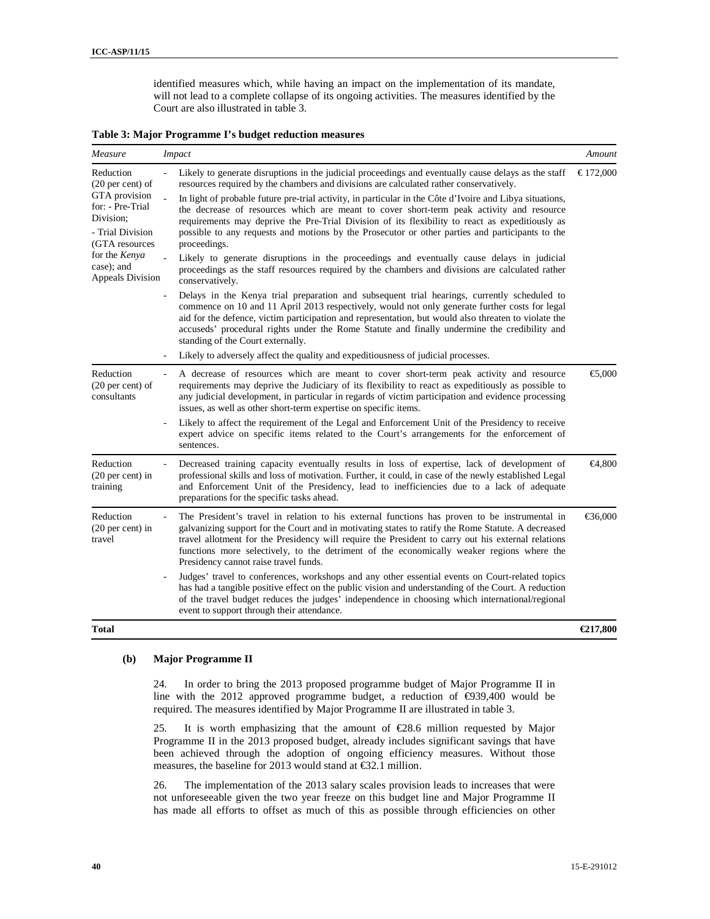identified measures which, while having an impact on the implementation of its mandate, will not lead to a complete collapse of its ongoing activities. The measures identified by the Court are also illustrated in table 3.

**Table 3: Major Programme I's budget reduction measures**

| *Measure* | *Impact* | *Amount* |
|---|---|---|
| Reduction (20 per cent) of GTA provision for: - Pre-Trial Division; - Trial Division (GTA resources for the *Kenya* case); and Appeals Division | - Likely to generate disruptions in the judicial proceedings and eventually cause delays as the staff resources required by the chambers and divisions are calculated rather conservatively.<br>- In light of probable future pre-trial activity, in particular in the Côte d'Ivoire and Libya situations, the decrease of resources which are meant to cover short-term peak activity and resource requirements may deprive the Pre-Trial Division of its flexibility to react as expeditiously as possible to any requests and motions by the Prosecutor or other parties and participants to the proceedings.<br>- Likely to generate disruptions in the proceedings and eventually cause delays in judicial proceedings as the staff resources required by the chambers and divisions are calculated rather conservatively.<br>- Delays in the Kenya trial preparation and subsequent trial hearings, currently scheduled to commence on 10 and 11 April 2013 respectively, would not only generate further costs for legal aid for the defence, victim participation and representation, but would also threaten to violate the accuseds' procedural rights under the Rome Statute and finally undermine the credibility and standing of the Court externally.<br>- Likely to adversely affect the quality and expeditiousness of judicial processes. | € 172,000 |
| Reduction (20 per cent) of consultants | - A decrease of resources which are meant to cover short-term peak activity and resource requirements may deprive the Judiciary of its flexibility to react as expeditiously as possible to any judicial development, in particular in regards of victim participation and evidence processing issues, as well as other short-term expertise on specific items.<br>- Likely to affect the requirement of the Legal and Enforcement Unit of the Presidency to receive expert advice on specific items related to the Court's arrangements for the enforcement of sentences. | €5,000 |
| Reduction (20 per cent) in training | - Decreased training capacity eventually results in loss of expertise, lack of development of professional skills and loss of motivation. Further, it could, in case of the newly established Legal and Enforcement Unit of the Presidency, lead to inefficiencies due to a lack of adequate preparations for the specific tasks ahead. | €4,800 |
| Reduction (20 per cent) in travel | - The President's travel in relation to his external functions has proven to be instrumental in galvanizing support for the Court and in motivating states to ratify the Rome Statute. A decreased travel allotment for the Presidency will require the President to carry out his external relations functions more selectively, to the detriment of the economically weaker regions where the Presidency cannot raise travel funds.<br>- Judges' travel to conferences, workshops and any other essential events on Court-related topics has had a tangible positive effect on the public vision and understanding of the Court. A reduction of the travel budget reduces the judges' independence in choosing which international/regional event to support through their attendance. | €36,000 |
| **Total** | | **€217,800** |

#### (b) Major Programme II

24. In order to bring the 2013 proposed programme budget of Major Programme II in line with the 2012 approved programme budget, a reduction of €939,400 would be required. The measures identified by Major Programme II are illustrated in table 3.

25. It is worth emphasizing that the amount of €28.6 million requested by Major Programme II in the 2013 proposed budget, already includes significant savings that have been achieved through the adoption of ongoing efficiency measures. Without those measures, the baseline for 2013 would stand at €32.1 million.

26. The implementation of the 2013 salary scales provision leads to increases that were not unforeseeable given the two year freeze on this budget line and Major Programme II has made all efforts to offset as much of this as possible through efficiencies on other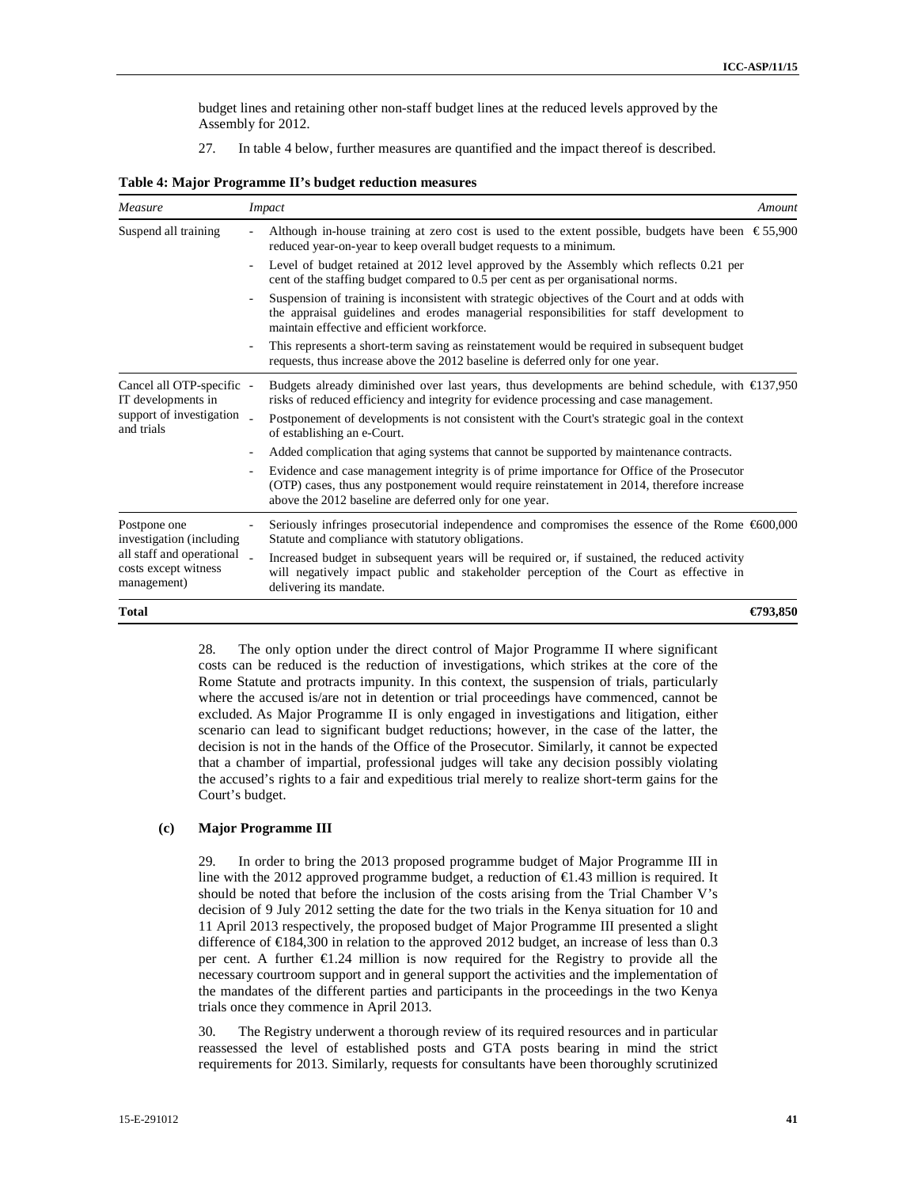budget lines and retaining other non-staff budget lines at the reduced levels approved by the Assembly for 2012.

27. In table 4 below, further measures are quantified and the impact thereof is described.

**Table 4: Major Programme II's budget reduction measures**

| *Measure* | *Impact* | *Amount* |
|---|---|---|
| Suspend all training | - Although in-house training at zero cost is used to the extent possible, budgets have been reduced year-on-year to keep overall budget requests to a minimum.<br>- Level of budget retained at 2012 level approved by the Assembly which reflects 0.21 per cent of the staffing budget compared to 0.5 per cent as per organisational norms.<br>- Suspension of training is inconsistent with strategic objectives of the Court and at odds with the appraisal guidelines and erodes managerial responsibilities for staff development to maintain effective and efficient workforce.<br>- This represents a short-term saving as reinstatement would be required in subsequent budget requests, thus increase above the 2012 baseline is deferred only for one year. | € 55,900 |
| Cancel all OTP-specific IT developments in support of investigation and trials | - Budgets already diminished over last years, thus developments are behind schedule, with risks of reduced efficiency and integrity for evidence processing and case management.<br>- Postponement of developments is not consistent with the Court's strategic goal in the context of establishing an e-Court.<br>- Added complication that aging systems that cannot be supported by maintenance contracts.<br>- Evidence and case management integrity is of prime importance for Office of the Prosecutor (OTP) cases, thus any postponement would require reinstatement in 2014, therefore increase above the 2012 baseline are deferred only for one year. | €137,950 |
| Postpone one investigation (including all staff and operational costs except witness management) | - Seriously infringes prosecutorial independence and compromises the essence of the Rome Statute and compliance with statutory obligations.<br>- Increased budget in subsequent years will be required or, if sustained, the reduced activity will negatively impact public and stakeholder perception of the Court as effective in delivering its mandate. | €600,000 |
| **Total** | | **€793,850** |

28. The only option under the direct control of Major Programme II where significant costs can be reduced is the reduction of investigations, which strikes at the core of the Rome Statute and protracts impunity. In this context, the suspension of trials, particularly where the accused is/are not in detention or trial proceedings have commenced, cannot be excluded. As Major Programme II is only engaged in investigations and litigation, either scenario can lead to significant budget reductions; however, in the case of the latter, the decision is not in the hands of the Office of the Prosecutor. Similarly, it cannot be expected that a chamber of impartial, professional judges will take any decision possibly violating the accused's rights to a fair and expeditious trial merely to realize short-term gains for the Court's budget.

### (c) Major Programme III

29. In order to bring the 2013 proposed programme budget of Major Programme III in line with the 2012 approved programme budget, a reduction of €1.43 million is required. It should be noted that before the inclusion of the costs arising from the Trial Chamber V's decision of 9 July 2012 setting the date for the two trials in the Kenya situation for 10 and 11 April 2013 respectively, the proposed budget of Major Programme III presented a slight difference of €184,300 in relation to the approved 2012 budget, an increase of less than 0.3 per cent. A further €1.24 million is now required for the Registry to provide all the necessary courtroom support and in general support the activities and the implementation of the mandates of the different parties and participants in the proceedings in the two Kenya trials once they commence in April 2013.

30. The Registry underwent a thorough review of its required resources and in particular reassessed the level of established posts and GTA posts bearing in mind the strict requirements for 2013. Similarly, requests for consultants have been thoroughly scrutinized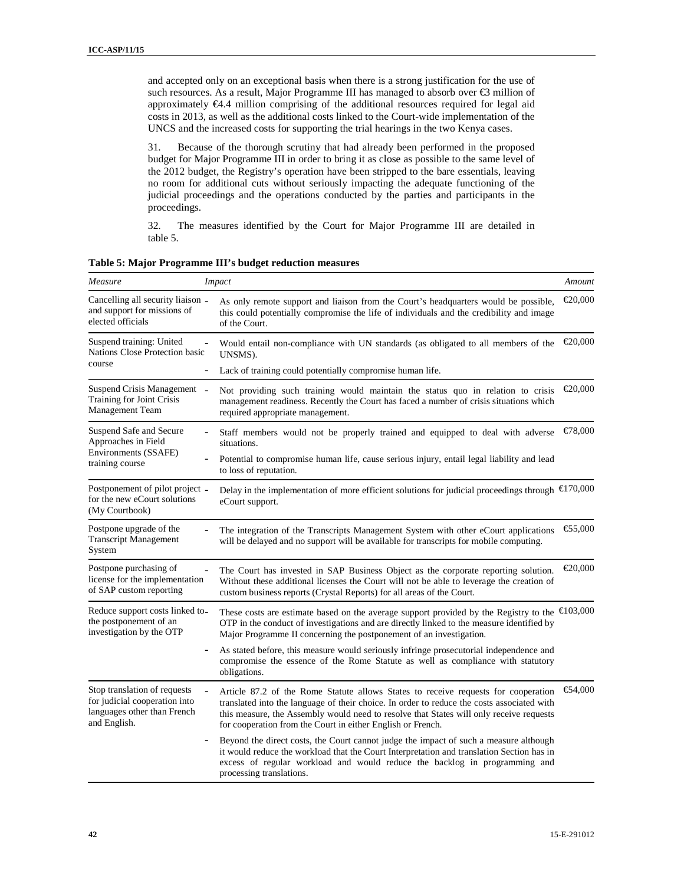and accepted only on an exceptional basis when there is a strong justification for the use of such resources. As a result, Major Programme III has managed to absorb over €3 million of approximately €4.4 million comprising of the additional resources required for legal aid costs in 2013, as well as the additional costs linked to the Court-wide implementation of the UNCS and the increased costs for supporting the trial hearings in the two Kenya cases.

31. Because of the thorough scrutiny that had already been performed in the proposed budget for Major Programme III in order to bring it as close as possible to the same level of the 2012 budget, the Registry's operation have been stripped to the bare essentials, leaving no room for additional cuts without seriously impacting the adequate functioning of the judicial proceedings and the operations conducted by the parties and participants in the proceedings.

32. The measures identified by the Court for Major Programme III are detailed in table 5.

**Table 5: Major Programme III's budget reduction measures**

| *Measure* | *Impact* | *Amount* |
|---|---|---|
| Cancelling all security liaison and support for missions of elected officials | - As only remote support and liaison from the Court's headquarters would be possible, this could potentially compromise the life of individuals and the credibility and image of the Court. | €20,000 |
| Suspend training: United Nations Close Protection basic course | - Would entail non-compliance with UN standards (as obligated to all members of the UNSMS).<br>- Lack of training could potentially compromise human life. | €20,000 |
| Suspend Crisis Management Training for Joint Crisis Management Team | - Not providing such training would maintain the status quo in relation to crisis management readiness. Recently the Court has faced a number of crisis situations which required appropriate management. | €20,000 |
| Suspend Safe and Secure Approaches in Field Environments (SSAFE) training course | - Staff members would not be properly trained and equipped to deal with adverse situations.<br>- Potential to compromise human life, cause serious injury, entail legal liability and lead to loss of reputation. | €78,000 |
| Postponement of pilot project for the new eCourt solutions (My Courtbook) | - Delay in the implementation of more efficient solutions for judicial proceedings through eCourt support. | €170,000 |
| Postpone upgrade of the Transcript Management System | - The integration of the Transcripts Management System with other eCourt applications will be delayed and no support will be available for transcripts for mobile computing. | €55,000 |
| Postpone purchasing of license for the implementation of SAP custom reporting | - The Court has invested in SAP Business Object as the corporate reporting solution. Without these additional licenses the Court will not be able to leverage the creation of custom business reports (Crystal Reports) for all areas of the Court. | €20,000 |
| Reduce support costs linked to the postponement of an investigation by the OTP | - These costs are estimate based on the average support provided by the Registry to the OTP in the conduct of investigations and are directly linked to the measure identified by Major Programme II concerning the postponement of an investigation.<br>- As stated before, this measure would seriously infringe prosecutorial independence and compromise the essence of the Rome Statute as well as compliance with statutory obligations. | €103,000 |
| Stop translation of requests for judicial cooperation into languages other than French and English. | - Article 87.2 of the Rome Statute allows States to receive requests for cooperation translated into the language of their choice. In order to reduce the costs associated with this measure, the Assembly would need to resolve that States will only receive requests for cooperation from the Court in either English or French.<br>- Beyond the direct costs, the Court cannot judge the impact of such a measure although it would reduce the workload that the Court Interpretation and translation Section has in excess of regular workload and would reduce the backlog in programming and processing translations. | €54,000 |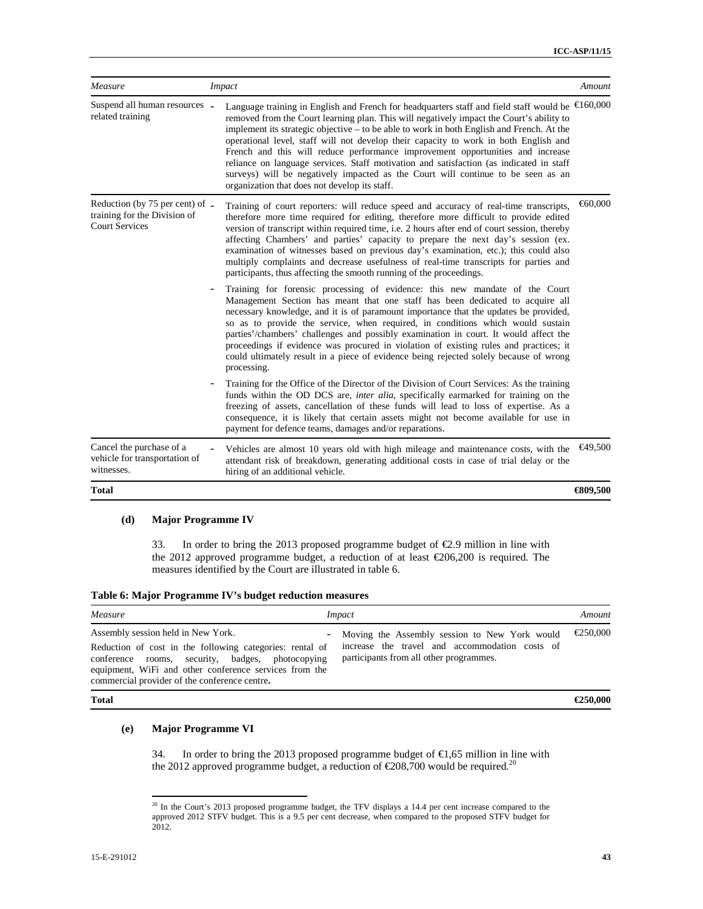| *Measure* | *Impact* | *Amount* |
|---|---|---|
| Suspend all human resources related training | - Language training in English and French for headquarters staff and field staff would be removed from the Court learning plan. This will negatively impact the Court's ability to implement its strategic objective – to be able to work in both English and French. At the operational level, staff will not develop their capacity to work in both English and French and this will reduce performance improvement opportunities and increase reliance on language services. Staff motivation and satisfaction (as indicated in staff surveys) will be negatively impacted as the Court will continue to be seen as an organization that does not develop its staff. | €160,000 |
| Reduction (by 75 per cent) of training for the Division of Court Services | - Training of court reporters: will reduce speed and accuracy of real-time transcripts, therefore more time required for editing, therefore more difficult to provide edited version of transcript within required time, i.e. 2 hours after end of court session, thereby affecting Chambers' and parties' capacity to prepare the next day's session (ex. examination of witnesses based on previous day's examination, etc.); this could also multiply complaints and decrease usefulness of real-time transcripts for parties and participants, thus affecting the smooth running of the proceedings. | €60,000 |
| | - Training for forensic processing of evidence: this new mandate of the Court Management Section has meant that one staff has been dedicated to acquire all necessary knowledge, and it is of paramount importance that the updates be provided, so as to provide the service, when required, in conditions which would sustain parties'/chambers' challenges and possibly examination in court. It would affect the proceedings if evidence was procured in violation of existing rules and practices; it could ultimately result in a piece of evidence being rejected solely because of wrong processing. | |
| | - Training for the Office of the Director of the Division of Court Services: As the training funds within the OD DCS are, *inter alia*, specifically earmarked for training on the freezing of assets, cancellation of these funds will lead to loss of expertise. As a consequence, it is likely that certain assets might not become available for use in payment for defence teams, damages and/or reparations. | |
| Cancel the purchase of a vehicle for transportation of witnesses. | - Vehicles are almost 10 years old with high mileage and maintenance costs, with the attendant risk of breakdown, generating additional costs in case of trial delay or the hiring of an additional vehicle. | €49,500 |
| **Total** | | **€809,500** |

#### (d) Major Programme IV

33. In order to bring the 2013 proposed programme budget of €2.9 million in line with the 2012 approved programme budget, a reduction of at least €206,200 is required. The measures identified by the Court are illustrated in table 6.

**Table 6: Major Programme IV's budget reduction measures**

| *Measure* | *Impact* | *Amount* |
|---|---|---|
| Assembly session held in New York.<br>Reduction of cost in the following categories: rental of conference rooms, security, badges, photocopying equipment, WiFi and other conference services from the commercial provider of the conference centre**.** | - Moving the Assembly session to New York would increase the travel and accommodation costs of participants from all other programmes. | €250,000 |
| **Total** | | **€250,000** |

#### (e) Major Programme VI

34. In order to bring the 2013 proposed programme budget of €1,65 million in line with the 2012 approved programme budget, a reduction of €208,700 would be required.[20]

[20] In the Court's 2013 proposed programme budget, the TFV displays a 14.4 per cent increase compared to the approved 2012 STFV budget. This is a 9.5 per cent decrease, when compared to the proposed STFV budget for 2012.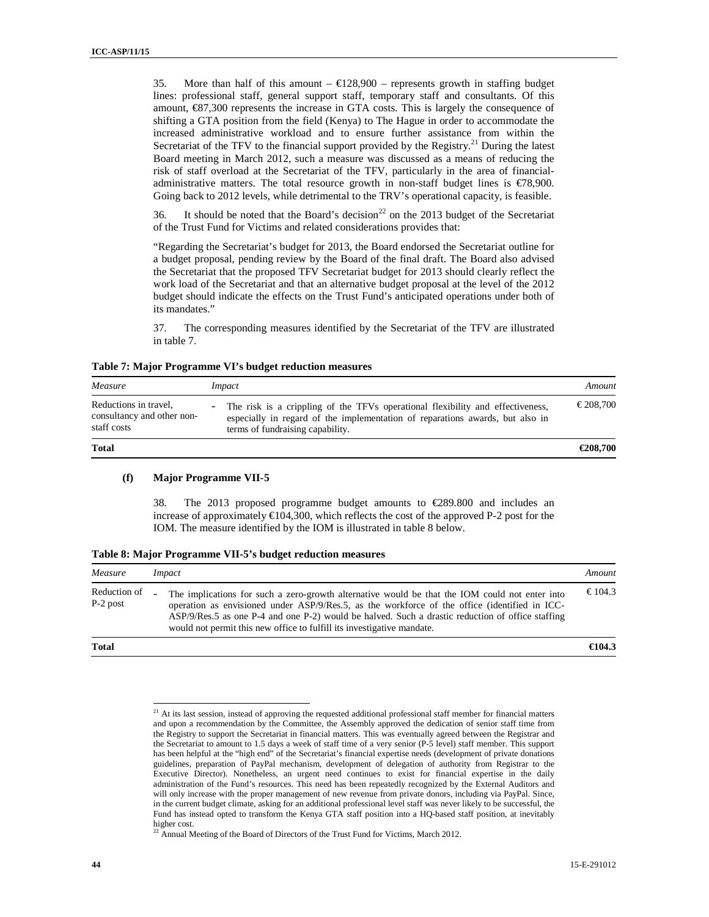35. More than half of this amount – €128,900 – represents growth in staffing budget lines: professional staff, general support staff, temporary staff and consultants. Of this amount, €87,300 represents the increase in GTA costs. This is largely the consequence of shifting a GTA position from the field (Kenya) to The Hague in order to accommodate the increased administrative workload and to ensure further assistance from within the Secretariat of the TFV to the financial support provided by the Registry.[21] During the latest Board meeting in March 2012, such a measure was discussed as a means of reducing the risk of staff overload at the Secretariat of the TFV, particularly in the area of financial-administrative matters. The total resource growth in non-staff budget lines is €78,900. Going back to 2012 levels, while detrimental to the TRV's operational capacity, is feasible.

36. It should be noted that the Board's decision[22] on the 2013 budget of the Secretariat of the Trust Fund for Victims and related considerations provides that:

"Regarding the Secretariat's budget for 2013, the Board endorsed the Secretariat outline for a budget proposal, pending review by the Board of the final draft. The Board also advised the Secretariat that the proposed TFV Secretariat budget for 2013 should clearly reflect the work load of the Secretariat and that an alternative budget proposal at the level of the 2012 budget should indicate the effects on the Trust Fund's anticipated operations under both of its mandates."

37. The corresponding measures identified by the Secretariat of the TFV are illustrated in table 7.

**Table 7: Major Programme VI's budget reduction measures**

| *Measure* | *Impact* | *Amount* |
|---|---|---|
| Reductions in travel, consultancy and other non-staff costs | - The risk is a crippling of the TFVs operational flexibility and effectiveness, especially in regard of the implementation of reparations awards, but also in terms of fundraising capability. | € 208,700 |
| **Total** | | **€208,700** |

**(f) Major Programme VII-5**

38. The 2013 proposed programme budget amounts to €289.800 and includes an increase of approximately €104,300, which reflects the cost of the approved P-2 post for the IOM. The measure identified by the IOM is illustrated in table 8 below.

**Table 8: Major Programme VII-5's budget reduction measures**

| *Measure* | *Impact* | *Amount* |
|---|---|---|
| Reduction of P-2 post | - The implications for such a zero-growth alternative would be that the IOM could not enter into operation as envisioned under ASP/9/Res.5, as the workforce of the office (identified in ICC-ASP/9/Res.5 as one P-4 and one P-2) would be halved. Such a drastic reduction of office staffing would not permit this new office to fulfill its investigative mandate. | € 104.3 |
| **Total** | | **€104.3** |

[21] At its last session, instead of approving the requested additional professional staff member for financial matters and upon a recommendation by the Committee, the Assembly approved the dedication of senior staff time from the Registry to support the Secretariat in financial matters. This was eventually agreed between the Registrar and the Secretariat to amount to 1.5 days a week of staff time of a very senior (P-5 level) staff member. This support has been helpful at the "high end" of the Secretariat's financial expertise needs (development of private donations guidelines, preparation of PayPal mechanism, development of delegation of authority from Registrar to the Executive Director). Nonetheless, an urgent need continues to exist for financial expertise in the daily administration of the Fund's resources. This need has been repeatedly recognized by the External Auditors and will only increase with the proper management of new revenue from private donors, including via PayPal. Since, in the current budget climate, asking for an additional professional level staff was never likely to be successful, the Fund has instead opted to transform the Kenya GTA staff position into a HQ-based staff position, at inevitably higher cost.

[22] Annual Meeting of the Board of Directors of the Trust Fund for Victims, March 2012.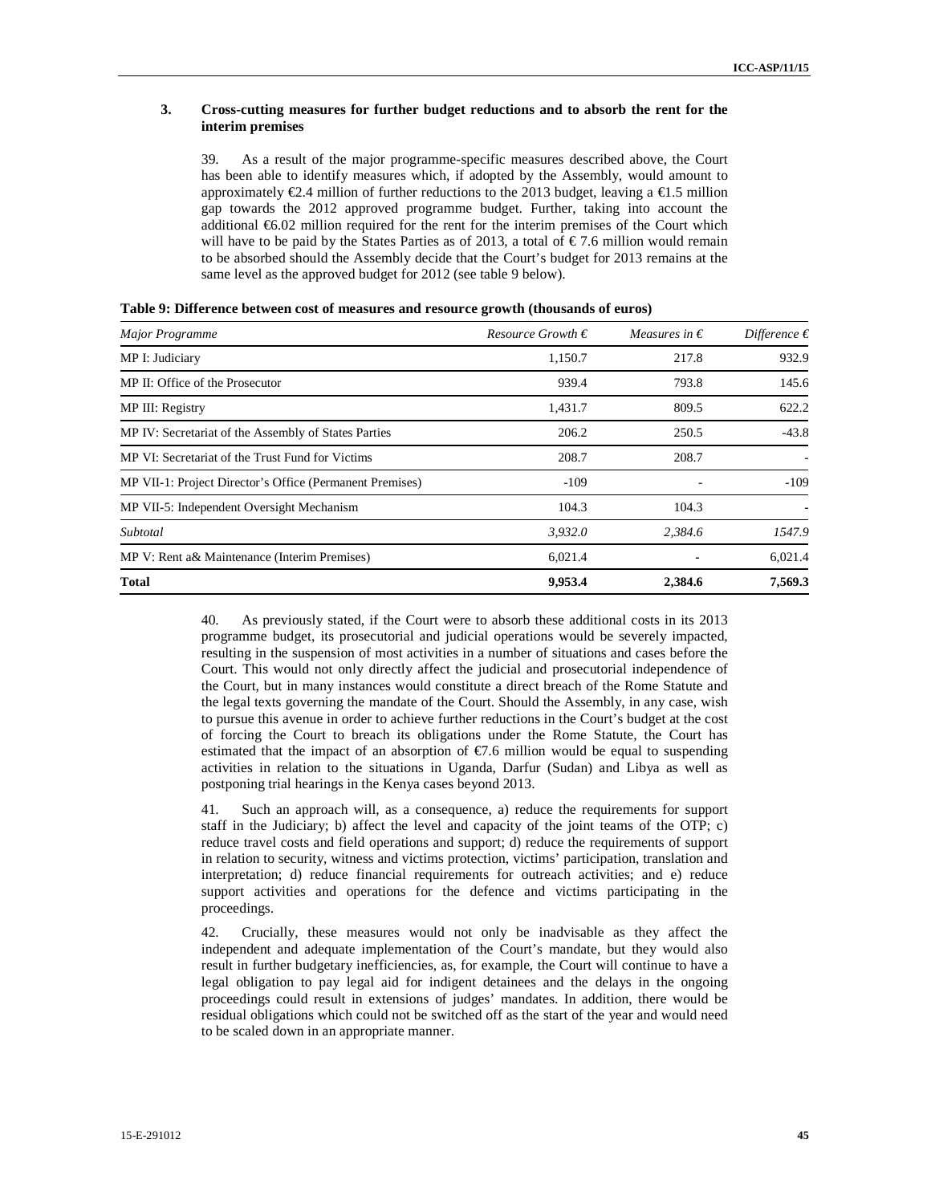### 3. Cross-cutting measures for further budget reductions and to absorb the rent for the interim premises

39. As a result of the major programme-specific measures described above, the Court has been able to identify measures which, if adopted by the Assembly, would amount to approximately €2.4 million of further reductions to the 2013 budget, leaving a €1.5 million gap towards the 2012 approved programme budget. Further, taking into account the additional €6.02 million required for the rent for the interim premises of the Court which will have to be paid by the States Parties as of 2013, a total of € 7.6 million would remain to be absorbed should the Assembly decide that the Court's budget for 2013 remains at the same level as the approved budget for 2012 (see table 9 below).

**Table 9: Difference between cost of measures and resource growth (thousands of euros)**

| *Major Programme* | *Resource Growth €* | *Measures in €* | *Difference €* |
|---|---|---|---|
| MP I: Judiciary | 1,150.7 | 217.8 | 932.9 |
| MP II: Office of the Prosecutor | 939.4 | 793.8 | 145.6 |
| MP III: Registry | 1,431.7 | 809.5 | 622.2 |
| MP IV: Secretariat of the Assembly of States Parties | 206.2 | 250.5 | -43.8 |
| MP VI: Secretariat of the Trust Fund for Victims | 208.7 | 208.7 | - |
| MP VII-1: Project Director's Office (Permanent Premises) | -109 | - | -109 |
| MP VII-5: Independent Oversight Mechanism | 104.3 | 104.3 | - |
| *Subtotal* | *3,932.0* | *2,384.6* | *1547.9* |
| MP V: Rent a& Maintenance (Interim Premises) | 6,021.4 | - | 6,021.4 |
| **Total** | **9,953.4** | **2,384.6** | **7,569.3** |

40. As previously stated, if the Court were to absorb these additional costs in its 2013 programme budget, its prosecutorial and judicial operations would be severely impacted, resulting in the suspension of most activities in a number of situations and cases before the Court. This would not only directly affect the judicial and prosecutorial independence of the Court, but in many instances would constitute a direct breach of the Rome Statute and the legal texts governing the mandate of the Court. Should the Assembly, in any case, wish to pursue this avenue in order to achieve further reductions in the Court's budget at the cost of forcing the Court to breach its obligations under the Rome Statute, the Court has estimated that the impact of an absorption of €7.6 million would be equal to suspending activities in relation to the situations in Uganda, Darfur (Sudan) and Libya as well as postponing trial hearings in the Kenya cases beyond 2013.

41. Such an approach will, as a consequence, a) reduce the requirements for support staff in the Judiciary; b) affect the level and capacity of the joint teams of the OTP; c) reduce travel costs and field operations and support; d) reduce the requirements of support in relation to security, witness and victims protection, victims' participation, translation and interpretation; d) reduce financial requirements for outreach activities; and e) reduce support activities and operations for the defence and victims participating in the proceedings.

42. Crucially, these measures would not only be inadvisable as they affect the independent and adequate implementation of the Court's mandate, but they would also result in further budgetary inefficiencies, as, for example, the Court will continue to have a legal obligation to pay legal aid for indigent detainees and the delays in the ongoing proceedings could result in extensions of judges' mandates. In addition, there would be residual obligations which could not be switched off as the start of the year and would need to be scaled down in an appropriate manner.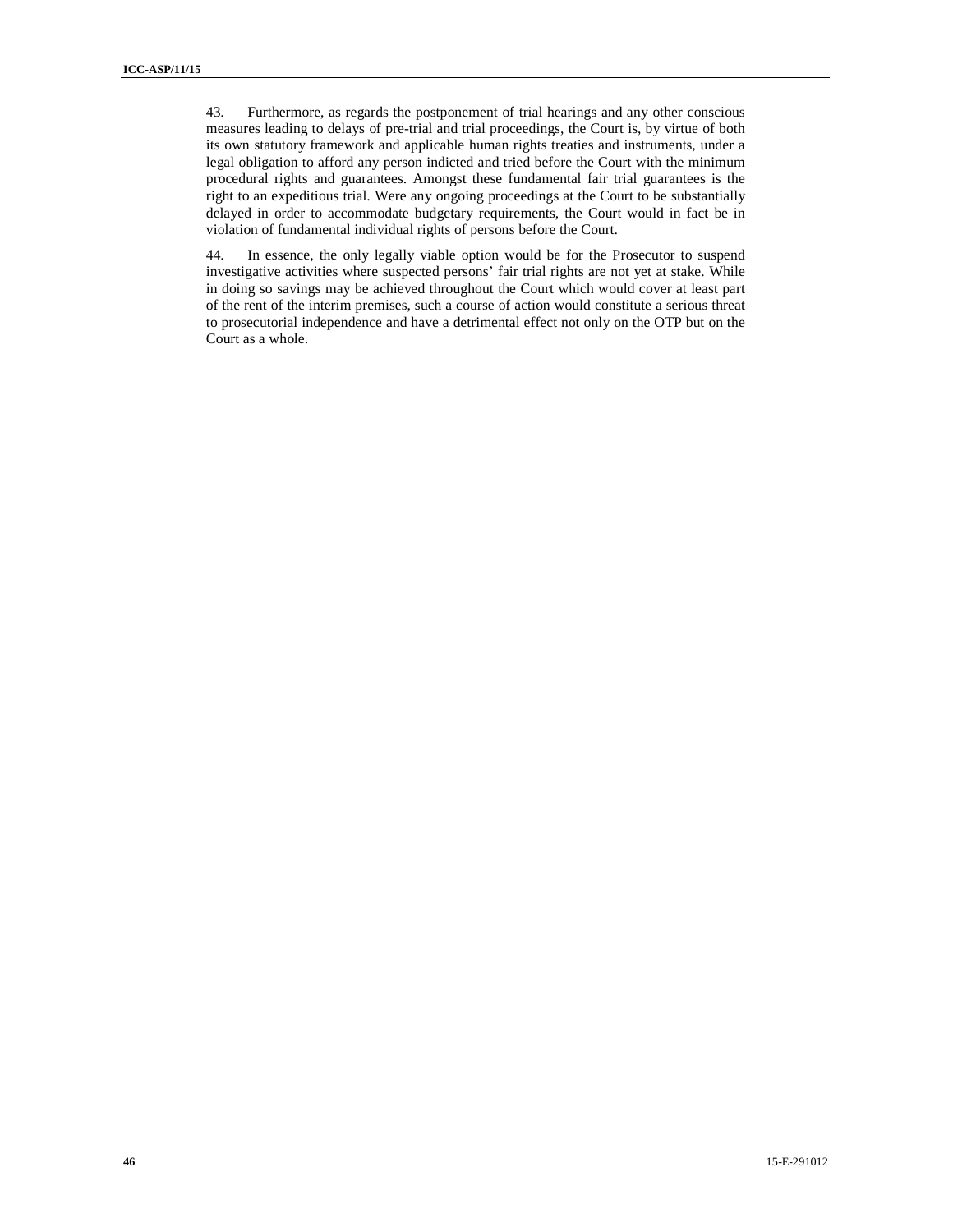43. Furthermore, as regards the postponement of trial hearings and any other conscious measures leading to delays of pre-trial and trial proceedings, the Court is, by virtue of both its own statutory framework and applicable human rights treaties and instruments, under a legal obligation to afford any person indicted and tried before the Court with the minimum procedural rights and guarantees. Amongst these fundamental fair trial guarantees is the right to an expeditious trial. Were any ongoing proceedings at the Court to be substantially delayed in order to accommodate budgetary requirements, the Court would in fact be in violation of fundamental individual rights of persons before the Court.

44. In essence, the only legally viable option would be for the Prosecutor to suspend investigative activities where suspected persons' fair trial rights are not yet at stake. While in doing so savings may be achieved throughout the Court which would cover at least part of the rent of the interim premises, such a course of action would constitute a serious threat to prosecutorial independence and have a detrimental effect not only on the OTP but on the Court as a whole.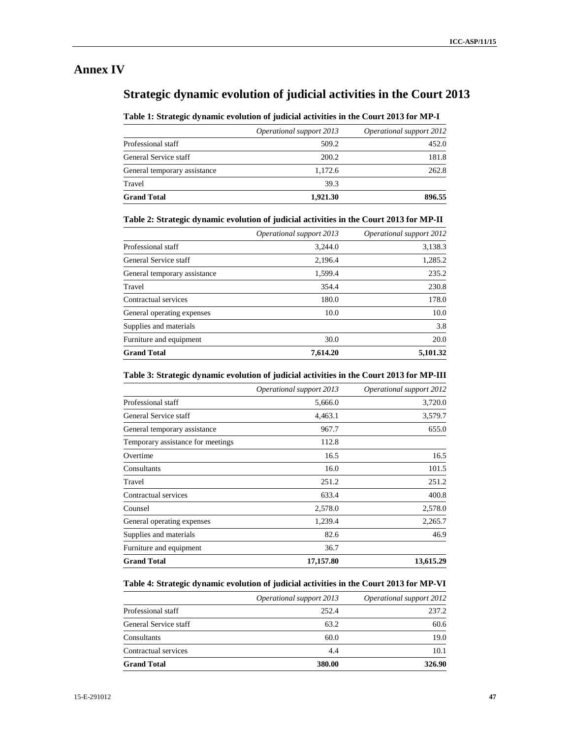# Annex IV

## Strategic dynamic evolution of judicial activities in the Court 2013

### Table 1: Strategic dynamic evolution of judicial activities in the Court 2013 for MP-I

| | *Operational support 2013* | *Operational support 2012* |
|---|---|---|
| Professional staff | 509.2 | 452.0 |
| General Service staff | 200.2 | 181.8 |
| General temporary assistance | 1,172.6 | 262.8 |
| Travel | 39.3 | |
| **Grand Total** | **1,921.30** | **896.55** |

### Table 2: Strategic dynamic evolution of judicial activities in the Court 2013 for MP-II

| | *Operational support 2013* | *Operational support 2012* |
|---|---|---|
| Professional staff | 3,244.0 | 3,138.3 |
| General Service staff | 2,196.4 | 1,285.2 |
| General temporary assistance | 1,599.4 | 235.2 |
| Travel | 354.4 | 230.8 |
| Contractual services | 180.0 | 178.0 |
| General operating expenses | 10.0 | 10.0 |
| Supplies and materials | | 3.8 |
| Furniture and equipment | 30.0 | 20.0 |
| **Grand Total** | **7,614.20** | **5,101.32** |

### Table 3: Strategic dynamic evolution of judicial activities in the Court 2013 for MP-III

| | *Operational support 2013* | *Operational support 2012* |
|---|---|---|
| Professional staff | 5,666.0 | 3,720.0 |
| General Service staff | 4,463.1 | 3,579.7 |
| General temporary assistance | 967.7 | 655.0 |
| Temporary assistance for meetings | 112.8 | |
| Overtime | 16.5 | 16.5 |
| Consultants | 16.0 | 101.5 |
| Travel | 251.2 | 251.2 |
| Contractual services | 633.4 | 400.8 |
| Counsel | 2,578.0 | 2,578.0 |
| General operating expenses | 1,239.4 | 2,265.7 |
| Supplies and materials | 82.6 | 46.9 |
| Furniture and equipment | 36.7 | |
| **Grand Total** | **17,157.80** | **13,615.29** |

### Table 4: Strategic dynamic evolution of judicial activities in the Court 2013 for MP-VI

| | *Operational support 2013* | *Operational support 2012* |
|---|---|---|
| Professional staff | 252.4 | 237.2 |
| General Service staff | 63.2 | 60.6 |
| Consultants | 60.0 | 19.0 |
| Contractual services | 4.4 | 10.1 |
| **Grand Total** | **380.00** | **326.90** |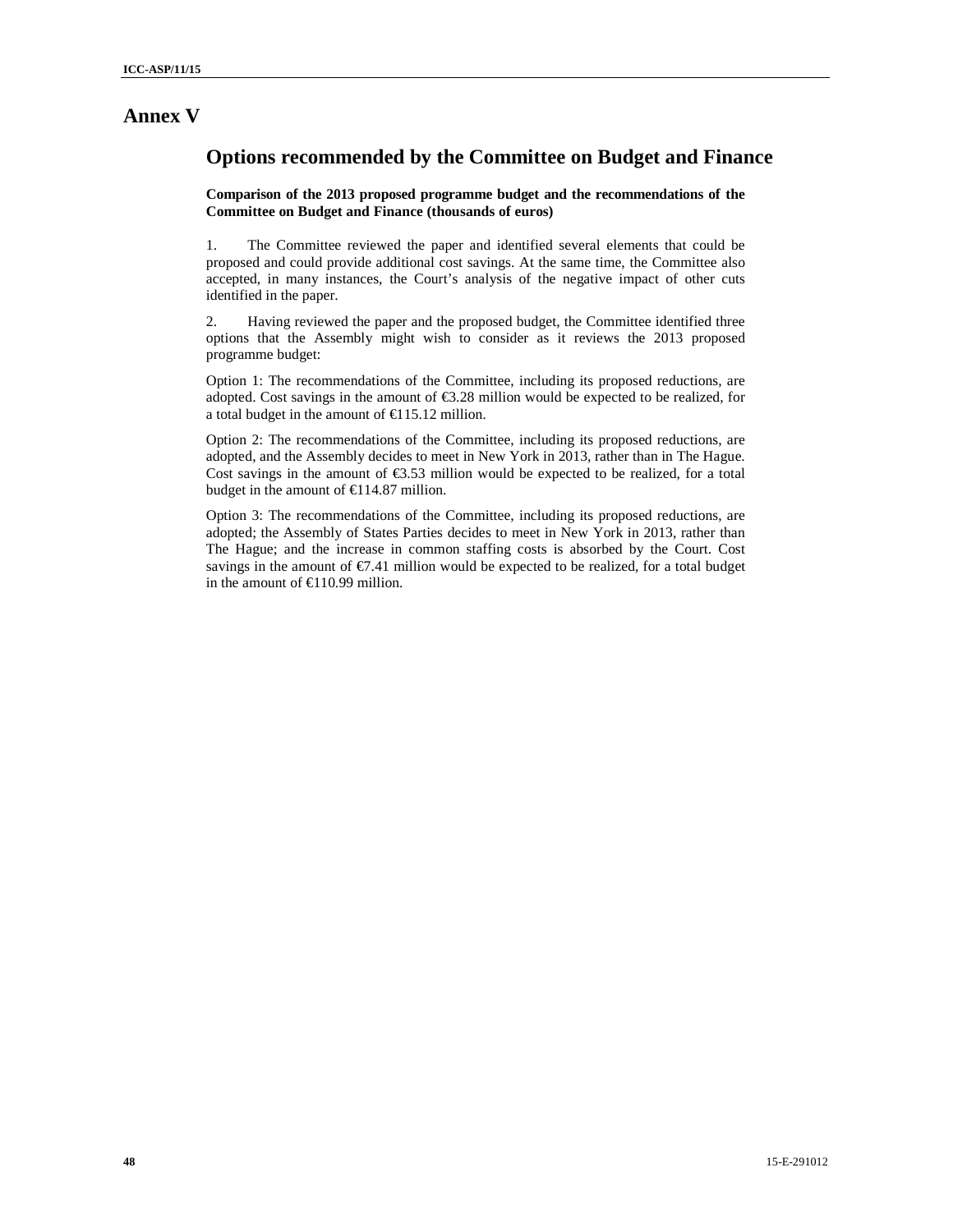# Annex V

## Options recommended by the Committee on Budget and Finance

**Comparison of the 2013 proposed programme budget and the recommendations of the Committee on Budget and Finance (thousands of euros)**

1. The Committee reviewed the paper and identified several elements that could be proposed and could provide additional cost savings. At the same time, the Committee also accepted, in many instances, the Court's analysis of the negative impact of other cuts identified in the paper.

2. Having reviewed the paper and the proposed budget, the Committee identified three options that the Assembly might wish to consider as it reviews the 2013 proposed programme budget:

Option 1: The recommendations of the Committee, including its proposed reductions, are adopted. Cost savings in the amount of €3.28 million would be expected to be realized, for a total budget in the amount of €115.12 million.

Option 2: The recommendations of the Committee, including its proposed reductions, are adopted, and the Assembly decides to meet in New York in 2013, rather than in The Hague. Cost savings in the amount of €3.53 million would be expected to be realized, for a total budget in the amount of €114.87 million.

Option 3: The recommendations of the Committee, including its proposed reductions, are adopted; the Assembly of States Parties decides to meet in New York in 2013, rather than The Hague; and the increase in common staffing costs is absorbed by the Court. Cost savings in the amount of €7.41 million would be expected to be realized, for a total budget in the amount of €110.99 million.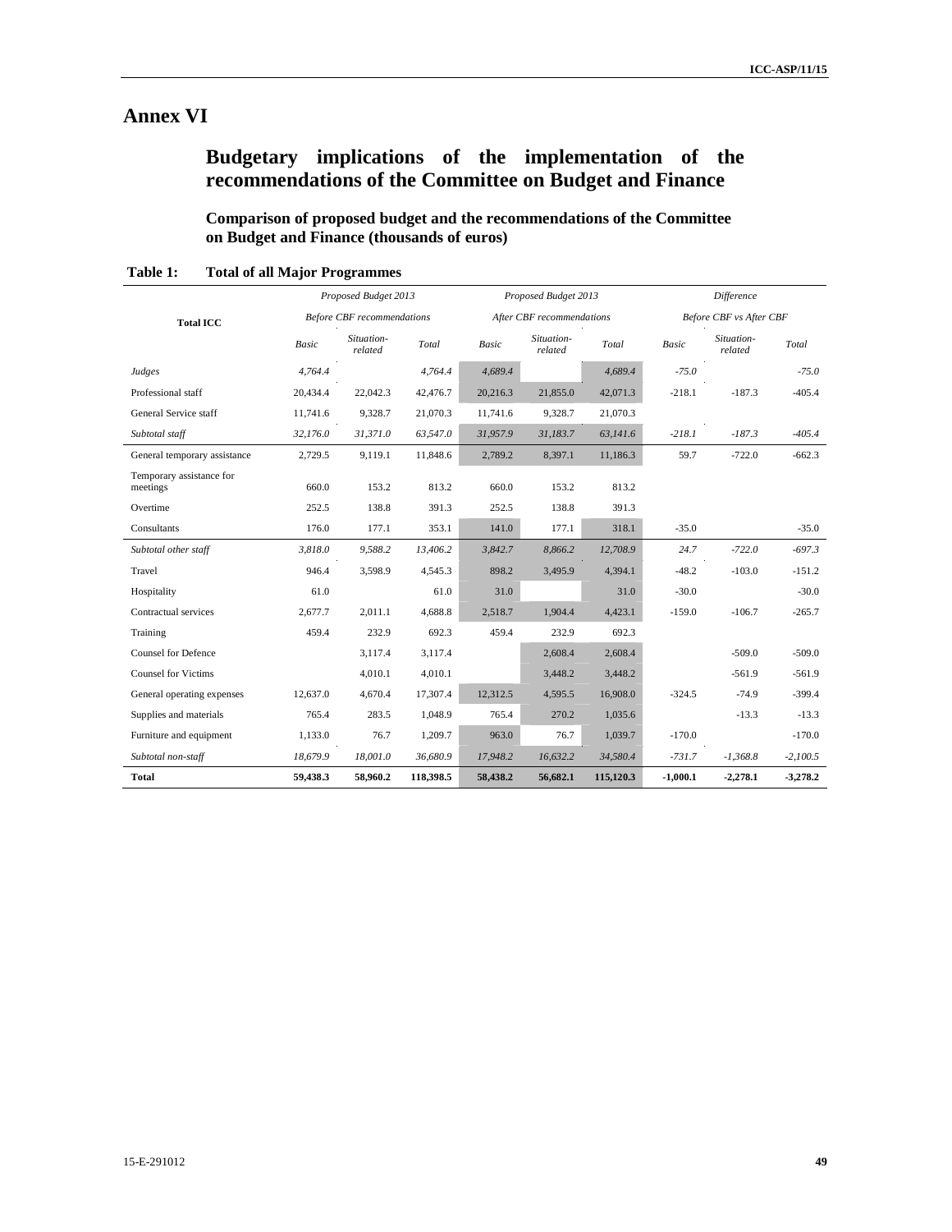# Annex VI

## Budgetary implications of the implementation of the recommendations of the Committee on Budget and Finance

### Comparison of proposed budget and the recommendations of the Committee on Budget and Finance (thousands of euros)

**Table 1: Total of all Major Programmes**

| Total ICC | *Proposed Budget 2013 Before CBF recommendations* | | | *Proposed Budget 2013 After CBF recommendations* | | | *Difference Before CBF vs After CBF* | | |
|---|---|---|---|---|---|---|---|---|---|
| | *Basic* | *Situation-related* | *Total* | *Basic* | *Situation-related* | *Total* | *Basic* | *Situation-related* | *Total* |
| *Judges* | *4,764.4* | | *4,764.4* | *4,689.4* | | *4,689.4* | *-75.0* | | *-75.0* |
| Professional staff | 20,434.4 | 22,042.3 | 42,476.7 | 20,216.3 | 21,855.0 | 42,071.3 | -218.1 | -187.3 | -405.4 |
| General Service staff | 11,741.6 | 9,328.7 | 21,070.3 | 11,741.6 | 9,328.7 | 21,070.3 | | | |
| *Subtotal staff* | *32,176.0* | *31,371.0* | *63,547.0* | *31,957.9* | *31,183.7* | *63,141.6* | *-218.1* | *-187.3* | *-405.4* |
| General temporary assistance | 2,729.5 | 9,119.1 | 11,848.6 | 2,789.2 | 8,397.1 | 11,186.3 | 59.7 | -722.0 | -662.3 |
| Temporary assistance for meetings | 660.0 | 153.2 | 813.2 | 660.0 | 153.2 | 813.2 | | | |
| Overtime | 252.5 | 138.8 | 391.3 | 252.5 | 138.8 | 391.3 | | | |
| Consultants | 176.0 | 177.1 | 353.1 | 141.0 | 177.1 | 318.1 | -35.0 | | -35.0 |
| *Subtotal other staff* | *3,818.0* | *9,588.2* | *13,406.2* | *3,842.7* | *8,866.2* | *12,708.9* | *24.7* | *-722.0* | *-697.3* |
| Travel | 946.4 | 3,598.9 | 4,545.3 | 898.2 | 3,495.9 | 4,394.1 | -48.2 | -103.0 | -151.2 |
| Hospitality | 61.0 | | 61.0 | 31.0 | | 31.0 | -30.0 | | -30.0 |
| Contractual services | 2,677.7 | 2,011.1 | 4,688.8 | 2,518.7 | 1,904.4 | 4,423.1 | -159.0 | -106.7 | -265.7 |
| Training | 459.4 | 232.9 | 692.3 | 459.4 | 232.9 | 692.3 | | | |
| Counsel for Defence | | 3,117.4 | 3,117.4 | | 2,608.4 | 2,608.4 | | -509.0 | -509.0 |
| Counsel for Victims | | 4,010.1 | 4,010.1 | | 3,448.2 | 3,448.2 | | -561.9 | -561.9 |
| General operating expenses | 12,637.0 | 4,670.4 | 17,307.4 | 12,312.5 | 4,595.5 | 16,908.0 | -324.5 | -74.9 | -399.4 |
| Supplies and materials | 765.4 | 283.5 | 1,048.9 | 765.4 | 270.2 | 1,035.6 | | -13.3 | -13.3 |
| Furniture and equipment | 1,133.0 | 76.7 | 1,209.7 | 963.0 | 76.7 | 1,039.7 | -170.0 | | -170.0 |
| *Subtotal non-staff* | *18,679.9* | *18,001.0* | *36,680.9* | *17,948.2* | *16,632.2* | *34,580.4* | *-731.7* | *-1,368.8* | *-2,100.5* |
| **Total** | **59,438.3** | **58,960.2** | **118,398.5** | **58,438.2** | **56,682.1** | **115,120.3** | **-1,000.1** | **-2,278.1** | **-3,278.2** |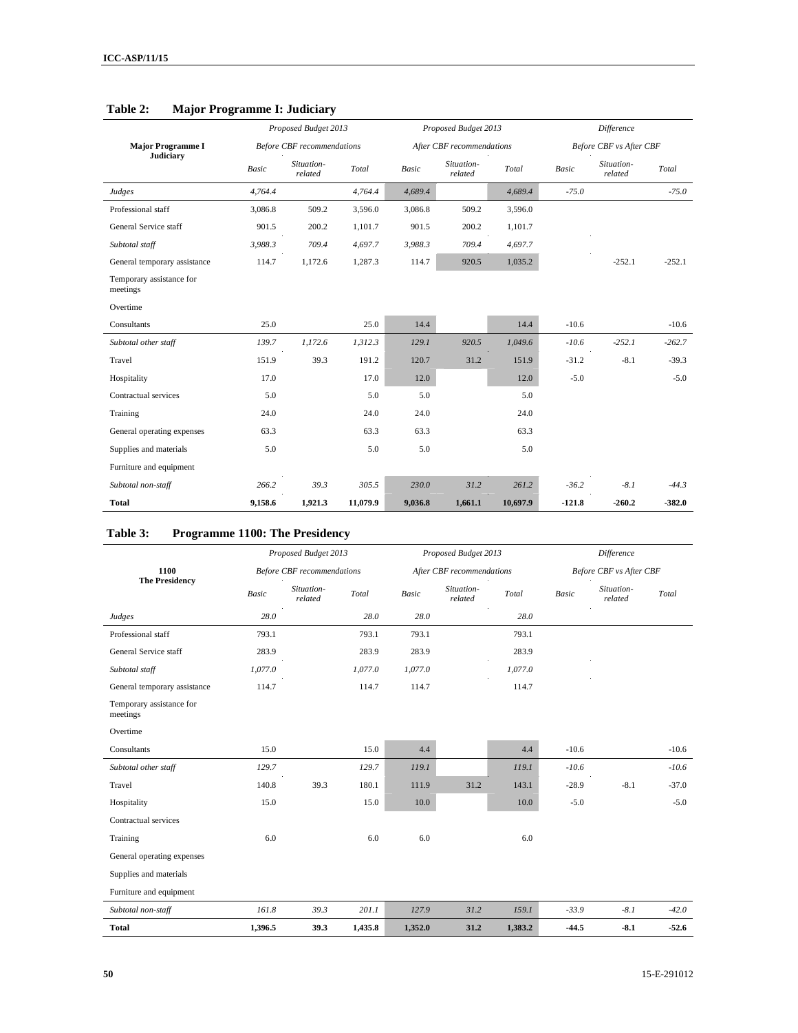### Table 2: Major Programme I: Judiciary

| Major Programme I Judiciary | Proposed Budget 2013 Before CBF recommendations | | | Proposed Budget 2013 After CBF recommendations | | | Difference Before CBF vs After CBF | | |
|---|---|---|---|---|---|---|---|---|---|
| | Basic | Situation-related | Total | Basic | Situation-related | Total | Basic | Situation-related | Total |
| *Judges* | *4,764.4* | | *4,764.4* | *4,689.4* | | *4,689.4* | *-75.0* | | *-75.0* |
| Professional staff | 3,086.8 | 509.2 | 3,596.0 | 3,086.8 | 509.2 | 3,596.0 | | | |
| General Service staff | 901.5 | 200.2 | 1,101.7 | 901.5 | 200.2 | 1,101.7 | | | |
| *Subtotal staff* | *3,988.3* | *709.4* | *4,697.7* | *3,988.3* | *709.4* | *4,697.7* | | | |
| General temporary assistance | 114.7 | 1,172.6 | 1,287.3 | 114.7 | 920.5 | 1,035.2 | | -252.1 | -252.1 |
| Temporary assistance for meetings | | | | | | | | | |
| Overtime | | | | | | | | | |
| Consultants | 25.0 | | 25.0 | 14.4 | | 14.4 | -10.6 | | -10.6 |
| *Subtotal other staff* | *139.7* | *1,172.6* | *1,312.3* | *129.1* | *920.5* | *1,049.6* | *-10.6* | *-252.1* | *-262.7* |
| Travel | 151.9 | 39.3 | 191.2 | 120.7 | 31.2 | 151.9 | -31.2 | -8.1 | -39.3 |
| Hospitality | 17.0 | | 17.0 | 12.0 | | 12.0 | -5.0 | | -5.0 |
| Contractual services | 5.0 | | 5.0 | 5.0 | | 5.0 | | | |
| Training | 24.0 | | 24.0 | 24.0 | | 24.0 | | | |
| General operating expenses | 63.3 | | 63.3 | 63.3 | | 63.3 | | | |
| Supplies and materials | 5.0 | | 5.0 | 5.0 | | 5.0 | | | |
| Furniture and equipment | | | | | | | | | |
| *Subtotal non-staff* | *266.2* | *39.3* | *305.5* | *230.0* | *31.2* | *261.2* | *-36.2* | *-8.1* | *-44.3* |
| **Total** | **9,158.6** | **1,921.3** | **11,079.9** | **9,036.8** | **1,661.1** | **10,697.9** | **-121.8** | **-260.2** | **-382.0** |

### Table 3: Programme 1100: The Presidency

| 1100 The Presidency | Proposed Budget 2013 Before CBF recommendations | | | Proposed Budget 2013 After CBF recommendations | | | Difference Before CBF vs After CBF | | |
|---|---|---|---|---|---|---|---|---|---|
| | Basic | Situation-related | Total | Basic | Situation-related | Total | Basic | Situation-related | Total |
| *Judges* | *28.0* | | *28.0* | *28.0* | | *28.0* | | | |
| Professional staff | 793.1 | | 793.1 | 793.1 | | 793.1 | | | |
| General Service staff | 283.9 | | 283.9 | 283.9 | | 283.9 | | | |
| *Subtotal staff* | *1,077.0* | | *1,077.0* | *1,077.0* | | *1,077.0* | | | |
| General temporary assistance | 114.7 | | 114.7 | 114.7 | | 114.7 | | | |
| Temporary assistance for meetings | | | | | | | | | |
| Overtime | | | | | | | | | |
| Consultants | 15.0 | | 15.0 | 4.4 | | 4.4 | -10.6 | | -10.6 |
| *Subtotal other staff* | *129.7* | | *129.7* | *119.1* | | *119.1* | *-10.6* | | *-10.6* |
| Travel | 140.8 | 39.3 | 180.1 | 111.9 | 31.2 | 143.1 | -28.9 | -8.1 | -37.0 |
| Hospitality | 15.0 | | 15.0 | 10.0 | | 10.0 | -5.0 | | -5.0 |
| Contractual services | | | | | | | | | |
| Training | 6.0 | | 6.0 | 6.0 | | 6.0 | | | |
| General operating expenses | | | | | | | | | |
| Supplies and materials | | | | | | | | | |
| Furniture and equipment | | | | | | | | | |
| *Subtotal non-staff* | *161.8* | *39.3* | *201.1* | *127.9* | *31.2* | *159.1* | *-33.9* | *-8.1* | *-42.0* |
| **Total** | **1,396.5** | **39.3** | **1,435.8** | **1,352.0** | **31.2** | **1,383.2** | **-44.5** | **-8.1** | **-52.6** |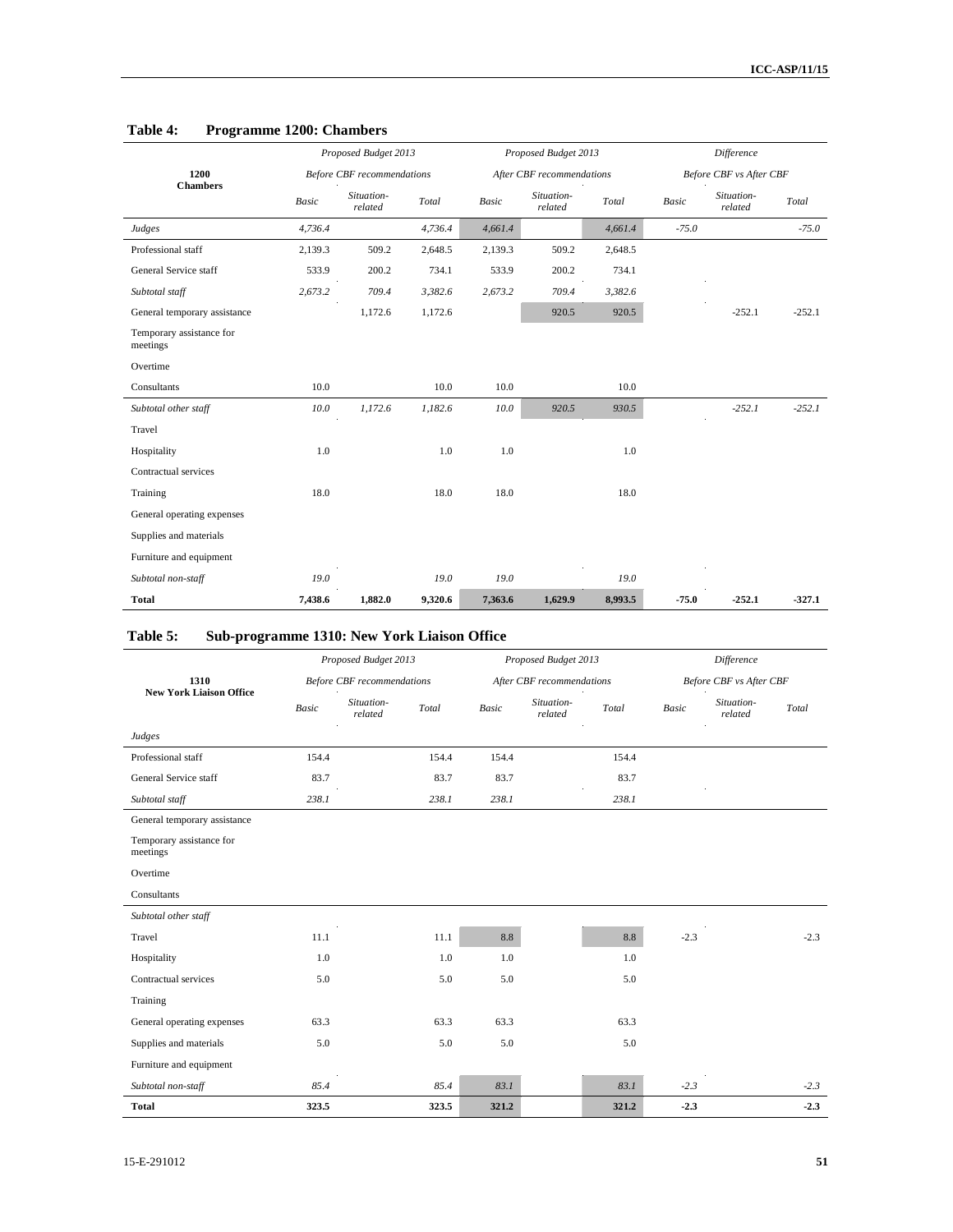## Table 4: Programme 1200: Chambers

| 1200 Chambers | Proposed Budget 2013 Before CBF recommendations | | | Proposed Budget 2013 After CBF recommendations | | | Difference Before CBF vs After CBF | | |
|---|---|---|---|---|---|---|---|---|---|
| | *Basic* | *Situation-related* | *Total* | *Basic* | *Situation-related* | *Total* | *Basic* | *Situation-related* | *Total* |
| *Judges* | *4,736.4* | | *4,736.4* | *4,661.4* | | *4,661.4* | *-75.0* | | *-75.0* |
| Professional staff | 2,139.3 | 509.2 | 2,648.5 | 2,139.3 | 509.2 | 2,648.5 | | | |
| General Service staff | 533.9 | 200.2 | 734.1 | 533.9 | 200.2 | 734.1 | | | |
| *Subtotal staff* | *2,673.2* | *709.4* | *3,382.6* | *2,673.2* | *709.4* | *3,382.6* | | | |
| General temporary assistance | | 1,172.6 | 1,172.6 | | 920.5 | 920.5 | | -252.1 | -252.1 |
| Temporary assistance for meetings | | | | | | | | | |
| Overtime | | | | | | | | | |
| Consultants | 10.0 | | 10.0 | 10.0 | | 10.0 | | | |
| *Subtotal other staff* | *10.0* | *1,172.6* | *1,182.6* | *10.0* | *920.5* | *930.5* | | *-252.1* | *-252.1* |
| Travel | | | | | | | | | |
| Hospitality | 1.0 | | 1.0 | 1.0 | | 1.0 | | | |
| Contractual services | | | | | | | | | |
| Training | 18.0 | | 18.0 | 18.0 | | 18.0 | | | |
| General operating expenses | | | | | | | | | |
| Supplies and materials | | | | | | | | | |
| Furniture and equipment | | | | | | | | | |
| *Subtotal non-staff* | *19.0* | | *19.0* | *19.0* | | *19.0* | | | |
| **Total** | **7,438.6** | **1,882.0** | **9,320.6** | **7,363.6** | **1,629.9** | **8,993.5** | **-75.0** | **-252.1** | **-327.1** |

## Table 5: Sub-programme 1310: New York Liaison Office

| 1310 New York Liaison Office | Proposed Budget 2013 Before CBF recommendations | | | Proposed Budget 2013 After CBF recommendations | | | Difference Before CBF vs After CBF | | |
|---|---|---|---|---|---|---|---|---|---|
| | *Basic* | *Situation-related* | *Total* | *Basic* | *Situation-related* | *Total* | *Basic* | *Situation-related* | *Total* |
| *Judges* | | | | | | | | | |
| Professional staff | 154.4 | | 154.4 | 154.4 | | 154.4 | | | |
| General Service staff | 83.7 | | 83.7 | 83.7 | | 83.7 | | | |
| *Subtotal staff* | *238.1* | | *238.1* | *238.1* | | *238.1* | | | |
| General temporary assistance | | | | | | | | | |
| Temporary assistance for meetings | | | | | | | | | |
| Overtime | | | | | | | | | |
| Consultants | | | | | | | | | |
| *Subtotal other staff* | | | | | | | | | |
| Travel | 11.1 | | 11.1 | 8.8 | | 8.8 | -2.3 | | -2.3 |
| Hospitality | 1.0 | | 1.0 | 1.0 | | 1.0 | | | |
| Contractual services | 5.0 | | 5.0 | 5.0 | | 5.0 | | | |
| Training | | | | | | | | | |
| General operating expenses | 63.3 | | 63.3 | 63.3 | | 63.3 | | | |
| Supplies and materials | 5.0 | | 5.0 | 5.0 | | 5.0 | | | |
| Furniture and equipment | | | | | | | | | |
| *Subtotal non-staff* | *85.4* | | *85.4* | *83.1* | | *83.1* | *-2.3* | | *-2.3* |
| **Total** | **323.5** | | **323.5** | **321.2** | | **321.2** | **-2.3** | | **-2.3** |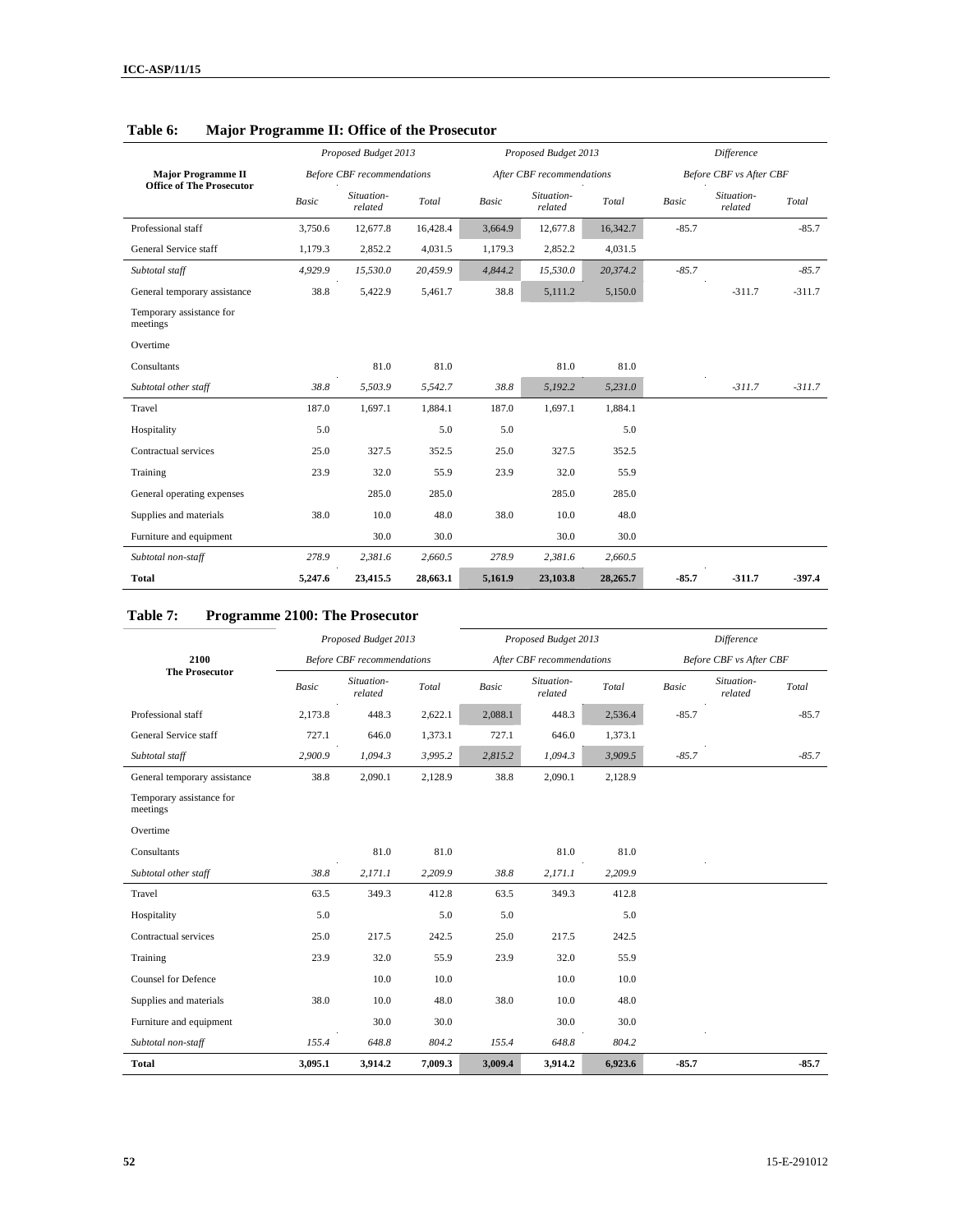## Table 6: Major Programme II: Office of the Prosecutor

| Major Programme II Office of The Prosecutor | *Proposed Budget 2013 Before CBF recommendations* | | | *Proposed Budget 2013 After CBF recommendations* | | | *Difference Before CBF vs After CBF* | | |
|---|---|---|---|---|---|---|---|---|---|
| | *Basic* | *Situation-related* | *Total* | *Basic* | *Situation-related* | *Total* | *Basic* | *Situation-related* | *Total* |
| Professional staff | 3,750.6 | 12,677.8 | 16,428.4 | 3,664.9 | 12,677.8 | 16,342.7 | -85.7 | | -85.7 |
| General Service staff | 1,179.3 | 2,852.2 | 4,031.5 | 1,179.3 | 2,852.2 | 4,031.5 | | | |
| *Subtotal staff* | *4,929.9* | *15,530.0* | *20,459.9* | *4,844.2* | *15,530.0* | *20,374.2* | *-85.7* | | *-85.7* |
| General temporary assistance | 38.8 | 5,422.9 | 5,461.7 | 38.8 | 5,111.2 | 5,150.0 | | -311.7 | -311.7 |
| Temporary assistance for meetings | | | | | | | | | |
| Overtime | | | | | | | | | |
| Consultants | | 81.0 | 81.0 | | 81.0 | 81.0 | | | |
| *Subtotal other staff* | *38.8* | *5,503.9* | *5,542.7* | *38.8* | *5,192.2* | *5,231.0* | | *-311.7* | *-311.7* |
| Travel | 187.0 | 1,697.1 | 1,884.1 | 187.0 | 1,697.1 | 1,884.1 | | | |
| Hospitality | 5.0 | | 5.0 | 5.0 | | 5.0 | | | |
| Contractual services | 25.0 | 327.5 | 352.5 | 25.0 | 327.5 | 352.5 | | | |
| Training | 23.9 | 32.0 | 55.9 | 23.9 | 32.0 | 55.9 | | | |
| General operating expenses | | 285.0 | 285.0 | | 285.0 | 285.0 | | | |
| Supplies and materials | 38.0 | 10.0 | 48.0 | 38.0 | 10.0 | 48.0 | | | |
| Furniture and equipment | | 30.0 | 30.0 | | 30.0 | 30.0 | | | |
| *Subtotal non-staff* | *278.9* | *2,381.6* | *2,660.5* | *278.9* | *2,381.6* | *2,660.5* | | | |
| **Total** | **5,247.6** | **23,415.5** | **28,663.1** | **5,161.9** | **23,103.8** | **28,265.7** | **-85.7** | **-311.7** | **-397.4** |

## Table 7: Programme 2100: The Prosecutor

| 2100 The Prosecutor | *Proposed Budget 2013 Before CBF recommendations* | | | *Proposed Budget 2013 After CBF recommendations* | | | *Difference Before CBF vs After CBF* | | |
|---|---|---|---|---|---|---|---|---|---|
| | *Basic* | *Situation-related* | *Total* | *Basic* | *Situation-related* | *Total* | *Basic* | *Situation-related* | *Total* |
| Professional staff | 2,173.8 | 448.3 | 2,622.1 | 2,088.1 | 448.3 | 2,536.4 | -85.7 | | -85.7 |
| General Service staff | 727.1 | 646.0 | 1,373.1 | 727.1 | 646.0 | 1,373.1 | | | |
| *Subtotal staff* | *2,900.9* | *1,094.3* | *3,995.2* | *2,815.2* | *1,094.3* | *3,909.5* | *-85.7* | | *-85.7* |
| General temporary assistance | 38.8 | 2,090.1 | 2,128.9 | 38.8 | 2,090.1 | 2,128.9 | | | |
| Temporary assistance for meetings | | | | | | | | | |
| Overtime | | | | | | | | | |
| Consultants | | 81.0 | 81.0 | | 81.0 | 81.0 | | | |
| *Subtotal other staff* | *38.8* | *2,171.1* | *2,209.9* | *38.8* | *2,171.1* | *2,209.9* | | | |
| Travel | 63.5 | 349.3 | 412.8 | 63.5 | 349.3 | 412.8 | | | |
| Hospitality | 5.0 | | 5.0 | 5.0 | | 5.0 | | | |
| Contractual services | 25.0 | 217.5 | 242.5 | 25.0 | 217.5 | 242.5 | | | |
| Training | 23.9 | 32.0 | 55.9 | 23.9 | 32.0 | 55.9 | | | |
| Counsel for Defence | | 10.0 | 10.0 | | 10.0 | 10.0 | | | |
| Supplies and materials | 38.0 | 10.0 | 48.0 | 38.0 | 10.0 | 48.0 | | | |
| Furniture and equipment | | 30.0 | 30.0 | | 30.0 | 30.0 | | | |
| *Subtotal non-staff* | *155.4* | *648.8* | *804.2* | *155.4* | *648.8* | *804.2* | | | |
| **Total** | **3,095.1** | **3,914.2** | **7,009.3** | **3,009.4** | **3,914.2** | **6,923.6** | **-85.7** | | **-85.7** |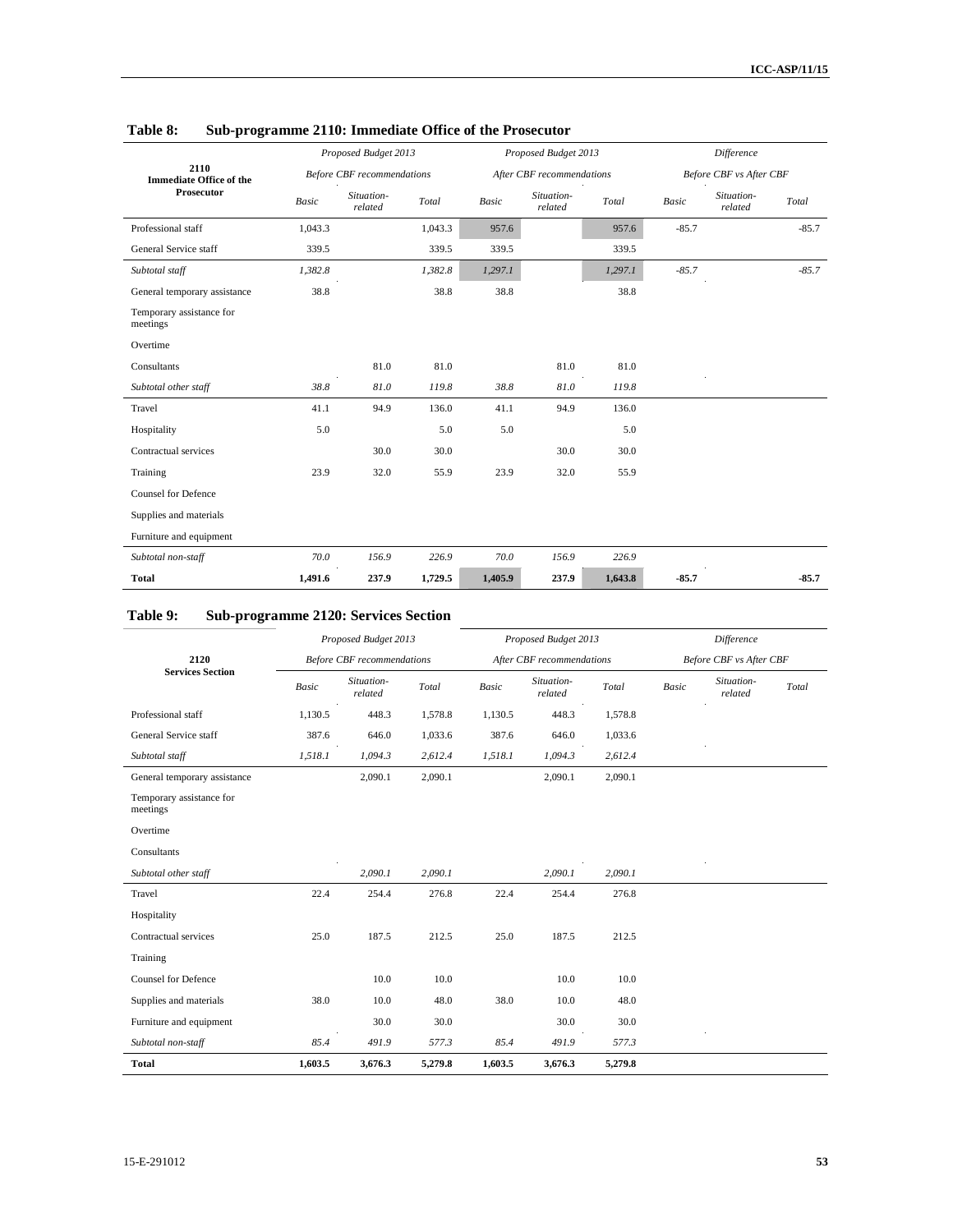**Table 8: Sub-programme 2110: Immediate Office of the Prosecutor**

| 2110 Immediate Office of the Prosecutor | *Proposed Budget 2013* | | | *Proposed Budget 2013* | | | *Difference* | | |
|---|---|---|---|---|---|---|---|---|---|
| | *Before CBF recommendations* | | | *After CBF recommendations* | | | *Before CBF vs After CBF* | | |
| | *Basic* | *Situation-related* | *Total* | *Basic* | *Situation-related* | *Total* | *Basic* | *Situation-related* | *Total* |
| Professional staff | 1,043.3 | | 1,043.3 | 957.6 | | 957.6 | -85.7 | | -85.7 |
| General Service staff | 339.5 | | 339.5 | 339.5 | | 339.5 | | | |
| *Subtotal staff* | *1,382.8* | | *1,382.8* | *1,297.1* | | *1,297.1* | *-85.7* | | *-85.7* |
| General temporary assistance | 38.8 | | 38.8 | 38.8 | | 38.8 | | | |
| Temporary assistance for meetings | | | | | | | | | |
| Overtime | | | | | | | | | |
| Consultants | | 81.0 | 81.0 | | 81.0 | 81.0 | | | |
| *Subtotal other staff* | *38.8* | *81.0* | *119.8* | *38.8* | *81.0* | *119.8* | | | |
| Travel | 41.1 | 94.9 | 136.0 | 41.1 | 94.9 | 136.0 | | | |
| Hospitality | 5.0 | | 5.0 | 5.0 | | 5.0 | | | |
| Contractual services | | 30.0 | 30.0 | | 30.0 | 30.0 | | | |
| Training | 23.9 | 32.0 | 55.9 | 23.9 | 32.0 | 55.9 | | | |
| Counsel for Defence | | | | | | | | | |
| Supplies and materials | | | | | | | | | |
| Furniture and equipment | | | | | | | | | |
| *Subtotal non-staff* | *70.0* | *156.9* | *226.9* | *70.0* | *156.9* | *226.9* | | | |
| **Total** | **1,491.6** | **237.9** | **1,729.5** | **1,405.9** | **237.9** | **1,643.8** | **-85.7** | | **-85.7** |

**Table 9: Sub-programme 2120: Services Section**

| 2120 Services Section | *Proposed Budget 2013* | | | *Proposed Budget 2013* | | | *Difference* | | |
|---|---|---|---|---|---|---|---|---|---|
| | *Before CBF recommendations* | | | *After CBF recommendations* | | | *Before CBF vs After CBF* | | |
| | *Basic* | *Situation-related* | *Total* | *Basic* | *Situation-related* | *Total* | *Basic* | *Situation-related* | *Total* |
| Professional staff | 1,130.5 | 448.3 | 1,578.8 | 1,130.5 | 448.3 | 1,578.8 | | | |
| General Service staff | 387.6 | 646.0 | 1,033.6 | 387.6 | 646.0 | 1,033.6 | | | |
| *Subtotal staff* | *1,518.1* | *1,094.3* | *2,612.4* | *1,518.1* | *1,094.3* | *2,612.4* | | | |
| General temporary assistance | | 2,090.1 | 2,090.1 | | 2,090.1 | 2,090.1 | | | |
| Temporary assistance for meetings | | | | | | | | | |
| Overtime | | | | | | | | | |
| Consultants | | | | | | | | | |
| *Subtotal other staff* | | *2,090.1* | *2,090.1* | | *2,090.1* | *2,090.1* | | | |
| Travel | 22.4 | 254.4 | 276.8 | 22.4 | 254.4 | 276.8 | | | |
| Hospitality | | | | | | | | | |
| Contractual services | 25.0 | 187.5 | 212.5 | 25.0 | 187.5 | 212.5 | | | |
| Training | | | | | | | | | |
| Counsel for Defence | | 10.0 | 10.0 | | 10.0 | 10.0 | | | |
| Supplies and materials | 38.0 | 10.0 | 48.0 | 38.0 | 10.0 | 48.0 | | | |
| Furniture and equipment | | 30.0 | 30.0 | | 30.0 | 30.0 | | | |
| *Subtotal non-staff* | *85.4* | *491.9* | *577.3* | *85.4* | *491.9* | *577.3* | | | |
| **Total** | **1,603.5** | **3,676.3** | **5,279.8** | **1,603.5** | **3,676.3** | **5,279.8** | | | |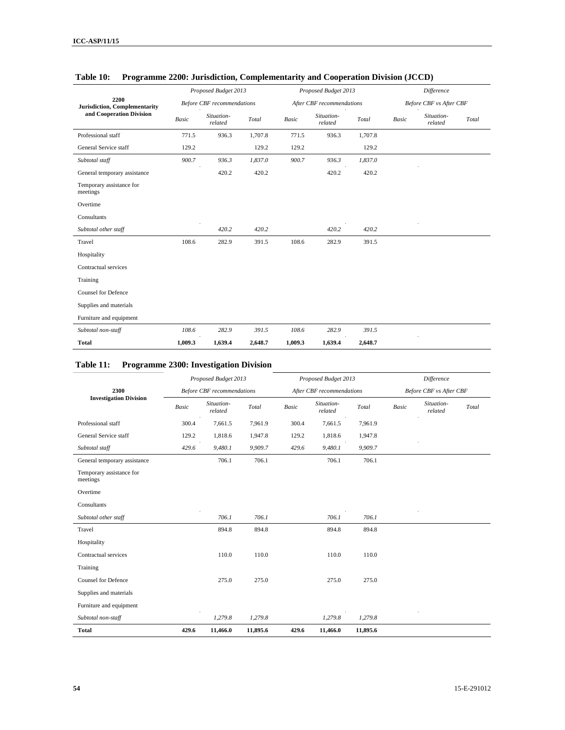### Table 10: Programme 2200: Jurisdiction, Complementarity and Cooperation Division (JCCD)

| 2200 Jurisdiction, Complementarity and Cooperation Division | *Proposed Budget 2013 Before CBF recommendations* | | | *Proposed Budget 2013 After CBF recommendations* | | | *Difference Before CBF vs After CBF* | | |
|---|---|---|---|---|---|---|---|---|---|
| | *Basic* | *Situation-related* | *Total* | *Basic* | *Situation-related* | *Total* | *Basic* | *Situation-related* | *Total* |
| Professional staff | 771.5 | 936.3 | 1,707.8 | 771.5 | 936.3 | 1,707.8 | | | |
| General Service staff | 129.2 | | 129.2 | 129.2 | | 129.2 | | | |
| *Subtotal staff* | *900.7* | *936.3* | *1,837.0* | *900.7* | *936.3* | *1,837.0* | | | |
| General temporary assistance | | 420.2 | 420.2 | | 420.2 | 420.2 | | | |
| Temporary assistance for meetings | | | | | | | | | |
| Overtime | | | | | | | | | |
| Consultants | | | | | | | | | |
| *Subtotal other staff* | | *420.2* | *420.2* | | *420.2* | *420.2* | | | |
| Travel | 108.6 | 282.9 | 391.5 | 108.6 | 282.9 | 391.5 | | | |
| Hospitality | | | | | | | | | |
| Contractual services | | | | | | | | | |
| Training | | | | | | | | | |
| Counsel for Defence | | | | | | | | | |
| Supplies and materials | | | | | | | | | |
| Furniture and equipment | | | | | | | | | |
| *Subtotal non-staff* | *108.6* | *282.9* | *391.5* | *108.6* | *282.9* | *391.5* | | | |
| **Total** | **1,009.3** | **1,639.4** | **2,648.7** | **1,009.3** | **1,639.4** | **2,648.7** | | | |

### Table 11: Programme 2300: Investigation Division

| 2300 Investigation Division | *Proposed Budget 2013 Before CBF recommendations* | | | *Proposed Budget 2013 After CBF recommendations* | | | *Difference Before CBF vs After CBF* | | |
|---|---|---|---|---|---|---|---|---|---|
| | *Basic* | *Situation-related* | *Total* | *Basic* | *Situation-related* | *Total* | *Basic* | *Situation-related* | *Total* |
| Professional staff | 300.4 | 7,661.5 | 7,961.9 | 300.4 | 7,661.5 | 7,961.9 | | | |
| General Service staff | 129.2 | 1,818.6 | 1,947.8 | 129.2 | 1,818.6 | 1,947.8 | | | |
| *Subtotal staff* | *429.6* | *9,480.1* | *9,909.7* | *429.6* | *9,480.1* | *9,909.7* | | | |
| General temporary assistance | | 706.1 | 706.1 | | 706.1 | 706.1 | | | |
| Temporary assistance for meetings | | | | | | | | | |
| Overtime | | | | | | | | | |
| Consultants | | | | | | | | | |
| *Subtotal other staff* | | *706.1* | *706.1* | | *706.1* | *706.1* | | | |
| Travel | | 894.8 | 894.8 | | 894.8 | 894.8 | | | |
| Hospitality | | | | | | | | | |
| Contractual services | | 110.0 | 110.0 | | 110.0 | 110.0 | | | |
| Training | | | | | | | | | |
| Counsel for Defence | | 275.0 | 275.0 | | 275.0 | 275.0 | | | |
| Supplies and materials | | | | | | | | | |
| Furniture and equipment | | | | | | | | | |
| *Subtotal non-staff* | | *1,279.8* | *1,279.8* | | *1,279.8* | *1,279.8* | | | |
| **Total** | **429.6** | **11,466.0** | **11,895.6** | **429.6** | **11,466.0** | **11,895.6** | | | |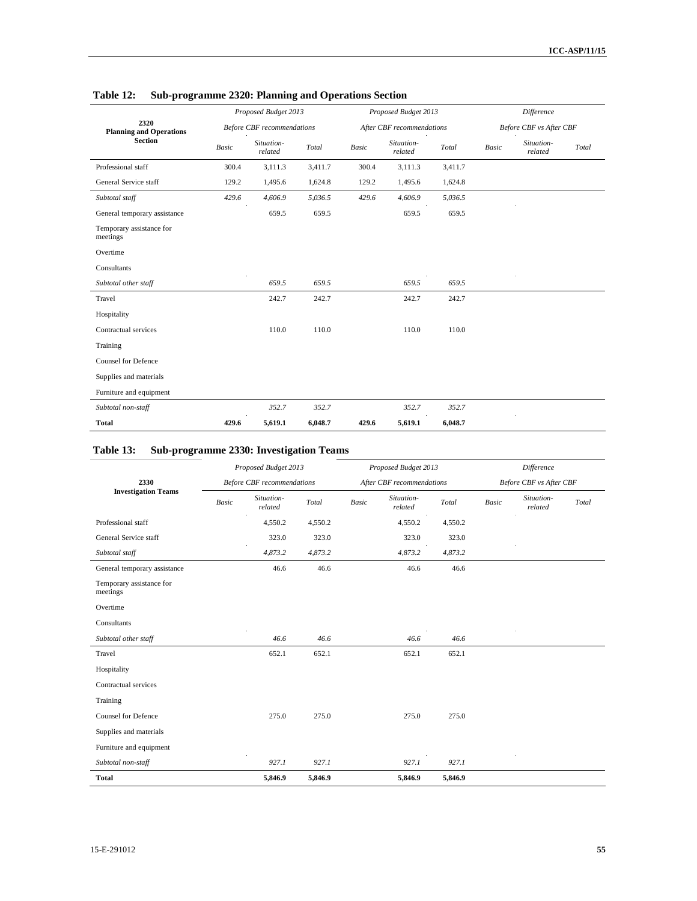### Table 12: Sub-programme 2320: Planning and Operations Section

| 2320 Planning and Operations Section | Proposed Budget 2013 Before CBF recommendations | | | Proposed Budget 2013 After CBF recommendations | | | Difference Before CBF vs After CBF | | |
|---|---|---|---|---|---|---|---|---|---|
| | *Basic* | *Situation-related* | *Total* | *Basic* | *Situation-related* | *Total* | *Basic* | *Situation-related* | *Total* |
| Professional staff | 300.4 | 3,111.3 | 3,411.7 | 300.4 | 3,111.3 | 3,411.7 | | | |
| General Service staff | 129.2 | 1,495.6 | 1,624.8 | 129.2 | 1,495.6 | 1,624.8 | | | |
| *Subtotal staff* | *429.6* | *4,606.9* | *5,036.5* | *429.6* | *4,606.9* | *5,036.5* | | | |
| General temporary assistance | | 659.5 | 659.5 | | 659.5 | 659.5 | | | |
| Temporary assistance for meetings | | | | | | | | | |
| Overtime | | | | | | | | | |
| Consultants | | | | | | | | | |
| *Subtotal other staff* | | *659.5* | *659.5* | | *659.5* | *659.5* | | | |
| Travel | | 242.7 | 242.7 | | 242.7 | 242.7 | | | |
| Hospitality | | | | | | | | | |
| Contractual services | | 110.0 | 110.0 | | 110.0 | 110.0 | | | |
| Training | | | | | | | | | |
| Counsel for Defence | | | | | | | | | |
| Supplies and materials | | | | | | | | | |
| Furniture and equipment | | | | | | | | | |
| *Subtotal non-staff* | | *352.7* | *352.7* | | *352.7* | *352.7* | | | |
| **Total** | **429.6** | **5,619.1** | **6,048.7** | **429.6** | **5,619.1** | **6,048.7** | | | |

### Table 13: Sub-programme 2330: Investigation Teams

| 2330 Investigation Teams | Proposed Budget 2013 Before CBF recommendations | | | Proposed Budget 2013 After CBF recommendations | | | Difference Before CBF vs After CBF | | |
|---|---|---|---|---|---|---|---|---|---|
| | *Basic* | *Situation-related* | *Total* | *Basic* | *Situation-related* | *Total* | *Basic* | *Situation-related* | *Total* |
| Professional staff | | 4,550.2 | 4,550.2 | | 4,550.2 | 4,550.2 | | | |
| General Service staff | | 323.0 | 323.0 | | 323.0 | 323.0 | | | |
| *Subtotal staff* | | *4,873.2* | *4,873.2* | | *4,873.2* | *4,873.2* | | | |
| General temporary assistance | | 46.6 | 46.6 | | 46.6 | 46.6 | | | |
| Temporary assistance for meetings | | | | | | | | | |
| Overtime | | | | | | | | | |
| Consultants | | | | | | | | | |
| *Subtotal other staff* | | *46.6* | *46.6* | | *46.6* | *46.6* | | | |
| Travel | | 652.1 | 652.1 | | 652.1 | 652.1 | | | |
| Hospitality | | | | | | | | | |
| Contractual services | | | | | | | | | |
| Training | | | | | | | | | |
| Counsel for Defence | | 275.0 | 275.0 | | 275.0 | 275.0 | | | |
| Supplies and materials | | | | | | | | | |
| Furniture and equipment | | | | | | | | | |
| *Subtotal non-staff* | | *927.1* | *927.1* | | *927.1* | *927.1* | | | |
| **Total** | | **5,846.9** | **5,846.9** | | **5,846.9** | **5,846.9** | | | |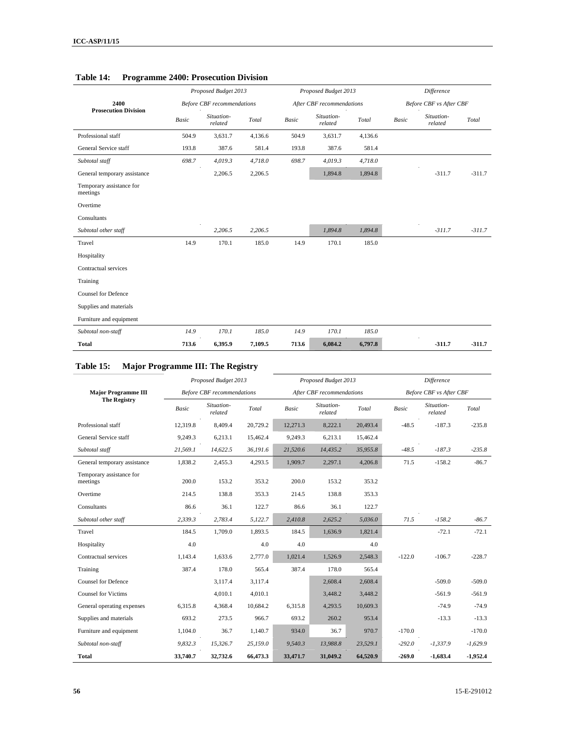**Table 14: Programme 2400: Prosecution Division**

| 2400 Prosecution Division | Proposed Budget 2013 Before CBF recommendations | | | Proposed Budget 2013 After CBF recommendations | | | Difference Before CBF vs After CBF | | |
|---|---|---|---|---|---|---|---|---|---|
| | *Basic* | *Situation-related* | *Total* | *Basic* | *Situation-related* | *Total* | *Basic* | *Situation-related* | *Total* |
| Professional staff | 504.9 | 3,631.7 | 4,136.6 | 504.9 | 3,631.7 | 4,136.6 | | | |
| General Service staff | 193.8 | 387.6 | 581.4 | 193.8 | 387.6 | 581.4 | | | |
| *Subtotal staff* | *698.7* | *4,019.3* | *4,718.0* | *698.7* | *4,019.3* | *4,718.0* | | | |
| General temporary assistance | | 2,206.5 | 2,206.5 | | 1,894.8 | 1,894.8 | | -311.7 | -311.7 |
| Temporary assistance for meetings | | | | | | | | | |
| Overtime | | | | | | | | | |
| Consultants | | | | | | | | | |
| *Subtotal other staff* | | *2,206.5* | *2,206.5* | | *1,894.8* | *1,894.8* | | *-311.7* | *-311.7* |
| Travel | 14.9 | 170.1 | 185.0 | 14.9 | 170.1 | 185.0 | | | |
| Hospitality | | | | | | | | | |
| Contractual services | | | | | | | | | |
| Training | | | | | | | | | |
| Counsel for Defence | | | | | | | | | |
| Supplies and materials | | | | | | | | | |
| Furniture and equipment | | | | | | | | | |
| *Subtotal non-staff* | *14.9* | *170.1* | *185.0* | *14.9* | *170.1* | *185.0* | | | |
| **Total** | **713.6** | **6,395.9** | **7,109.5** | **713.6** | **6,084.2** | **6,797.8** | | **-311.7** | **-311.7** |

**Table 15: Major Programme III: The Registry**

| Major Programme III The Registry | Proposed Budget 2013 Before CBF recommendations | | | Proposed Budget 2013 After CBF recommendations | | | Difference Before CBF vs After CBF | | |
|---|---|---|---|---|---|---|---|---|---|
| | *Basic* | *Situation-related* | *Total* | *Basic* | *Situation-related* | *Total* | *Basic* | *Situation-related* | *Total* |
| Professional staff | 12,319.8 | 8,409.4 | 20,729.2 | 12,271.3 | 8,222.1 | 20,493.4 | -48.5 | -187.3 | -235.8 |
| General Service staff | 9,249.3 | 6,213.1 | 15,462.4 | 9,249.3 | 6,213.1 | 15,462.4 | | | |
| *Subtotal staff* | *21,569.1* | *14,622.5* | *36,191.6* | *21,520.6* | *14,435.2* | *35,955.8* | *-48.5* | *-187.3* | *-235.8* |
| General temporary assistance | 1,838.2 | 2,455.3 | 4,293.5 | 1,909.7 | 2,297.1 | 4,206.8 | 71.5 | -158.2 | -86.7 |
| Temporary assistance for meetings | 200.0 | 153.2 | 353.2 | 200.0 | 153.2 | 353.2 | | | |
| Overtime | 214.5 | 138.8 | 353.3 | 214.5 | 138.8 | 353.3 | | | |
| Consultants | 86.6 | 36.1 | 122.7 | 86.6 | 36.1 | 122.7 | | | |
| *Subtotal other staff* | *2,339.3* | *2,783.4* | *5,122.7* | *2,410.8* | *2,625.2* | *5,036.0* | *71.5* | *-158.2* | *-86.7* |
| Travel | 184.5 | 1,709.0 | 1,893.5 | 184.5 | 1,636.9 | 1,821.4 | | -72.1 | -72.1 |
| Hospitality | 4.0 | | 4.0 | 4.0 | | 4.0 | | | |
| Contractual services | 1,143.4 | 1,633.6 | 2,777.0 | 1,021.4 | 1,526.9 | 2,548.3 | -122.0 | -106.7 | -228.7 |
| Training | 387.4 | 178.0 | 565.4 | 387.4 | 178.0 | 565.4 | | | |
| Counsel for Defence | | 3,117.4 | 3,117.4 | | 2,608.4 | 2,608.4 | | -509.0 | -509.0 |
| Counsel for Victims | | 4,010.1 | 4,010.1 | | 3,448.2 | 3,448.2 | | -561.9 | -561.9 |
| General operating expenses | 6,315.8 | 4,368.4 | 10,684.2 | 6,315.8 | 4,293.5 | 10,609.3 | | -74.9 | -74.9 |
| Supplies and materials | 693.2 | 273.5 | 966.7 | 693.2 | 260.2 | 953.4 | | -13.3 | -13.3 |
| Furniture and equipment | 1,104.0 | 36.7 | 1,140.7 | 934.0 | 36.7 | 970.7 | -170.0 | | -170.0 |
| *Subtotal non-staff* | *9,832.3* | *15,326.7* | *25,159.0* | *9,540.3* | *13,988.8* | *23,529.1* | *-292.0* | *-1,337.9* | *-1,629.9* |
| **Total** | **33,740.7** | **32,732.6** | **66,473.3** | **33,471.7** | **31,049.2** | **64,520.9** | **-269.0** | **-1,683.4** | **-1,952.4** |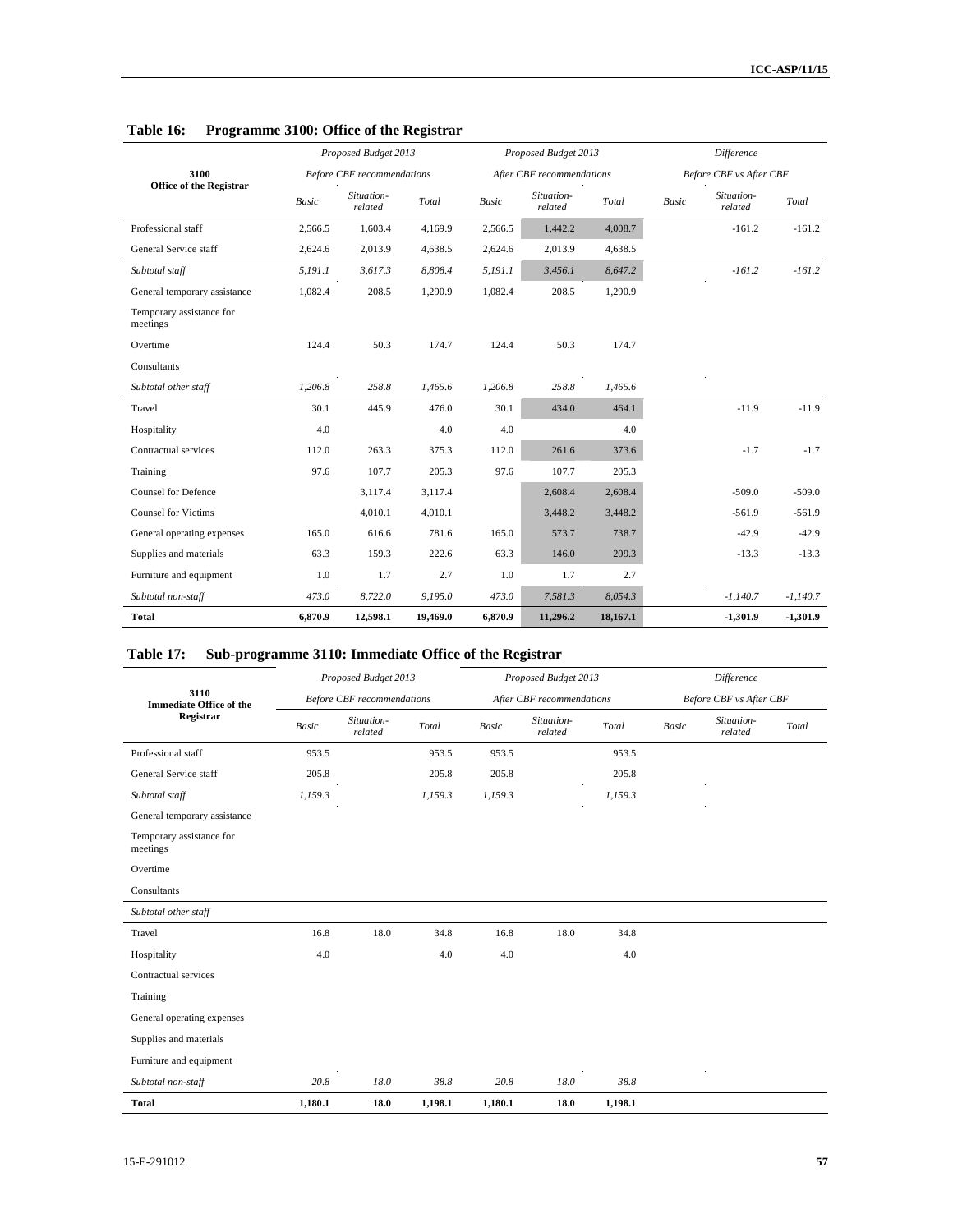## Table 16: Programme 3100: Office of the Registrar

| 3100 Office of the Registrar | Proposed Budget 2013 Before CBF recommendations | | | Proposed Budget 2013 After CBF recommendations | | | Difference Before CBF vs After CBF | | |
|---|---|---|---|---|---|---|---|---|---|
| | *Basic* | *Situation-related* | *Total* | *Basic* | *Situation-related* | *Total* | *Basic* | *Situation-related* | *Total* |
| Professional staff | 2,566.5 | 1,603.4 | 4,169.9 | 2,566.5 | 1,442.2 | 4,008.7 | | -161.2 | -161.2 |
| General Service staff | 2,624.6 | 2,013.9 | 4,638.5 | 2,624.6 | 2,013.9 | 4,638.5 | | | |
| *Subtotal staff* | *5,191.1* | *3,617.3* | *8,808.4* | *5,191.1* | *3,456.1* | *8,647.2* | | *-161.2* | *-161.2* |
| General temporary assistance | 1,082.4 | 208.5 | 1,290.9 | 1,082.4 | 208.5 | 1,290.9 | | | |
| Temporary assistance for meetings | | | | | | | | | |
| Overtime | 124.4 | 50.3 | 174.7 | 124.4 | 50.3 | 174.7 | | | |
| Consultants | | | | | | | | | |
| *Subtotal other staff* | *1,206.8* | *258.8* | *1,465.6* | *1,206.8* | *258.8* | *1,465.6* | | | |
| Travel | 30.1 | 445.9 | 476.0 | 30.1 | 434.0 | 464.1 | | -11.9 | -11.9 |
| Hospitality | 4.0 | | 4.0 | 4.0 | | 4.0 | | | |
| Contractual services | 112.0 | 263.3 | 375.3 | 112.0 | 261.6 | 373.6 | | -1.7 | -1.7 |
| Training | 97.6 | 107.7 | 205.3 | 97.6 | 107.7 | 205.3 | | | |
| Counsel for Defence | | 3,117.4 | 3,117.4 | | 2,608.4 | 2,608.4 | | -509.0 | -509.0 |
| Counsel for Victims | | 4,010.1 | 4,010.1 | | 3,448.2 | 3,448.2 | | -561.9 | -561.9 |
| General operating expenses | 165.0 | 616.6 | 781.6 | 165.0 | 573.7 | 738.7 | | -42.9 | -42.9 |
| Supplies and materials | 63.3 | 159.3 | 222.6 | 63.3 | 146.0 | 209.3 | | -13.3 | -13.3 |
| Furniture and equipment | 1.0 | 1.7 | 2.7 | 1.0 | 1.7 | 2.7 | | | |
| *Subtotal non-staff* | *473.0* | *8,722.0* | *9,195.0* | *473.0* | *7,581.3* | *8,054.3* | | *-1,140.7* | *-1,140.7* |
| **Total** | **6,870.9** | **12,598.1** | **19,469.0** | **6,870.9** | **11,296.2** | **18,167.1** | | **-1,301.9** | **-1,301.9** |

## Table 17: Sub-programme 3110: Immediate Office of the Registrar

| 3110 Immediate Office of the Registrar | Proposed Budget 2013 Before CBF recommendations | | | Proposed Budget 2013 After CBF recommendations | | | Difference Before CBF vs After CBF | | |
|---|---|---|---|---|---|---|---|---|---|
| | *Basic* | *Situation-related* | *Total* | *Basic* | *Situation-related* | *Total* | *Basic* | *Situation-related* | *Total* |
| Professional staff | 953.5 | | 953.5 | 953.5 | | 953.5 | | | |
| General Service staff | 205.8 | | 205.8 | 205.8 | | 205.8 | | | |
| *Subtotal staff* | *1,159.3* | | *1,159.3* | *1,159.3* | | *1,159.3* | | | |
| General temporary assistance | | | | | | | | | |
| Temporary assistance for meetings | | | | | | | | | |
| Overtime | | | | | | | | | |
| Consultants | | | | | | | | | |
| *Subtotal other staff* | | | | | | | | | |
| Travel | 16.8 | 18.0 | 34.8 | 16.8 | 18.0 | 34.8 | | | |
| Hospitality | 4.0 | | 4.0 | 4.0 | | 4.0 | | | |
| Contractual services | | | | | | | | | |
| Training | | | | | | | | | |
| General operating expenses | | | | | | | | | |
| Supplies and materials | | | | | | | | | |
| Furniture and equipment | | | | | | | | | |
| *Subtotal non-staff* | *20.8* | *18.0* | *38.8* | *20.8* | *18.0* | *38.8* | | | |
| **Total** | **1,180.1** | **18.0** | **1,198.1** | **1,180.1** | **18.0** | **1,198.1** | | | |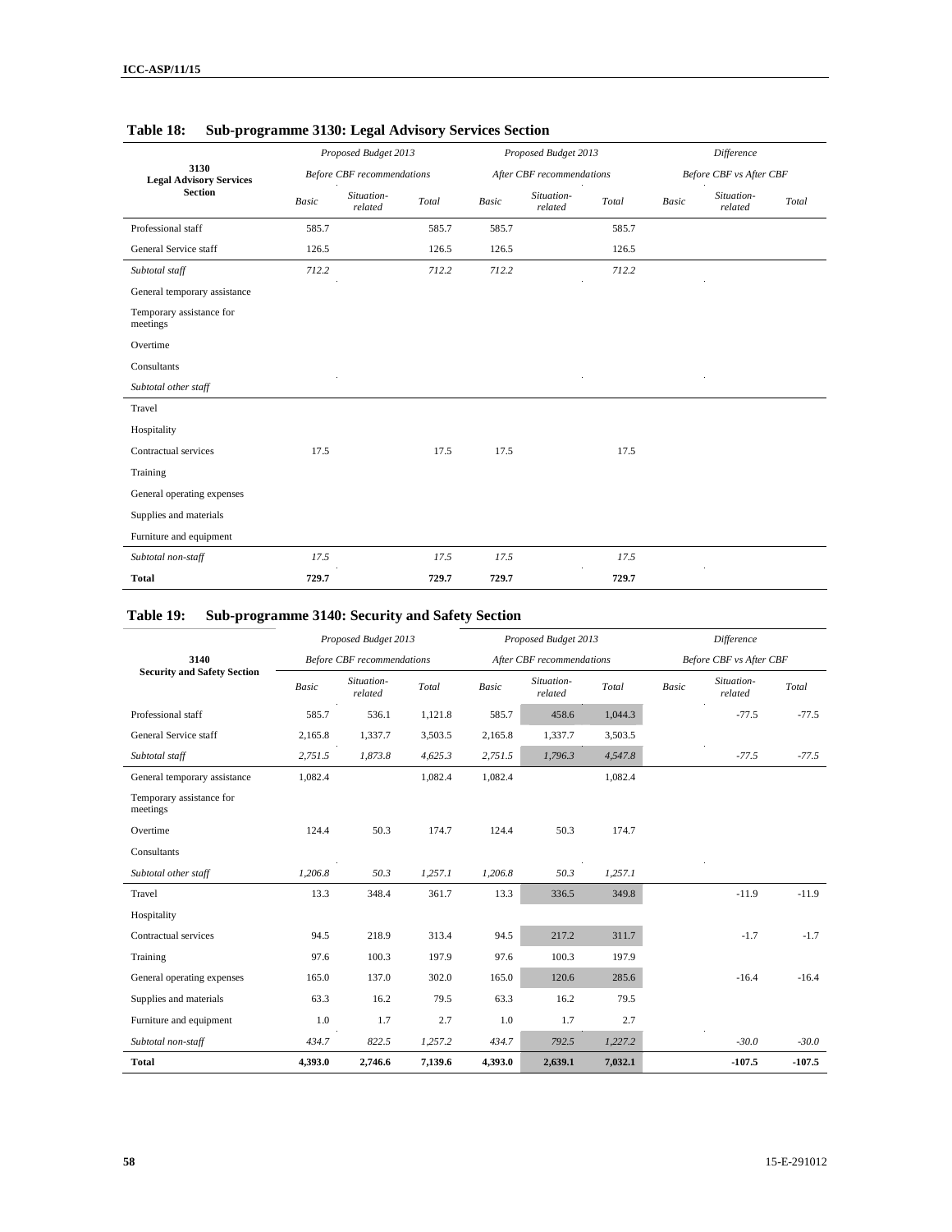**Table 18: Sub-programme 3130: Legal Advisory Services Section**

| 3130 Legal Advisory Services Section | Proposed Budget 2013 Before CBF recommendations | | | Proposed Budget 2013 After CBF recommendations | | | Difference Before CBF vs After CBF | | |
|---|---|---|---|---|---|---|---|---|---|
| | *Basic* | *Situation-related* | *Total* | *Basic* | *Situation-related* | *Total* | *Basic* | *Situation-related* | *Total* |
| Professional staff | 585.7 | | 585.7 | 585.7 | | 585.7 | | | |
| General Service staff | 126.5 | | 126.5 | 126.5 | | 126.5 | | | |
| *Subtotal staff* | *712.2* | | *712.2* | *712.2* | | *712.2* | | | |
| General temporary assistance | | | | | | | | | |
| Temporary assistance for meetings | | | | | | | | | |
| Overtime | | | | | | | | | |
| Consultants | | | | | | | | | |
| *Subtotal other staff* | | | | | | | | | |
| Travel | | | | | | | | | |
| Hospitality | | | | | | | | | |
| Contractual services | 17.5 | | 17.5 | 17.5 | | 17.5 | | | |
| Training | | | | | | | | | |
| General operating expenses | | | | | | | | | |
| Supplies and materials | | | | | | | | | |
| Furniture and equipment | | | | | | | | | |
| *Subtotal non-staff* | *17.5* | | *17.5* | *17.5* | | *17.5* | | | |
| **Total** | **729.7** | | **729.7** | **729.7** | | **729.7** | | | |

**Table 19: Sub-programme 3140: Security and Safety Section**

| 3140 Security and Safety Section | Proposed Budget 2013 Before CBF recommendations | | | Proposed Budget 2013 After CBF recommendations | | | Difference Before CBF vs After CBF | | |
|---|---|---|---|---|---|---|---|---|---|
| | *Basic* | *Situation-related* | *Total* | *Basic* | *Situation-related* | *Total* | *Basic* | *Situation-related* | *Total* |
| Professional staff | 585.7 | 536.1 | 1,121.8 | 585.7 | 458.6 | 1,044.3 | | -77.5 | -77.5 |
| General Service staff | 2,165.8 | 1,337.7 | 3,503.5 | 2,165.8 | 1,337.7 | 3,503.5 | | | |
| *Subtotal staff* | *2,751.5* | *1,873.8* | *4,625.3* | *2,751.5* | *1,796.3* | *4,547.8* | | *-77.5* | *-77.5* |
| General temporary assistance | 1,082.4 | | 1,082.4 | 1,082.4 | | 1,082.4 | | | |
| Temporary assistance for meetings | | | | | | | | | |
| Overtime | 124.4 | 50.3 | 174.7 | 124.4 | 50.3 | 174.7 | | | |
| Consultants | | | | | | | | | |
| *Subtotal other staff* | *1,206.8* | *50.3* | *1,257.1* | *1,206.8* | *50.3* | *1,257.1* | | | |
| Travel | 13.3 | 348.4 | 361.7 | 13.3 | 336.5 | 349.8 | | -11.9 | -11.9 |
| Hospitality | | | | | | | | | |
| Contractual services | 94.5 | 218.9 | 313.4 | 94.5 | 217.2 | 311.7 | | -1.7 | -1.7 |
| Training | 97.6 | 100.3 | 197.9 | 97.6 | 100.3 | 197.9 | | | |
| General operating expenses | 165.0 | 137.0 | 302.0 | 165.0 | 120.6 | 285.6 | | -16.4 | -16.4 |
| Supplies and materials | 63.3 | 16.2 | 79.5 | 63.3 | 16.2 | 79.5 | | | |
| Furniture and equipment | 1.0 | 1.7 | 2.7 | 1.0 | 1.7 | 2.7 | | | |
| *Subtotal non-staff* | *434.7* | *822.5* | *1,257.2* | *434.7* | *792.5* | *1,227.2* | | *-30.0* | *-30.0* |
| **Total** | **4,393.0** | **2,746.6** | **7,139.6** | **4,393.0** | **2,639.1** | **7,032.1** | | **-107.5** | **-107.5** |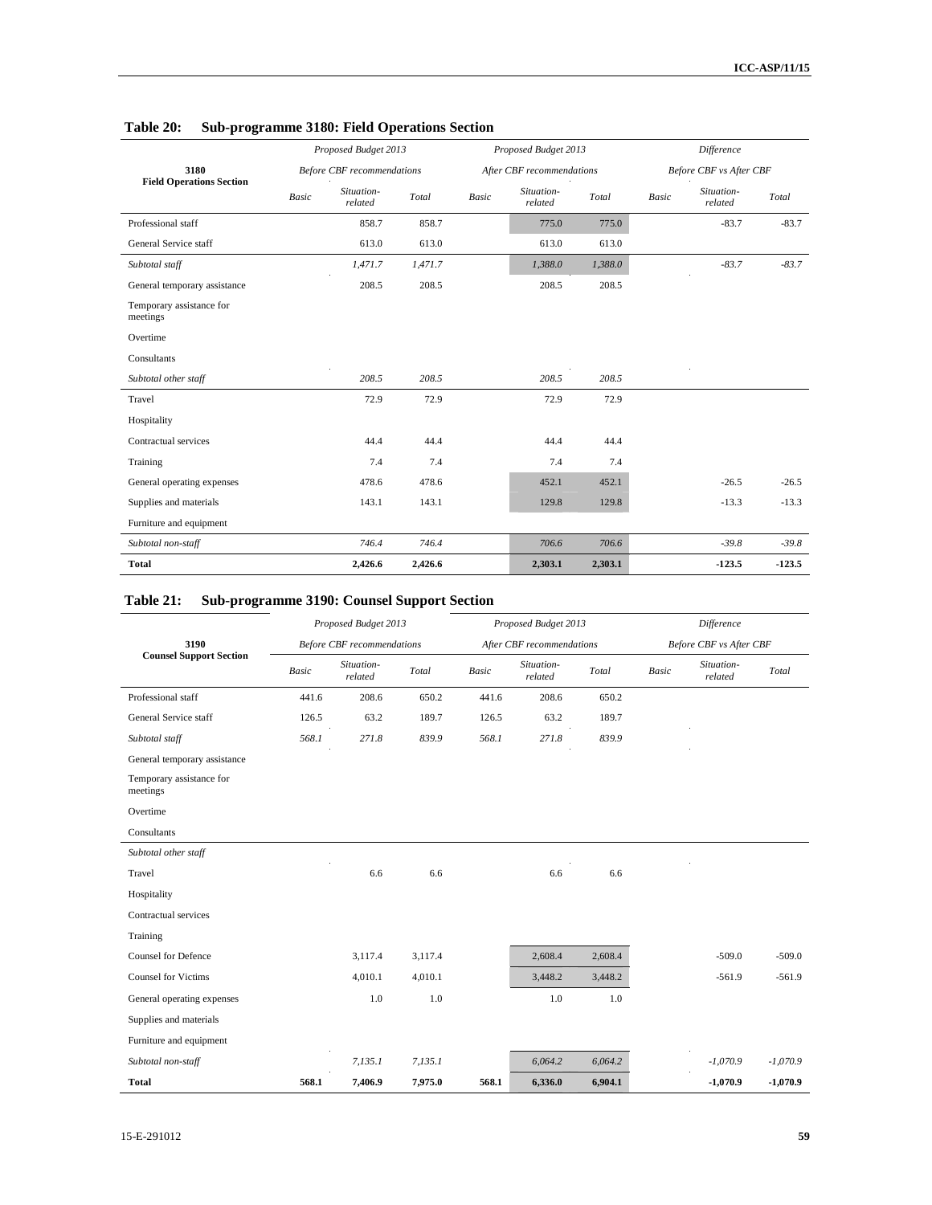**Table 20: Sub-programme 3180: Field Operations Section**

| 3180 Field Operations Section | Proposed Budget 2013 Before CBF recommendations | | | Proposed Budget 2013 After CBF recommendations | | | Difference Before CBF vs After CBF | | |
|---|---|---|---|---|---|---|---|---|---|
| | *Basic* | *Situation-related* | *Total* | *Basic* | *Situation-related* | *Total* | *Basic* | *Situation-related* | *Total* |
| Professional staff | | 858.7 | 858.7 | | 775.0 | 775.0 | | -83.7 | -83.7 |
| General Service staff | | 613.0 | 613.0 | | 613.0 | 613.0 | | | |
| *Subtotal staff* | | *1,471.7* | *1,471.7* | | *1,388.0* | *1,388.0* | | *-83.7* | *-83.7* |
| General temporary assistance | | 208.5 | 208.5 | | 208.5 | 208.5 | | | |
| Temporary assistance for meetings | | | | | | | | | |
| Overtime | | | | | | | | | |
| Consultants | | | | | | | | | |
| *Subtotal other staff* | | *208.5* | *208.5* | | *208.5* | *208.5* | | | |
| Travel | | 72.9 | 72.9 | | 72.9 | 72.9 | | | |
| Hospitality | | | | | | | | | |
| Contractual services | | 44.4 | 44.4 | | 44.4 | 44.4 | | | |
| Training | | 7.4 | 7.4 | | 7.4 | 7.4 | | | |
| General operating expenses | | 478.6 | 478.6 | | 452.1 | 452.1 | | -26.5 | -26.5 |
| Supplies and materials | | 143.1 | 143.1 | | 129.8 | 129.8 | | -13.3 | -13.3 |
| Furniture and equipment | | | | | | | | | |
| *Subtotal non-staff* | | *746.4* | *746.4* | | *706.6* | *706.6* | | *-39.8* | *-39.8* |
| **Total** | | **2,426.6** | **2,426.6** | | **2,303.1** | **2,303.1** | | **-123.5** | **-123.5** |

**Table 21: Sub-programme 3190: Counsel Support Section**

| 3190 Counsel Support Section | Proposed Budget 2013 Before CBF recommendations | | | Proposed Budget 2013 After CBF recommendations | | | Difference Before CBF vs After CBF | | |
|---|---|---|---|---|---|---|---|---|---|
| | *Basic* | *Situation-related* | *Total* | *Basic* | *Situation-related* | *Total* | *Basic* | *Situation-related* | *Total* |
| Professional staff | 441.6 | 208.6 | 650.2 | 441.6 | 208.6 | 650.2 | | | |
| General Service staff | 126.5 | 63.2 | 189.7 | 126.5 | 63.2 | 189.7 | | | |
| *Subtotal staff* | *568.1* | *271.8* | *839.9* | *568.1* | *271.8* | *839.9* | | | |
| General temporary assistance | | | | | | | | | |
| Temporary assistance for meetings | | | | | | | | | |
| Overtime | | | | | | | | | |
| Consultants | | | | | | | | | |
| *Subtotal other staff* | | | | | | | | | |
| Travel | | 6.6 | 6.6 | | 6.6 | 6.6 | | | |
| Hospitality | | | | | | | | | |
| Contractual services | | | | | | | | | |
| Training | | | | | | | | | |
| Counsel for Defence | | 3,117.4 | 3,117.4 | | 2,608.4 | 2,608.4 | | -509.0 | -509.0 |
| Counsel for Victims | | 4,010.1 | 4,010.1 | | 3,448.2 | 3,448.2 | | -561.9 | -561.9 |
| General operating expenses | | 1.0 | 1.0 | | 1.0 | 1.0 | | | |
| Supplies and materials | | | | | | | | | |
| Furniture and equipment | | | | | | | | | |
| *Subtotal non-staff* | | *7,135.1* | *7,135.1* | | *6,064.2* | *6,064.2* | | *-1,070.9* | *-1,070.9* |
| **Total** | **568.1** | **7,406.9** | **7,975.0** | **568.1** | **6,336.0** | **6,904.1** | | **-1,070.9** | **-1,070.9** |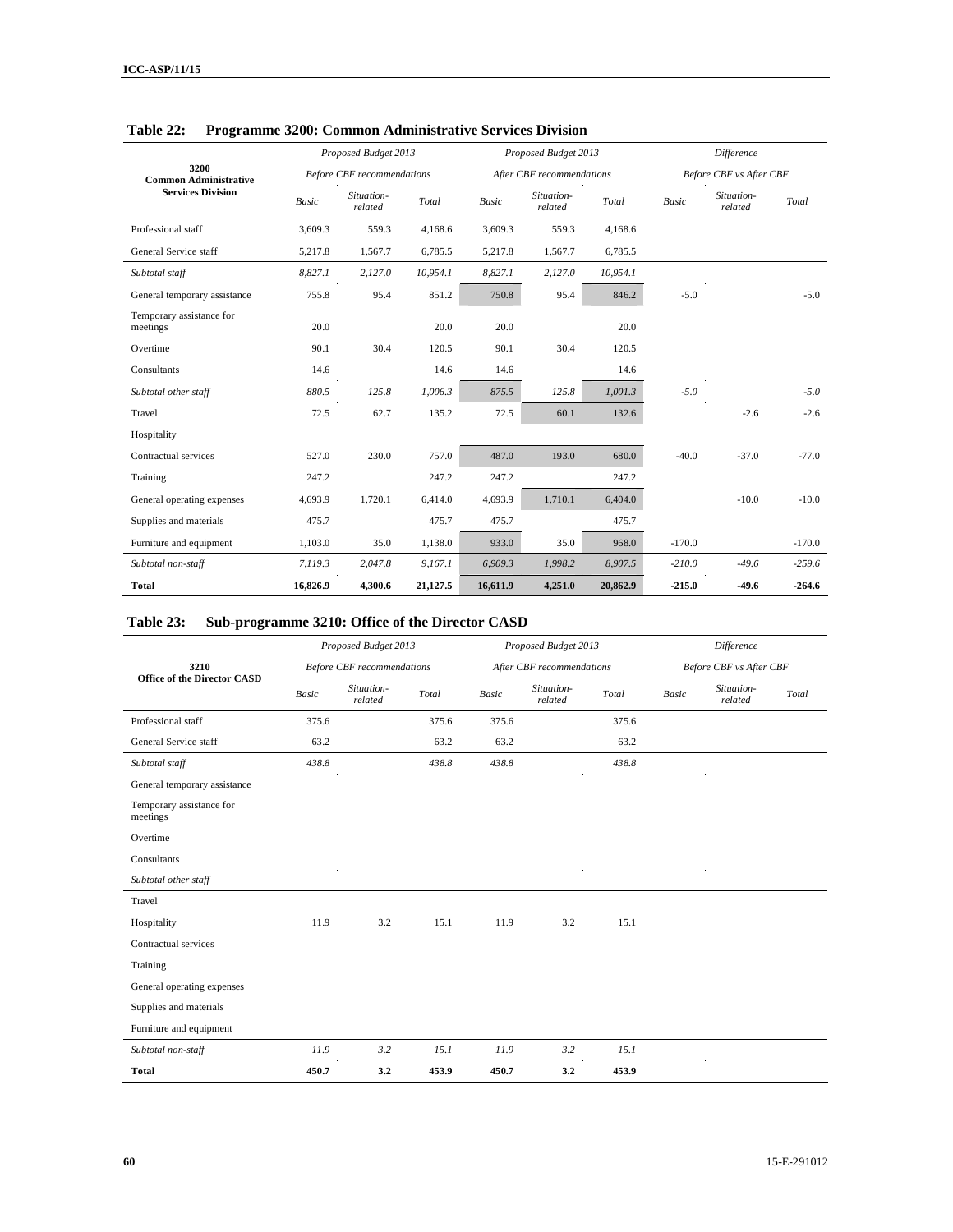## Table 22: Programme 3200: Common Administrative Services Division

| 3200 Common Administrative Services Division | Proposed Budget 2013 Before CBF recommendations | | | Proposed Budget 2013 After CBF recommendations | | | Difference Before CBF vs After CBF | | |
|---|---|---|---|---|---|---|---|---|---|
| | Basic | Situation-related | Total | Basic | Situation-related | Total | Basic | Situation-related | Total |
| Professional staff | 3,609.3 | 559.3 | 4,168.6 | 3,609.3 | 559.3 | 4,168.6 | | | |
| General Service staff | 5,217.8 | 1,567.7 | 6,785.5 | 5,217.8 | 1,567.7 | 6,785.5 | | | |
| *Subtotal staff* | *8,827.1* | *2,127.0* | *10,954.1* | *8,827.1* | *2,127.0* | *10,954.1* | | | |
| General temporary assistance | 755.8 | 95.4 | 851.2 | 750.8 | 95.4 | 846.2 | -5.0 | | -5.0 |
| Temporary assistance for meetings | 20.0 | | 20.0 | 20.0 | | 20.0 | | | |
| Overtime | 90.1 | 30.4 | 120.5 | 90.1 | 30.4 | 120.5 | | | |
| Consultants | 14.6 | | 14.6 | 14.6 | | 14.6 | | | |
| *Subtotal other staff* | *880.5* | *125.8* | *1,006.3* | *875.5* | *125.8* | *1,001.3* | *-5.0* | | *-5.0* |
| Travel | 72.5 | 62.7 | 135.2 | 72.5 | 60.1 | 132.6 | | -2.6 | -2.6 |
| Hospitality | | | | | | | | | |
| Contractual services | 527.0 | 230.0 | 757.0 | 487.0 | 193.0 | 680.0 | -40.0 | -37.0 | -77.0 |
| Training | 247.2 | | 247.2 | 247.2 | | 247.2 | | | |
| General operating expenses | 4,693.9 | 1,720.1 | 6,414.0 | 4,693.9 | 1,710.1 | 6,404.0 | | -10.0 | -10.0 |
| Supplies and materials | 475.7 | | 475.7 | 475.7 | | 475.7 | | | |
| Furniture and equipment | 1,103.0 | 35.0 | 1,138.0 | 933.0 | 35.0 | 968.0 | -170.0 | | -170.0 |
| *Subtotal non-staff* | *7,119.3* | *2,047.8* | *9,167.1* | *6,909.3* | *1,998.2* | *8,907.5* | *-210.0* | *-49.6* | *-259.6* |
| **Total** | **16,826.9** | **4,300.6** | **21,127.5** | **16,611.9** | **4,251.0** | **20,862.9** | **-215.0** | **-49.6** | **-264.6** |

## Table 23: Sub-programme 3210: Office of the Director CASD

| 3210 Office of the Director CASD | Proposed Budget 2013 Before CBF recommendations | | | Proposed Budget 2013 After CBF recommendations | | | Difference Before CBF vs After CBF | | |
|---|---|---|---|---|---|---|---|---|---|
| | Basic | Situation-related | Total | Basic | Situation-related | Total | Basic | Situation-related | Total |
| Professional staff | 375.6 | | 375.6 | 375.6 | | 375.6 | | | |
| General Service staff | 63.2 | | 63.2 | 63.2 | | 63.2 | | | |
| *Subtotal staff* | *438.8* | | *438.8* | *438.8* | | *438.8* | | | |
| General temporary assistance | | | | | | | | | |
| Temporary assistance for meetings | | | | | | | | | |
| Overtime | | | | | | | | | |
| Consultants | | | | | | | | | |
| *Subtotal other staff* | | | | | | | | | |
| Travel | | | | | | | | | |
| Hospitality | 11.9 | 3.2 | 15.1 | 11.9 | 3.2 | 15.1 | | | |
| Contractual services | | | | | | | | | |
| Training | | | | | | | | | |
| General operating expenses | | | | | | | | | |
| Supplies and materials | | | | | | | | | |
| Furniture and equipment | | | | | | | | | |
| *Subtotal non-staff* | *11.9* | *3.2* | *15.1* | *11.9* | *3.2* | *15.1* | | | |
| **Total** | **450.7** | **3.2** | **453.9** | **450.7** | **3.2** | **453.9** | | | |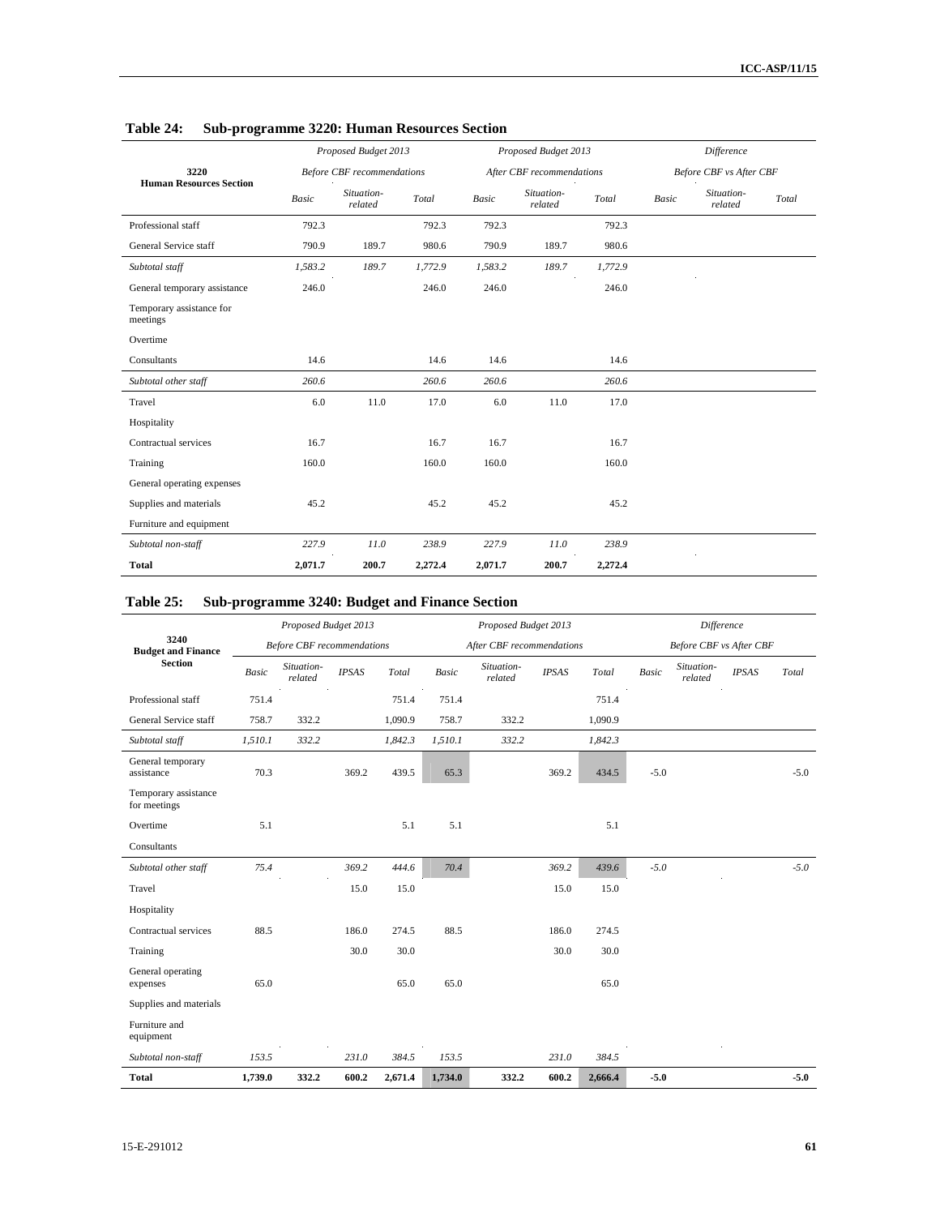### Table 24: Sub-programme 3220: Human Resources Section

| 3220 Human Resources Section | *Proposed Budget 2013 Before CBF recommendations* | | | *Proposed Budget 2013 After CBF recommendations* | | | *Difference Before CBF vs After CBF* | | |
|---|---|---|---|---|---|---|---|---|---|
| | *Basic* | *Situation-related* | *Total* | *Basic* | *Situation-related* | *Total* | *Basic* | *Situation-related* | *Total* |
| Professional staff | 792.3 | | 792.3 | 792.3 | | 792.3 | | | |
| General Service staff | 790.9 | 189.7 | 980.6 | 790.9 | 189.7 | 980.6 | | | |
| *Subtotal staff* | *1,583.2* | *189.7* | *1,772.9* | *1,583.2* | *189.7* | *1,772.9* | | | |
| General temporary assistance | 246.0 | | 246.0 | 246.0 | | 246.0 | | | |
| Temporary assistance for meetings | | | | | | | | | |
| Overtime | | | | | | | | | |
| Consultants | 14.6 | | 14.6 | 14.6 | | 14.6 | | | |
| *Subtotal other staff* | *260.6* | | *260.6* | *260.6* | | *260.6* | | | |
| Travel | 6.0 | 11.0 | 17.0 | 6.0 | 11.0 | 17.0 | | | |
| Hospitality | | | | | | | | | |
| Contractual services | 16.7 | | 16.7 | 16.7 | | 16.7 | | | |
| Training | 160.0 | | 160.0 | 160.0 | | 160.0 | | | |
| General operating expenses | | | | | | | | | |
| Supplies and materials | 45.2 | | 45.2 | 45.2 | | 45.2 | | | |
| Furniture and equipment | | | | | | | | | |
| *Subtotal non-staff* | *227.9* | *11.0* | *238.9* | *227.9* | *11.0* | *238.9* | | | |
| **Total** | **2,071.7** | **200.7** | **2,272.4** | **2,071.7** | **200.7** | **2,272.4** | | | |

### Table 25: Sub-programme 3240: Budget and Finance Section

| 3240 Budget and Finance Section | *Proposed Budget 2013 Before CBF recommendations* | | | | *Proposed Budget 2013 After CBF recommendations* | | | | *Difference Before CBF vs After CBF* | | | |
|---|---|---|---|---|---|---|---|---|---|---|---|---|
| | *Basic* | *Situation-related* | *IPSAS* | *Total* | *Basic* | *Situation-related* | *IPSAS* | *Total* | *Basic* | *Situation-related* | *IPSAS* | *Total* |
| Professional staff | 751.4 | | | 751.4 | 751.4 | | | 751.4 | | | | |
| General Service staff | 758.7 | 332.2 | | 1,090.9 | 758.7 | 332.2 | | 1,090.9 | | | | |
| *Subtotal staff* | *1,510.1* | *332.2* | | *1,842.3* | *1,510.1* | *332.2* | | *1,842.3* | | | | |
| General temporary assistance | 70.3 | | 369.2 | 439.5 | 65.3 | | 369.2 | 434.5 | -5.0 | | | -5.0 |
| Temporary assistance for meetings | | | | | | | | | | | | |
| Overtime | 5.1 | | | 5.1 | 5.1 | | | 5.1 | | | | |
| Consultants | | | | | | | | | | | | |
| *Subtotal other staff* | *75.4* | | *369.2* | *444.6* | *70.4* | | *369.2* | *439.6* | *-5.0* | | | *-5.0* |
| Travel | | | 15.0 | 15.0 | | | 15.0 | 15.0 | | | | |
| Hospitality | | | | | | | | | | | | |
| Contractual services | 88.5 | | 186.0 | 274.5 | 88.5 | | 186.0 | 274.5 | | | | |
| Training | | | 30.0 | 30.0 | | | 30.0 | 30.0 | | | | |
| General operating expenses | 65.0 | | | 65.0 | 65.0 | | | 65.0 | | | | |
| Supplies and materials | | | | | | | | | | | | |
| Furniture and equipment | | | | | | | | | | | | |
| *Subtotal non-staff* | *153.5* | | *231.0* | *384.5* | *153.5* | | *231.0* | *384.5* | | | | |
| **Total** | **1,739.0** | **332.2** | **600.2** | **2,671.4** | **1,734.0** | **332.2** | **600.2** | **2,666.4** | **-5.0** | | | **-5.0** |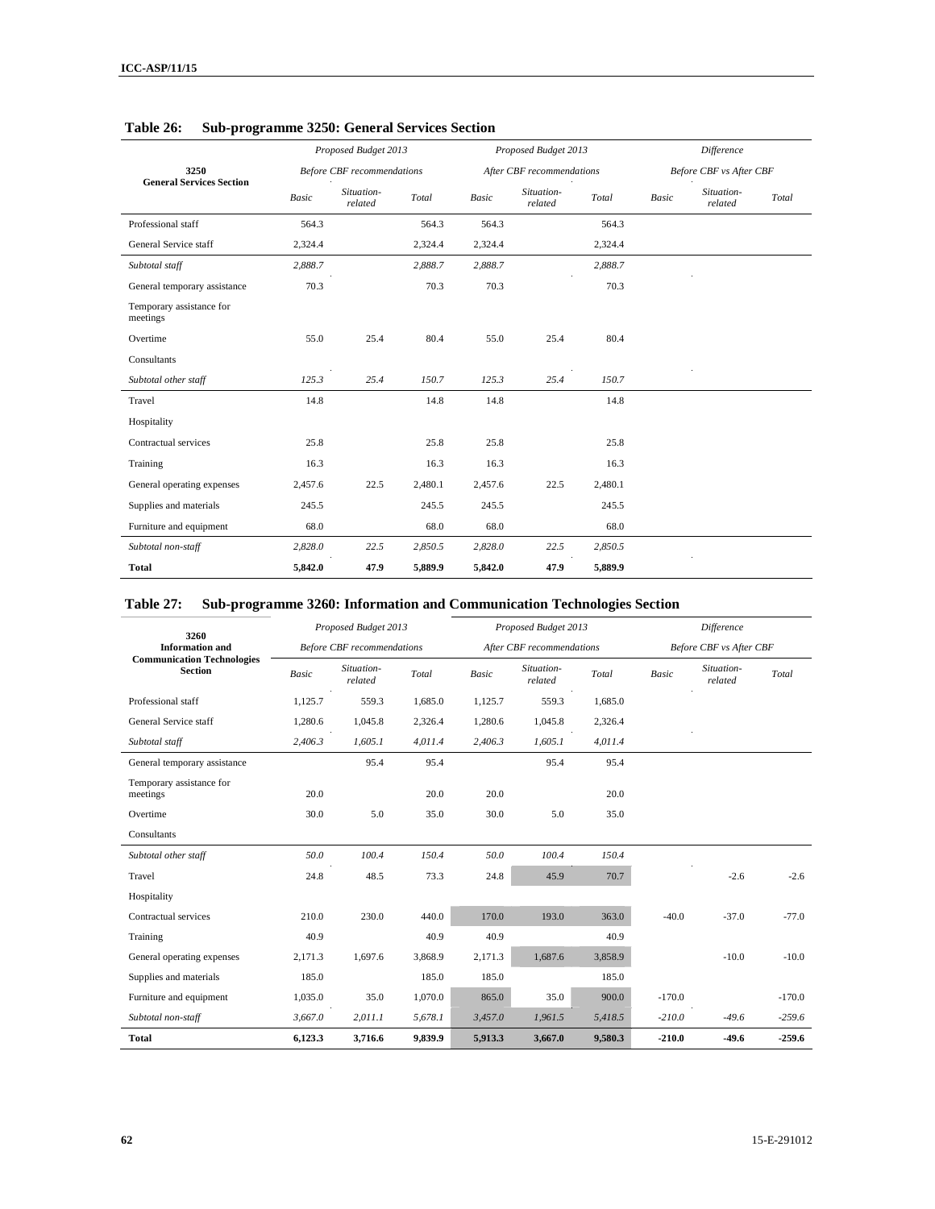**Table 26: Sub-programme 3250: General Services Section**

| 3250 General Services Section | Proposed Budget 2013 Before CBF recommendations | | | Proposed Budget 2013 After CBF recommendations | | | Difference Before CBF vs After CBF | | |
|---|---|---|---|---|---|---|---|---|---|
| | *Basic* | *Situation-related* | *Total* | *Basic* | *Situation-related* | *Total* | *Basic* | *Situation-related* | *Total* |
| Professional staff | 564.3 | | 564.3 | 564.3 | | 564.3 | | | |
| General Service staff | 2,324.4 | | 2,324.4 | 2,324.4 | | 2,324.4 | | | |
| *Subtotal staff* | *2,888.7* | | *2,888.7* | *2,888.7* | | *2,888.7* | | | |
| General temporary assistance | 70.3 | | 70.3 | 70.3 | | 70.3 | | | |
| Temporary assistance for meetings | | | | | | | | | |
| Overtime | 55.0 | 25.4 | 80.4 | 55.0 | 25.4 | 80.4 | | | |
| Consultants | | | | | | | | | |
| *Subtotal other staff* | *125.3* | *25.4* | *150.7* | *125.3* | *25.4* | *150.7* | | | |
| Travel | 14.8 | | 14.8 | 14.8 | | 14.8 | | | |
| Hospitality | | | | | | | | | |
| Contractual services | 25.8 | | 25.8 | 25.8 | | 25.8 | | | |
| Training | 16.3 | | 16.3 | 16.3 | | 16.3 | | | |
| General operating expenses | 2,457.6 | 22.5 | 2,480.1 | 2,457.6 | 22.5 | 2,480.1 | | | |
| Supplies and materials | 245.5 | | 245.5 | 245.5 | | 245.5 | | | |
| Furniture and equipment | 68.0 | | 68.0 | 68.0 | | 68.0 | | | |
| *Subtotal non-staff* | *2,828.0* | *22.5* | *2,850.5* | *2,828.0* | *22.5* | *2,850.5* | | | |
| **Total** | **5,842.0** | **47.9** | **5,889.9** | **5,842.0** | **47.9** | **5,889.9** | | | |

**Table 27: Sub-programme 3260: Information and Communication Technologies Section**

| 3260 Information and Communication Technologies Section | Proposed Budget 2013 Before CBF recommendations | | | Proposed Budget 2013 After CBF recommendations | | | Difference Before CBF vs After CBF | | |
|---|---|---|---|---|---|---|---|---|---|
| | *Basic* | *Situation-related* | *Total* | *Basic* | *Situation-related* | *Total* | *Basic* | *Situation-related* | *Total* |
| Professional staff | 1,125.7 | 559.3 | 1,685.0 | 1,125.7 | 559.3 | 1,685.0 | | | |
| General Service staff | 1,280.6 | 1,045.8 | 2,326.4 | 1,280.6 | 1,045.8 | 2,326.4 | | | |
| *Subtotal staff* | *2,406.3* | *1,605.1* | *4,011.4* | *2,406.3* | *1,605.1* | *4,011.4* | | | |
| General temporary assistance | | 95.4 | 95.4 | | 95.4 | 95.4 | | | |
| Temporary assistance for meetings | 20.0 | | 20.0 | 20.0 | | 20.0 | | | |
| Overtime | 30.0 | 5.0 | 35.0 | 30.0 | 5.0 | 35.0 | | | |
| Consultants | | | | | | | | | |
| *Subtotal other staff* | *50.0* | *100.4* | *150.4* | *50.0* | *100.4* | *150.4* | | | |
| Travel | 24.8 | 48.5 | 73.3 | 24.8 | 45.9 | 70.7 | | -2.6 | -2.6 |
| Hospitality | | | | | | | | | |
| Contractual services | 210.0 | 230.0 | 440.0 | 170.0 | 193.0 | 363.0 | -40.0 | -37.0 | -77.0 |
| Training | 40.9 | | 40.9 | 40.9 | | 40.9 | | | |
| General operating expenses | 2,171.3 | 1,697.6 | 3,868.9 | 2,171.3 | 1,687.6 | 3,858.9 | | -10.0 | -10.0 |
| Supplies and materials | 185.0 | | 185.0 | 185.0 | | 185.0 | | | |
| Furniture and equipment | 1,035.0 | 35.0 | 1,070.0 | 865.0 | 35.0 | 900.0 | -170.0 | | -170.0 |
| *Subtotal non-staff* | *3,667.0* | *2,011.1* | *5,678.1* | *3,457.0* | *1,961.5* | *5,418.5* | *-210.0* | *-49.6* | *-259.6* |
| **Total** | **6,123.3** | **3,716.6** | **9,839.9** | **5,913.3** | **3,667.0** | **9,580.3** | **-210.0** | **-49.6** | **-259.6** |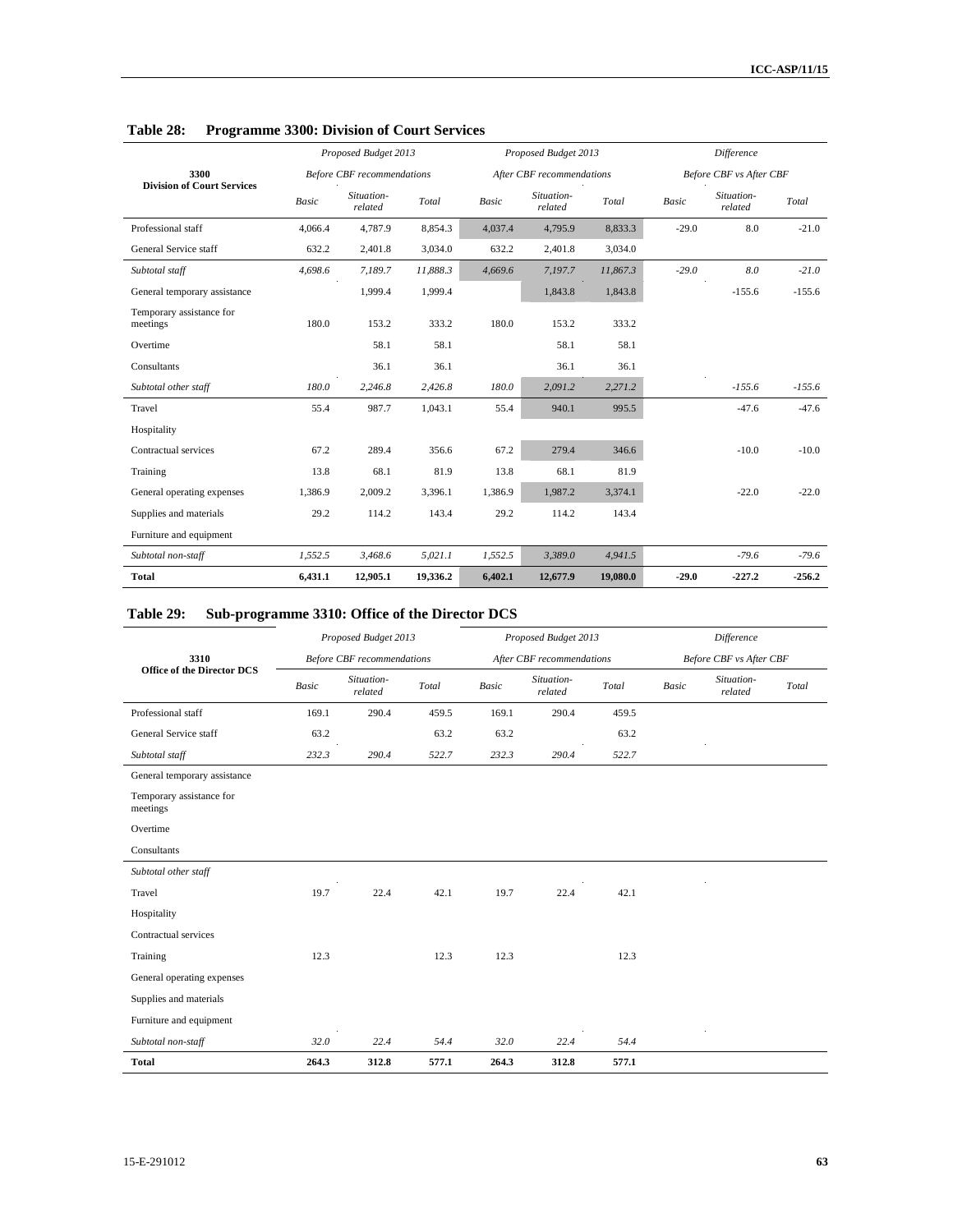**Table 28: Programme 3300: Division of Court Services**

| 3300 Division of Court Services | Proposed Budget 2013 Before CBF recommendations | | | Proposed Budget 2013 After CBF recommendations | | | Difference Before CBF vs After CBF | | |
|---|---|---|---|---|---|---|---|---|---|
| | *Basic* | *Situation-related* | *Total* | *Basic* | *Situation-related* | *Total* | *Basic* | *Situation-related* | *Total* |
| Professional staff | 4,066.4 | 4,787.9 | 8,854.3 | 4,037.4 | 4,795.9 | 8,833.3 | -29.0 | 8.0 | -21.0 |
| General Service staff | 632.2 | 2,401.8 | 3,034.0 | 632.2 | 2,401.8 | 3,034.0 | | | |
| *Subtotal staff* | *4,698.6* | *7,189.7* | *11,888.3* | *4,669.6* | *7,197.7* | *11,867.3* | *-29.0* | *8.0* | *-21.0* |
| General temporary assistance | | 1,999.4 | 1,999.4 | | 1,843.8 | 1,843.8 | | -155.6 | -155.6 |
| Temporary assistance for meetings | 180.0 | 153.2 | 333.2 | 180.0 | 153.2 | 333.2 | | | |
| Overtime | | 58.1 | 58.1 | | 58.1 | 58.1 | | | |
| Consultants | | 36.1 | 36.1 | | 36.1 | 36.1 | | | |
| *Subtotal other staff* | *180.0* | *2,246.8* | *2,426.8* | *180.0* | *2,091.2* | *2,271.2* | | *-155.6* | *-155.6* |
| Travel | 55.4 | 987.7 | 1,043.1 | 55.4 | 940.1 | 995.5 | | -47.6 | -47.6 |
| Hospitality | | | | | | | | | |
| Contractual services | 67.2 | 289.4 | 356.6 | 67.2 | 279.4 | 346.6 | | -10.0 | -10.0 |
| Training | 13.8 | 68.1 | 81.9 | 13.8 | 68.1 | 81.9 | | | |
| General operating expenses | 1,386.9 | 2,009.2 | 3,396.1 | 1,386.9 | 1,987.2 | 3,374.1 | | -22.0 | -22.0 |
| Supplies and materials | 29.2 | 114.2 | 143.4 | 29.2 | 114.2 | 143.4 | | | |
| Furniture and equipment | | | | | | | | | |
| *Subtotal non-staff* | *1,552.5* | *3,468.6* | *5,021.1* | *1,552.5* | *3,389.0* | *4,941.5* | | *-79.6* | *-79.6* |
| **Total** | **6,431.1** | **12,905.1** | **19,336.2** | **6,402.1** | **12,677.9** | **19,080.0** | **-29.0** | **-227.2** | **-256.2** |

**Table 29: Sub-programme 3310: Office of the Director DCS**

| 3310 Office of the Director DCS | Proposed Budget 2013 Before CBF recommendations | | | Proposed Budget 2013 After CBF recommendations | | | Difference Before CBF vs After CBF | | |
|---|---|---|---|---|---|---|---|---|---|
| | *Basic* | *Situation-related* | *Total* | *Basic* | *Situation-related* | *Total* | *Basic* | *Situation-related* | *Total* |
| Professional staff | 169.1 | 290.4 | 459.5 | 169.1 | 290.4 | 459.5 | | | |
| General Service staff | 63.2 | | 63.2 | 63.2 | | 63.2 | | | |
| *Subtotal staff* | *232.3* | *290.4* | *522.7* | *232.3* | *290.4* | *522.7* | | | |
| General temporary assistance | | | | | | | | | |
| Temporary assistance for meetings | | | | | | | | | |
| Overtime | | | | | | | | | |
| Consultants | | | | | | | | | |
| *Subtotal other staff* | | | | | | | | | |
| Travel | 19.7 | 22.4 | 42.1 | 19.7 | 22.4 | 42.1 | | | |
| Hospitality | | | | | | | | | |
| Contractual services | | | | | | | | | |
| Training | 12.3 | | 12.3 | 12.3 | | 12.3 | | | |
| General operating expenses | | | | | | | | | |
| Supplies and materials | | | | | | | | | |
| Furniture and equipment | | | | | | | | | |
| *Subtotal non-staff* | *32.0* | *22.4* | *54.4* | *32.0* | *22.4* | *54.4* | | | |
| **Total** | **264.3** | **312.8** | **577.1** | **264.3** | **312.8** | **577.1** | | | |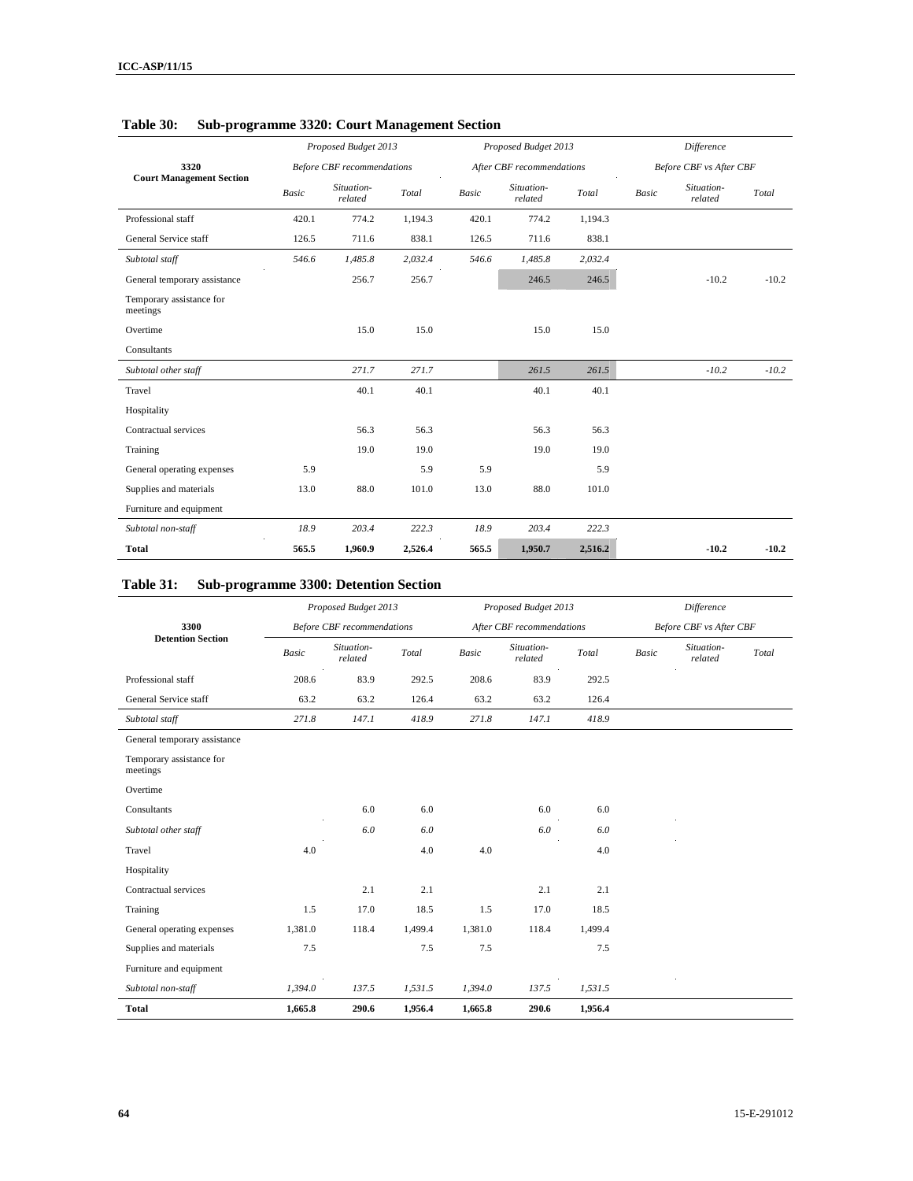### Table 30: Sub-programme 3320: Court Management Section

| 3320 Court Management Section | Proposed Budget 2013 Before CBF recommendations | | | Proposed Budget 2013 After CBF recommendations | | | Difference Before CBF vs After CBF | | |
|---|---|---|---|---|---|---|---|---|---|
| | *Basic* | *Situation-related* | *Total* | *Basic* | *Situation-related* | *Total* | *Basic* | *Situation-related* | *Total* |
| Professional staff | 420.1 | 774.2 | 1,194.3 | 420.1 | 774.2 | 1,194.3 | | | |
| General Service staff | 126.5 | 711.6 | 838.1 | 126.5 | 711.6 | 838.1 | | | |
| *Subtotal staff* | *546.6* | *1,485.8* | *2,032.4* | *546.6* | *1,485.8* | *2,032.4* | | | |
| General temporary assistance | | 256.7 | 256.7 | | 246.5 | 246.5 | | -10.2 | -10.2 |
| Temporary assistance for meetings | | | | | | | | | |
| Overtime | | 15.0 | 15.0 | | 15.0 | 15.0 | | | |
| Consultants | | | | | | | | | |
| *Subtotal other staff* | | *271.7* | *271.7* | | *261.5* | *261.5* | | *-10.2* | *-10.2* |
| Travel | | 40.1 | 40.1 | | 40.1 | 40.1 | | | |
| Hospitality | | | | | | | | | |
| Contractual services | | 56.3 | 56.3 | | 56.3 | 56.3 | | | |
| Training | | 19.0 | 19.0 | | 19.0 | 19.0 | | | |
| General operating expenses | 5.9 | | 5.9 | 5.9 | | 5.9 | | | |
| Supplies and materials | 13.0 | 88.0 | 101.0 | 13.0 | 88.0 | 101.0 | | | |
| Furniture and equipment | | | | | | | | | |
| *Subtotal non-staff* | *18.9* | *203.4* | *222.3* | *18.9* | *203.4* | *222.3* | | | |
| **Total** | **565.5** | **1,960.9** | **2,526.4** | **565.5** | **1,950.7** | **2,516.2** | | **-10.2** | **-10.2** |

### Table 31: Sub-programme 3300: Detention Section

| 3300 Detention Section | Proposed Budget 2013 Before CBF recommendations | | | Proposed Budget 2013 After CBF recommendations | | | Difference Before CBF vs After CBF | | |
|---|---|---|---|---|---|---|---|---|---|
| | *Basic* | *Situation-related* | *Total* | *Basic* | *Situation-related* | *Total* | *Basic* | *Situation-related* | *Total* |
| Professional staff | 208.6 | 83.9 | 292.5 | 208.6 | 83.9 | 292.5 | | | |
| General Service staff | 63.2 | 63.2 | 126.4 | 63.2 | 63.2 | 126.4 | | | |
| *Subtotal staff* | *271.8* | *147.1* | *418.9* | *271.8* | *147.1* | *418.9* | | | |
| General temporary assistance | | | | | | | | | |
| Temporary assistance for meetings | | | | | | | | | |
| Overtime | | | | | | | | | |
| Consultants | | 6.0 | 6.0 | | 6.0 | 6.0 | | | |
| *Subtotal other staff* | | *6.0* | *6.0* | | *6.0* | *6.0* | | | |
| Travel | 4.0 | | 4.0 | 4.0 | | 4.0 | | | |
| Hospitality | | | | | | | | | |
| Contractual services | | 2.1 | 2.1 | | 2.1 | 2.1 | | | |
| Training | 1.5 | 17.0 | 18.5 | 1.5 | 17.0 | 18.5 | | | |
| General operating expenses | 1,381.0 | 118.4 | 1,499.4 | 1,381.0 | 118.4 | 1,499.4 | | | |
| Supplies and materials | 7.5 | | 7.5 | 7.5 | | 7.5 | | | |
| Furniture and equipment | | | | | | | | | |
| *Subtotal non-staff* | *1,394.0* | *137.5* | *1,531.5* | *1,394.0* | *137.5* | *1,531.5* | | | |
| **Total** | **1,665.8** | **290.6** | **1,956.4** | **1,665.8** | **290.6** | **1,956.4** | | | |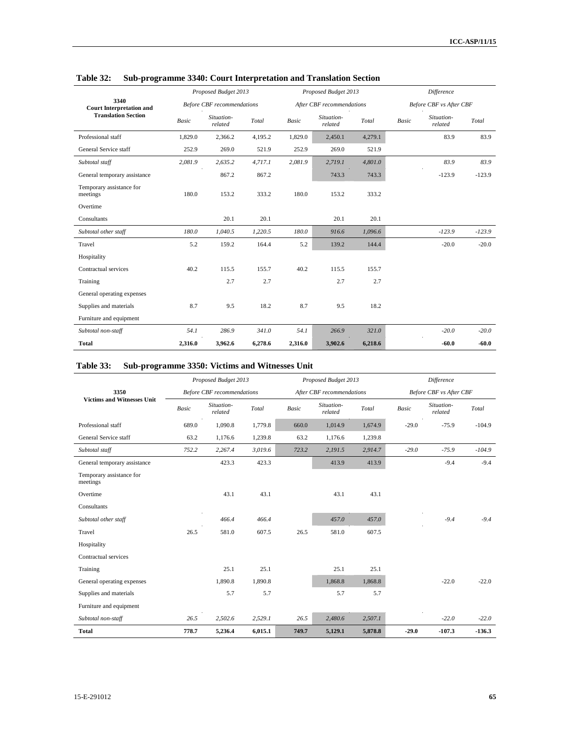## Table 32: Sub-programme 3340: Court Interpretation and Translation Section

| 3340 Court Interpretation and Translation Section | Proposed Budget 2013 Before CBF recommendations | | | Proposed Budget 2013 After CBF recommendations | | | Difference Before CBF vs After CBF | | |
|---|---|---|---|---|---|---|---|---|---|
| | Basic | Situation-related | Total | Basic | Situation-related | Total | Basic | Situation-related | Total |
| Professional staff | 1,829.0 | 2,366.2 | 4,195.2 | 1,829.0 | 2,450.1 | 4,279.1 | | 83.9 | 83.9 |
| General Service staff | 252.9 | 269.0 | 521.9 | 252.9 | 269.0 | 521.9 | | | |
| *Subtotal staff* | *2,081.9* | *2,635.2* | *4,717.1* | *2,081.9* | *2,719.1* | *4,801.0* | | *83.9* | *83.9* |
| General temporary assistance | | 867.2 | 867.2 | | 743.3 | 743.3 | | -123.9 | -123.9 |
| Temporary assistance for meetings | 180.0 | 153.2 | 333.2 | 180.0 | 153.2 | 333.2 | | | |
| Overtime | | | | | | | | | |
| Consultants | | 20.1 | 20.1 | | 20.1 | 20.1 | | | |
| *Subtotal other staff* | *180.0* | *1,040.5* | *1,220.5* | *180.0* | *916.6* | *1,096.6* | | *-123.9* | *-123.9* |
| Travel | 5.2 | 159.2 | 164.4 | 5.2 | 139.2 | 144.4 | | -20.0 | -20.0 |
| Hospitality | | | | | | | | | |
| Contractual services | 40.2 | 115.5 | 155.7 | 40.2 | 115.5 | 155.7 | | | |
| Training | | 2.7 | 2.7 | | 2.7 | 2.7 | | | |
| General operating expenses | | | | | | | | | |
| Supplies and materials | 8.7 | 9.5 | 18.2 | 8.7 | 9.5 | 18.2 | | | |
| Furniture and equipment | | | | | | | | | |
| *Subtotal non-staff* | *54.1* | *286.9* | *341.0* | *54.1* | *266.9* | *321.0* | | *-20.0* | *-20.0* |
| **Total** | **2,316.0** | **3,962.6** | **6,278.6** | **2,316.0** | **3,902.6** | **6,218.6** | | **-60.0** | **-60.0** |

## Table 33: Sub-programme 3350: Victims and Witnesses Unit

| 3350 Victims and Witnesses Unit | Proposed Budget 2013 Before CBF recommendations | | | Proposed Budget 2013 After CBF recommendations | | | Difference Before CBF vs After CBF | | |
|---|---|---|---|---|---|---|---|---|---|
| | Basic | Situation-related | Total | Basic | Situation-related | Total | Basic | Situation-related | Total |
| Professional staff | 689.0 | 1,090.8 | 1,779.8 | 660.0 | 1,014.9 | 1,674.9 | -29.0 | -75.9 | -104.9 |
| General Service staff | 63.2 | 1,176.6 | 1,239.8 | 63.2 | 1,176.6 | 1,239.8 | | | |
| *Subtotal staff* | *752.2* | *2,267.4* | *3,019.6* | *723.2* | *2,191.5* | *2,914.7* | *-29.0* | *-75.9* | *-104.9* |
| General temporary assistance | | 423.3 | 423.3 | | 413.9 | 413.9 | | -9.4 | -9.4 |
| Temporary assistance for meetings | | | | | | | | | |
| Overtime | | 43.1 | 43.1 | | 43.1 | 43.1 | | | |
| Consultants | | | | | | | | | |
| *Subtotal other staff* | | *466.4* | *466.4* | | *457.0* | *457.0* | | *-9.4* | *-9.4* |
| Travel | 26.5 | 581.0 | 607.5 | 26.5 | 581.0 | 607.5 | | | |
| Hospitality | | | | | | | | | |
| Contractual services | | | | | | | | | |
| Training | | 25.1 | 25.1 | | 25.1 | 25.1 | | | |
| General operating expenses | | 1,890.8 | 1,890.8 | | 1,868.8 | 1,868.8 | | -22.0 | -22.0 |
| Supplies and materials | | 5.7 | 5.7 | | 5.7 | 5.7 | | | |
| Furniture and equipment | | | | | | | | | |
| *Subtotal non-staff* | *26.5* | *2,502.6* | *2,529.1* | *26.5* | *2,480.6* | *2,507.1* | | *-22.0* | *-22.0* |
| **Total** | **778.7** | **5,236.4** | **6,015.1** | **749.7** | **5,129.1** | **5,878.8** | **-29.0** | **-107.3** | **-136.3** |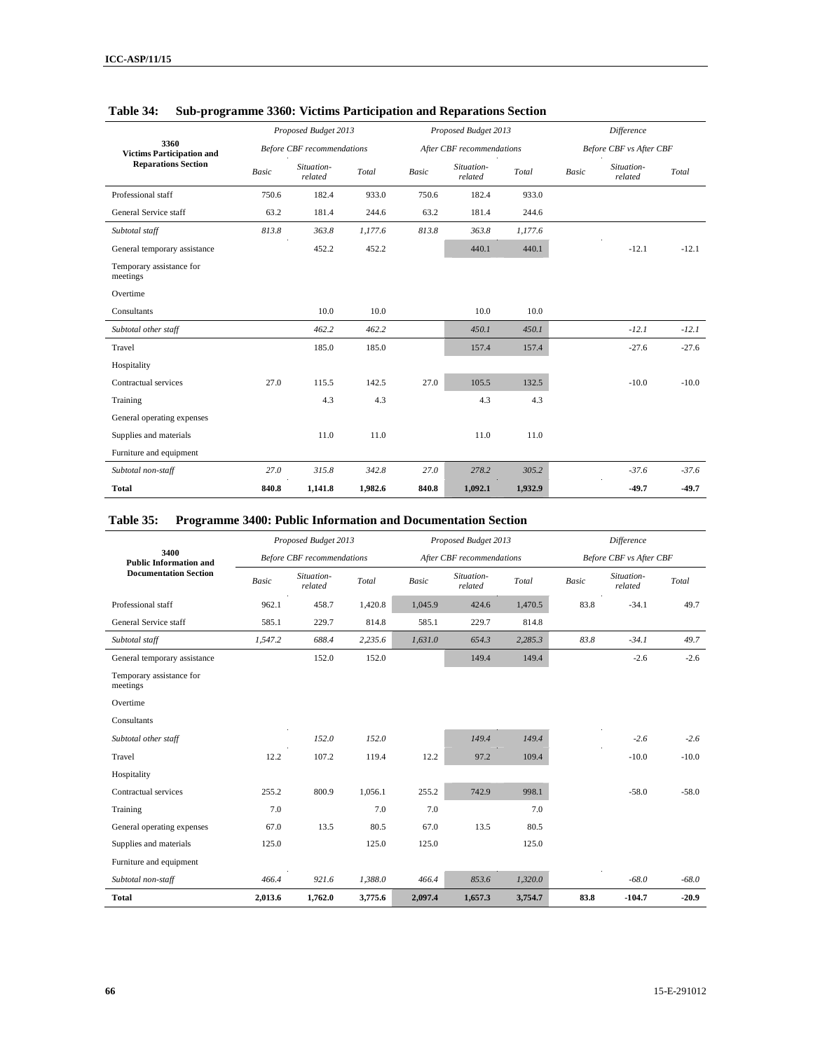**Table 34: Sub-programme 3360: Victims Participation and Reparations Section**

| 3360 Victims Participation and Reparations Section | *Proposed Budget 2013 Before CBF recommendations* | | | *Proposed Budget 2013 After CBF recommendations* | | | *Difference Before CBF vs After CBF* | | |
|---|---|---|---|---|---|---|---|---|---|
| | *Basic* | *Situation-related* | *Total* | *Basic* | *Situation-related* | *Total* | *Basic* | *Situation-related* | *Total* |
| Professional staff | 750.6 | 182.4 | 933.0 | 750.6 | 182.4 | 933.0 | | | |
| General Service staff | 63.2 | 181.4 | 244.6 | 63.2 | 181.4 | 244.6 | | | |
| *Subtotal staff* | *813.8* | *363.8* | *1,177.6* | *813.8* | *363.8* | *1,177.6* | | | |
| General temporary assistance | | 452.2 | 452.2 | | 440.1 | 440.1 | | -12.1 | -12.1 |
| Temporary assistance for meetings | | | | | | | | | |
| Overtime | | | | | | | | | |
| Consultants | | 10.0 | 10.0 | | 10.0 | 10.0 | | | |
| *Subtotal other staff* | | *462.2* | *462.2* | | *450.1* | *450.1* | | *-12.1* | *-12.1* |
| Travel | | 185.0 | 185.0 | | 157.4 | 157.4 | | -27.6 | -27.6 |
| Hospitality | | | | | | | | | |
| Contractual services | 27.0 | 115.5 | 142.5 | 27.0 | 105.5 | 132.5 | | -10.0 | -10.0 |
| Training | | 4.3 | 4.3 | | 4.3 | 4.3 | | | |
| General operating expenses | | | | | | | | | |
| Supplies and materials | | 11.0 | 11.0 | | 11.0 | 11.0 | | | |
| Furniture and equipment | | | | | | | | | |
| *Subtotal non-staff* | *27.0* | *315.8* | *342.8* | *27.0* | *278.2* | *305.2* | | *-37.6* | *-37.6* |
| **Total** | **840.8** | **1,141.8** | **1,982.6** | **840.8** | **1,092.1** | **1,932.9** | | **-49.7** | **-49.7** |

**Table 35: Programme 3400: Public Information and Documentation Section**

| 3400 Public Information and Documentation Section | *Proposed Budget 2013 Before CBF recommendations* | | | *Proposed Budget 2013 After CBF recommendations* | | | *Difference Before CBF vs After CBF* | | |
|---|---|---|---|---|---|---|---|---|---|
| | *Basic* | *Situation-related* | *Total* | *Basic* | *Situation-related* | *Total* | *Basic* | *Situation-related* | *Total* |
| Professional staff | 962.1 | 458.7 | 1,420.8 | 1,045.9 | 424.6 | 1,470.5 | 83.8 | -34.1 | 49.7 |
| General Service staff | 585.1 | 229.7 | 814.8 | 585.1 | 229.7 | 814.8 | | | |
| *Subtotal staff* | *1,547.2* | *688.4* | *2,235.6* | *1,631.0* | *654.3* | *2,285.3* | *83.8* | *-34.1* | *49.7* |
| General temporary assistance | | 152.0 | 152.0 | | 149.4 | 149.4 | | -2.6 | -2.6 |
| Temporary assistance for meetings | | | | | | | | | |
| Overtime | | | | | | | | | |
| Consultants | | | | | | | | | |
| *Subtotal other staff* | | *152.0* | *152.0* | | *149.4* | *149.4* | | *-2.6* | *-2.6* |
| Travel | 12.2 | 107.2 | 119.4 | 12.2 | 97.2 | 109.4 | | -10.0 | -10.0 |
| Hospitality | | | | | | | | | |
| Contractual services | 255.2 | 800.9 | 1,056.1 | 255.2 | 742.9 | 998.1 | | -58.0 | -58.0 |
| Training | 7.0 | | 7.0 | 7.0 | | 7.0 | | | |
| General operating expenses | 67.0 | 13.5 | 80.5 | 67.0 | 13.5 | 80.5 | | | |
| Supplies and materials | 125.0 | | 125.0 | 125.0 | | 125.0 | | | |
| Furniture and equipment | | | | | | | | | |
| *Subtotal non-staff* | *466.4* | *921.6* | *1,388.0* | *466.4* | *853.6* | *1,320.0* | | *-68.0* | *-68.0* |
| **Total** | **2,013.6** | **1,762.0** | **3,775.6** | **2,097.4** | **1,657.3** | **3,754.7** | **83.8** | **-104.7** | **-20.9** |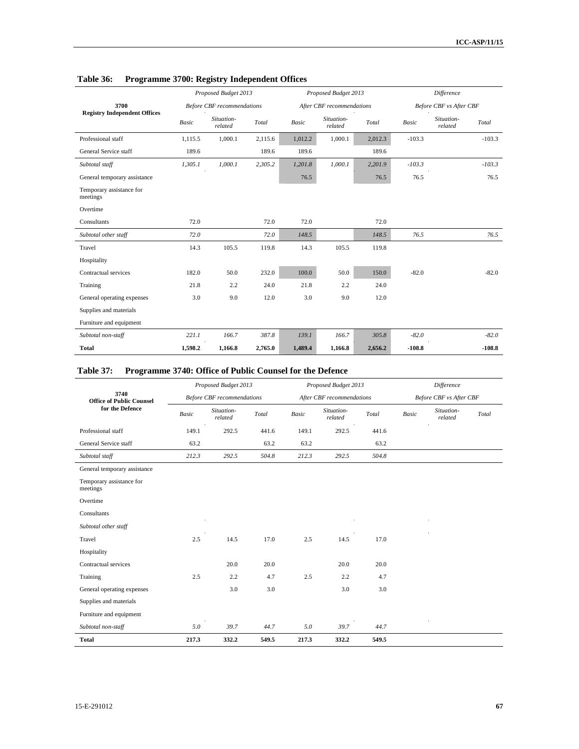**Table 36: Programme 3700: Registry Independent Offices**

| 3700 Registry Independent Offices | Proposed Budget 2013 Before CBF recommendations | | | Proposed Budget 2013 After CBF recommendations | | | Difference Before CBF vs After CBF | | |
|---|---|---|---|---|---|---|---|---|---|
| | Basic | Situation-related | Total | Basic | Situation-related | Total | Basic | Situation-related | Total |
| Professional staff | 1,115.5 | 1,000.1 | 2,115.6 | 1,012.2 | 1,000.1 | 2,012.3 | -103.3 | | -103.3 |
| General Service staff | 189.6 | | 189.6 | 189.6 | | 189.6 | | | |
| *Subtotal staff* | *1,305.1* | *1,000.1* | *2,305.2* | *1,201.8* | *1,000.1* | *2,201.9* | *-103.3* | | *-103.3* |
| General temporary assistance | | | | 76.5 | | 76.5 | 76.5 | | 76.5 |
| Temporary assistance for meetings | | | | | | | | | |
| Overtime | | | | | | | | | |
| Consultants | 72.0 | | 72.0 | 72.0 | | 72.0 | | | |
| *Subtotal other staff* | *72.0* | | *72.0* | *148.5* | | *148.5* | *76.5* | | *76.5* |
| Travel | 14.3 | 105.5 | 119.8 | 14.3 | 105.5 | 119.8 | | | |
| Hospitality | | | | | | | | | |
| Contractual services | 182.0 | 50.0 | 232.0 | 100.0 | 50.0 | 150.0 | -82.0 | | -82.0 |
| Training | 21.8 | 2.2 | 24.0 | 21.8 | 2.2 | 24.0 | | | |
| General operating expenses | 3.0 | 9.0 | 12.0 | 3.0 | 9.0 | 12.0 | | | |
| Supplies and materials | | | | | | | | | |
| Furniture and equipment | | | | | | | | | |
| *Subtotal non-staff* | *221.1* | *166.7* | *387.8* | *139.1* | *166.7* | *305.8* | *-82.0* | | *-82.0* |
| **Total** | **1,598.2** | **1,166.8** | **2,765.0** | **1,489.4** | **1,166.8** | **2,656.2** | **-108.8** | | **-108.8** |

**Table 37: Programme 3740: Office of Public Counsel for the Defence**

| 3740 Office of Public Counsel for the Defence | Proposed Budget 2013 Before CBF recommendations | | | Proposed Budget 2013 After CBF recommendations | | | Difference Before CBF vs After CBF | | |
|---|---|---|---|---|---|---|---|---|---|
| | Basic | Situation-related | Total | Basic | Situation-related | Total | Basic | Situation-related | Total |
| Professional staff | 149.1 | 292.5 | 441.6 | 149.1 | 292.5 | 441.6 | | | |
| General Service staff | 63.2 | | 63.2 | 63.2 | | 63.2 | | | |
| *Subtotal staff* | *212.3* | *292.5* | *504.8* | *212.3* | *292.5* | *504.8* | | | |
| General temporary assistance | | | | | | | | | |
| Temporary assistance for meetings | | | | | | | | | |
| Overtime | | | | | | | | | |
| Consultants | | | | | | | | | |
| *Subtotal other staff* | | | | | | | | | |
| Travel | 2.5 | 14.5 | 17.0 | 2.5 | 14.5 | 17.0 | | | |
| Hospitality | | | | | | | | | |
| Contractual services | | 20.0 | 20.0 | | 20.0 | 20.0 | | | |
| Training | 2.5 | 2.2 | 4.7 | 2.5 | 2.2 | 4.7 | | | |
| General operating expenses | | 3.0 | 3.0 | | 3.0 | 3.0 | | | |
| Supplies and materials | | | | | | | | | |
| Furniture and equipment | | | | | | | | | |
| *Subtotal non-staff* | *5.0* | *39.7* | *44.7* | *5.0* | *39.7* | *44.7* | | | |
| **Total** | **217.3** | **332.2** | **549.5** | **217.3** | **332.2** | **549.5** | | | |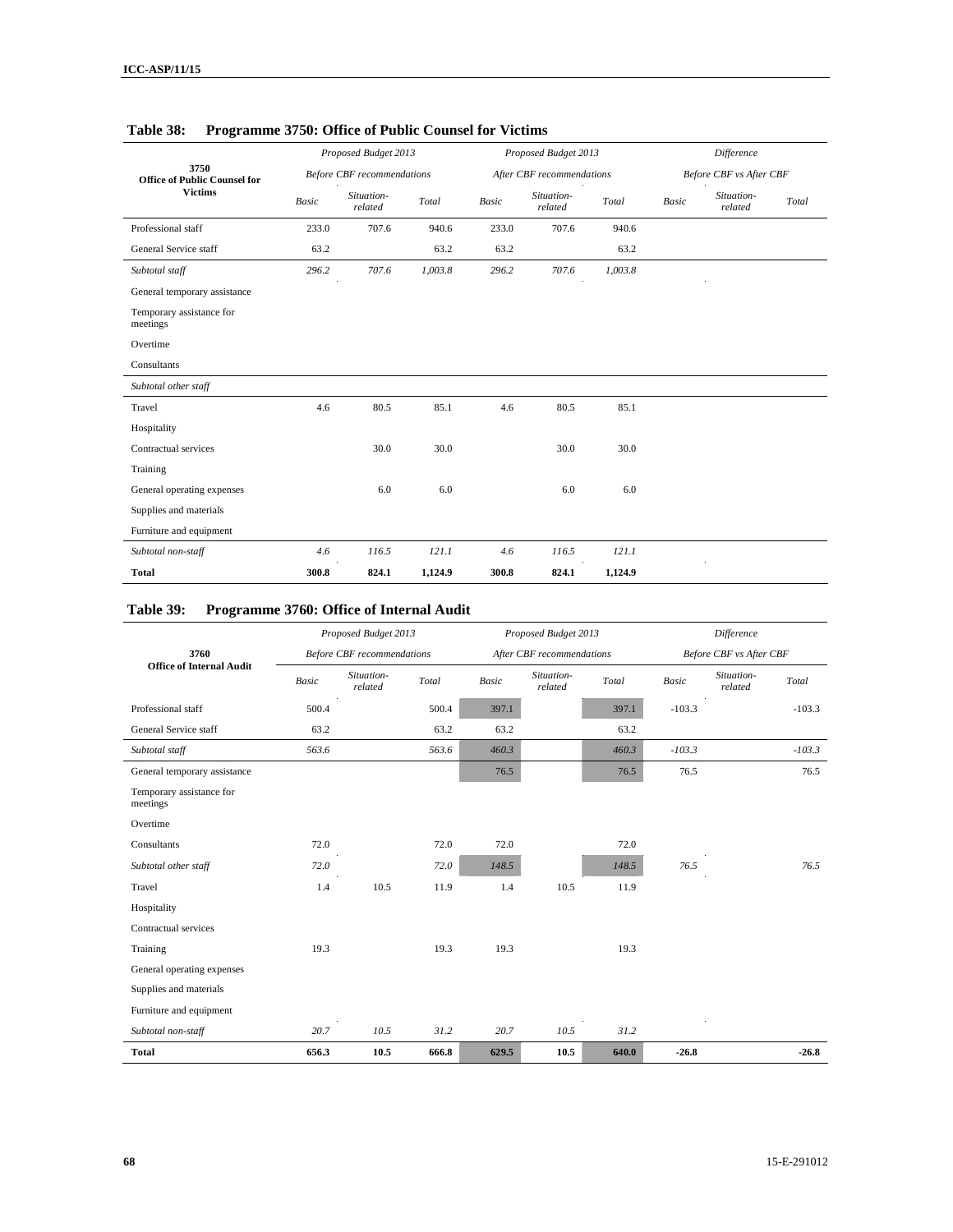**Table 38: Programme 3750: Office of Public Counsel for Victims**

| 3750 Office of Public Counsel for Victims | Proposed Budget 2013 Before CBF recommendations | | | Proposed Budget 2013 After CBF recommendations | | | Difference Before CBF vs After CBF | | |
|---|---|---|---|---|---|---|---|---|---|
| | *Basic* | *Situation-related* | *Total* | *Basic* | *Situation-related* | *Total* | *Basic* | *Situation-related* | *Total* |
| Professional staff | 233.0 | 707.6 | 940.6 | 233.0 | 707.6 | 940.6 | | | |
| General Service staff | 63.2 | | 63.2 | 63.2 | | 63.2 | | | |
| *Subtotal staff* | *296.2* | *707.6* | *1,003.8* | *296.2* | *707.6* | *1,003.8* | | | |
| General temporary assistance | | | | | | | | | |
| Temporary assistance for meetings | | | | | | | | | |
| Overtime | | | | | | | | | |
| Consultants | | | | | | | | | |
| *Subtotal other staff* | | | | | | | | | |
| Travel | 4.6 | 80.5 | 85.1 | 4.6 | 80.5 | 85.1 | | | |
| Hospitality | | | | | | | | | |
| Contractual services | | 30.0 | 30.0 | | 30.0 | 30.0 | | | |
| Training | | | | | | | | | |
| General operating expenses | | 6.0 | 6.0 | | 6.0 | 6.0 | | | |
| Supplies and materials | | | | | | | | | |
| Furniture and equipment | | | | | | | | | |
| *Subtotal non-staff* | *4.6* | *116.5* | *121.1* | *4.6* | *116.5* | *121.1* | | | |
| **Total** | **300.8** | **824.1** | **1,124.9** | **300.8** | **824.1** | **1,124.9** | | | |

**Table 39: Programme 3760: Office of Internal Audit**

| 3760 Office of Internal Audit | Proposed Budget 2013 Before CBF recommendations | | | Proposed Budget 2013 After CBF recommendations | | | Difference Before CBF vs After CBF | | |
|---|---|---|---|---|---|---|---|---|---|
| | *Basic* | *Situation-related* | *Total* | *Basic* | *Situation-related* | *Total* | *Basic* | *Situation-related* | *Total* |
| Professional staff | 500.4 | | 500.4 | 397.1 | | 397.1 | -103.3 | | -103.3 |
| General Service staff | 63.2 | | 63.2 | 63.2 | | 63.2 | | | |
| *Subtotal staff* | *563.6* | | *563.6* | *460.3* | | *460.3* | *-103.3* | | *-103.3* |
| General temporary assistance | | | | 76.5 | | 76.5 | 76.5 | | 76.5 |
| Temporary assistance for meetings | | | | | | | | | |
| Overtime | | | | | | | | | |
| Consultants | 72.0 | | 72.0 | 72.0 | | 72.0 | | | |
| *Subtotal other staff* | *72.0* | | *72.0* | *148.5* | | *148.5* | *76.5* | | *76.5* |
| Travel | 1.4 | 10.5 | 11.9 | 1.4 | 10.5 | 11.9 | | | |
| Hospitality | | | | | | | | | |
| Contractual services | | | | | | | | | |
| Training | 19.3 | | 19.3 | 19.3 | | 19.3 | | | |
| General operating expenses | | | | | | | | | |
| Supplies and materials | | | | | | | | | |
| Furniture and equipment | | | | | | | | | |
| *Subtotal non-staff* | *20.7* | *10.5* | *31.2* | *20.7* | *10.5* | *31.2* | | | |
| **Total** | **656.3** | **10.5** | **666.8** | **629.5** | **10.5** | **640.0** | **-26.8** | | **-26.8** |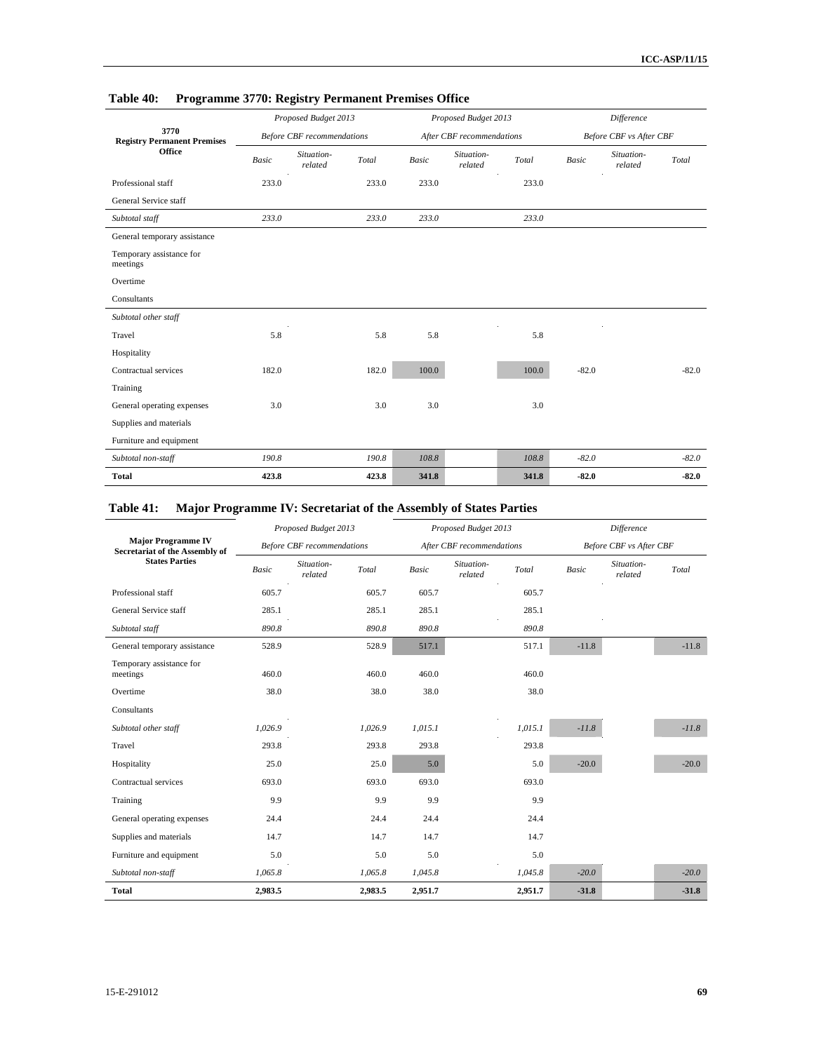**Table 40: Programme 3770: Registry Permanent Premises Office**

| 3770 Registry Permanent Premises Office | *Proposed Budget 2013 Before CBF recommendations* | | | *Proposed Budget 2013 After CBF recommendations* | | | *Difference Before CBF vs After CBF* | | |
|---|---|---|---|---|---|---|---|---|---|
| | *Basic* | *Situation-related* | *Total* | *Basic* | *Situation-related* | *Total* | *Basic* | *Situation-related* | *Total* |
| Professional staff | 233.0 | | 233.0 | 233.0 | | 233.0 | | | |
| General Service staff | | | | | | | | | |
| *Subtotal staff* | *233.0* | | *233.0* | *233.0* | | *233.0* | | | |
| General temporary assistance | | | | | | | | | |
| Temporary assistance for meetings | | | | | | | | | |
| Overtime | | | | | | | | | |
| Consultants | | | | | | | | | |
| *Subtotal other staff* | | | | | | | | | |
| Travel | 5.8 | | 5.8 | 5.8 | | 5.8 | | | |
| Hospitality | | | | | | | | | |
| Contractual services | 182.0 | | 182.0 | 100.0 | | 100.0 | -82.0 | | -82.0 |
| Training | | | | | | | | | |
| General operating expenses | 3.0 | | 3.0 | 3.0 | | 3.0 | | | |
| Supplies and materials | | | | | | | | | |
| Furniture and equipment | | | | | | | | | |
| *Subtotal non-staff* | *190.8* | | *190.8* | *108.8* | | *108.8* | *-82.0* | | *-82.0* |
| **Total** | **423.8** | | **423.8** | **341.8** | | **341.8** | **-82.0** | | **-82.0** |

**Table 41: Major Programme IV: Secretariat of the Assembly of States Parties**

| Major Programme IV Secretariat of the Assembly of States Parties | *Proposed Budget 2013 Before CBF recommendations* | | | *Proposed Budget 2013 After CBF recommendations* | | | *Difference Before CBF vs After CBF* | | |
|---|---|---|---|---|---|---|---|---|---|
| | *Basic* | *Situation-related* | *Total* | *Basic* | *Situation-related* | *Total* | *Basic* | *Situation-related* | *Total* |
| Professional staff | 605.7 | | 605.7 | 605.7 | | 605.7 | | | |
| General Service staff | 285.1 | | 285.1 | 285.1 | | 285.1 | | | |
| *Subtotal staff* | *890.8* | | *890.8* | *890.8* | | *890.8* | | | |
| General temporary assistance | 528.9 | | 528.9 | 517.1 | | 517.1 | -11.8 | | -11.8 |
| Temporary assistance for meetings | 460.0 | | 460.0 | 460.0 | | 460.0 | | | |
| Overtime | 38.0 | | 38.0 | 38.0 | | 38.0 | | | |
| Consultants | | | | | | | | | |
| *Subtotal other staff* | *1,026.9* | | *1,026.9* | *1,015.1* | | *1,015.1* | *-11.8* | | *-11.8* |
| Travel | 293.8 | | 293.8 | 293.8 | | 293.8 | | | |
| Hospitality | 25.0 | | 25.0 | 5.0 | | 5.0 | -20.0 | | -20.0 |
| Contractual services | 693.0 | | 693.0 | 693.0 | | 693.0 | | | |
| Training | 9.9 | | 9.9 | 9.9 | | 9.9 | | | |
| General operating expenses | 24.4 | | 24.4 | 24.4 | | 24.4 | | | |
| Supplies and materials | 14.7 | | 14.7 | 14.7 | | 14.7 | | | |
| Furniture and equipment | 5.0 | | 5.0 | 5.0 | | 5.0 | | | |
| *Subtotal non-staff* | *1,065.8* | | *1,065.8* | *1,045.8* | | *1,045.8* | *-20.0* | | *-20.0* |
| **Total** | **2,983.5** | | **2,983.5** | **2,951.7** | | **2,951.7** | **-31.8** | | **-31.8** |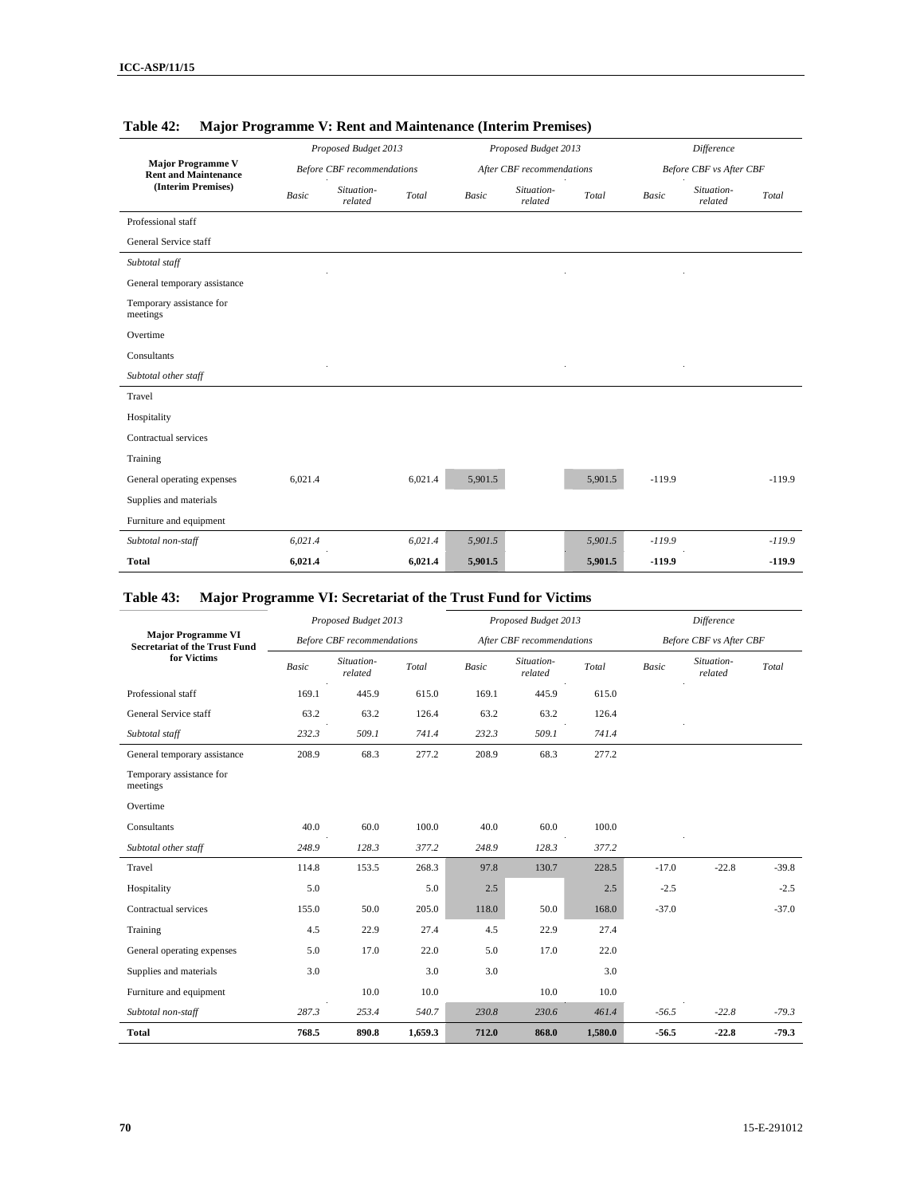**Table 42: Major Programme V: Rent and Maintenance (Interim Premises)**

| Major Programme V Rent and Maintenance (Interim Premises) | Proposed Budget 2013 Before CBF recommendations | | | Proposed Budget 2013 After CBF recommendations | | | Difference Before CBF vs After CBF | | |
|---|---|---|---|---|---|---|---|---|---|
| | *Basic* | *Situation-related* | *Total* | *Basic* | *Situation-related* | *Total* | *Basic* | *Situation-related* | *Total* |
| Professional staff | | | | | | | | | |
| General Service staff | | | | | | | | | |
| *Subtotal staff* | | | | | | | | | |
| General temporary assistance | | | | | | | | | |
| Temporary assistance for meetings | | | | | | | | | |
| Overtime | | | | | | | | | |
| Consultants | | | | | | | | | |
| *Subtotal other staff* | | | | | | | | | |
| Travel | | | | | | | | | |
| Hospitality | | | | | | | | | |
| Contractual services | | | | | | | | | |
| Training | | | | | | | | | |
| General operating expenses | 6,021.4 | | 6,021.4 | 5,901.5 | | 5,901.5 | -119.9 | | -119.9 |
| Supplies and materials | | | | | | | | | |
| Furniture and equipment | | | | | | | | | |
| *Subtotal non-staff* | *6,021.4* | | *6,021.4* | *5,901.5* | | *5,901.5* | *-119.9* | | *-119.9* |
| **Total** | **6,021.4** | | **6,021.4** | **5,901.5** | | **5,901.5** | **-119.9** | | **-119.9** |

**Table 43: Major Programme VI: Secretariat of the Trust Fund for Victims**

| Major Programme VI Secretariat of the Trust Fund for Victims | Proposed Budget 2013 Before CBF recommendations | | | Proposed Budget 2013 After CBF recommendations | | | Difference Before CBF vs After CBF | | |
|---|---|---|---|---|---|---|---|---|---|
| | *Basic* | *Situation-related* | *Total* | *Basic* | *Situation-related* | *Total* | *Basic* | *Situation-related* | *Total* |
| Professional staff | 169.1 | 445.9 | 615.0 | 169.1 | 445.9 | 615.0 | | | |
| General Service staff | 63.2 | 63.2 | 126.4 | 63.2 | 63.2 | 126.4 | | | |
| *Subtotal staff* | *232.3* | *509.1* | *741.4* | *232.3* | *509.1* | *741.4* | | | |
| General temporary assistance | 208.9 | 68.3 | 277.2 | 208.9 | 68.3 | 277.2 | | | |
| Temporary assistance for meetings | | | | | | | | | |
| Overtime | | | | | | | | | |
| Consultants | 40.0 | 60.0 | 100.0 | 40.0 | 60.0 | 100.0 | | | |
| *Subtotal other staff* | *248.9* | *128.3* | *377.2* | *248.9* | *128.3* | *377.2* | | | |
| Travel | 114.8 | 153.5 | 268.3 | 97.8 | 130.7 | 228.5 | -17.0 | -22.8 | -39.8 |
| Hospitality | 5.0 | | 5.0 | 2.5 | | 2.5 | -2.5 | | -2.5 |
| Contractual services | 155.0 | 50.0 | 205.0 | 118.0 | 50.0 | 168.0 | -37.0 | | -37.0 |
| Training | 4.5 | 22.9 | 27.4 | 4.5 | 22.9 | 27.4 | | | |
| General operating expenses | 5.0 | 17.0 | 22.0 | 5.0 | 17.0 | 22.0 | | | |
| Supplies and materials | 3.0 | | 3.0 | 3.0 | | 3.0 | | | |
| Furniture and equipment | | 10.0 | 10.0 | | 10.0 | 10.0 | | | |
| *Subtotal non-staff* | *287.3* | *253.4* | *540.7* | *230.8* | *230.6* | *461.4* | *-56.5* | *-22.8* | *-79.3* |
| **Total** | **768.5** | **890.8** | **1,659.3** | **712.0** | **868.0** | **1,580.0** | **-56.5** | **-22.8** | **-79.3** |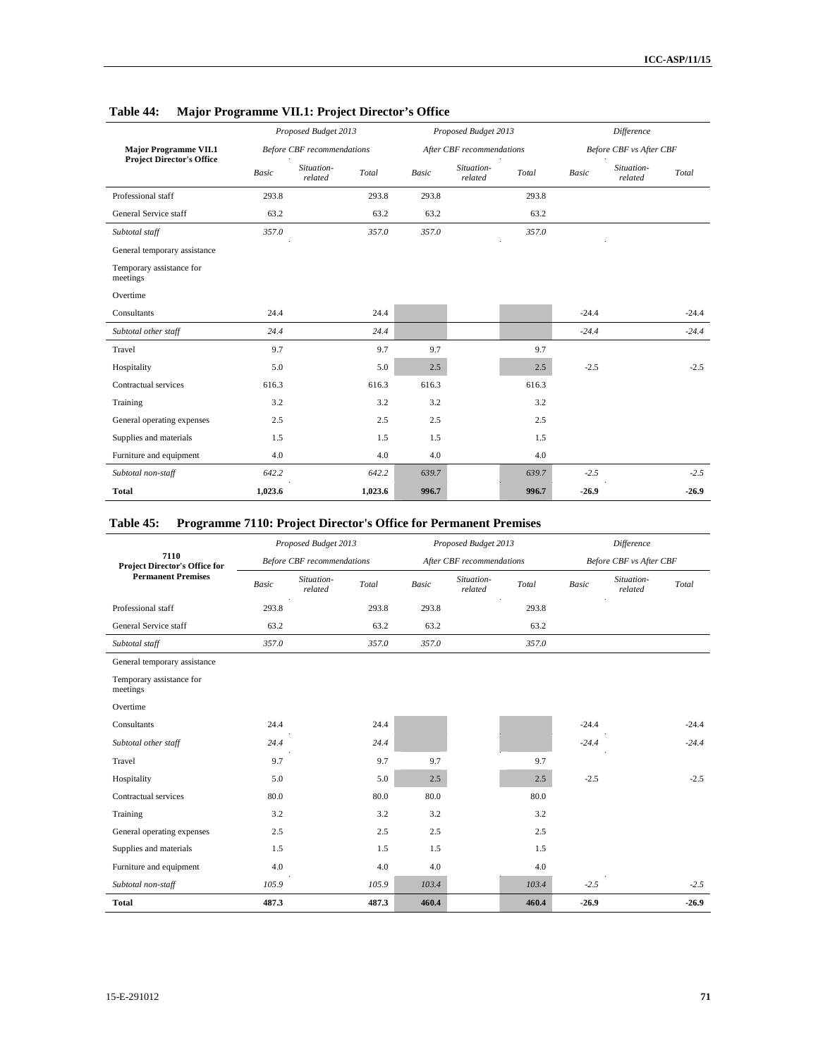**Table 44: Major Programme VII.1: Project Director's Office**

| Major Programme VII.1 Project Director's Office | Proposed Budget 2013 Before CBF recommendations | | | Proposed Budget 2013 After CBF recommendations | | | Difference Before CBF vs After CBF | | |
|---|---|---|---|---|---|---|---|---|---|
| | Basic | Situation-related | Total | Basic | Situation-related | Total | Basic | Situation-related | Total |
| Professional staff | 293.8 | | 293.8 | 293.8 | | 293.8 | | | |
| General Service staff | 63.2 | | 63.2 | 63.2 | | 63.2 | | | |
| *Subtotal staff* | *357.0* | | *357.0* | *357.0* | | *357.0* | | | |
| General temporary assistance | | | | | | | | | |
| Temporary assistance for meetings | | | | | | | | | |
| Overtime | | | | | | | | | |
| Consultants | 24.4 | | 24.4 | | | | -24.4 | | -24.4 |
| *Subtotal other staff* | *24.4* | | *24.4* | | | | *-24.4* | | *-24.4* |
| Travel | 9.7 | | 9.7 | 9.7 | | 9.7 | | | |
| Hospitality | 5.0 | | 5.0 | 2.5 | | 2.5 | -2.5 | | -2.5 |
| Contractual services | 616.3 | | 616.3 | 616.3 | | 616.3 | | | |
| Training | 3.2 | | 3.2 | 3.2 | | 3.2 | | | |
| General operating expenses | 2.5 | | 2.5 | 2.5 | | 2.5 | | | |
| Supplies and materials | 1.5 | | 1.5 | 1.5 | | 1.5 | | | |
| Furniture and equipment | 4.0 | | 4.0 | 4.0 | | 4.0 | | | |
| *Subtotal non-staff* | *642.2* | | *642.2* | *639.7* | | *639.7* | *-2.5* | | *-2.5* |
| **Total** | **1,023.6** | | **1,023.6** | **996.7** | | **996.7** | **-26.9** | | **-26.9** |

**Table 45: Programme 7110: Project Director's Office for Permanent Premises**

| 7110 Project Director's Office for Permanent Premises | Proposed Budget 2013 Before CBF recommendations | | | Proposed Budget 2013 After CBF recommendations | | | Difference Before CBF vs After CBF | | |
|---|---|---|---|---|---|---|---|---|---|
| | Basic | Situation-related | Total | Basic | Situation-related | Total | Basic | Situation-related | Total |
| Professional staff | 293.8 | | 293.8 | 293.8 | | 293.8 | | | |
| General Service staff | 63.2 | | 63.2 | 63.2 | | 63.2 | | | |
| *Subtotal staff* | *357.0* | | *357.0* | *357.0* | | *357.0* | | | |
| General temporary assistance | | | | | | | | | |
| Temporary assistance for meetings | | | | | | | | | |
| Overtime | | | | | | | | | |
| Consultants | 24.4 | | 24.4 | | | | -24.4 | | -24.4 |
| *Subtotal other staff* | *24.4* | | *24.4* | | | | *-24.4* | | *-24.4* |
| Travel | 9.7 | | 9.7 | 9.7 | | 9.7 | | | |
| Hospitality | 5.0 | | 5.0 | 2.5 | | 2.5 | -2.5 | | -2.5 |
| Contractual services | 80.0 | | 80.0 | 80.0 | | 80.0 | | | |
| Training | 3.2 | | 3.2 | 3.2 | | 3.2 | | | |
| General operating expenses | 2.5 | | 2.5 | 2.5 | | 2.5 | | | |
| Supplies and materials | 1.5 | | 1.5 | 1.5 | | 1.5 | | | |
| Furniture and equipment | 4.0 | | 4.0 | 4.0 | | 4.0 | | | |
| *Subtotal non-staff* | *105.9* | | *105.9* | *103.4* | | *103.4* | *-2.5* | | *-2.5* |
| **Total** | **487.3** | | **487.3** | **460.4** | | **460.4** | **-26.9** | | **-26.9** |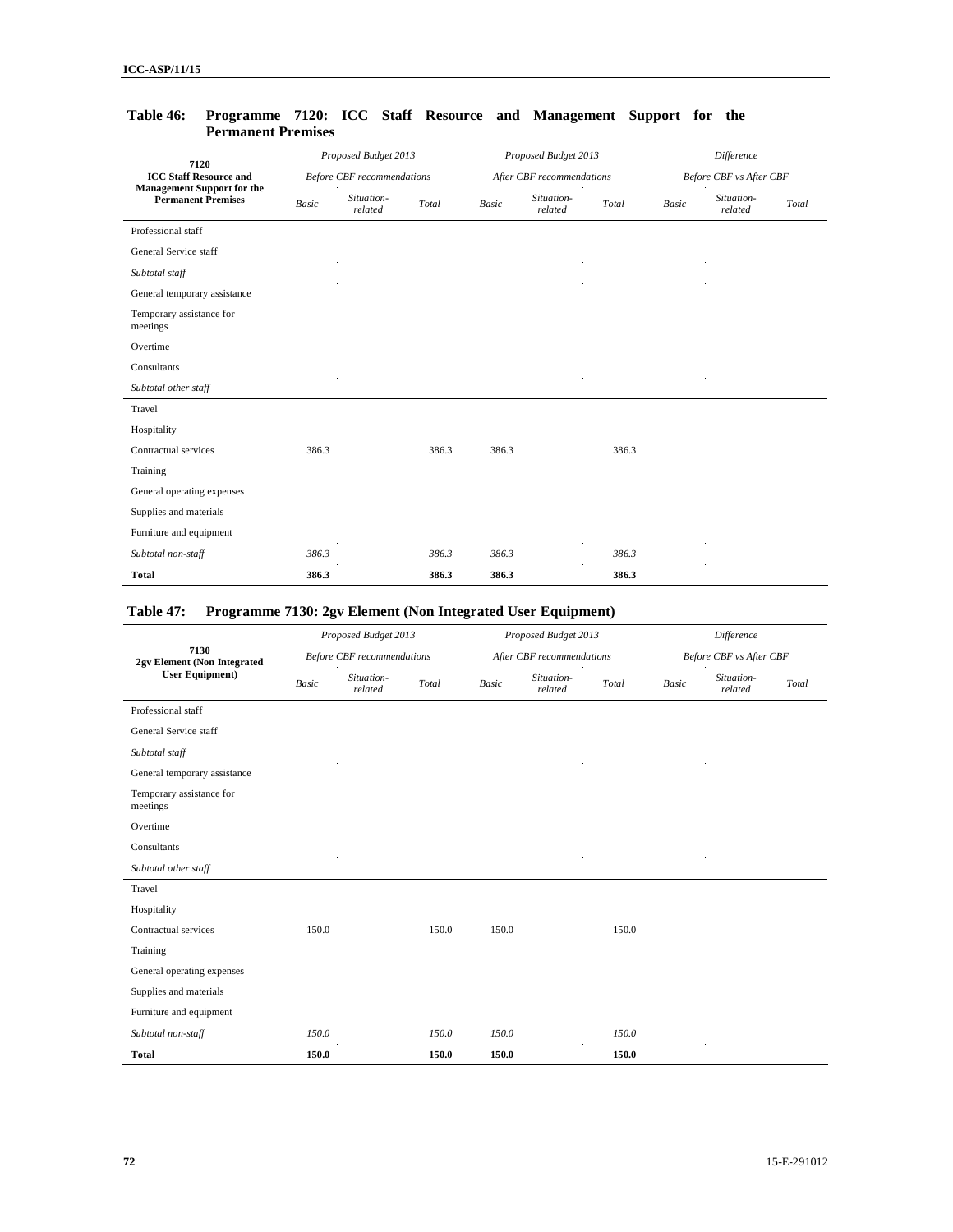**Table 46: Programme 7120: ICC Staff Resource and Management Support for the Permanent Premises**

| 7120 ICC Staff Resource and Management Support for the Permanent Premises | Proposed Budget 2013 Before CBF recommendations | | | Proposed Budget 2013 After CBF recommendations | | | Difference Before CBF vs After CBF | | |
|---|---|---|---|---|---|---|---|---|---|
| | Basic | Situation-related | Total | Basic | Situation-related | Total | Basic | Situation-related | Total |
| Professional staff | | | | | | | | | |
| General Service staff | | | | | | | | | |
| *Subtotal staff* | | | | | | | | | |
| General temporary assistance | | | | | | | | | |
| Temporary assistance for meetings | | | | | | | | | |
| Overtime | | | | | | | | | |
| Consultants | | | | | | | | | |
| *Subtotal other staff* | | | | | | | | | |
| Travel | | | | | | | | | |
| Hospitality | | | | | | | | | |
| Contractual services | 386.3 | | 386.3 | 386.3 | | 386.3 | | | |
| Training | | | | | | | | | |
| General operating expenses | | | | | | | | | |
| Supplies and materials | | | | | | | | | |
| Furniture and equipment | | | | | | | | | |
| *Subtotal non-staff* | *386.3* | | *386.3* | *386.3* | | *386.3* | | | |
| **Total** | **386.3** | | **386.3** | **386.3** | | **386.3** | | | |

**Table 47: Programme 7130: 2gv Element (Non Integrated User Equipment)**

| 7130 2gv Element (Non Integrated User Equipment) | Proposed Budget 2013 Before CBF recommendations | | | Proposed Budget 2013 After CBF recommendations | | | Difference Before CBF vs After CBF | | |
|---|---|---|---|---|---|---|---|---|---|
| | Basic | Situation-related | Total | Basic | Situation-related | Total | Basic | Situation-related | Total |
| Professional staff | | | | | | | | | |
| General Service staff | | | | | | | | | |
| *Subtotal staff* | | | | | | | | | |
| General temporary assistance | | | | | | | | | |
| Temporary assistance for meetings | | | | | | | | | |
| Overtime | | | | | | | | | |
| Consultants | | | | | | | | | |
| *Subtotal other staff* | | | | | | | | | |
| Travel | | | | | | | | | |
| Hospitality | | | | | | | | | |
| Contractual services | 150.0 | | 150.0 | 150.0 | | 150.0 | | | |
| Training | | | | | | | | | |
| General operating expenses | | | | | | | | | |
| Supplies and materials | | | | | | | | | |
| Furniture and equipment | | | | | | | | | |
| *Subtotal non-staff* | *150.0* | | *150.0* | *150.0* | | *150.0* | | | |
| **Total** | **150.0** | | **150.0** | **150.0** | | **150.0** | | | |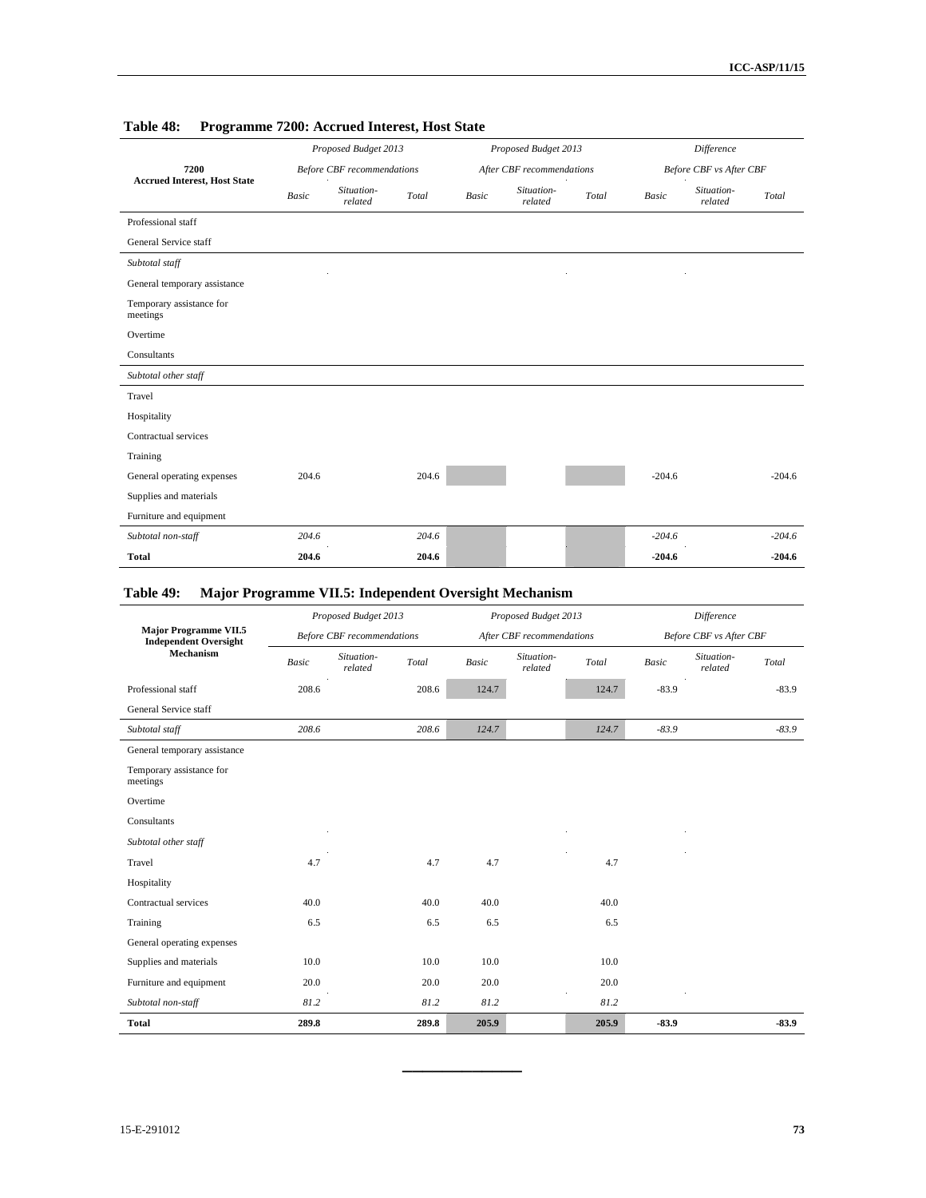## Table 48: Programme 7200: Accrued Interest, Host State

| 7200 Accrued Interest, Host State | Proposed Budget 2013 Before CBF recommendations | | | Proposed Budget 2013 After CBF recommendations | | | Difference Before CBF vs After CBF | | |
|---|---|---|---|---|---|---|---|---|---|
| | *Basic* | *Situation-related* | *Total* | *Basic* | *Situation-related* | *Total* | *Basic* | *Situation-related* | *Total* |
| Professional staff | | | | | | | | | |
| General Service staff | | | | | | | | | |
| *Subtotal staff* | | | | | | | | | |
| General temporary assistance | | | | | | | | | |
| Temporary assistance for meetings | | | | | | | | | |
| Overtime | | | | | | | | | |
| Consultants | | | | | | | | | |
| *Subtotal other staff* | | | | | | | | | |
| Travel | | | | | | | | | |
| Hospitality | | | | | | | | | |
| Contractual services | | | | | | | | | |
| Training | | | | | | | | | |
| General operating expenses | 204.6 | | 204.6 | | | | -204.6 | | -204.6 |
| Supplies and materials | | | | | | | | | |
| Furniture and equipment | | | | | | | | | |
| *Subtotal non-staff* | *204.6* | | *204.6* | | | | *-204.6* | | *-204.6* |
| **Total** | **204.6** | | **204.6** | | | | **-204.6** | | **-204.6** |

## Table 49: Major Programme VII.5: Independent Oversight Mechanism

| Major Programme VII.5 Independent Oversight Mechanism | Proposed Budget 2013 Before CBF recommendations | | | Proposed Budget 2013 After CBF recommendations | | | Difference Before CBF vs After CBF | | |
|---|---|---|---|---|---|---|---|---|---|
| | *Basic* | *Situation-related* | *Total* | *Basic* | *Situation-related* | *Total* | *Basic* | *Situation-related* | *Total* |
| Professional staff | 208.6 | | 208.6 | 124.7 | | 124.7 | -83.9 | | -83.9 |
| General Service staff | | | | | | | | | |
| *Subtotal staff* | *208.6* | | *208.6* | *124.7* | | *124.7* | *-83.9* | | *-83.9* |
| General temporary assistance | | | | | | | | | |
| Temporary assistance for meetings | | | | | | | | | |
| Overtime | | | | | | | | | |
| Consultants | | | | | | | | | |
| *Subtotal other staff* | | | | | | | | | |
| Travel | 4.7 | | 4.7 | 4.7 | | 4.7 | | | |
| Hospitality | | | | | | | | | |
| Contractual services | 40.0 | | 40.0 | 40.0 | | 40.0 | | | |
| Training | 6.5 | | 6.5 | 6.5 | | 6.5 | | | |
| General operating expenses | | | | | | | | | |
| Supplies and materials | 10.0 | | 10.0 | 10.0 | | 10.0 | | | |
| Furniture and equipment | 20.0 | | 20.0 | 20.0 | | 20.0 | | | |
| *Subtotal non-staff* | *81.2* | | *81.2* | *81.2* | | *81.2* | | | |
| **Total** | **289.8** | | **289.8** | **205.9** | | **205.9** | **-83.9** | | **-83.9** |